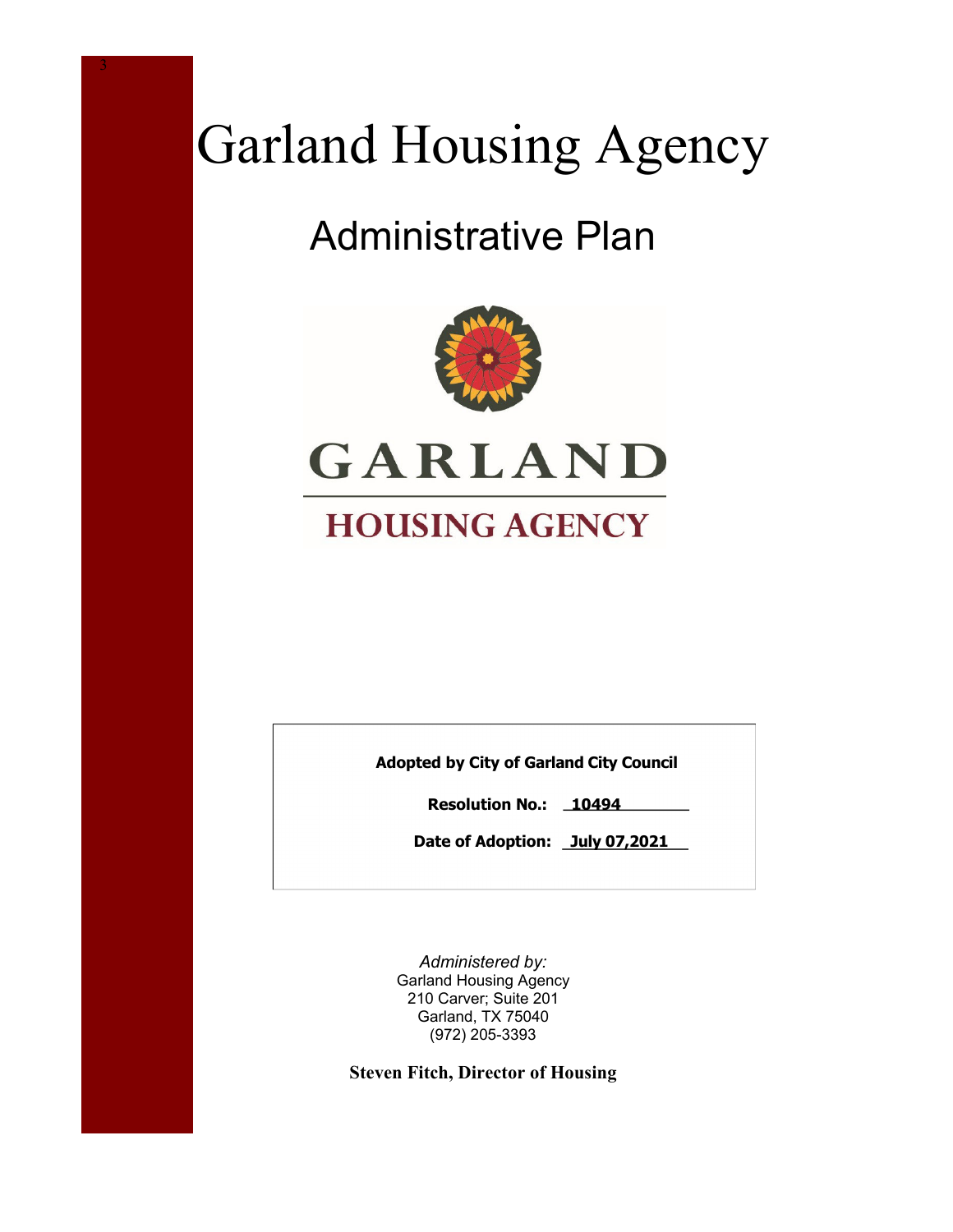# Garland Housing Agency

## Administrative Plan

GARLAND

HOUSING AGENCY

**Adopted by City of Garland City Council**

**Resolution No.: 10494**

**Date of Adoption: July 07,2021**

*Administered by:*
Garland Housing Agency
210 Carver; Suite 201
Garland, TX 75040
(972) 205-3393

**Steven Fitch, Director of Housing**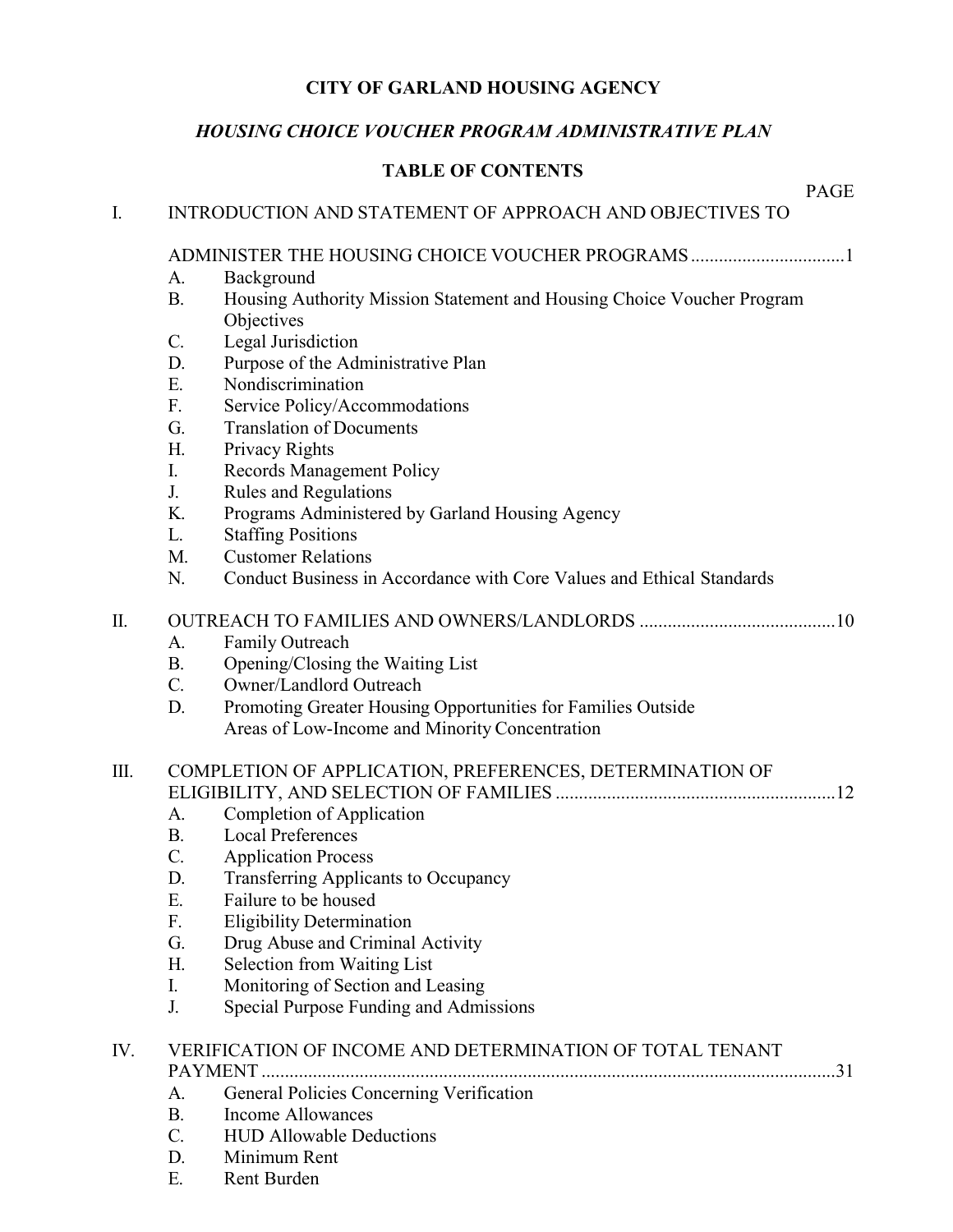**CITY OF GARLAND HOUSING AGENCY**

***HOUSING CHOICE VOUCHER PROGRAM ADMINISTRATIVE PLAN***

**TABLE OF CONTENTS**

PAGE

I. INTRODUCTION AND STATEMENT OF APPROACH AND OBJECTIVES TO ADMINISTER THE HOUSING CHOICE VOUCHER PROGRAMS ................................1

- A. Background
- B. Housing Authority Mission Statement and Housing Choice Voucher Program Objectives
- C. Legal Jurisdiction
- D. Purpose of the Administrative Plan
- E. Nondiscrimination
- F. Service Policy/Accommodations
- G. Translation of Documents
- H. Privacy Rights
- I. Records Management Policy
- J. Rules and Regulations
- K. Programs Administered by Garland Housing Agency
- L. Staffing Positions
- M. Customer Relations
- N. Conduct Business in Accordance with Core Values and Ethical Standards

II. OUTREACH TO FAMILIES AND OWNERS/LANDLORDS ..........................................10

- A. Family Outreach
- B. Opening/Closing the Waiting List
- C. Owner/Landlord Outreach
- D. Promoting Greater Housing Opportunities for Families Outside Areas of Low-Income and Minority Concentration

III. COMPLETION OF APPLICATION, PREFERENCES, DETERMINATION OF ELIGIBILITY, AND SELECTION OF FAMILIES ...........................................................12

- A. Completion of Application
- B. Local Preferences
- C. Application Process
- D. Transferring Applicants to Occupancy
- E. Failure to be housed
- F. Eligibility Determination
- G. Drug Abuse and Criminal Activity
- H. Selection from Waiting List
- I. Monitoring of Section and Leasing
- J. Special Purpose Funding and Admissions

IV. VERIFICATION OF INCOME AND DETERMINATION OF TOTAL TENANT PAYMENT .........................................................................................................................31

- A. General Policies Concerning Verification
- B. Income Allowances
- C. HUD Allowable Deductions
- D. Minimum Rent
- E. Rent Burden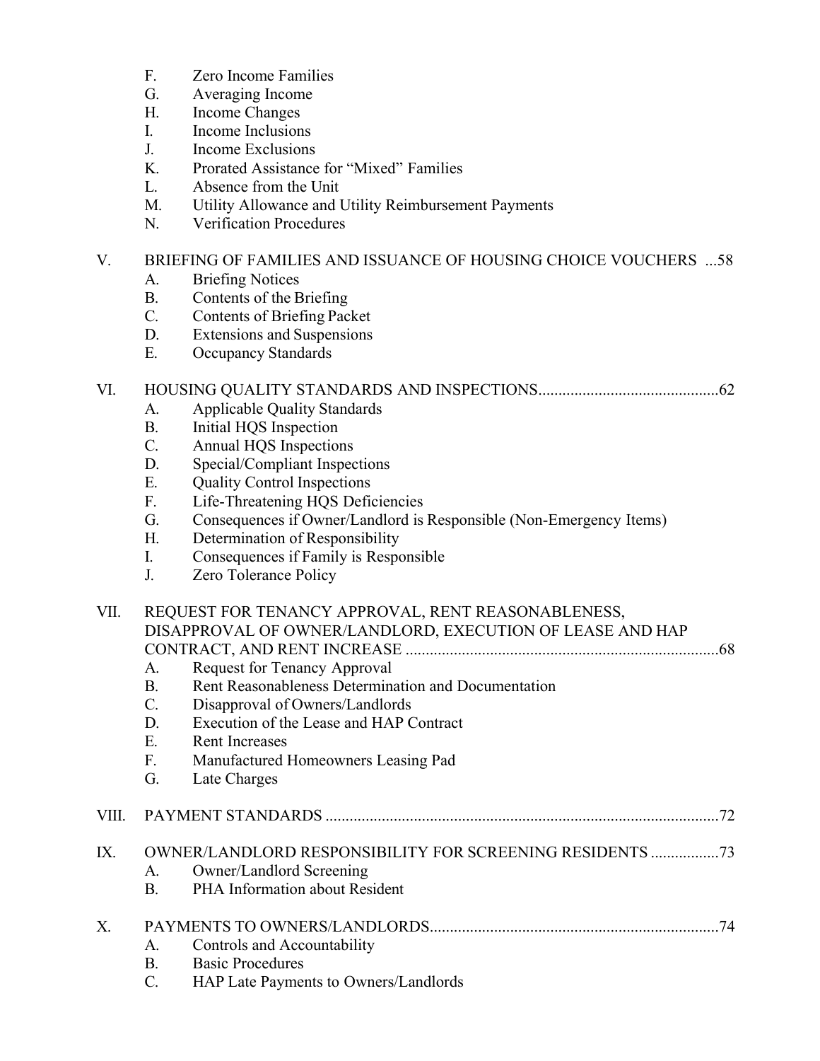F. Zero Income Families
G. Averaging Income
H. Income Changes
I. Income Inclusions
J. Income Exclusions
K. Prorated Assistance for "Mixed" Families
L. Absence from the Unit
M. Utility Allowance and Utility Reimbursement Payments
N. Verification Procedures

V. BRIEFING OF FAMILIES AND ISSUANCE OF HOUSING CHOICE VOUCHERS ...58
A. Briefing Notices
B. Contents of the Briefing
C. Contents of Briefing Packet
D. Extensions and Suspensions
E. Occupancy Standards

VI. HOUSING QUALITY STANDARDS AND INSPECTIONS............................................62
A. Applicable Quality Standards
B. Initial HQS Inspection
C. Annual HQS Inspections
D. Special/Compliant Inspections
E. Quality Control Inspections
F. Life-Threatening HQS Deficiencies
G. Consequences if Owner/Landlord is Responsible (Non-Emergency Items)
H. Determination of Responsibility
I. Consequences if Family is Responsible
J. Zero Tolerance Policy

VII. REQUEST FOR TENANCY APPROVAL, RENT REASONABLENESS, DISAPPROVAL OF OWNER/LANDLORD, EXECUTION OF LEASE AND HAP CONTRACT, AND RENT INCREASE ..............................................................................68
A. Request for Tenancy Approval
B. Rent Reasonableness Determination and Documentation
C. Disapproval of Owners/Landlords
D. Execution of the Lease and HAP Contract
E. Rent Increases
F. Manufactured Homeowners Leasing Pad
G. Late Charges

VIII. PAYMENT STANDARDS .................................................................................................72

IX. OWNER/LANDLORD RESPONSIBILITY FOR SCREENING RESIDENTS .................73
A. Owner/Landlord Screening
B. PHA Information about Resident

X. PAYMENTS TO OWNERS/LANDLORDS........................................................................74
A. Controls and Accountability
B. Basic Procedures
C. HAP Late Payments to Owners/Landlords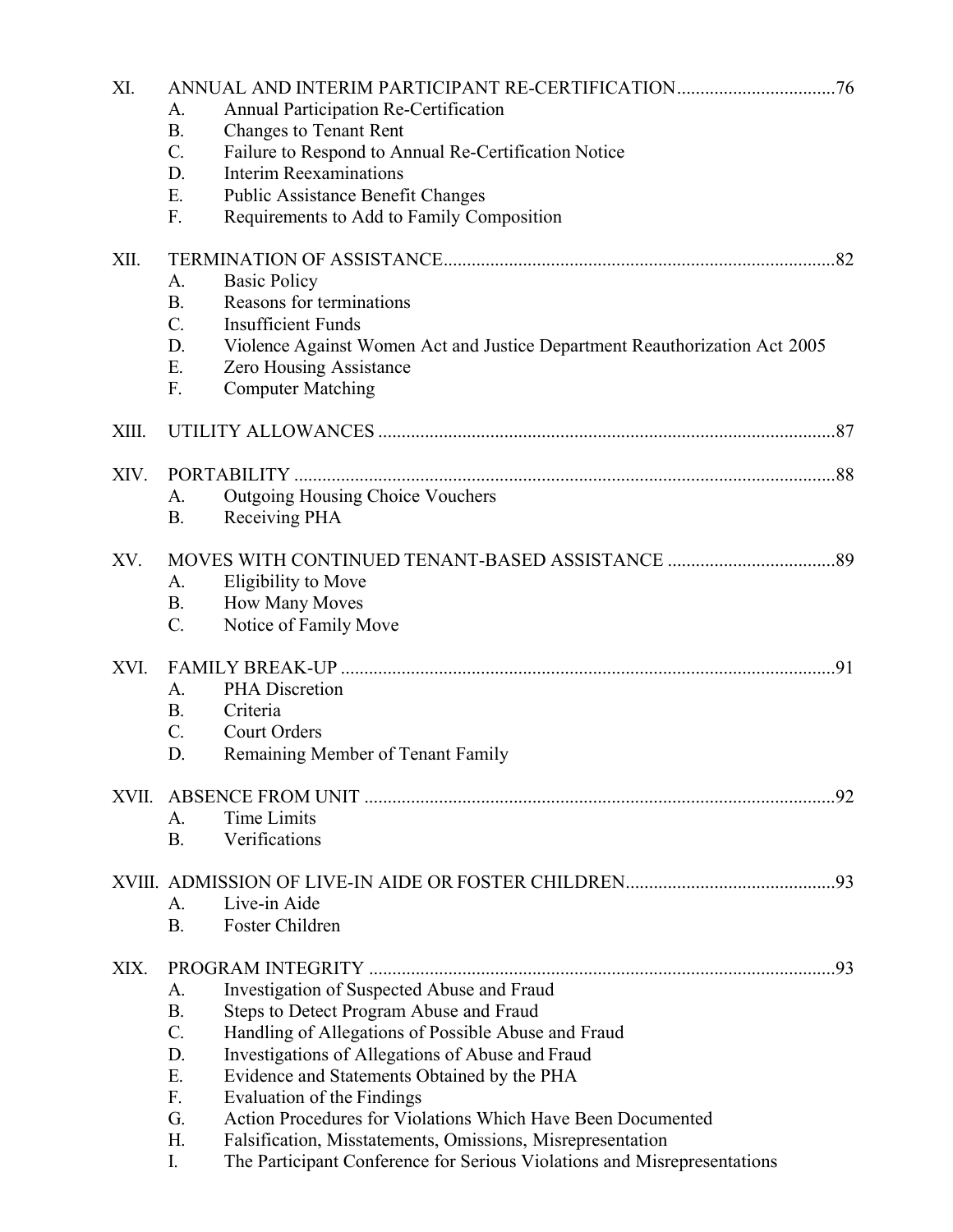XI. ANNUAL AND INTERIM PARTICIPANT RE-CERTIFICATION..................................76
- A. Annual Participation Re-Certification
- B. Changes to Tenant Rent
- C. Failure to Respond to Annual Re-Certification Notice
- D. Interim Reexaminations
- E. Public Assistance Benefit Changes
- F. Requirements to Add to Family Composition

XII. TERMINATION OF ASSISTANCE....................................................................................82
- A. Basic Policy
- B. Reasons for terminations
- C. Insufficient Funds
- D. Violence Against Women Act and Justice Department Reauthorization Act 2005
- E. Zero Housing Assistance
- F. Computer Matching

XIII. UTILITY ALLOWANCES ..................................................................................................87

XIV. PORTABILITY .....................................................................................................................88
- A. Outgoing Housing Choice Vouchers
- B. Receiving PHA

XV. MOVES WITH CONTINUED TENANT-BASED ASSISTANCE ....................................89
- A. Eligibility to Move
- B. How Many Moves
- C. Notice of Family Move

XVI. FAMILY BREAK-UP ..........................................................................................................91
- A. PHA Discretion
- B. Criteria
- C. Court Orders
- D. Remaining Member of Tenant Family

XVII. ABSENCE FROM UNIT .....................................................................................................92
- A. Time Limits
- B. Verifications

XVIII. ADMISSION OF LIVE-IN AIDE OR FOSTER CHILDREN.............................................93
- A. Live-in Aide
- B. Foster Children

XIX. PROGRAM INTEGRITY ....................................................................................................93
- A. Investigation of Suspected Abuse and Fraud
- B. Steps to Detect Program Abuse and Fraud
- C. Handling of Allegations of Possible Abuse and Fraud
- D. Investigations of Allegations of Abuse and Fraud
- E. Evidence and Statements Obtained by the PHA
- F. Evaluation of the Findings
- G. Action Procedures for Violations Which Have Been Documented
- H. Falsification, Misstatements, Omissions, Misrepresentation
- I. The Participant Conference for Serious Violations and Misrepresentations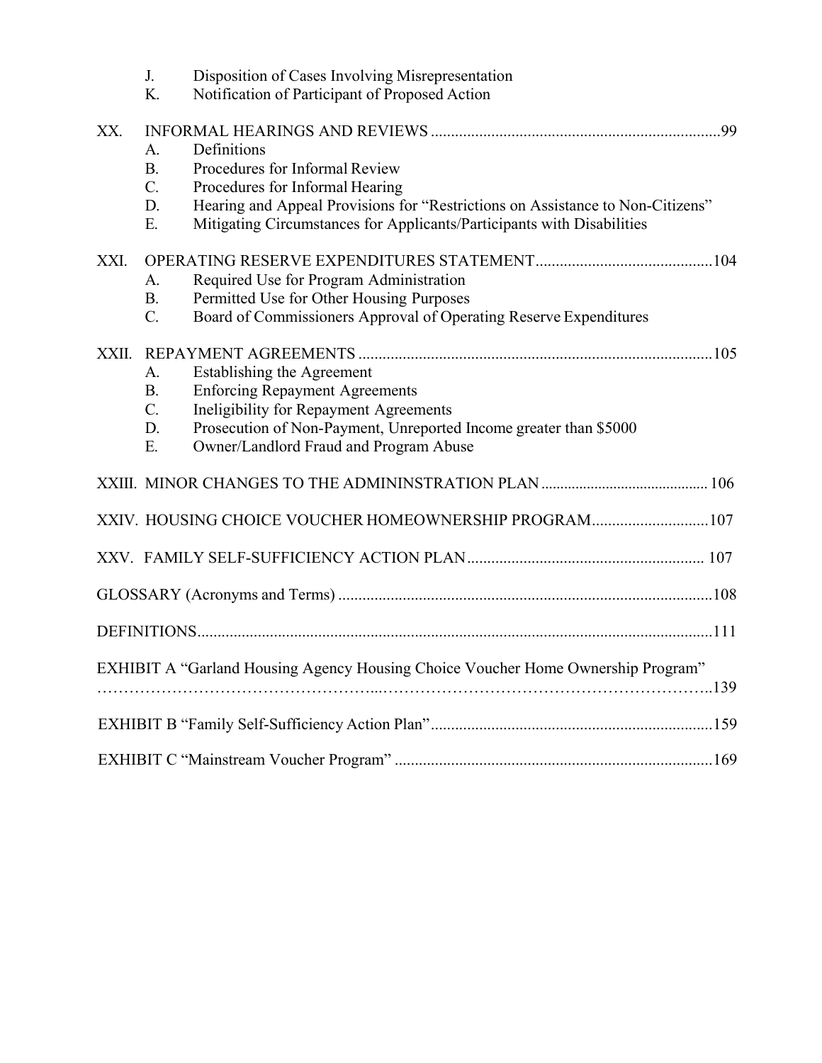J. Disposition of Cases Involving Misrepresentation
K. Notification of Participant of Proposed Action

XX. INFORMAL HEARINGS AND REVIEWS ........................................................................99
- A. Definitions
- B. Procedures for Informal Review
- C. Procedures for Informal Hearing
- D. Hearing and Appeal Provisions for "Restrictions on Assistance to Non-Citizens"
- E. Mitigating Circumstances for Applicants/Participants with Disabilities

XXI. OPERATING RESERVE EXPENDITURES STATEMENT............................................104
- A. Required Use for Program Administration
- B. Permitted Use for Other Housing Purposes
- C. Board of Commissioners Approval of Operating Reserve Expenditures

XXII. REPAYMENT AGREEMENTS ........................................................................................105
- A. Establishing the Agreement
- B. Enforcing Repayment Agreements
- C. Ineligibility for Repayment Agreements
- D. Prosecution of Non-Payment, Unreported Income greater than $5000
- E. Owner/Landlord Fraud and Program Abuse

XXIII. MINOR CHANGES TO THE ADMININSTRATION PLAN ........................................... 106

XXIV. HOUSING CHOICE VOUCHER HOMEOWNERSHIP PROGRAM.............................107

XXV. FAMILY SELF-SUFFICIENCY ACTION PLAN........................................................... 107

GLOSSARY (Acronyms and Terms) .............................................................................................108

DEFINITIONS...............................................................................................................................111

EXHIBIT A "Garland Housing Agency Housing Choice Voucher Home Ownership Program" ……………………………………………...…………………………………………………..139

EXHIBIT B "Family Self-Sufficiency Action Plan"......................................................................159

EXHIBIT C "Mainstream Voucher Program" ...............................................................................169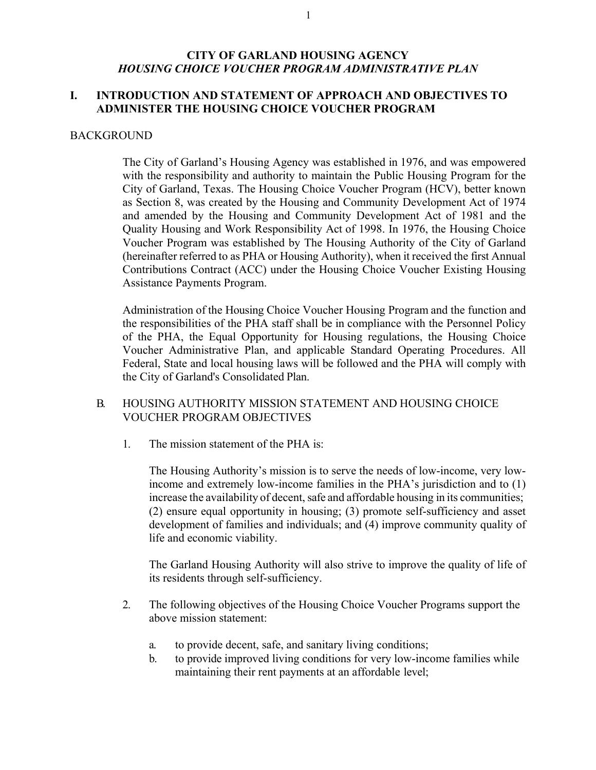# CITY OF GARLAND HOUSING AGENCY
## *HOUSING CHOICE VOUCHER PROGRAM ADMINISTRATIVE PLAN*

## I. INTRODUCTION AND STATEMENT OF APPROACH AND OBJECTIVES TO ADMINISTER THE HOUSING CHOICE VOUCHER PROGRAM

### BACKGROUND

The City of Garland's Housing Agency was established in 1976, and was empowered with the responsibility and authority to maintain the Public Housing Program for the City of Garland, Texas. The Housing Choice Voucher Program (HCV), better known as Section 8, was created by the Housing and Community Development Act of 1974 and amended by the Housing and Community Development Act of 1981 and the Quality Housing and Work Responsibility Act of 1998. In 1976, the Housing Choice Voucher Program was established by The Housing Authority of the City of Garland (hereinafter referred to as PHA or Housing Authority), when it received the first Annual Contributions Contract (ACC) under the Housing Choice Voucher Existing Housing Assistance Payments Program.

Administration of the Housing Choice Voucher Housing Program and the function and the responsibilities of the PHA staff shall be in compliance with the Personnel Policy of the PHA, the Equal Opportunity for Housing regulations, the Housing Choice Voucher Administrative Plan, and applicable Standard Operating Procedures. All Federal, State and local housing laws will be followed and the PHA will comply with the City of Garland's Consolidated Plan.

### B. HOUSING AUTHORITY MISSION STATEMENT AND HOUSING CHOICE VOUCHER PROGRAM OBJECTIVES

1. The mission statement of the PHA is:

   The Housing Authority's mission is to serve the needs of low-income, very low-income and extremely low-income families in the PHA's jurisdiction and to (1) increase the availability of decent, safe and affordable housing in its communities; (2) ensure equal opportunity in housing; (3) promote self-sufficiency and asset development of families and individuals; and (4) improve community quality of life and economic viability.

   The Garland Housing Authority will also strive to improve the quality of life of its residents through self-sufficiency.

2. The following objectives of the Housing Choice Voucher Programs support the above mission statement:

   a. to provide decent, safe, and sanitary living conditions;
   b. to provide improved living conditions for very low-income families while maintaining their rent payments at an affordable level;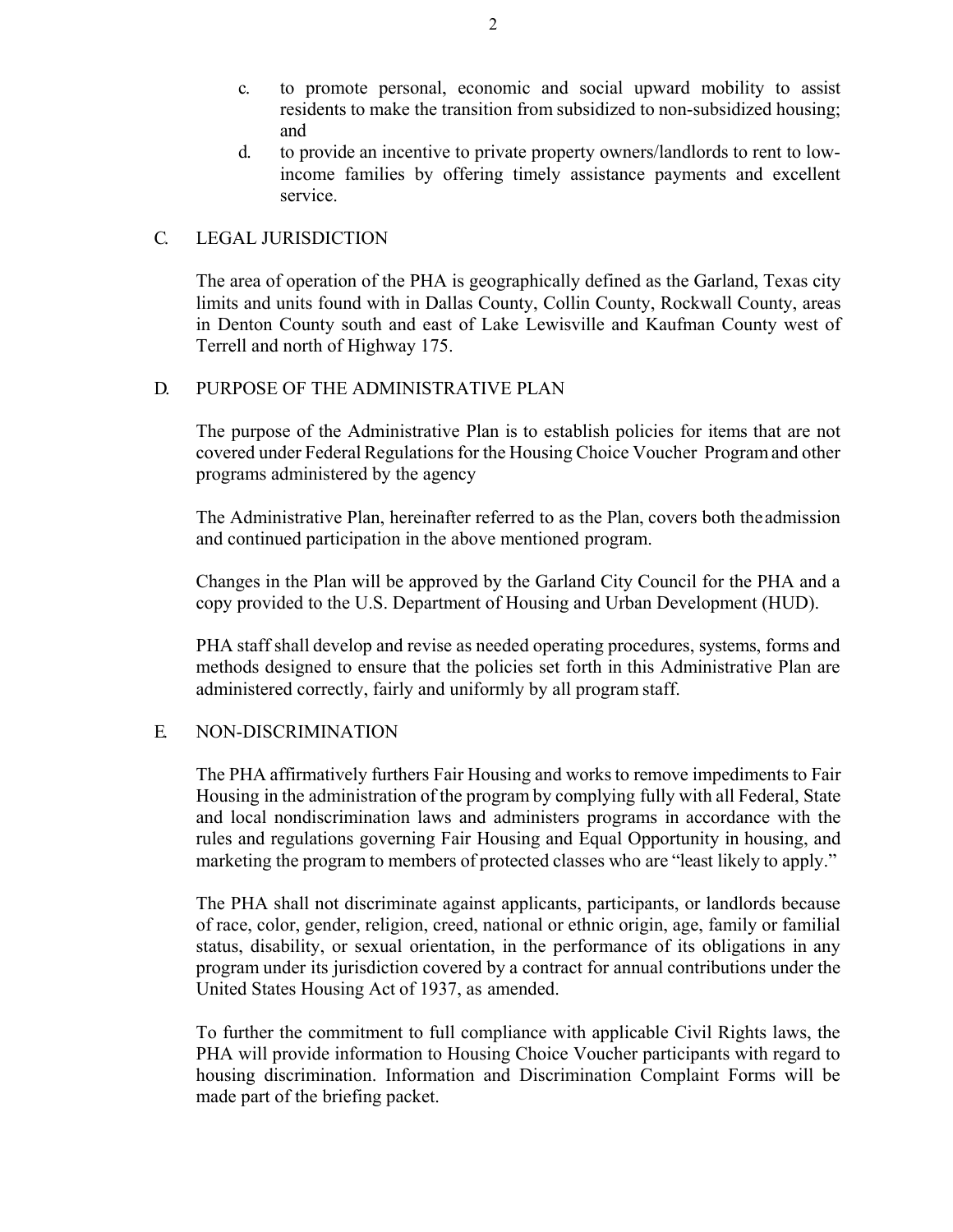c. to promote personal, economic and social upward mobility to assist residents to make the transition from subsidized to non-subsidized housing; and

d. to provide an incentive to private property owners/landlords to rent to low-income families by offering timely assistance payments and excellent service.

## C. LEGAL JURISDICTION

The area of operation of the PHA is geographically defined as the Garland, Texas city limits and units found with in Dallas County, Collin County, Rockwall County, areas in Denton County south and east of Lake Lewisville and Kaufman County west of Terrell and north of Highway 175.

## D. PURPOSE OF THE ADMINISTRATIVE PLAN

The purpose of the Administrative Plan is to establish policies for items that are not covered under Federal Regulations for the Housing Choice Voucher Program and other programs administered by the agency

The Administrative Plan, hereinafter referred to as the Plan, covers both the admission and continued participation in the above mentioned program.

Changes in the Plan will be approved by the Garland City Council for the PHA and a copy provided to the U.S. Department of Housing and Urban Development (HUD).

PHA staff shall develop and revise as needed operating procedures, systems, forms and methods designed to ensure that the policies set forth in this Administrative Plan are administered correctly, fairly and uniformly by all program staff.

## E. NON-DISCRIMINATION

The PHA affirmatively furthers Fair Housing and works to remove impediments to Fair Housing in the administration of the program by complying fully with all Federal, State and local nondiscrimination laws and administers programs in accordance with the rules and regulations governing Fair Housing and Equal Opportunity in housing, and marketing the program to members of protected classes who are "least likely to apply."

The PHA shall not discriminate against applicants, participants, or landlords because of race, color, gender, religion, creed, national or ethnic origin, age, family or familial status, disability, or sexual orientation, in the performance of its obligations in any program under its jurisdiction covered by a contract for annual contributions under the United States Housing Act of 1937, as amended.

To further the commitment to full compliance with applicable Civil Rights laws, the PHA will provide information to Housing Choice Voucher participants with regard to housing discrimination. Information and Discrimination Complaint Forms will be made part of the briefing packet.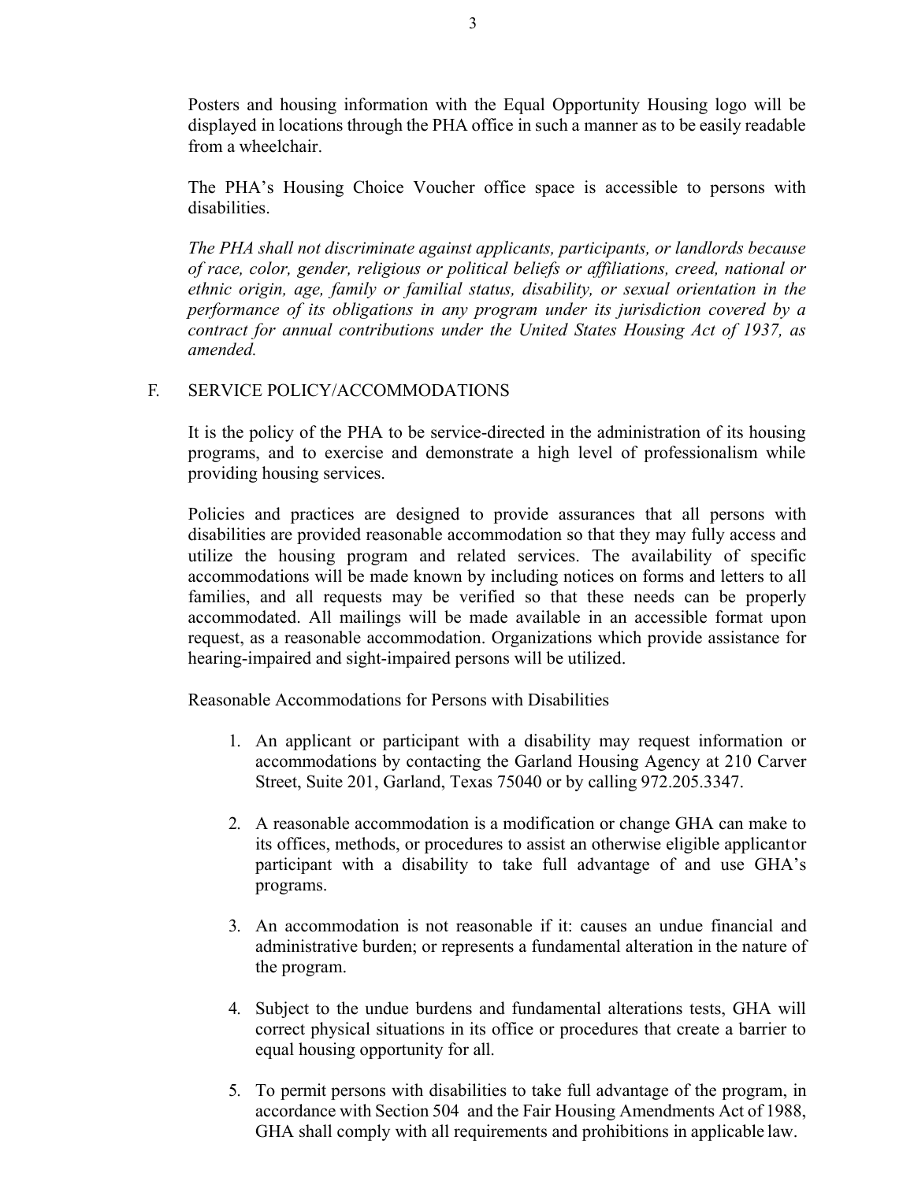Posters and housing information with the Equal Opportunity Housing logo will be displayed in locations through the PHA office in such a manner as to be easily readable from a wheelchair.

The PHA's Housing Choice Voucher office space is accessible to persons with disabilities.

*The PHA shall not discriminate against applicants, participants, or landlords because of race, color, gender, religious or political beliefs or affiliations, creed, national or ethnic origin, age, family or familial status, disability, or sexual orientation in the performance of its obligations in any program under its jurisdiction covered by a contract for annual contributions under the United States Housing Act of 1937, as amended.*

## F. SERVICE POLICY/ACCOMMODATIONS

It is the policy of the PHA to be service-directed in the administration of its housing programs, and to exercise and demonstrate a high level of professionalism while providing housing services.

Policies and practices are designed to provide assurances that all persons with disabilities are provided reasonable accommodation so that they may fully access and utilize the housing program and related services. The availability of specific accommodations will be made known by including notices on forms and letters to all families, and all requests may be verified so that these needs can be properly accommodated. All mailings will be made available in an accessible format upon request, as a reasonable accommodation. Organizations which provide assistance for hearing-impaired and sight-impaired persons will be utilized.

Reasonable Accommodations for Persons with Disabilities

1. An applicant or participant with a disability may request information or accommodations by contacting the Garland Housing Agency at 210 Carver Street, Suite 201, Garland, Texas 75040 or by calling 972.205.3347.

2. A reasonable accommodation is a modification or change GHA can make to its offices, methods, or procedures to assist an otherwise eligible applicantor participant with a disability to take full advantage of and use GHA's programs.

3. An accommodation is not reasonable if it: causes an undue financial and administrative burden; or represents a fundamental alteration in the nature of the program.

4. Subject to the undue burdens and fundamental alterations tests, GHA will correct physical situations in its office or procedures that create a barrier to equal housing opportunity for all.

5. To permit persons with disabilities to take full advantage of the program, in accordance with Section 504 and the Fair Housing Amendments Act of 1988, GHA shall comply with all requirements and prohibitions in applicable law.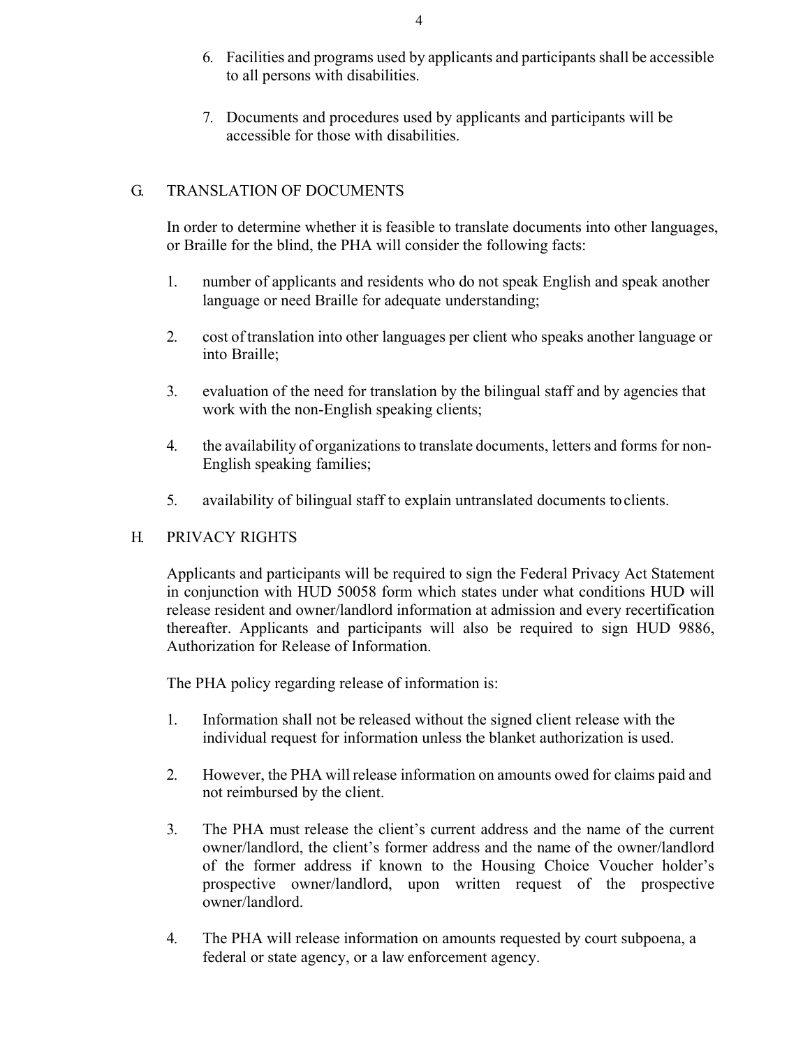6. Facilities and programs used by applicants and participants shall be accessible to all persons with disabilities.

7. Documents and procedures used by applicants and participants will be accessible for those with disabilities.

## G. TRANSLATION OF DOCUMENTS

In order to determine whether it is feasible to translate documents into other languages, or Braille for the blind, the PHA will consider the following facts:

1. number of applicants and residents who do not speak English and speak another language or need Braille for adequate understanding;

2. cost of translation into other languages per client who speaks another language or into Braille;

3. evaluation of the need for translation by the bilingual staff and by agencies that work with the non-English speaking clients;

4. the availability of organizations to translate documents, letters and forms for non-English speaking families;

5. availability of bilingual staff to explain untranslated documents to clients.

## H. PRIVACY RIGHTS

Applicants and participants will be required to sign the Federal Privacy Act Statement in conjunction with HUD 50058 form which states under what conditions HUD will release resident and owner/landlord information at admission and every recertification thereafter. Applicants and participants will also be required to sign HUD 9886, Authorization for Release of Information.

The PHA policy regarding release of information is:

1. Information shall not be released without the signed client release with the individual request for information unless the blanket authorization is used.

2. However, the PHA will release information on amounts owed for claims paid and not reimbursed by the client.

3. The PHA must release the client's current address and the name of the current owner/landlord, the client's former address and the name of the owner/landlord of the former address if known to the Housing Choice Voucher holder's prospective owner/landlord, upon written request of the prospective owner/landlord.

4. The PHA will release information on amounts requested by court subpoena, a federal or state agency, or a law enforcement agency.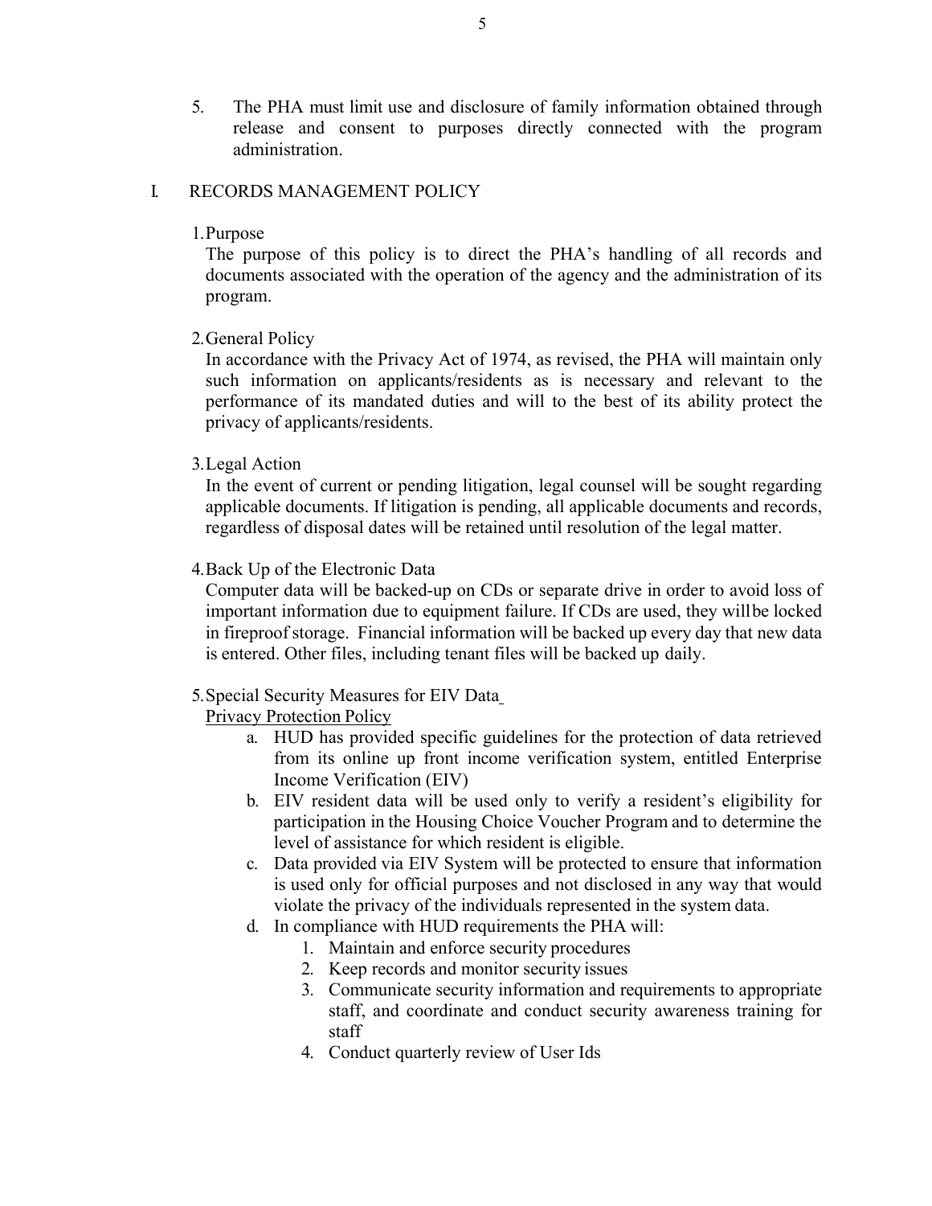5. The PHA must limit use and disclosure of family information obtained through release and consent to purposes directly connected with the program administration.

## I. RECORDS MANAGEMENT POLICY

1. Purpose

The purpose of this policy is to direct the PHA's handling of all records and documents associated with the operation of the agency and the administration of its program.

2. General Policy

In accordance with the Privacy Act of 1974, as revised, the PHA will maintain only such information on applicants/residents as is necessary and relevant to the performance of its mandated duties and will to the best of its ability protect the privacy of applicants/residents.

3. Legal Action

In the event of current or pending litigation, legal counsel will be sought regarding applicable documents. If litigation is pending, all applicable documents and records, regardless of disposal dates will be retained until resolution of the legal matter.

4. Back Up of the Electronic Data

Computer data will be backed-up on CDs or separate drive in order to avoid loss of important information due to equipment failure. If CDs are used, they will be locked in fireproof storage. Financial information will be backed up every day that new data is entered. Other files, including tenant files will be backed up daily.

5. Special Security Measures for EIV Data

<u>Privacy Protection Policy</u>

a. HUD has provided specific guidelines for the protection of data retrieved from its online up front income verification system, entitled Enterprise Income Verification (EIV)
b. EIV resident data will be used only to verify a resident's eligibility for participation in the Housing Choice Voucher Program and to determine the level of assistance for which resident is eligible.
c. Data provided via EIV System will be protected to ensure that information is used only for official purposes and not disclosed in any way that would violate the privacy of the individuals represented in the system data.
d. In compliance with HUD requirements the PHA will:
    1. Maintain and enforce security procedures
    2. Keep records and monitor security issues
    3. Communicate security information and requirements to appropriate staff, and coordinate and conduct security awareness training for staff
    4. Conduct quarterly review of User Ids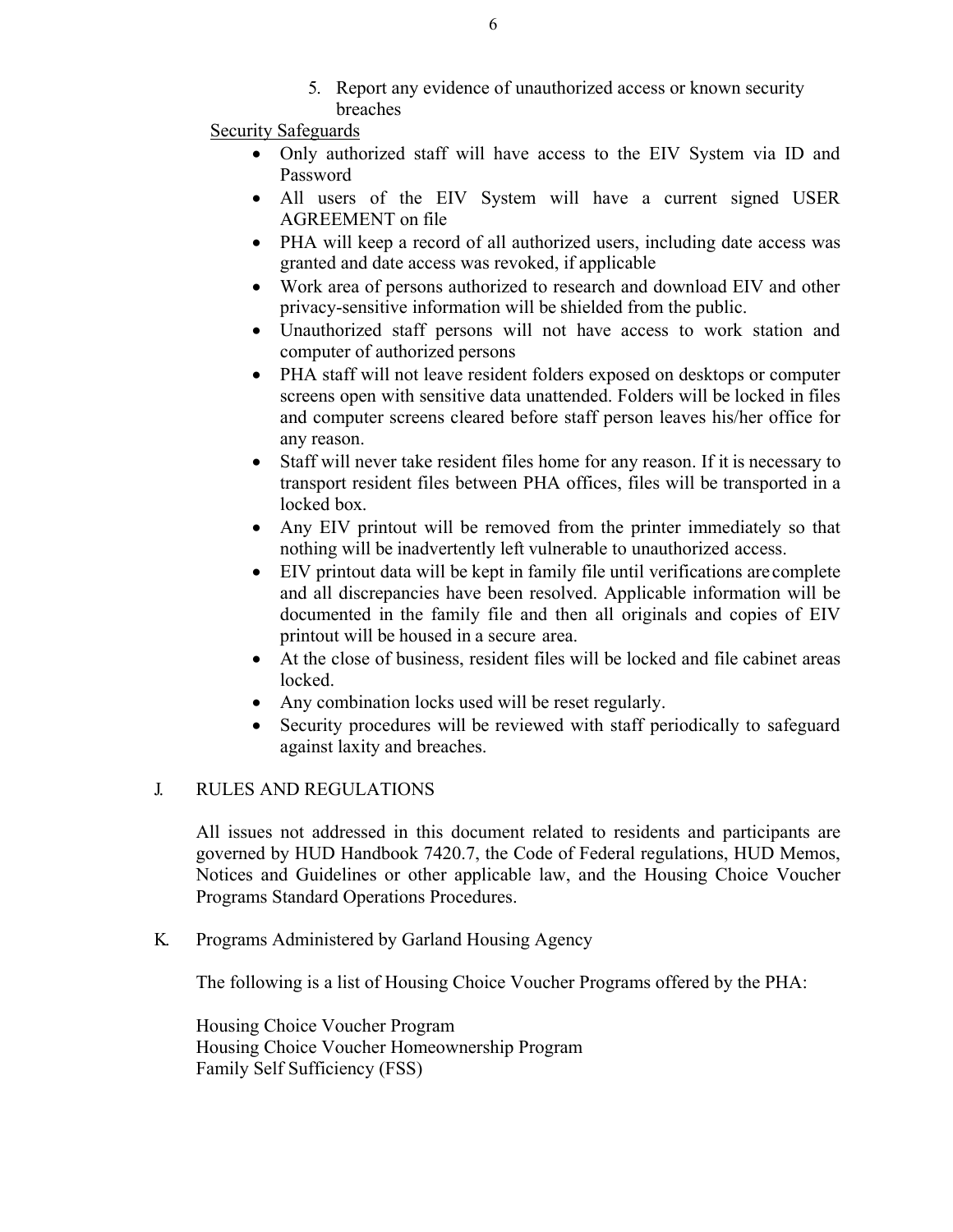5. Report any evidence of unauthorized access or known security breaches

Security Safeguards

- Only authorized staff will have access to the EIV System via ID and Password
- All users of the EIV System will have a current signed USER AGREEMENT on file
- PHA will keep a record of all authorized users, including date access was granted and date access was revoked, if applicable
- Work area of persons authorized to research and download EIV and other privacy-sensitive information will be shielded from the public.
- Unauthorized staff persons will not have access to work station and computer of authorized persons
- PHA staff will not leave resident folders exposed on desktops or computer screens open with sensitive data unattended. Folders will be locked in files and computer screens cleared before staff person leaves his/her office for any reason.
- Staff will never take resident files home for any reason. If it is necessary to transport resident files between PHA offices, files will be transported in a locked box.
- Any EIV printout will be removed from the printer immediately so that nothing will be inadvertently left vulnerable to unauthorized access.
- EIV printout data will be kept in family file until verifications are complete and all discrepancies have been resolved. Applicable information will be documented in the family file and then all originals and copies of EIV printout will be housed in a secure area.
- At the close of business, resident files will be locked and file cabinet areas locked.
- Any combination locks used will be reset regularly.
- Security procedures will be reviewed with staff periodically to safeguard against laxity and breaches.

## J. RULES AND REGULATIONS

All issues not addressed in this document related to residents and participants are governed by HUD Handbook 7420.7, the Code of Federal regulations, HUD Memos, Notices and Guidelines or other applicable law, and the Housing Choice Voucher Programs Standard Operations Procedures.

## K. Programs Administered by Garland Housing Agency

The following is a list of Housing Choice Voucher Programs offered by the PHA:

Housing Choice Voucher Program
Housing Choice Voucher Homeownership Program
Family Self Sufficiency (FSS)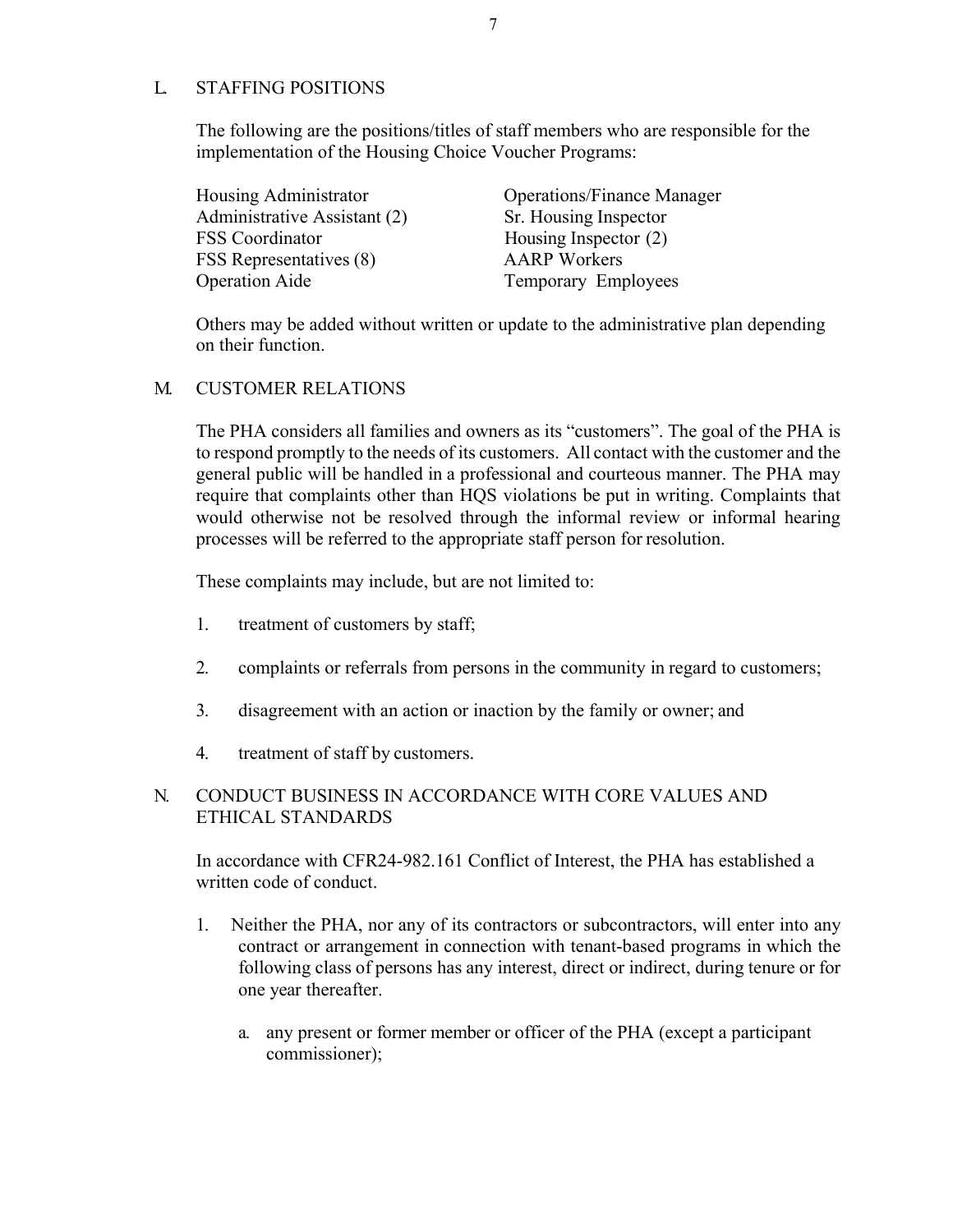## L. STAFFING POSITIONS

The following are the positions/titles of staff members who are responsible for the implementation of the Housing Choice Voucher Programs:

| | |
|---|---|
| Housing Administrator | Operations/Finance Manager |
| Administrative Assistant (2) | Sr. Housing Inspector |
| FSS Coordinator | Housing Inspector (2) |
| FSS Representatives (8) | AARP Workers |
| Operation Aide | Temporary Employees |

Others may be added without written or update to the administrative plan depending on their function.

## M. CUSTOMER RELATIONS

The PHA considers all families and owners as its "customers". The goal of the PHA is to respond promptly to the needs of its customers. All contact with the customer and the general public will be handled in a professional and courteous manner. The PHA may require that complaints other than HQS violations be put in writing. Complaints that would otherwise not be resolved through the informal review or informal hearing processes will be referred to the appropriate staff person for resolution.

These complaints may include, but are not limited to:

1. treatment of customers by staff;
2. complaints or referrals from persons in the community in regard to customers;
3. disagreement with an action or inaction by the family or owner; and
4. treatment of staff by customers.

## N. CONDUCT BUSINESS IN ACCORDANCE WITH CORE VALUES AND ETHICAL STANDARDS

In accordance with CFR24-982.161 Conflict of Interest, the PHA has established a written code of conduct.

1. Neither the PHA, nor any of its contractors or subcontractors, will enter into any contract or arrangement in connection with tenant-based programs in which the following class of persons has any interest, direct or indirect, during tenure or for one year thereafter.

   a. any present or former member or officer of the PHA (except a participant commissioner);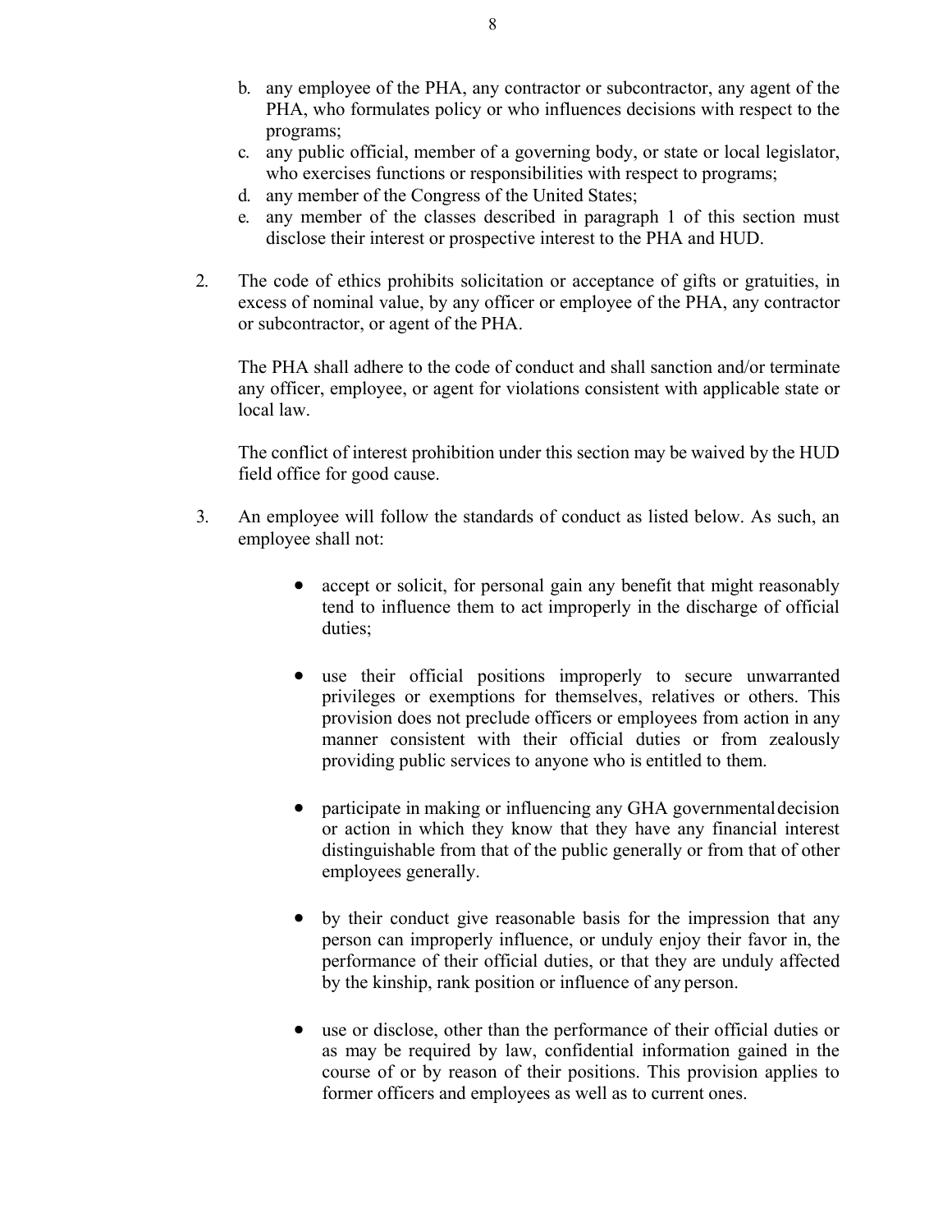b. any employee of the PHA, any contractor or subcontractor, any agent of the PHA, who formulates policy or who influences decisions with respect to the programs;
c. any public official, member of a governing body, or state or local legislator, who exercises functions or responsibilities with respect to programs;
d. any member of the Congress of the United States;
e. any member of the classes described in paragraph 1 of this section must disclose their interest or prospective interest to the PHA and HUD.

2. The code of ethics prohibits solicitation or acceptance of gifts or gratuities, in excess of nominal value, by any officer or employee of the PHA, any contractor or subcontractor, or agent of the PHA.

   The PHA shall adhere to the code of conduct and shall sanction and/or terminate any officer, employee, or agent for violations consistent with applicable state or local law.

   The conflict of interest prohibition under this section may be waived by the HUD field office for good cause.

3. An employee will follow the standards of conduct as listed below. As such, an employee shall not:

   - accept or solicit, for personal gain any benefit that might reasonably tend to influence them to act improperly in the discharge of official duties;

   - use their official positions improperly to secure unwarranted privileges or exemptions for themselves, relatives or others. This provision does not preclude officers or employees from action in any manner consistent with their official duties or from zealously providing public services to anyone who is entitled to them.

   - participate in making or influencing any GHA governmental decision or action in which they know that they have any financial interest distinguishable from that of the public generally or from that of other employees generally.

   - by their conduct give reasonable basis for the impression that any person can improperly influence, or unduly enjoy their favor in, the performance of their official duties, or that they are unduly affected by the kinship, rank position or influence of any person.

   - use or disclose, other than the performance of their official duties or as may be required by law, confidential information gained in the course of or by reason of their positions. This provision applies to former officers and employees as well as to current ones.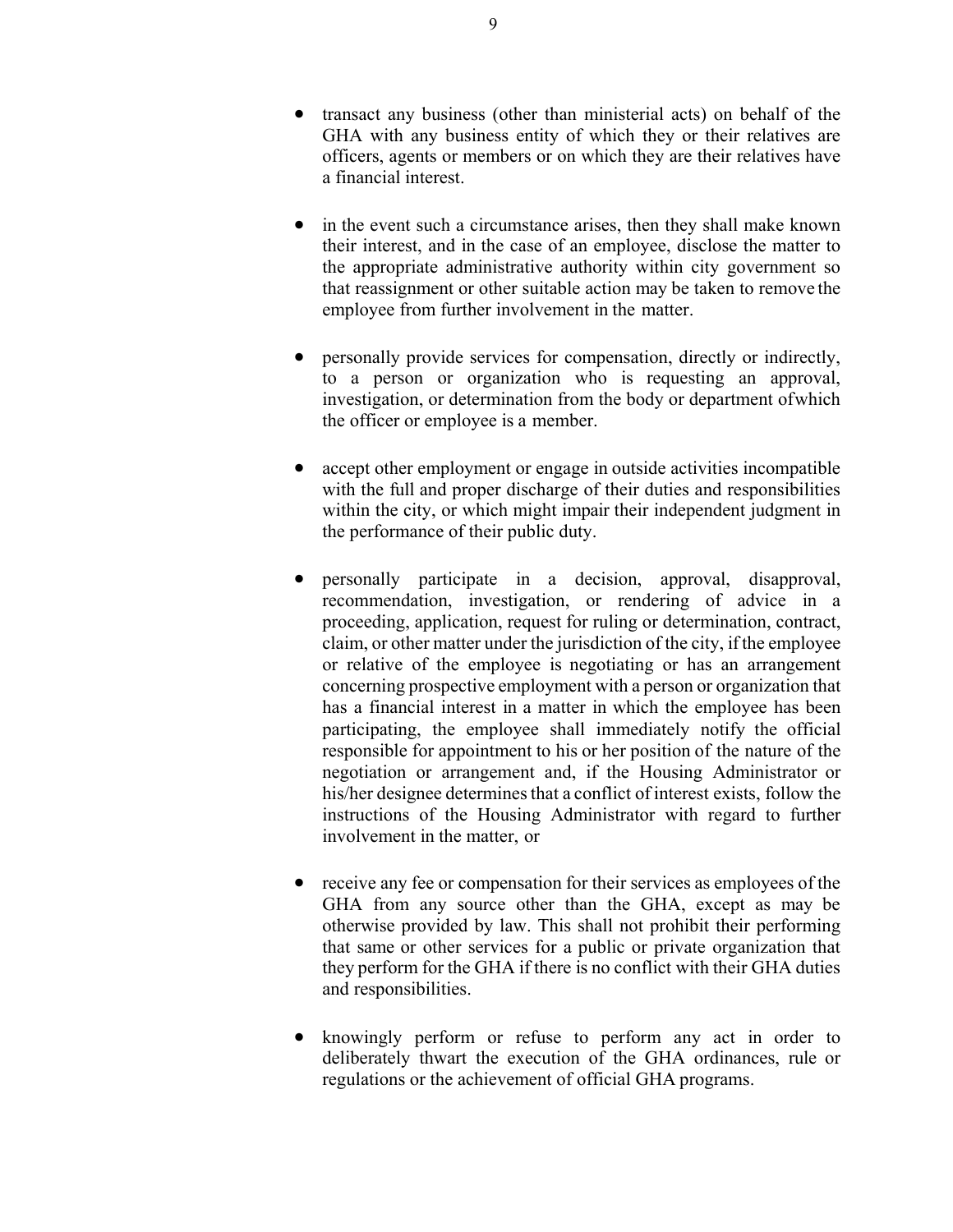- transact any business (other than ministerial acts) on behalf of the GHA with any business entity of which they or their relatives are officers, agents or members or on which they are their relatives have a financial interest.

- in the event such a circumstance arises, then they shall make known their interest, and in the case of an employee, disclose the matter to the appropriate administrative authority within city government so that reassignment or other suitable action may be taken to remove the employee from further involvement in the matter.

- personally provide services for compensation, directly or indirectly, to a person or organization who is requesting an approval, investigation, or determination from the body or department ofwhich the officer or employee is a member.

- accept other employment or engage in outside activities incompatible with the full and proper discharge of their duties and responsibilities within the city, or which might impair their independent judgment in the performance of their public duty.

- personally participate in a decision, approval, disapproval, recommendation, investigation, or rendering of advice in a proceeding, application, request for ruling or determination, contract, claim, or other matter under the jurisdiction of the city, if the employee or relative of the employee is negotiating or has an arrangement concerning prospective employment with a person or organization that has a financial interest in a matter in which the employee has been participating, the employee shall immediately notify the official responsible for appointment to his or her position of the nature of the negotiation or arrangement and, if the Housing Administrator or his/her designee determines that a conflict of interest exists, follow the instructions of the Housing Administrator with regard to further involvement in the matter, or

- receive any fee or compensation for their services as employees of the GHA from any source other than the GHA, except as may be otherwise provided by law. This shall not prohibit their performing that same or other services for a public or private organization that they perform for the GHA if there is no conflict with their GHA duties and responsibilities.

- knowingly perform or refuse to perform any act in order to deliberately thwart the execution of the GHA ordinances, rule or regulations or the achievement of official GHA programs.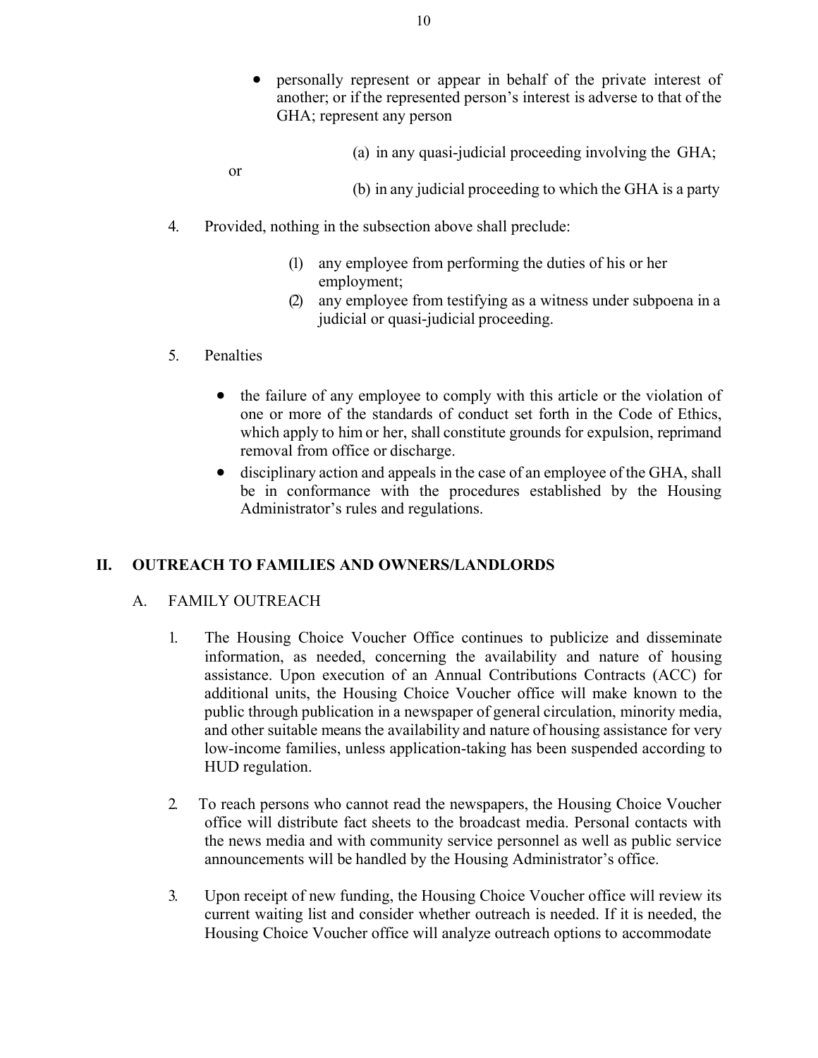- personally represent or appear in behalf of the private interest of another; or if the represented person's interest is adverse to that of the GHA; represent any person

  (a) in any quasi-judicial proceeding involving the GHA;

  or

  (b) in any judicial proceeding to which the GHA is a party

4. Provided, nothing in the subsection above shall preclude:

   (1) any employee from performing the duties of his or her employment;
   (2) any employee from testifying as a witness under subpoena in a judicial or quasi-judicial proceeding.

5. Penalties

   - the failure of any employee to comply with this article or the violation of one or more of the standards of conduct set forth in the Code of Ethics, which apply to him or her, shall constitute grounds for expulsion, reprimand removal from office or discharge.
   - disciplinary action and appeals in the case of an employee of the GHA, shall be in conformance with the procedures established by the Housing Administrator's rules and regulations.

## II. OUTREACH TO FAMILIES AND OWNERS/LANDLORDS

### A. FAMILY OUTREACH

1. The Housing Choice Voucher Office continues to publicize and disseminate information, as needed, concerning the availability and nature of housing assistance. Upon execution of an Annual Contributions Contracts (ACC) for additional units, the Housing Choice Voucher office will make known to the public through publication in a newspaper of general circulation, minority media, and other suitable means the availability and nature of housing assistance for very low-income families, unless application-taking has been suspended according to HUD regulation.

2. To reach persons who cannot read the newspapers, the Housing Choice Voucher office will distribute fact sheets to the broadcast media. Personal contacts with the news media and with community service personnel as well as public service announcements will be handled by the Housing Administrator's office.

3. Upon receipt of new funding, the Housing Choice Voucher office will review its current waiting list and consider whether outreach is needed. If it is needed, the Housing Choice Voucher office will analyze outreach options to accommodate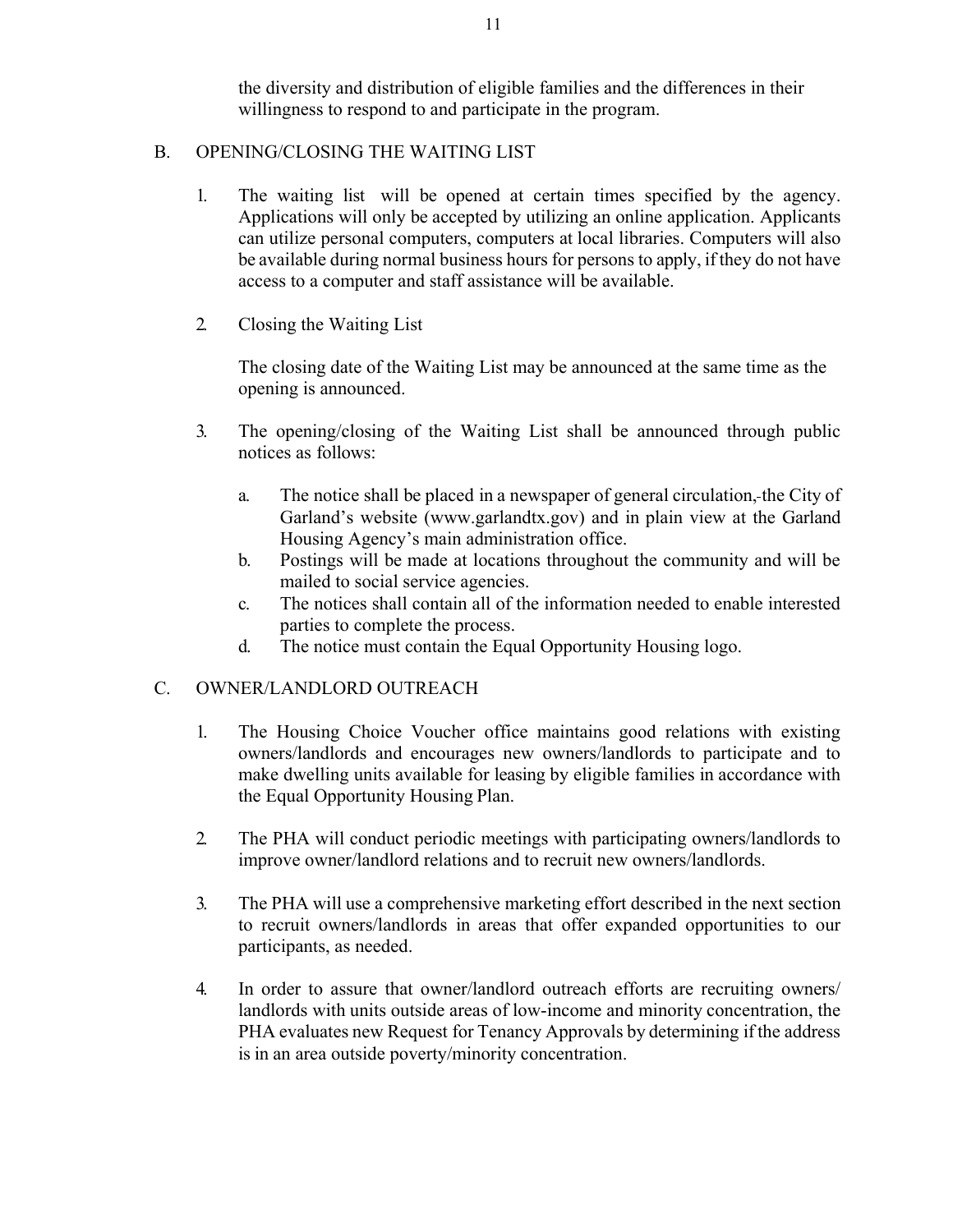the diversity and distribution of eligible families and the differences in their willingness to respond to and participate in the program.

## B. OPENING/CLOSING THE WAITING LIST

1. The waiting list will be opened at certain times specified by the agency. Applications will only be accepted by utilizing an online application. Applicants can utilize personal computers, computers at local libraries. Computers will also be available during normal business hours for persons to apply, if they do not have access to a computer and staff assistance will be available.

2. Closing the Waiting List

   The closing date of the Waiting List may be announced at the same time as the opening is announced.

3. The opening/closing of the Waiting List shall be announced through public notices as follows:

   a. The notice shall be placed in a newspaper of general circulation, the City of Garland's website (www.garlandtx.gov) and in plain view at the Garland Housing Agency's main administration office.
   b. Postings will be made at locations throughout the community and will be mailed to social service agencies.
   c. The notices shall contain all of the information needed to enable interested parties to complete the process.
   d. The notice must contain the Equal Opportunity Housing logo.

## C. OWNER/LANDLORD OUTREACH

1. The Housing Choice Voucher office maintains good relations with existing owners/landlords and encourages new owners/landlords to participate and to make dwelling units available for leasing by eligible families in accordance with the Equal Opportunity Housing Plan.

2. The PHA will conduct periodic meetings with participating owners/landlords to improve owner/landlord relations and to recruit new owners/landlords.

3. The PHA will use a comprehensive marketing effort described in the next section to recruit owners/landlords in areas that offer expanded opportunities to our participants, as needed.

4. In order to assure that owner/landlord outreach efforts are recruiting owners/ landlords with units outside areas of low-income and minority concentration, the PHA evaluates new Request for Tenancy Approvals by determining if the address is in an area outside poverty/minority concentration.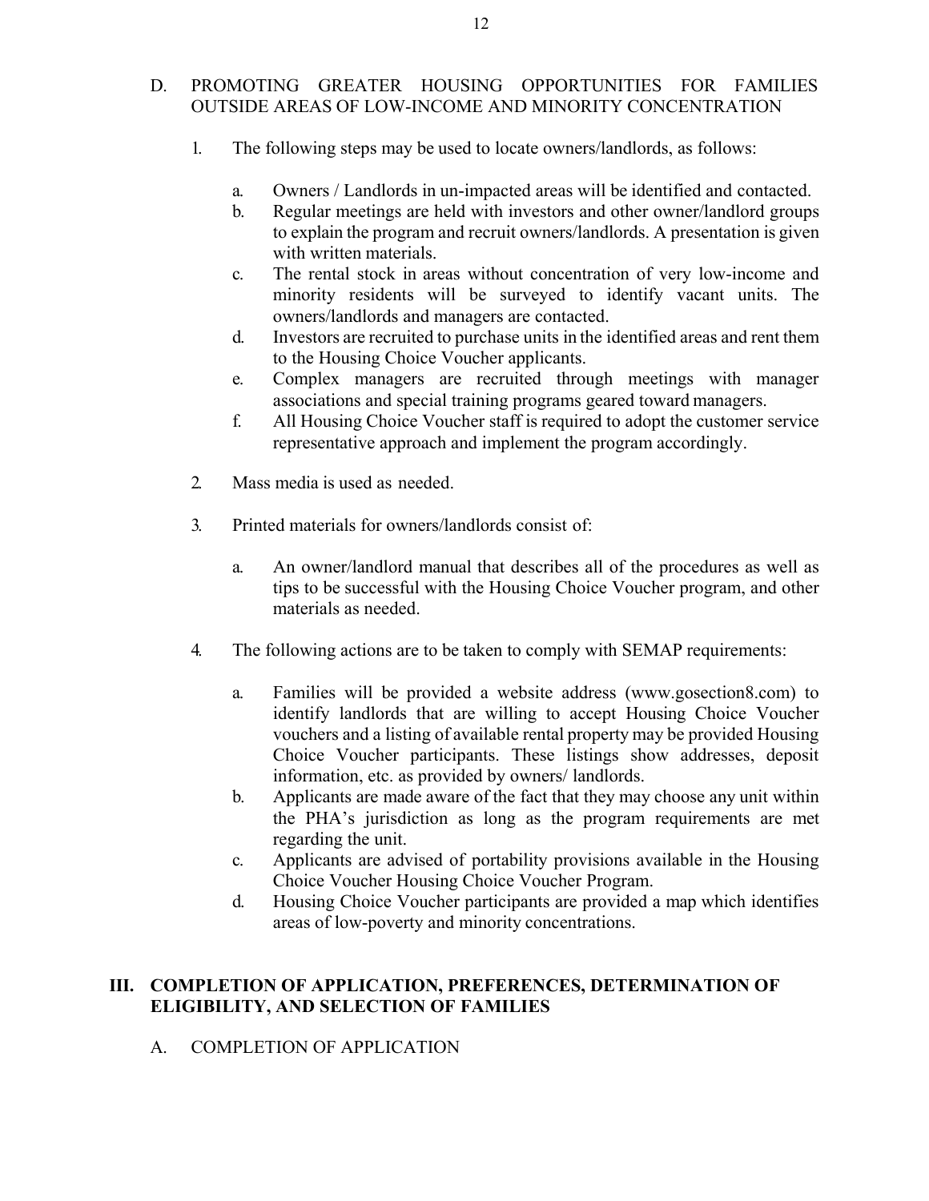## D. PROMOTING GREATER HOUSING OPPORTUNITIES FOR FAMILIES OUTSIDE AREAS OF LOW-INCOME AND MINORITY CONCENTRATION

1. The following steps may be used to locate owners/landlords, as follows:

    a. Owners / Landlords in un-impacted areas will be identified and contacted.
    b. Regular meetings are held with investors and other owner/landlord groups to explain the program and recruit owners/landlords. A presentation is given with written materials.
    c. The rental stock in areas without concentration of very low-income and minority residents will be surveyed to identify vacant units. The owners/landlords and managers are contacted.
    d. Investors are recruited to purchase units in the identified areas and rent them to the Housing Choice Voucher applicants.
    e. Complex managers are recruited through meetings with manager associations and special training programs geared toward managers.
    f. All Housing Choice Voucher staff is required to adopt the customer service representative approach and implement the program accordingly.

2. Mass media is used as needed.

3. Printed materials for owners/landlords consist of:

    a. An owner/landlord manual that describes all of the procedures as well as tips to be successful with the Housing Choice Voucher program, and other materials as needed.

4. The following actions are to be taken to comply with SEMAP requirements:

    a. Families will be provided a website address (www.gosection8.com) to identify landlords that are willing to accept Housing Choice Voucher vouchers and a listing of available rental property may be provided Housing Choice Voucher participants. These listings show addresses, deposit information, etc. as provided by owners/ landlords.
    b. Applicants are made aware of the fact that they may choose any unit within the PHA's jurisdiction as long as the program requirements are met regarding the unit.
    c. Applicants are advised of portability provisions available in the Housing Choice Voucher Housing Choice Voucher Program.
    d. Housing Choice Voucher participants are provided a map which identifies areas of low-poverty and minority concentrations.

# III. COMPLETION OF APPLICATION, PREFERENCES, DETERMINATION OF ELIGIBILITY, AND SELECTION OF FAMILIES

## A. COMPLETION OF APPLICATION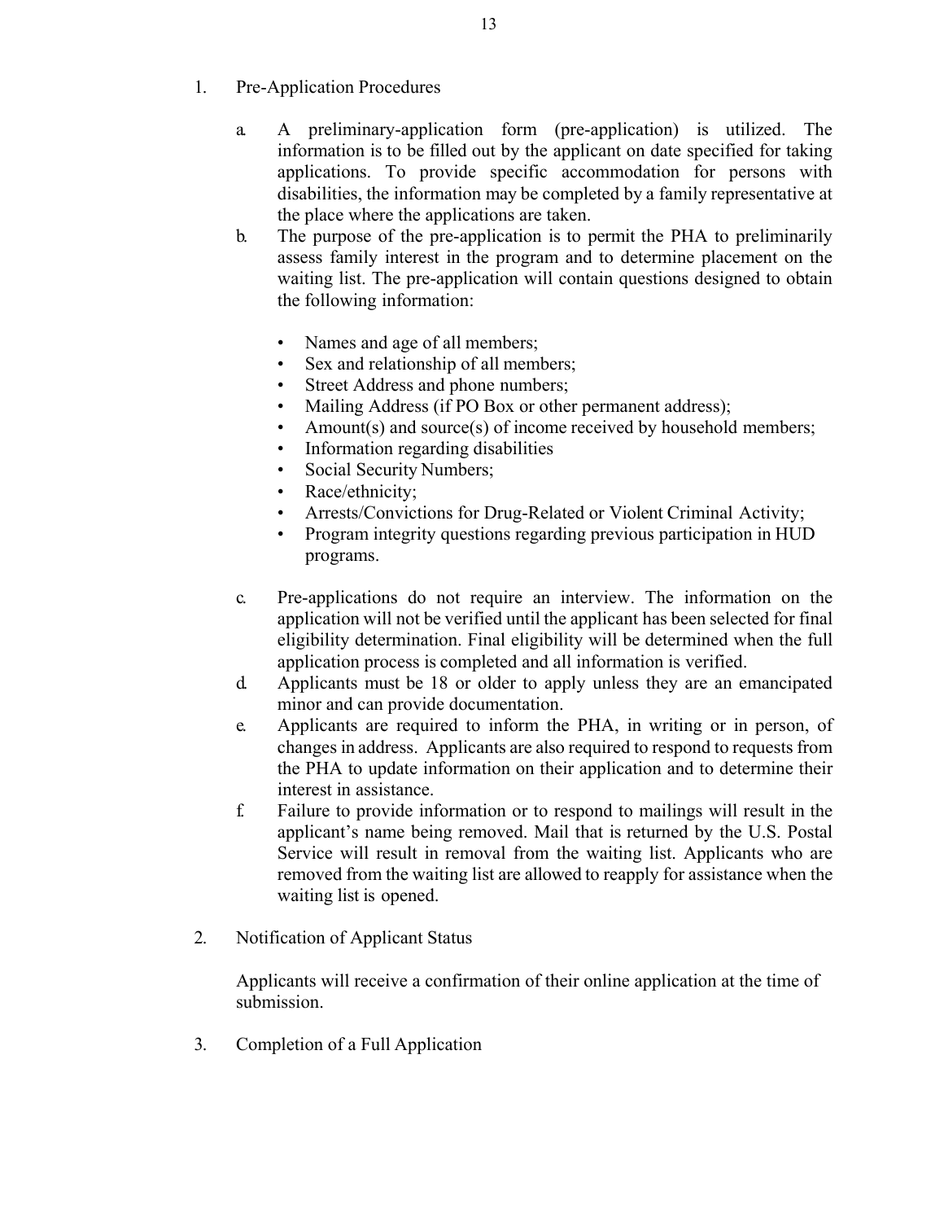1. Pre-Application Procedures

   a. A preliminary-application form (pre-application) is utilized. The information is to be filled out by the applicant on date specified for taking applications. To provide specific accommodation for persons with disabilities, the information may be completed by a family representative at the place where the applications are taken.

   b. The purpose of the pre-application is to permit the PHA to preliminarily assess family interest in the program and to determine placement on the waiting list. The pre-application will contain questions designed to obtain the following information:

      - Names and age of all members;
      - Sex and relationship of all members;
      - Street Address and phone numbers;
      - Mailing Address (if PO Box or other permanent address);
      - Amount(s) and source(s) of income received by household members;
      - Information regarding disabilities
      - Social Security Numbers;
      - Race/ethnicity;
      - Arrests/Convictions for Drug-Related or Violent Criminal Activity;
      - Program integrity questions regarding previous participation in HUD programs.

   c. Pre-applications do not require an interview. The information on the application will not be verified until the applicant has been selected for final eligibility determination. Final eligibility will be determined when the full application process is completed and all information is verified.

   d. Applicants must be 18 or older to apply unless they are an emancipated minor and can provide documentation.

   e. Applicants are required to inform the PHA, in writing or in person, of changes in address. Applicants are also required to respond to requests from the PHA to update information on their application and to determine their interest in assistance.

   f. Failure to provide information or to respond to mailings will result in the applicant's name being removed. Mail that is returned by the U.S. Postal Service will result in removal from the waiting list. Applicants who are removed from the waiting list are allowed to reapply for assistance when the waiting list is opened.

2. Notification of Applicant Status

   Applicants will receive a confirmation of their online application at the time of submission.

3. Completion of a Full Application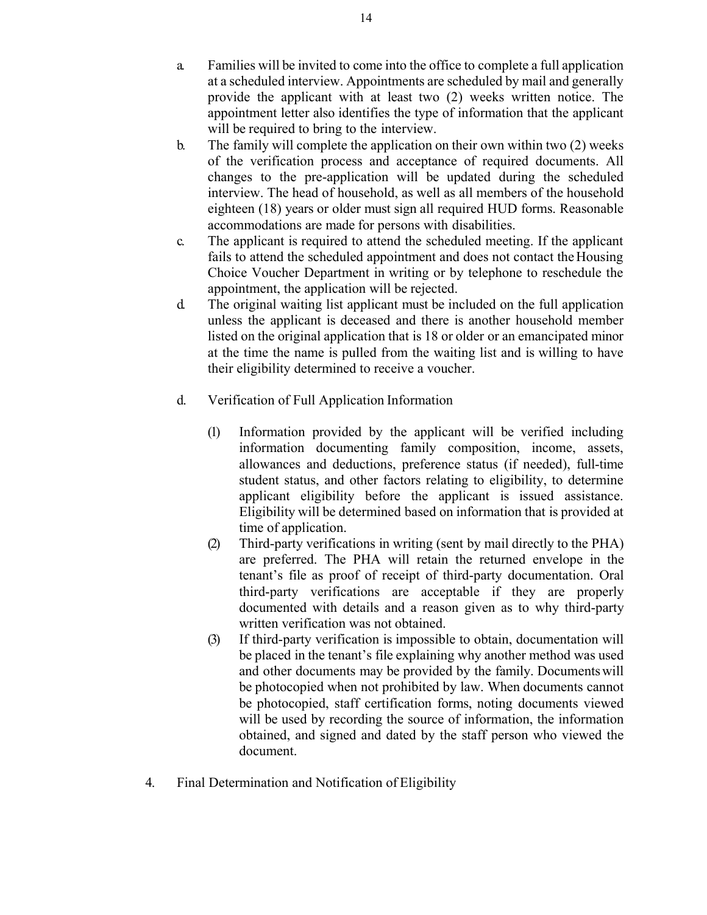a. Families will be invited to come into the office to complete a full application at a scheduled interview. Appointments are scheduled by mail and generally provide the applicant with at least two (2) weeks written notice. The appointment letter also identifies the type of information that the applicant will be required to bring to the interview.

b. The family will complete the application on their own within two (2) weeks of the verification process and acceptance of required documents. All changes to the pre-application will be updated during the scheduled interview. The head of household, as well as all members of the household eighteen (18) years or older must sign all required HUD forms. Reasonable accommodations are made for persons with disabilities.

c. The applicant is required to attend the scheduled meeting. If the applicant fails to attend the scheduled appointment and does not contact the Housing Choice Voucher Department in writing or by telephone to reschedule the appointment, the application will be rejected.

d. The original waiting list applicant must be included on the full application unless the applicant is deceased and there is another household member listed on the original application that is 18 or older or an emancipated minor at the time the name is pulled from the waiting list and is willing to have their eligibility determined to receive a voucher.

d. Verification of Full Application Information

   (1) Information provided by the applicant will be verified including information documenting family composition, income, assets, allowances and deductions, preference status (if needed), full-time student status, and other factors relating to eligibility, to determine applicant eligibility before the applicant is issued assistance. Eligibility will be determined based on information that is provided at time of application.

   (2) Third-party verifications in writing (sent by mail directly to the PHA) are preferred. The PHA will retain the returned envelope in the tenant's file as proof of receipt of third-party documentation. Oral third-party verifications are acceptable if they are properly documented with details and a reason given as to why third-party written verification was not obtained.

   (3) If third-party verification is impossible to obtain, documentation will be placed in the tenant's file explaining why another method was used and other documents may be provided by the family. Documents will be photocopied when not prohibited by law. When documents cannot be photocopied, staff certification forms, noting documents viewed will be used by recording the source of information, the information obtained, and signed and dated by the staff person who viewed the document.

4. Final Determination and Notification of Eligibility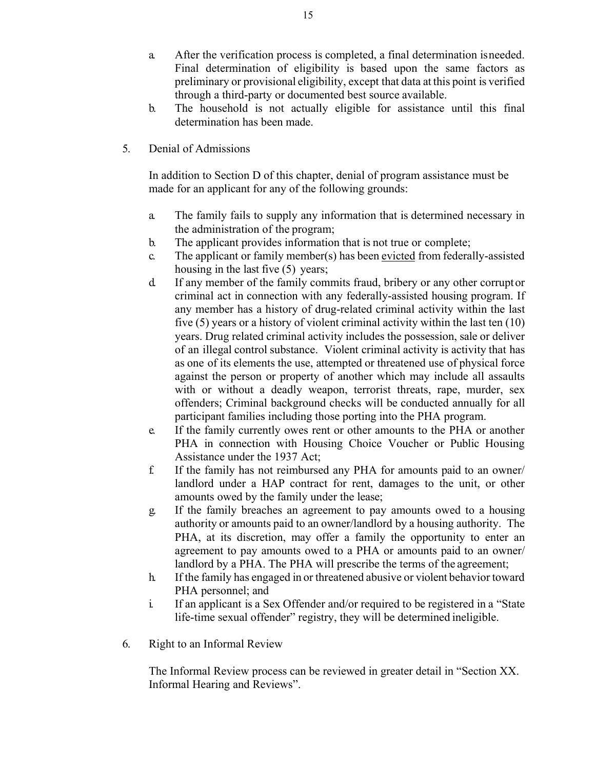a. After the verification process is completed, a final determination is needed. Final determination of eligibility is based upon the same factors as preliminary or provisional eligibility, except that data at this point is verified through a third-party or documented best source available.
b. The household is not actually eligible for assistance until this final determination has been made.

5. Denial of Admissions

   In addition to Section D of this chapter, denial of program assistance must be made for an applicant for any of the following grounds:

   a. The family fails to supply any information that is determined necessary in the administration of the program;
   b. The applicant provides information that is not true or complete;
   c. The applicant or family member(s) has been <u>evicted</u> from federally-assisted housing in the last five (5) years;
   d. If any member of the family commits fraud, bribery or any other corrupt or criminal act in connection with any federally-assisted housing program. If any member has a history of drug-related criminal activity within the last five (5) years or a history of violent criminal activity within the last ten (10) years. Drug related criminal activity includes the possession, sale or deliver of an illegal control substance. Violent criminal activity is activity that has as one of its elements the use, attempted or threatened use of physical force against the person or property of another which may include all assaults with or without a deadly weapon, terrorist threats, rape, murder, sex offenders; Criminal background checks will be conducted annually for all participant families including those porting into the PHA program.
   e. If the family currently owes rent or other amounts to the PHA or another PHA in connection with Housing Choice Voucher or Public Housing Assistance under the 1937 Act;
   f. If the family has not reimbursed any PHA for amounts paid to an owner/ landlord under a HAP contract for rent, damages to the unit, or other amounts owed by the family under the lease;
   g. If the family breaches an agreement to pay amounts owed to a housing authority or amounts paid to an owner/landlord by a housing authority. The PHA, at its discretion, may offer a family the opportunity to enter an agreement to pay amounts owed to a PHA or amounts paid to an owner/ landlord by a PHA. The PHA will prescribe the terms of the agreement;
   h. If the family has engaged in or threatened abusive or violent behavior toward PHA personnel; and
   i. If an applicant is a Sex Offender and/or required to be registered in a "State life-time sexual offender" registry, they will be determined ineligible.

6. Right to an Informal Review

   The Informal Review process can be reviewed in greater detail in "Section XX. Informal Hearing and Reviews".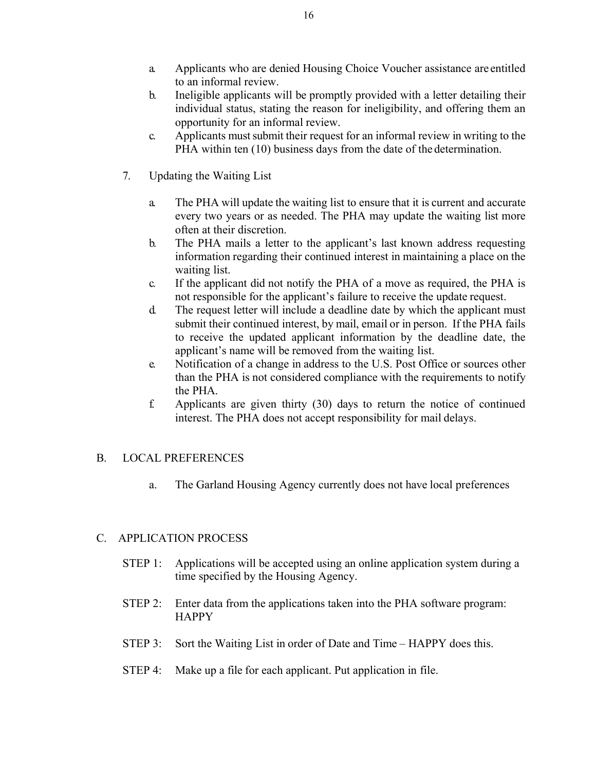a. Applicants who are denied Housing Choice Voucher assistance are entitled to an informal review.
b. Ineligible applicants will be promptly provided with a letter detailing their individual status, stating the reason for ineligibility, and offering them an opportunity for an informal review.
c. Applicants must submit their request for an informal review in writing to the PHA within ten (10) business days from the date of the determination.

7. Updating the Waiting List

a. The PHA will update the waiting list to ensure that it is current and accurate every two years or as needed. The PHA may update the waiting list more often at their discretion.
b. The PHA mails a letter to the applicant's last known address requesting information regarding their continued interest in maintaining a place on the waiting list.
c. If the applicant did not notify the PHA of a move as required, the PHA is not responsible for the applicant's failure to receive the update request.
d. The request letter will include a deadline date by which the applicant must submit their continued interest, by mail, email or in person. If the PHA fails to receive the updated applicant information by the deadline date, the applicant's name will be removed from the waiting list.
e. Notification of a change in address to the U.S. Post Office or sources other than the PHA is not considered compliance with the requirements to notify the PHA.
f. Applicants are given thirty (30) days to return the notice of continued interest. The PHA does not accept responsibility for mail delays.

## B. LOCAL PREFERENCES

a. The Garland Housing Agency currently does not have local preferences

## C. APPLICATION PROCESS

STEP 1: Applications will be accepted using an online application system during a time specified by the Housing Agency.

STEP 2: Enter data from the applications taken into the PHA software program: HAPPY

STEP 3: Sort the Waiting List in order of Date and Time – HAPPY does this.

STEP 4: Make up a file for each applicant. Put application in file.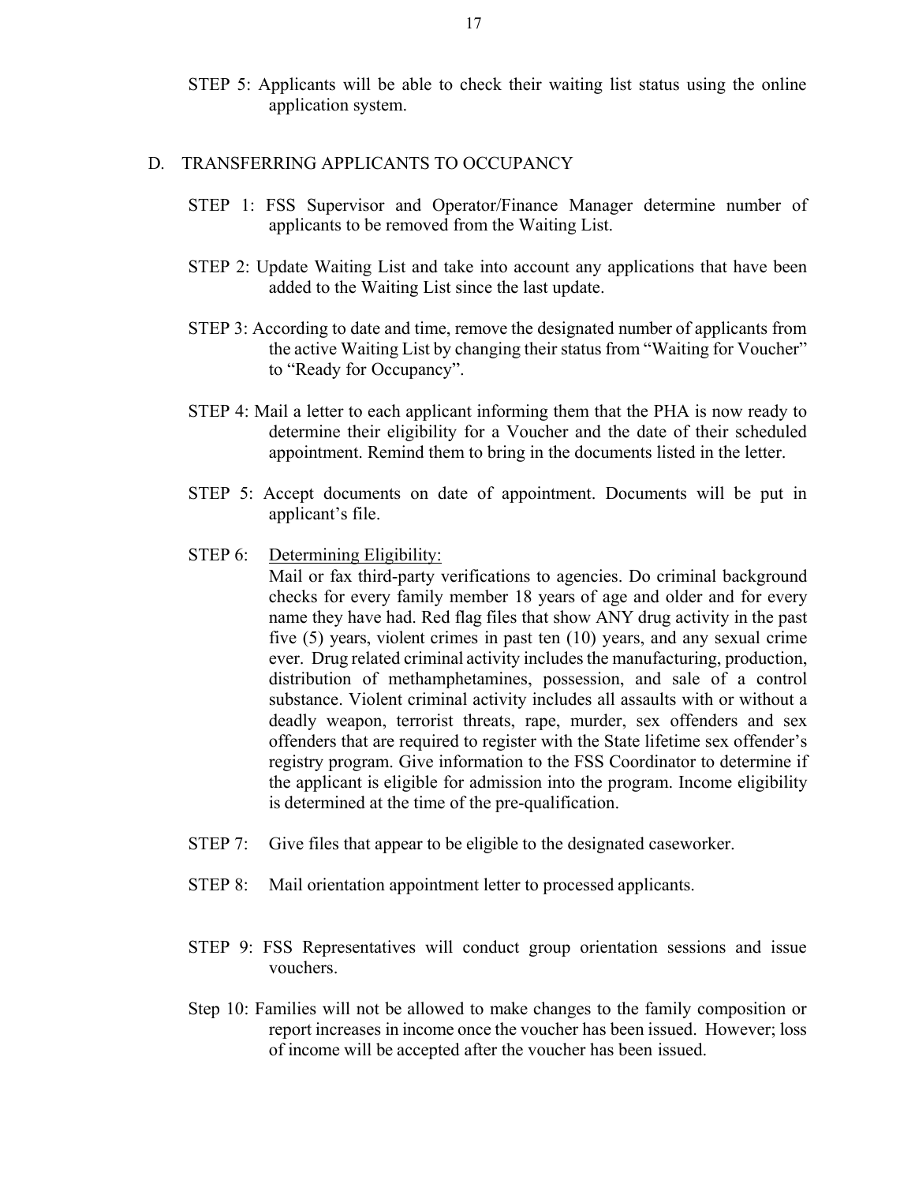STEP 5: Applicants will be able to check their waiting list status using the online application system.

## D. TRANSFERRING APPLICANTS TO OCCUPANCY

STEP 1: FSS Supervisor and Operator/Finance Manager determine number of applicants to be removed from the Waiting List.

STEP 2: Update Waiting List and take into account any applications that have been added to the Waiting List since the last update.

STEP 3: According to date and time, remove the designated number of applicants from the active Waiting List by changing their status from "Waiting for Voucher" to "Ready for Occupancy".

STEP 4: Mail a letter to each applicant informing them that the PHA is now ready to determine their eligibility for a Voucher and the date of their scheduled appointment. Remind them to bring in the documents listed in the letter.

STEP 5: Accept documents on date of appointment. Documents will be put in applicant's file.

STEP 6: Determining Eligibility:
Mail or fax third-party verifications to agencies. Do criminal background checks for every family member 18 years of age and older and for every name they have had. Red flag files that show ANY drug activity in the past five (5) years, violent crimes in past ten (10) years, and any sexual crime ever. Drug related criminal activity includes the manufacturing, production, distribution of methamphetamines, possession, and sale of a control substance. Violent criminal activity includes all assaults with or without a deadly weapon, terrorist threats, rape, murder, sex offenders and sex offenders that are required to register with the State lifetime sex offender's registry program. Give information to the FSS Coordinator to determine if the applicant is eligible for admission into the program. Income eligibility is determined at the time of the pre-qualification.

STEP 7: Give files that appear to be eligible to the designated caseworker.

STEP 8: Mail orientation appointment letter to processed applicants.

STEP 9: FSS Representatives will conduct group orientation sessions and issue vouchers.

Step 10: Families will not be allowed to make changes to the family composition or report increases in income once the voucher has been issued. However; loss of income will be accepted after the voucher has been issued.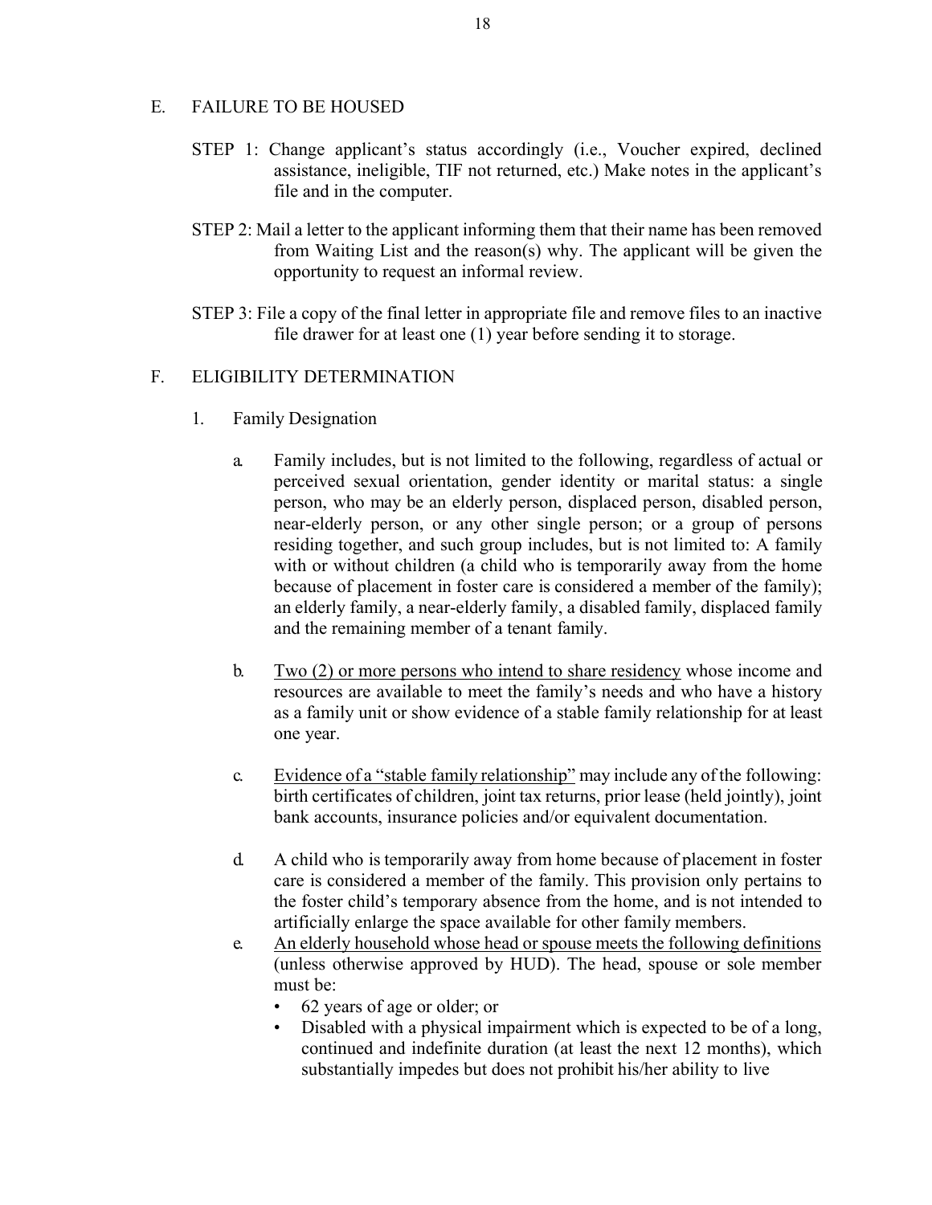## E. FAILURE TO BE HOUSED

STEP 1: Change applicant's status accordingly (i.e., Voucher expired, declined assistance, ineligible, TIF not returned, etc.) Make notes in the applicant's file and in the computer.

STEP 2: Mail a letter to the applicant informing them that their name has been removed from Waiting List and the reason(s) why. The applicant will be given the opportunity to request an informal review.

STEP 3: File a copy of the final letter in appropriate file and remove files to an inactive file drawer for at least one (1) year before sending it to storage.

## F. ELIGIBILITY DETERMINATION

### 1. Family Designation

a. Family includes, but is not limited to the following, regardless of actual or perceived sexual orientation, gender identity or marital status: a single person, who may be an elderly person, displaced person, disabled person, near-elderly person, or any other single person; or a group of persons residing together, and such group includes, but is not limited to: A family with or without children (a child who is temporarily away from the home because of placement in foster care is considered a member of the family); an elderly family, a near-elderly family, a disabled family, displaced family and the remaining member of a tenant family.

b. <u>Two (2) or more persons who intend to share residency</u> whose income and resources are available to meet the family's needs and who have a history as a family unit or show evidence of a stable family relationship for at least one year.

c. <u>Evidence of a "stable family relationship"</u> may include any of the following: birth certificates of children, joint tax returns, prior lease (held jointly), joint bank accounts, insurance policies and/or equivalent documentation.

d. A child who is temporarily away from home because of placement in foster care is considered a member of the family. This provision only pertains to the foster child's temporary absence from the home, and is not intended to artificially enlarge the space available for other family members.

e. <u>An elderly household whose head or spouse meets the following definitions</u> (unless otherwise approved by HUD). The head, spouse or sole member must be:

- 62 years of age or older; or
- Disabled with a physical impairment which is expected to be of a long, continued and indefinite duration (at least the next 12 months), which substantially impedes but does not prohibit his/her ability to live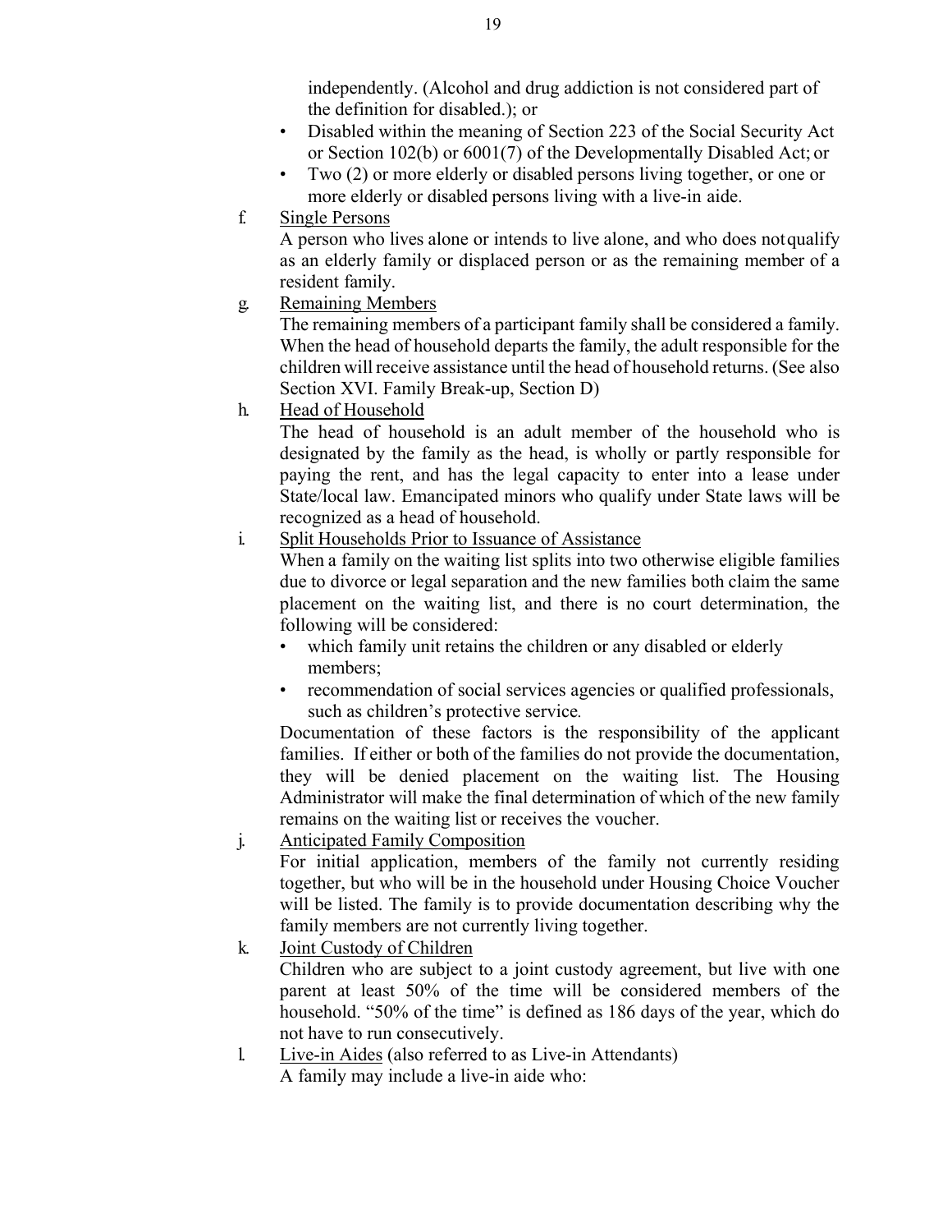independently. (Alcohol and drug addiction is not considered part of the definition for disabled.); or

- Disabled within the meaning of Section 223 of the Social Security Act or Section 102(b) or 6001(7) of the Developmentally Disabled Act; or
- Two (2) or more elderly or disabled persons living together, or one or more elderly or disabled persons living with a live-in aide.

f. Single Persons

A person who lives alone or intends to live alone, and who does not qualify as an elderly family or displaced person or as the remaining member of a resident family.

g. Remaining Members

The remaining members of a participant family shall be considered a family. When the head of household departs the family, the adult responsible for the children will receive assistance until the head of household returns. (See also Section XVI. Family Break-up, Section D)

h. Head of Household

The head of household is an adult member of the household who is designated by the family as the head, is wholly or partly responsible for paying the rent, and has the legal capacity to enter into a lease under State/local law. Emancipated minors who qualify under State laws will be recognized as a head of household.

i. Split Households Prior to Issuance of Assistance

When a family on the waiting list splits into two otherwise eligible families due to divorce or legal separation and the new families both claim the same placement on the waiting list, and there is no court determination, the following will be considered:

- which family unit retains the children or any disabled or elderly members;
- recommendation of social services agencies or qualified professionals, such as children's protective service.

Documentation of these factors is the responsibility of the applicant families. If either or both of the families do not provide the documentation, they will be denied placement on the waiting list. The Housing Administrator will make the final determination of which of the new family remains on the waiting list or receives the voucher.

j. Anticipated Family Composition

For initial application, members of the family not currently residing together, but who will be in the household under Housing Choice Voucher will be listed. The family is to provide documentation describing why the family members are not currently living together.

k. Joint Custody of Children

Children who are subject to a joint custody agreement, but live with one parent at least 50% of the time will be considered members of the household. "50% of the time" is defined as 186 days of the year, which do not have to run consecutively.

l. Live-in Aides (also referred to as Live-in Attendants)

A family may include a live-in aide who: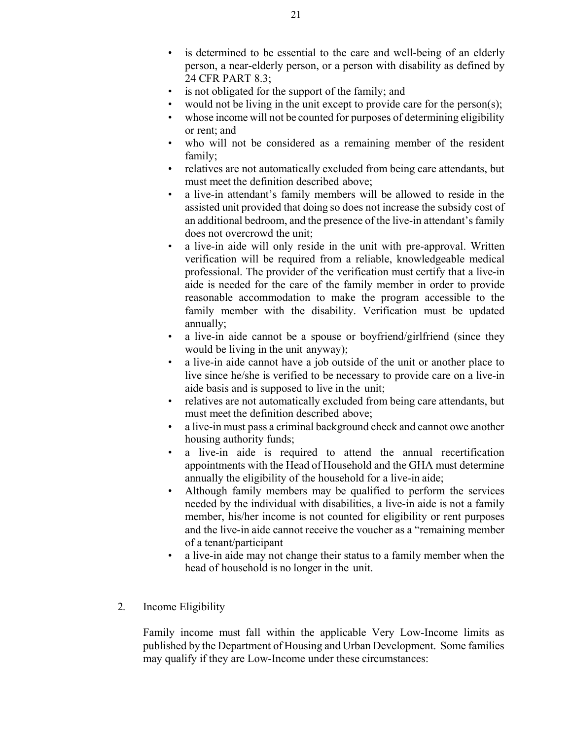- is determined to be essential to the care and well-being of an elderly person, a near-elderly person, or a person with disability as defined by 24 CFR PART 8.3;
- is not obligated for the support of the family; and
- would not be living in the unit except to provide care for the person(s);
- whose income will not be counted for purposes of determining eligibility or rent; and
- who will not be considered as a remaining member of the resident family;
- relatives are not automatically excluded from being care attendants, but must meet the definition described above;
- a live-in attendant's family members will be allowed to reside in the assisted unit provided that doing so does not increase the subsidy cost of an additional bedroom, and the presence of the live-in attendant's family does not overcrowd the unit;
- a live-in aide will only reside in the unit with pre-approval. Written verification will be required from a reliable, knowledgeable medical professional. The provider of the verification must certify that a live-in aide is needed for the care of the family member in order to provide reasonable accommodation to make the program accessible to the family member with the disability. Verification must be updated annually;
- a live-in aide cannot be a spouse or boyfriend/girlfriend (since they would be living in the unit anyway);
- a live-in aide cannot have a job outside of the unit or another place to live since he/she is verified to be necessary to provide care on a live-in aide basis and is supposed to live in the unit;
- relatives are not automatically excluded from being care attendants, but must meet the definition described above;
- a live-in must pass a criminal background check and cannot owe another housing authority funds;
- a live-in aide is required to attend the annual recertification appointments with the Head of Household and the GHA must determine annually the eligibility of the household for a live-in aide;
- Although family members may be qualified to perform the services needed by the individual with disabilities, a live-in aide is not a family member, his/her income is not counted for eligibility or rent purposes and the live-in aide cannot receive the voucher as a "remaining member of a tenant/participant
- a live-in aide may not change their status to a family member when the head of household is no longer in the unit.

2. Income Eligibility

   Family income must fall within the applicable Very Low-Income limits as published by the Department of Housing and Urban Development. Some families may qualify if they are Low-Income under these circumstances: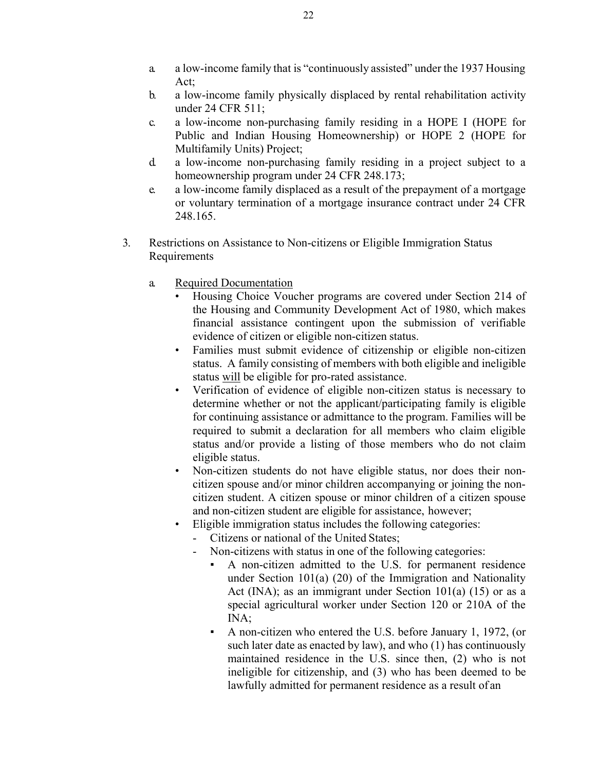a. a low-income family that is "continuously assisted" under the 1937 Housing Act;
b. a low-income family physically displaced by rental rehabilitation activity under 24 CFR 511;
c. a low-income non-purchasing family residing in a HOPE I (HOPE for Public and Indian Housing Homeownership) or HOPE 2 (HOPE for Multifamily Units) Project;
d. a low-income non-purchasing family residing in a project subject to a homeownership program under 24 CFR 248.173;
e. a low-income family displaced as a result of the prepayment of a mortgage or voluntary termination of a mortgage insurance contract under 24 CFR 248.165.

3. Restrictions on Assistance to Non-citizens or Eligible Immigration Status Requirements

   a. <u>Required Documentation</u>
      - Housing Choice Voucher programs are covered under Section 214 of the Housing and Community Development Act of 1980, which makes financial assistance contingent upon the submission of verifiable evidence of citizen or eligible non-citizen status.
      - Families must submit evidence of citizenship or eligible non-citizen status. A family consisting of members with both eligible and ineligible status <u>will</u> be eligible for pro-rated assistance.
      - Verification of evidence of eligible non-citizen status is necessary to determine whether or not the applicant/participating family is eligible for continuing assistance or admittance to the program. Families will be required to submit a declaration for all members who claim eligible status and/or provide a listing of those members who do not claim eligible status.
      - Non-citizen students do not have eligible status, nor does their non-citizen spouse and/or minor children accompanying or joining the non-citizen student. A citizen spouse or minor children of a citizen spouse and non-citizen student are eligible for assistance, however;
      - Eligible immigration status includes the following categories:
        - Citizens or national of the United States;
        - Non-citizens with status in one of the following categories:
          - A non-citizen admitted to the U.S. for permanent residence under Section 101(a) (20) of the Immigration and Nationality Act (INA); as an immigrant under Section 101(a) (15) or as a special agricultural worker under Section 120 or 210A of the INA;
          - A non-citizen who entered the U.S. before January 1, 1972, (or such later date as enacted by law), and who (1) has continuously maintained residence in the U.S. since then, (2) who is not ineligible for citizenship, and (3) who has been deemed to be lawfully admitted for permanent residence as a result of an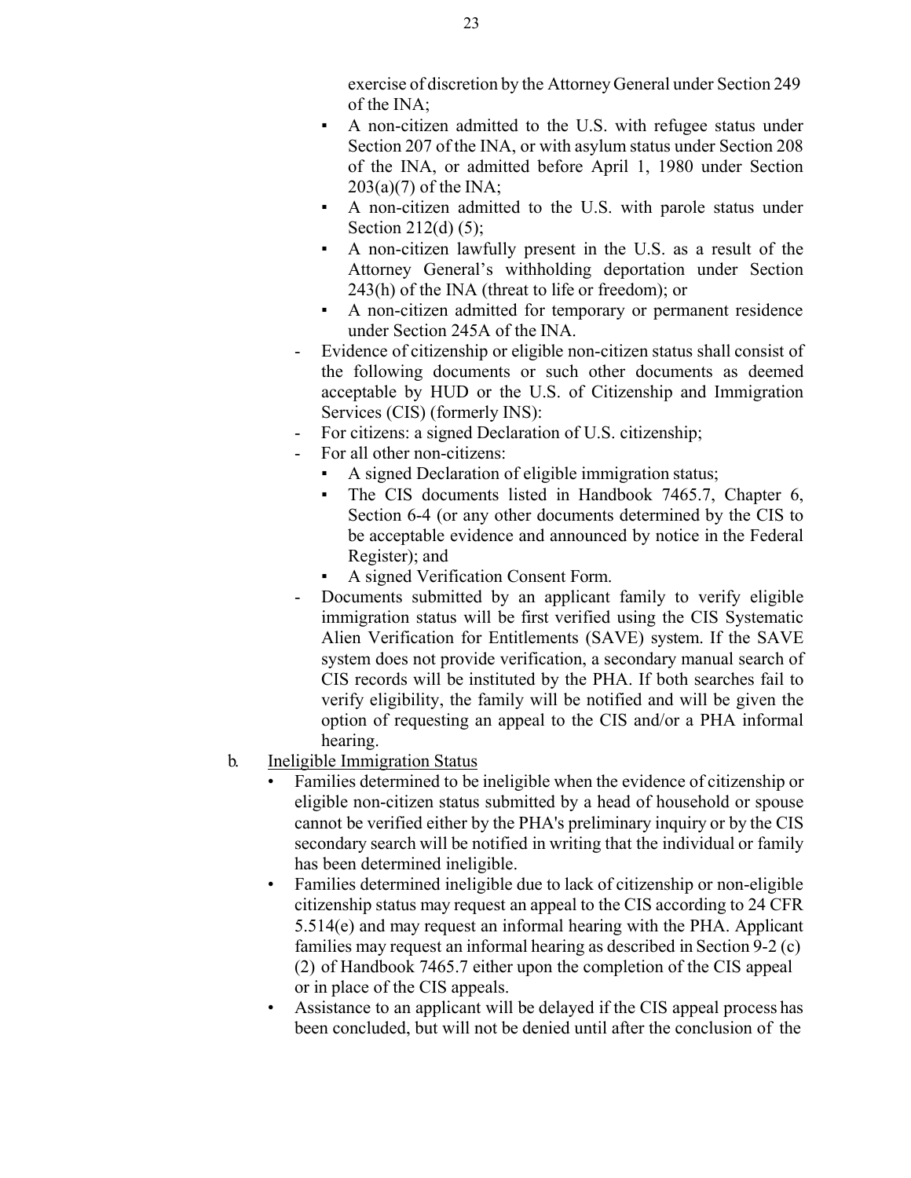exercise of discretion by the Attorney General under Section 249 of the INA;

  - A non-citizen admitted to the U.S. with refugee status under Section 207 of the INA, or with asylum status under Section 208 of the INA, or admitted before April 1, 1980 under Section 203(a)(7) of the INA;
  - A non-citizen admitted to the U.S. with parole status under Section 212(d) (5);
  - A non-citizen lawfully present in the U.S. as a result of the Attorney General's withholding deportation under Section 243(h) of the INA (threat to life or freedom); or
  - A non-citizen admitted for temporary or permanent residence under Section 245A of the INA.
- Evidence of citizenship or eligible non-citizen status shall consist of the following documents or such other documents as deemed acceptable by HUD or the U.S. of Citizenship and Immigration Services (CIS) (formerly INS):
- For citizens: a signed Declaration of U.S. citizenship;
- For all other non-citizens:
  - A signed Declaration of eligible immigration status;
  - The CIS documents listed in Handbook 7465.7, Chapter 6, Section 6-4 (or any other documents determined by the CIS to be acceptable evidence and announced by notice in the Federal Register); and
  - A signed Verification Consent Form.
- Documents submitted by an applicant family to verify eligible immigration status will be first verified using the CIS Systematic Alien Verification for Entitlements (SAVE) system. If the SAVE system does not provide verification, a secondary manual search of CIS records will be instituted by the PHA. If both searches fail to verify eligibility, the family will be notified and will be given the option of requesting an appeal to the CIS and/or a PHA informal hearing.

b. Ineligible Immigration Status

- Families determined to be ineligible when the evidence of citizenship or eligible non-citizen status submitted by a head of household or spouse cannot be verified either by the PHA's preliminary inquiry or by the CIS secondary search will be notified in writing that the individual or family has been determined ineligible.
- Families determined ineligible due to lack of citizenship or non-eligible citizenship status may request an appeal to the CIS according to 24 CFR 5.514(e) and may request an informal hearing with the PHA. Applicant families may request an informal hearing as described in Section 9-2 (c) (2) of Handbook 7465.7 either upon the completion of the CIS appeal or in place of the CIS appeals.
- Assistance to an applicant will be delayed if the CIS appeal process has been concluded, but will not be denied until after the conclusion of the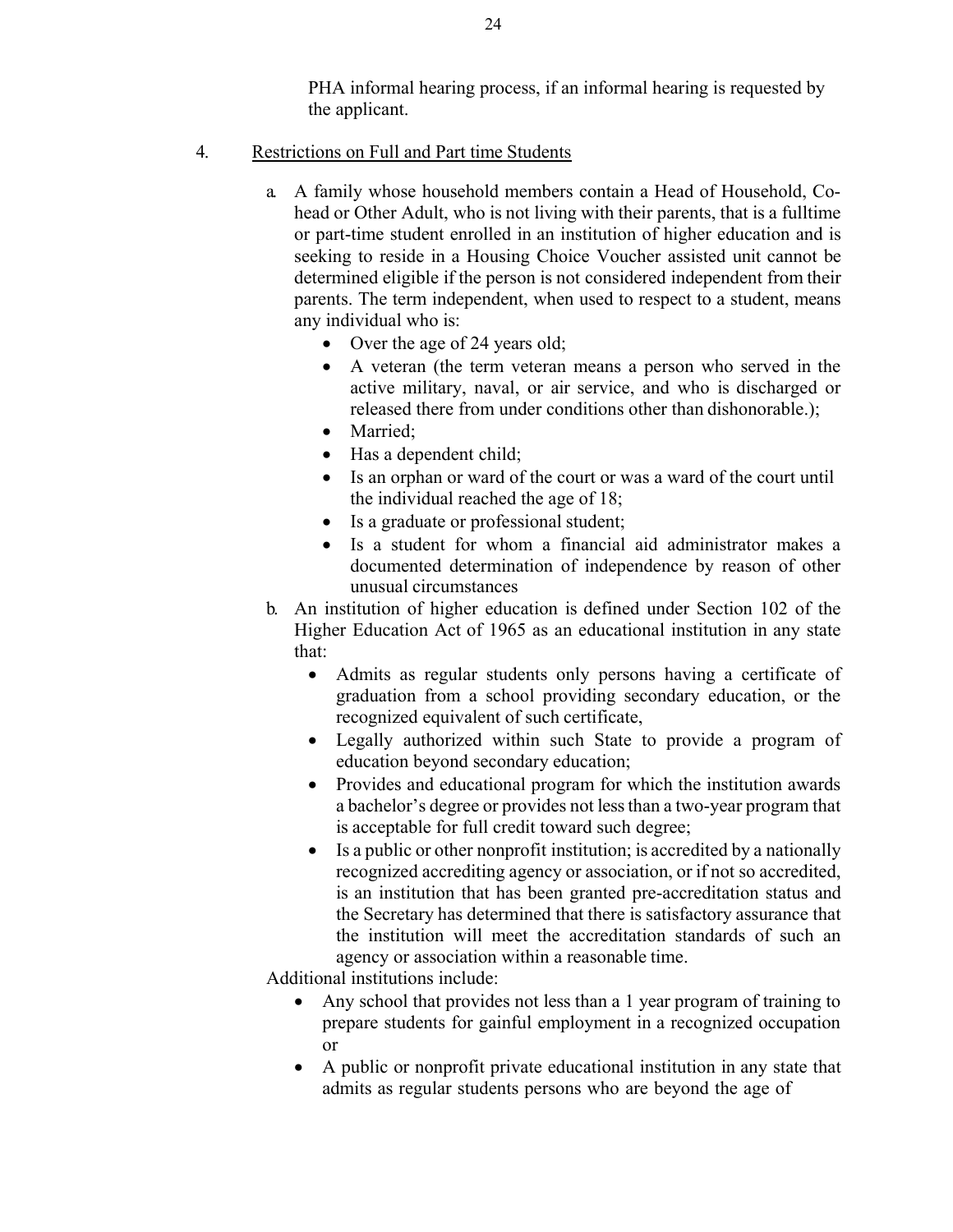PHA informal hearing process, if an informal hearing is requested by the applicant.

4. Restrictions on Full and Part time Students

a. A family whose household members contain a Head of Household, Co-head or Other Adult, who is not living with their parents, that is a fulltime or part-time student enrolled in an institution of higher education and is seeking to reside in a Housing Choice Voucher assisted unit cannot be determined eligible if the person is not considered independent from their parents. The term independent, when used to respect to a student, means any individual who is:
   - Over the age of 24 years old;
   - A veteran (the term veteran means a person who served in the active military, naval, or air service, and who is discharged or released there from under conditions other than dishonorable.);
   - Married;
   - Has a dependent child;
   - Is an orphan or ward of the court or was a ward of the court until the individual reached the age of 18;
   - Is a graduate or professional student;
   - Is a student for whom a financial aid administrator makes a documented determination of independence by reason of other unusual circumstances

b. An institution of higher education is defined under Section 102 of the Higher Education Act of 1965 as an educational institution in any state that:
   - Admits as regular students only persons having a certificate of graduation from a school providing secondary education, or the recognized equivalent of such certificate,
   - Legally authorized within such State to provide a program of education beyond secondary education;
   - Provides and educational program for which the institution awards a bachelor's degree or provides not less than a two-year program that is acceptable for full credit toward such degree;
   - Is a public or other nonprofit institution; is accredited by a nationally recognized accrediting agency or association, or if not so accredited, is an institution that has been granted pre-accreditation status and the Secretary has determined that there is satisfactory assurance that the institution will meet the accreditation standards of such an agency or association within a reasonable time.

Additional institutions include:
   - Any school that provides not less than a 1 year program of training to prepare students for gainful employment in a recognized occupation or
   - A public or nonprofit private educational institution in any state that admits as regular students persons who are beyond the age of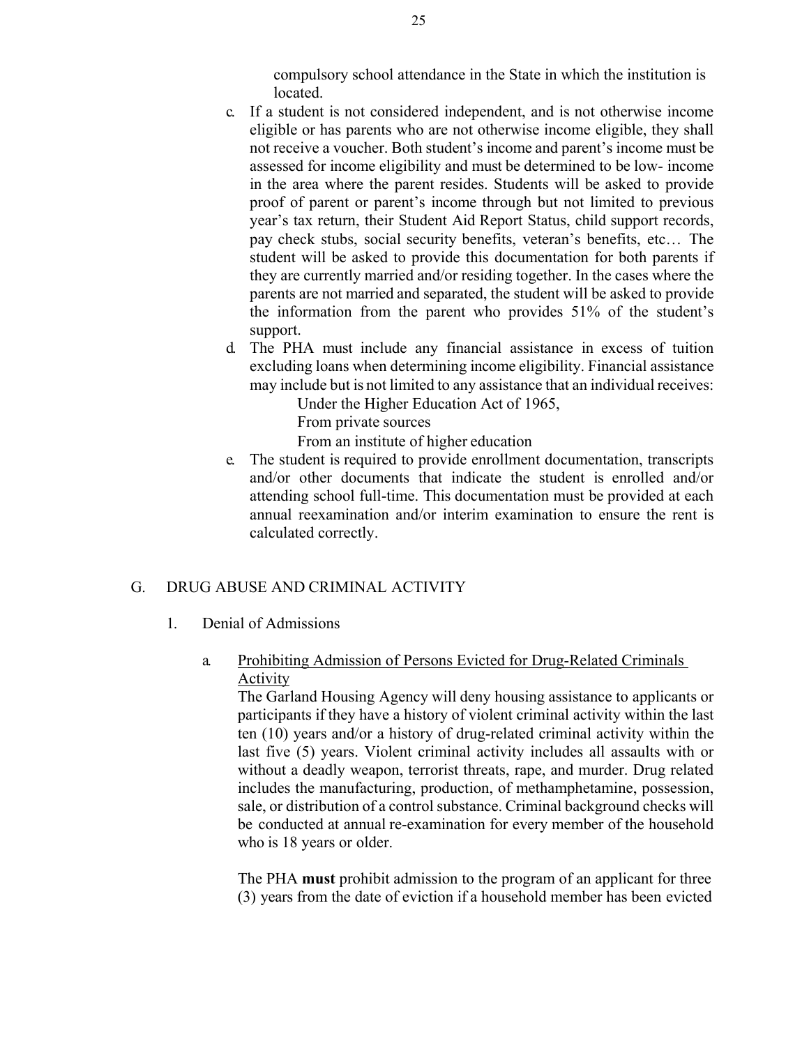compulsory school attendance in the State in which the institution is located.

c. If a student is not considered independent, and is not otherwise income eligible or has parents who are not otherwise income eligible, they shall not receive a voucher. Both student's income and parent's income must be assessed for income eligibility and must be determined to be low- income in the area where the parent resides. Students will be asked to provide proof of parent or parent's income through but not limited to previous year's tax return, their Student Aid Report Status, child support records, pay check stubs, social security benefits, veteran's benefits, etc… The student will be asked to provide this documentation for both parents if they are currently married and/or residing together. In the cases where the parents are not married and separated, the student will be asked to provide the information from the parent who provides 51% of the student's support.

d. The PHA must include any financial assistance in excess of tuition excluding loans when determining income eligibility. Financial assistance may include but is not limited to any assistance that an individual receives:

   Under the Higher Education Act of 1965,
   From private sources
   From an institute of higher education

e. The student is required to provide enrollment documentation, transcripts and/or other documents that indicate the student is enrolled and/or attending school full-time. This documentation must be provided at each annual reexamination and/or interim examination to ensure the rent is calculated correctly.

## G. DRUG ABUSE AND CRIMINAL ACTIVITY

### 1. Denial of Admissions

a. <u>Prohibiting Admission of Persons Evicted for Drug-Related Criminals Activity</u>

The Garland Housing Agency will deny housing assistance to applicants or participants if they have a history of violent criminal activity within the last ten (10) years and/or a history of drug-related criminal activity within the last five (5) years. Violent criminal activity includes all assaults with or without a deadly weapon, terrorist threats, rape, and murder. Drug related includes the manufacturing, production, of methamphetamine, possession, sale, or distribution of a control substance. Criminal background checks will be conducted at annual re-examination for every member of the household who is 18 years or older.

The PHA **must** prohibit admission to the program of an applicant for three (3) years from the date of eviction if a household member has been evicted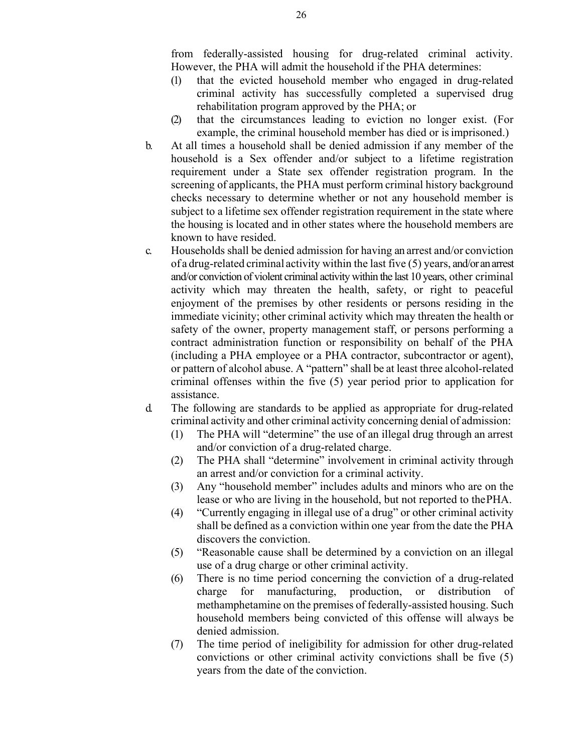from federally-assisted housing for drug-related criminal activity. However, the PHA will admit the household if the PHA determines:

(1) that the evicted household member who engaged in drug-related criminal activity has successfully completed a supervised drug rehabilitation program approved by the PHA; or

(2) that the circumstances leading to eviction no longer exist. (For example, the criminal household member has died or is imprisoned.)

b. At all times a household shall be denied admission if any member of the household is a Sex offender and/or subject to a lifetime registration requirement under a State sex offender registration program. In the screening of applicants, the PHA must perform criminal history background checks necessary to determine whether or not any household member is subject to a lifetime sex offender registration requirement in the state where the housing is located and in other states where the household members are known to have resided.

c. Households shall be denied admission for having an arrest and/or conviction of a drug-related criminal activity within the last five (5) years, and/or an arrest and/or conviction of violent criminal activity within the last 10 years, other criminal activity which may threaten the health, safety, or right to peaceful enjoyment of the premises by other residents or persons residing in the immediate vicinity; other criminal activity which may threaten the health or safety of the owner, property management staff, or persons performing a contract administration function or responsibility on behalf of the PHA (including a PHA employee or a PHA contractor, subcontractor or agent), or pattern of alcohol abuse. A "pattern" shall be at least three alcohol-related criminal offenses within the five (5) year period prior to application for assistance.

d. The following are standards to be applied as appropriate for drug-related criminal activity and other criminal activity concerning denial of admission:

(1) The PHA will "determine" the use of an illegal drug through an arrest and/or conviction of a drug-related charge.

(2) The PHA shall "determine" involvement in criminal activity through an arrest and/or conviction for a criminal activity.

(3) Any "household member" includes adults and minors who are on the lease or who are living in the household, but not reported to the PHA.

(4) "Currently engaging in illegal use of a drug" or other criminal activity shall be defined as a conviction within one year from the date the PHA discovers the conviction.

(5) "Reasonable cause shall be determined by a conviction on an illegal use of a drug charge or other criminal activity.

(6) There is no time period concerning the conviction of a drug-related charge for manufacturing, production, or distribution of methamphetamine on the premises of federally-assisted housing. Such household members being convicted of this offense will always be denied admission.

(7) The time period of ineligibility for admission for other drug-related convictions or other criminal activity convictions shall be five (5) years from the date of the conviction.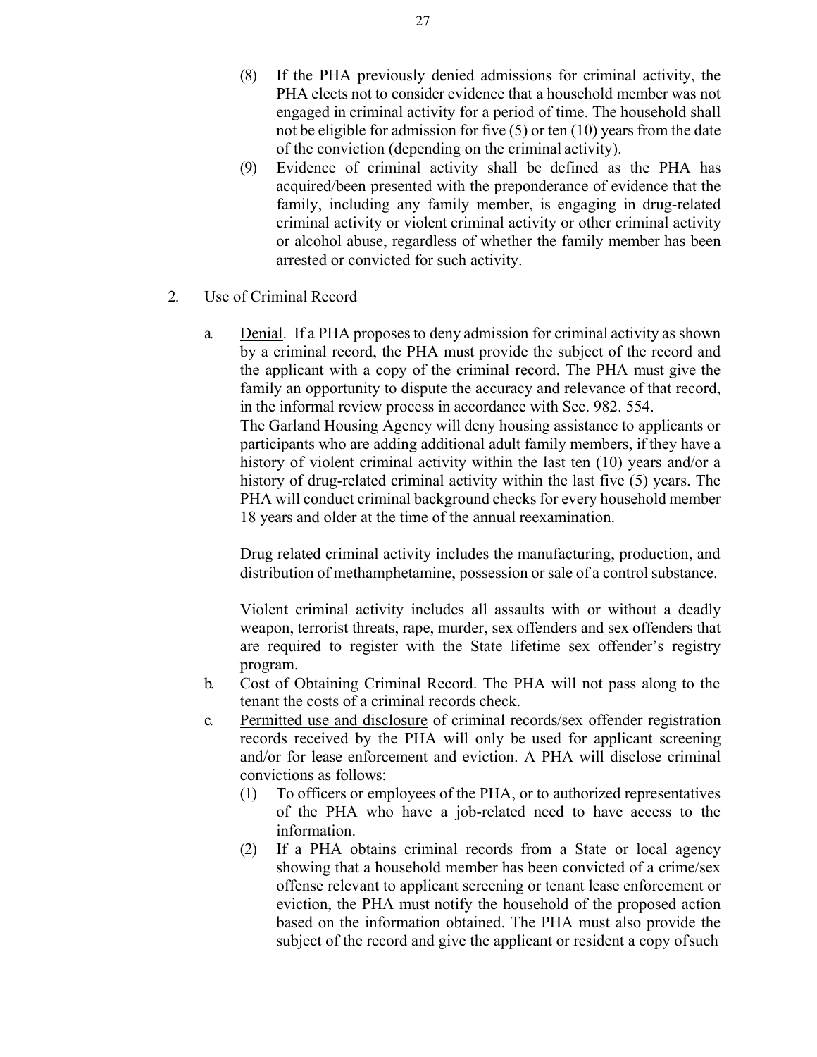(8) If the PHA previously denied admissions for criminal activity, the PHA elects not to consider evidence that a household member was not engaged in criminal activity for a period of time. The household shall not be eligible for admission for five (5) or ten (10) years from the date of the conviction (depending on the criminal activity).

(9) Evidence of criminal activity shall be defined as the PHA has acquired/been presented with the preponderance of evidence that the family, including any family member, is engaging in drug-related criminal activity or violent criminal activity or other criminal activity or alcohol abuse, regardless of whether the family member has been arrested or convicted for such activity.

2. Use of Criminal Record

a. Denial. If a PHA proposes to deny admission for criminal activity as shown by a criminal record, the PHA must provide the subject of the record and the applicant with a copy of the criminal record. The PHA must give the family an opportunity to dispute the accuracy and relevance of that record, in the informal review process in accordance with Sec. 982. 554.

The Garland Housing Agency will deny housing assistance to applicants or participants who are adding additional adult family members, if they have a history of violent criminal activity within the last ten (10) years and/or a history of drug-related criminal activity within the last five (5) years. The PHA will conduct criminal background checks for every household member 18 years and older at the time of the annual reexamination.

Drug related criminal activity includes the manufacturing, production, and distribution of methamphetamine, possession or sale of a control substance.

Violent criminal activity includes all assaults with or without a deadly weapon, terrorist threats, rape, murder, sex offenders and sex offenders that are required to register with the State lifetime sex offender's registry program.

b. Cost of Obtaining Criminal Record. The PHA will not pass along to the tenant the costs of a criminal records check.

c. Permitted use and disclosure of criminal records/sex offender registration records received by the PHA will only be used for applicant screening and/or for lease enforcement and eviction. A PHA will disclose criminal convictions as follows:

(1) To officers or employees of the PHA, or to authorized representatives of the PHA who have a job-related need to have access to the information.

(2) If a PHA obtains criminal records from a State or local agency showing that a household member has been convicted of a crime/sex offense relevant to applicant screening or tenant lease enforcement or eviction, the PHA must notify the household of the proposed action based on the information obtained. The PHA must also provide the subject of the record and give the applicant or resident a copy of such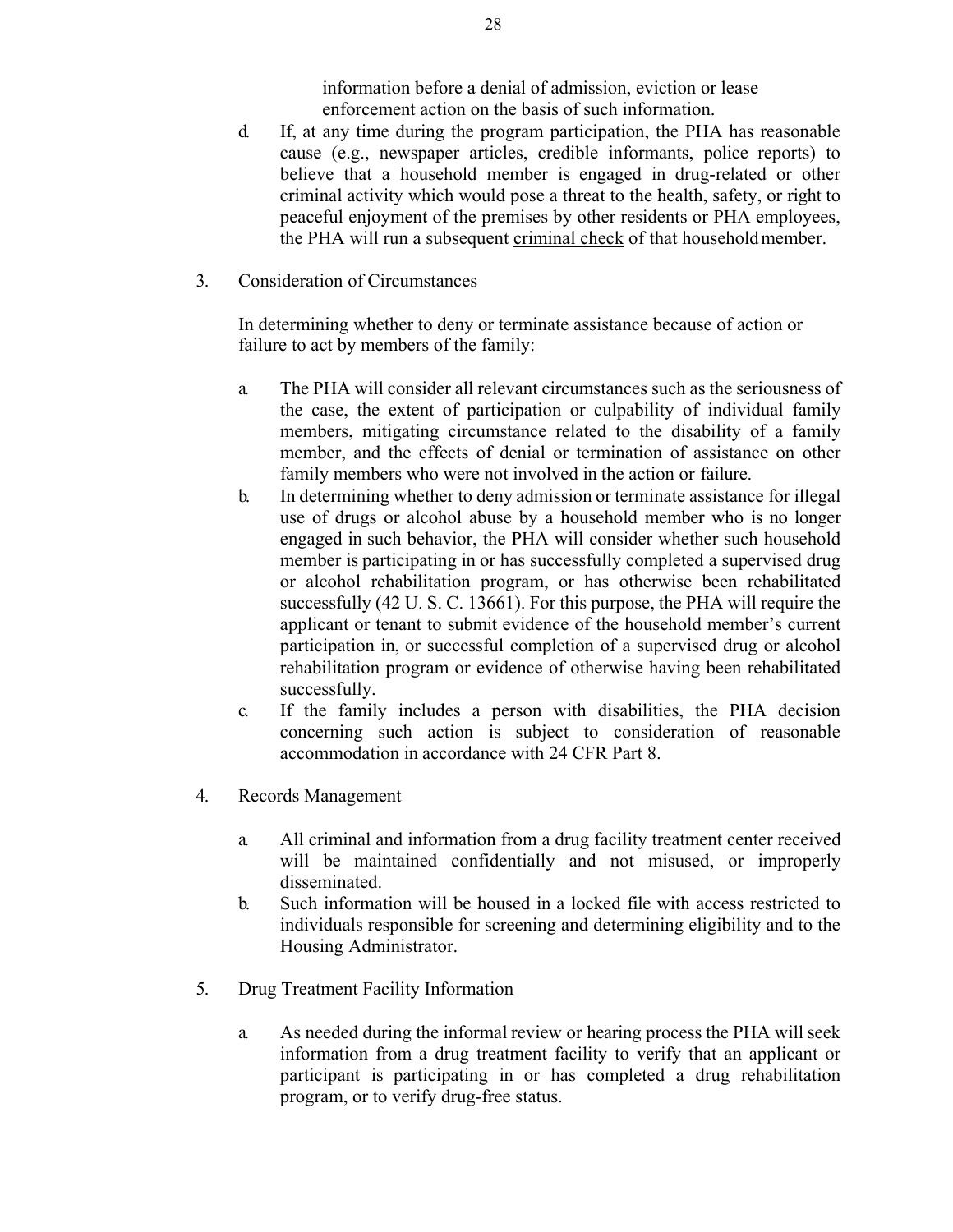information before a denial of admission, eviction or lease enforcement action on the basis of such information.

d. If, at any time during the program participation, the PHA has reasonable cause (e.g., newspaper articles, credible informants, police reports) to believe that a household member is engaged in drug-related or other criminal activity which would pose a threat to the health, safety, or right to peaceful enjoyment of the premises by other residents or PHA employees, the PHA will run a subsequent <u>criminal check</u> of that household member.

3. Consideration of Circumstances

   In determining whether to deny or terminate assistance because of action or failure to act by members of the family:

   a. The PHA will consider all relevant circumstances such as the seriousness of the case, the extent of participation or culpability of individual family members, mitigating circumstance related to the disability of a family member, and the effects of denial or termination of assistance on other family members who were not involved in the action or failure.
   b. In determining whether to deny admission or terminate assistance for illegal use of drugs or alcohol abuse by a household member who is no longer engaged in such behavior, the PHA will consider whether such household member is participating in or has successfully completed a supervised drug or alcohol rehabilitation program, or has otherwise been rehabilitated successfully (42 U. S. C. 13661). For this purpose, the PHA will require the applicant or tenant to submit evidence of the household member's current participation in, or successful completion of a supervised drug or alcohol rehabilitation program or evidence of otherwise having been rehabilitated successfully.
   c. If the family includes a person with disabilities, the PHA decision concerning such action is subject to consideration of reasonable accommodation in accordance with 24 CFR Part 8.

4. Records Management

   a. All criminal and information from a drug facility treatment center received will be maintained confidentially and not misused, or improperly disseminated.
   b. Such information will be housed in a locked file with access restricted to individuals responsible for screening and determining eligibility and to the Housing Administrator.

5. Drug Treatment Facility Information

   a. As needed during the informal review or hearing process the PHA will seek information from a drug treatment facility to verify that an applicant or participant is participating in or has completed a drug rehabilitation program, or to verify drug-free status.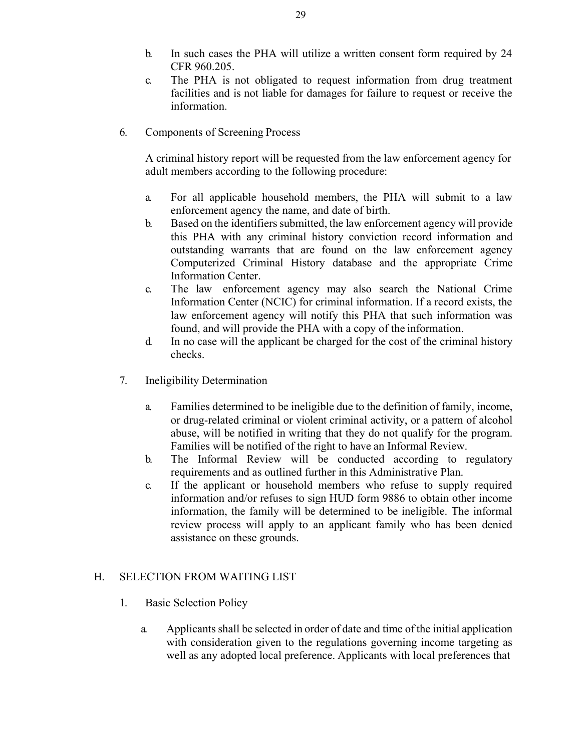b. In such cases the PHA will utilize a written consent form required by 24 CFR 960.205.

c. The PHA is not obligated to request information from drug treatment facilities and is not liable for damages for failure to request or receive the information.

6. Components of Screening Process

A criminal history report will be requested from the law enforcement agency for adult members according to the following procedure:

a. For all applicable household members, the PHA will submit to a law enforcement agency the name, and date of birth.

b. Based on the identifiers submitted, the law enforcement agency will provide this PHA with any criminal history conviction record information and outstanding warrants that are found on the law enforcement agency Computerized Criminal History database and the appropriate Crime Information Center.

c. The law enforcement agency may also search the National Crime Information Center (NCIC) for criminal information. If a record exists, the law enforcement agency will notify this PHA that such information was found, and will provide the PHA with a copy of the information.

d. In no case will the applicant be charged for the cost of the criminal history checks.

7. Ineligibility Determination

a. Families determined to be ineligible due to the definition of family, income, or drug-related criminal or violent criminal activity, or a pattern of alcohol abuse, will be notified in writing that they do not qualify for the program. Families will be notified of the right to have an Informal Review.

b. The Informal Review will be conducted according to regulatory requirements and as outlined further in this Administrative Plan.

c. If the applicant or household members who refuse to supply required information and/or refuses to sign HUD form 9886 to obtain other income information, the family will be determined to be ineligible. The informal review process will apply to an applicant family who has been denied assistance on these grounds.

## H. SELECTION FROM WAITING LIST

1. Basic Selection Policy

a. Applicants shall be selected in order of date and time of the initial application with consideration given to the regulations governing income targeting as well as any adopted local preference. Applicants with local preferences that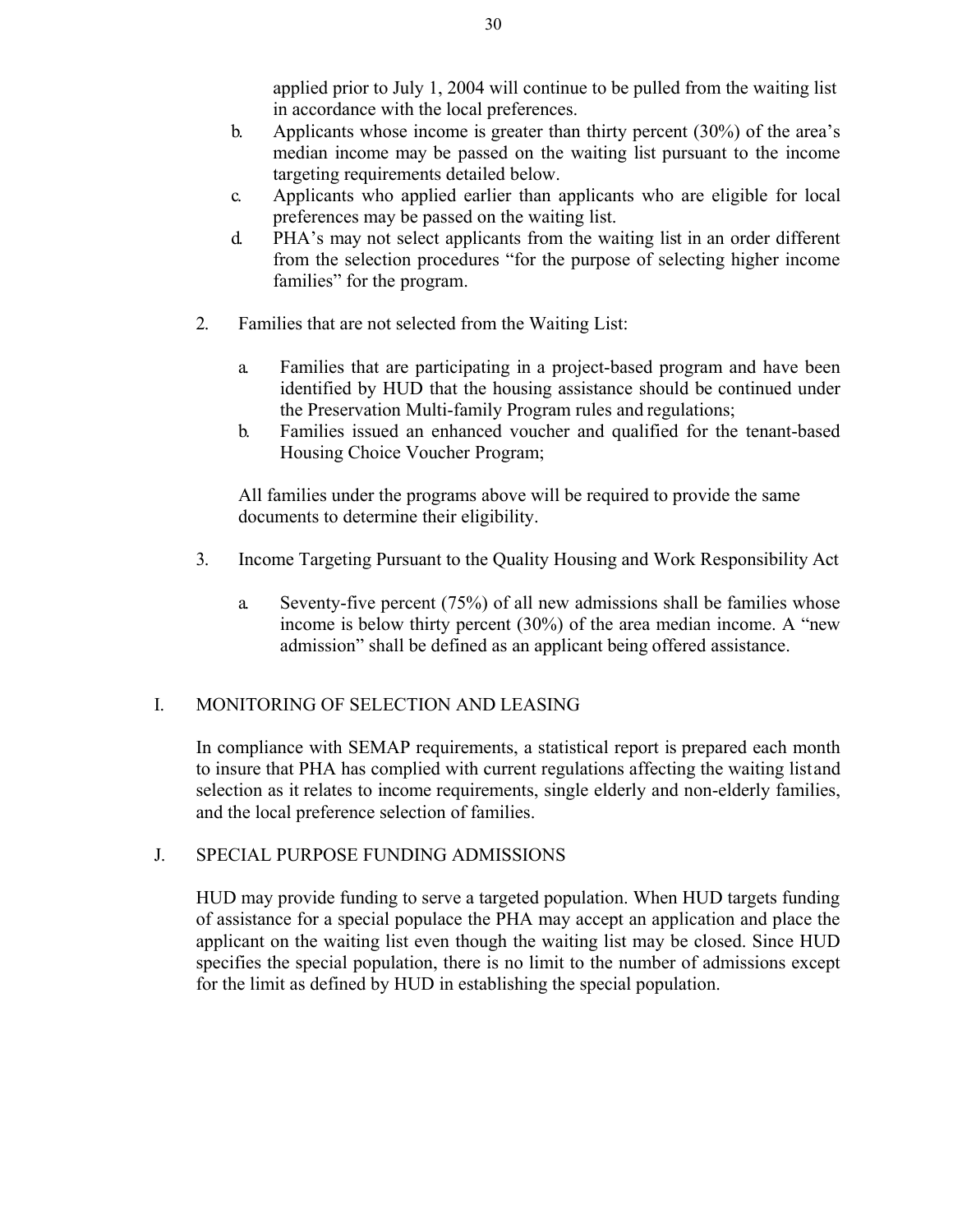applied prior to July 1, 2004 will continue to be pulled from the waiting list in accordance with the local preferences.

b. Applicants whose income is greater than thirty percent (30%) of the area's median income may be passed on the waiting list pursuant to the income targeting requirements detailed below.

c. Applicants who applied earlier than applicants who are eligible for local preferences may be passed on the waiting list.

d. PHA's may not select applicants from the waiting list in an order different from the selection procedures "for the purpose of selecting higher income families" for the program.

2. Families that are not selected from the Waiting List:

   a. Families that are participating in a project-based program and have been identified by HUD that the housing assistance should be continued under the Preservation Multi-family Program rules and regulations;

   b. Families issued an enhanced voucher and qualified for the tenant-based Housing Choice Voucher Program;

   All families under the programs above will be required to provide the same documents to determine their eligibility.

3. Income Targeting Pursuant to the Quality Housing and Work Responsibility Act

   a. Seventy-five percent (75%) of all new admissions shall be families whose income is below thirty percent (30%) of the area median income. A "new admission" shall be defined as an applicant being offered assistance.

## I. MONITORING OF SELECTION AND LEASING

In compliance with SEMAP requirements, a statistical report is prepared each month to insure that PHA has complied with current regulations affecting the waiting list and selection as it relates to income requirements, single elderly and non-elderly families, and the local preference selection of families.

## J. SPECIAL PURPOSE FUNDING ADMISSIONS

HUD may provide funding to serve a targeted population. When HUD targets funding of assistance for a special populace the PHA may accept an application and place the applicant on the waiting list even though the waiting list may be closed. Since HUD specifies the special population, there is no limit to the number of admissions except for the limit as defined by HUD in establishing the special population.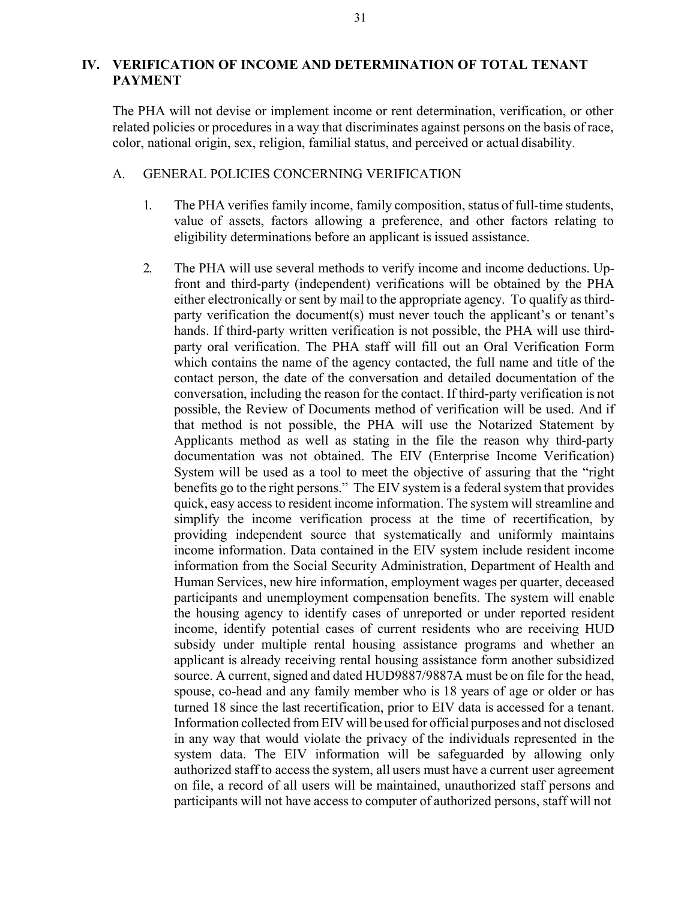## IV. VERIFICATION OF INCOME AND DETERMINATION OF TOTAL TENANT PAYMENT

The PHA will not devise or implement income or rent determination, verification, or other related policies or procedures in a way that discriminates against persons on the basis of race, color, national origin, sex, religion, familial status, and perceived or actual disability.

### A. GENERAL POLICIES CONCERNING VERIFICATION

1. The PHA verifies family income, family composition, status of full-time students, value of assets, factors allowing a preference, and other factors relating to eligibility determinations before an applicant is issued assistance.

2. The PHA will use several methods to verify income and income deductions. Up-front and third-party (independent) verifications will be obtained by the PHA either electronically or sent by mail to the appropriate agency. To qualify as third-party verification the document(s) must never touch the applicant's or tenant's hands. If third-party written verification is not possible, the PHA will use third-party oral verification. The PHA staff will fill out an Oral Verification Form which contains the name of the agency contacted, the full name and title of the contact person, the date of the conversation and detailed documentation of the conversation, including the reason for the contact. If third-party verification is not possible, the Review of Documents method of verification will be used. And if that method is not possible, the PHA will use the Notarized Statement by Applicants method as well as stating in the file the reason why third-party documentation was not obtained. The EIV (Enterprise Income Verification) System will be used as a tool to meet the objective of assuring that the "right benefits go to the right persons." The EIV system is a federal system that provides quick, easy access to resident income information. The system will streamline and simplify the income verification process at the time of recertification, by providing independent source that systematically and uniformly maintains income information. Data contained in the EIV system include resident income information from the Social Security Administration, Department of Health and Human Services, new hire information, employment wages per quarter, deceased participants and unemployment compensation benefits. The system will enable the housing agency to identify cases of unreported or under reported resident income, identify potential cases of current residents who are receiving HUD subsidy under multiple rental housing assistance programs and whether an applicant is already receiving rental housing assistance form another subsidized source. A current, signed and dated HUD9887/9887A must be on file for the head, spouse, co-head and any family member who is 18 years of age or older or has turned 18 since the last recertification, prior to EIV data is accessed for a tenant. Information collected from EIV will be used for official purposes and not disclosed in any way that would violate the privacy of the individuals represented in the system data. The EIV information will be safeguarded by allowing only authorized staff to access the system, all users must have a current user agreement on file, a record of all users will be maintained, unauthorized staff persons and participants will not have access to computer of authorized persons, staff will not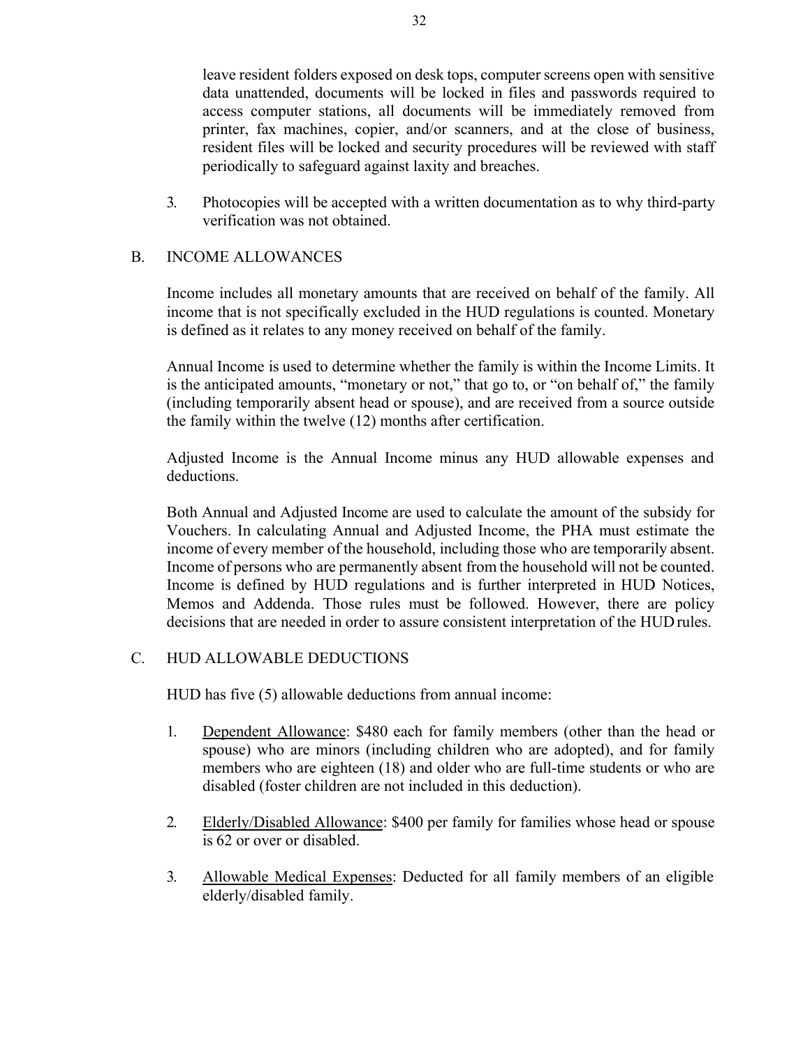leave resident folders exposed on desk tops, computer screens open with sensitive data unattended, documents will be locked in files and passwords required to access computer stations, all documents will be immediately removed from printer, fax machines, copier, and/or scanners, and at the close of business, resident files will be locked and security procedures will be reviewed with staff periodically to safeguard against laxity and breaches.

3. Photocopies will be accepted with a written documentation as to why third-party verification was not obtained.

## B. INCOME ALLOWANCES

Income includes all monetary amounts that are received on behalf of the family. All income that is not specifically excluded in the HUD regulations is counted. Monetary is defined as it relates to any money received on behalf of the family.

Annual Income is used to determine whether the family is within the Income Limits. It is the anticipated amounts, "monetary or not," that go to, or "on behalf of," the family (including temporarily absent head or spouse), and are received from a source outside the family within the twelve (12) months after certification.

Adjusted Income is the Annual Income minus any HUD allowable expenses and deductions.

Both Annual and Adjusted Income are used to calculate the amount of the subsidy for Vouchers. In calculating Annual and Adjusted Income, the PHA must estimate the income of every member of the household, including those who are temporarily absent. Income of persons who are permanently absent from the household will not be counted. Income is defined by HUD regulations and is further interpreted in HUD Notices, Memos and Addenda. Those rules must be followed. However, there are policy decisions that are needed in order to assure consistent interpretation of the HUD rules.

## C. HUD ALLOWABLE DEDUCTIONS

HUD has five (5) allowable deductions from annual income:

1. Dependent Allowance: $480 each for family members (other than the head or spouse) who are minors (including children who are adopted), and for family members who are eighteen (18) and older who are full-time students or who are disabled (foster children are not included in this deduction).

2. Elderly/Disabled Allowance: $400 per family for families whose head or spouse is 62 or over or disabled.

3. Allowable Medical Expenses: Deducted for all family members of an eligible elderly/disabled family.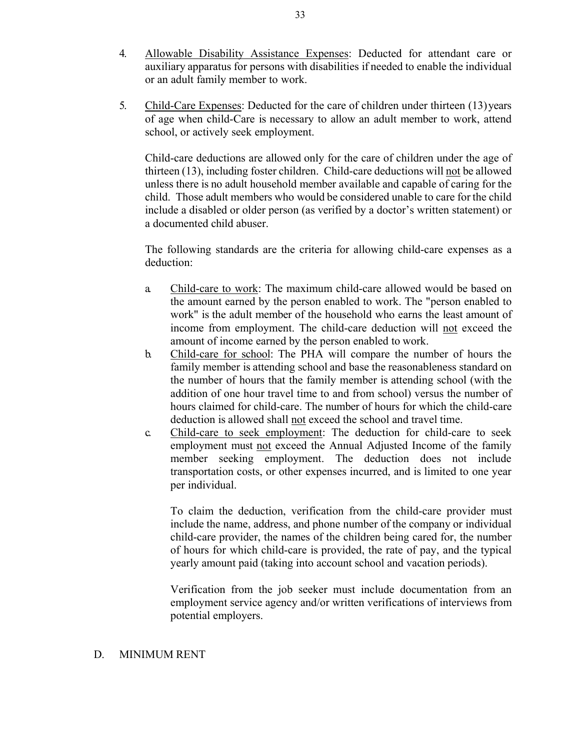4. Allowable Disability Assistance Expenses: Deducted for attendant care or auxiliary apparatus for persons with disabilities if needed to enable the individual or an adult family member to work.

5. Child-Care Expenses: Deducted for the care of children under thirteen (13) years of age when child-Care is necessary to allow an adult member to work, attend school, or actively seek employment.

   Child-care deductions are allowed only for the care of children under the age of thirteen (13), including foster children. Child-care deductions will not be allowed unless there is no adult household member available and capable of caring for the child. Those adult members who would be considered unable to care for the child include a disabled or older person (as verified by a doctor's written statement) or a documented child abuser.

   The following standards are the criteria for allowing child-care expenses as a deduction:

   a. Child-care to work: The maximum child-care allowed would be based on the amount earned by the person enabled to work. The "person enabled to work" is the adult member of the household who earns the least amount of income from employment. The child-care deduction will not exceed the amount of income earned by the person enabled to work.
   b. Child-care for school: The PHA will compare the number of hours the family member is attending school and base the reasonableness standard on the number of hours that the family member is attending school (with the addition of one hour travel time to and from school) versus the number of hours claimed for child-care. The number of hours for which the child-care deduction is allowed shall not exceed the school and travel time.
   c. Child-care to seek employment: The deduction for child-care to seek employment must not exceed the Annual Adjusted Income of the family member seeking employment. The deduction does not include transportation costs, or other expenses incurred, and is limited to one year per individual.

      To claim the deduction, verification from the child-care provider must include the name, address, and phone number of the company or individual child-care provider, the names of the children being cared for, the number of hours for which child-care is provided, the rate of pay, and the typical yearly amount paid (taking into account school and vacation periods).

      Verification from the job seeker must include documentation from an employment service agency and/or written verifications of interviews from potential employers.

## D. MINIMUM RENT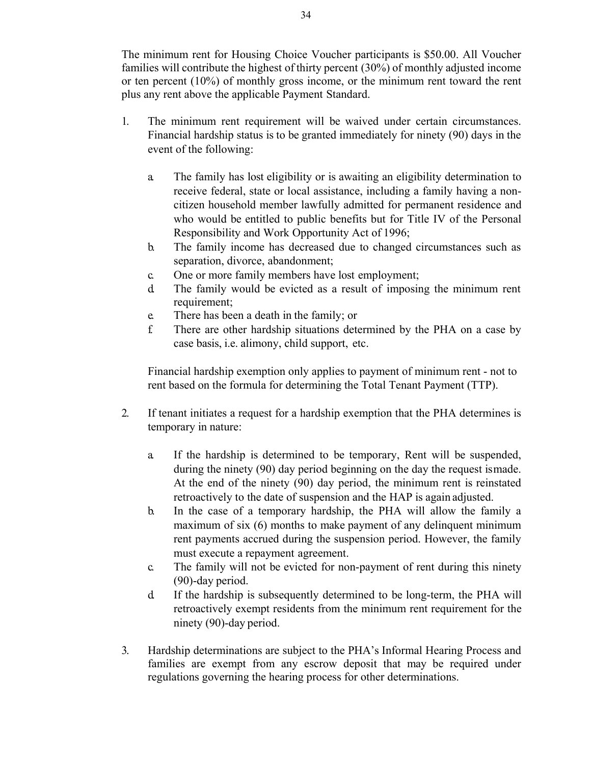The minimum rent for Housing Choice Voucher participants is $50.00. All Voucher families will contribute the highest of thirty percent (30%) of monthly adjusted income or ten percent (10%) of monthly gross income, or the minimum rent toward the rent plus any rent above the applicable Payment Standard.

1. The minimum rent requirement will be waived under certain circumstances. Financial hardship status is to be granted immediately for ninety (90) days in the event of the following:

   a. The family has lost eligibility or is awaiting an eligibility determination to receive federal, state or local assistance, including a family having a non-citizen household member lawfully admitted for permanent residence and who would be entitled to public benefits but for Title IV of the Personal Responsibility and Work Opportunity Act of 1996;
   b. The family income has decreased due to changed circumstances such as separation, divorce, abandonment;
   c. One or more family members have lost employment;
   d. The family would be evicted as a result of imposing the minimum rent requirement;
   e. There has been a death in the family; or
   f. There are other hardship situations determined by the PHA on a case by case basis, i.e. alimony, child support, etc.

   Financial hardship exemption only applies to payment of minimum rent - not to rent based on the formula for determining the Total Tenant Payment (TTP).

2. If tenant initiates a request for a hardship exemption that the PHA determines is temporary in nature:

   a. If the hardship is determined to be temporary, Rent will be suspended, during the ninety (90) day period beginning on the day the request is made. At the end of the ninety (90) day period, the minimum rent is reinstated retroactively to the date of suspension and the HAP is again adjusted.
   b. In the case of a temporary hardship, the PHA will allow the family a maximum of six (6) months to make payment of any delinquent minimum rent payments accrued during the suspension period. However, the family must execute a repayment agreement.
   c. The family will not be evicted for non-payment of rent during this ninety (90)-day period.
   d. If the hardship is subsequently determined to be long-term, the PHA will retroactively exempt residents from the minimum rent requirement for the ninety (90)-day period.

3. Hardship determinations are subject to the PHA's Informal Hearing Process and families are exempt from any escrow deposit that may be required under regulations governing the hearing process for other determinations.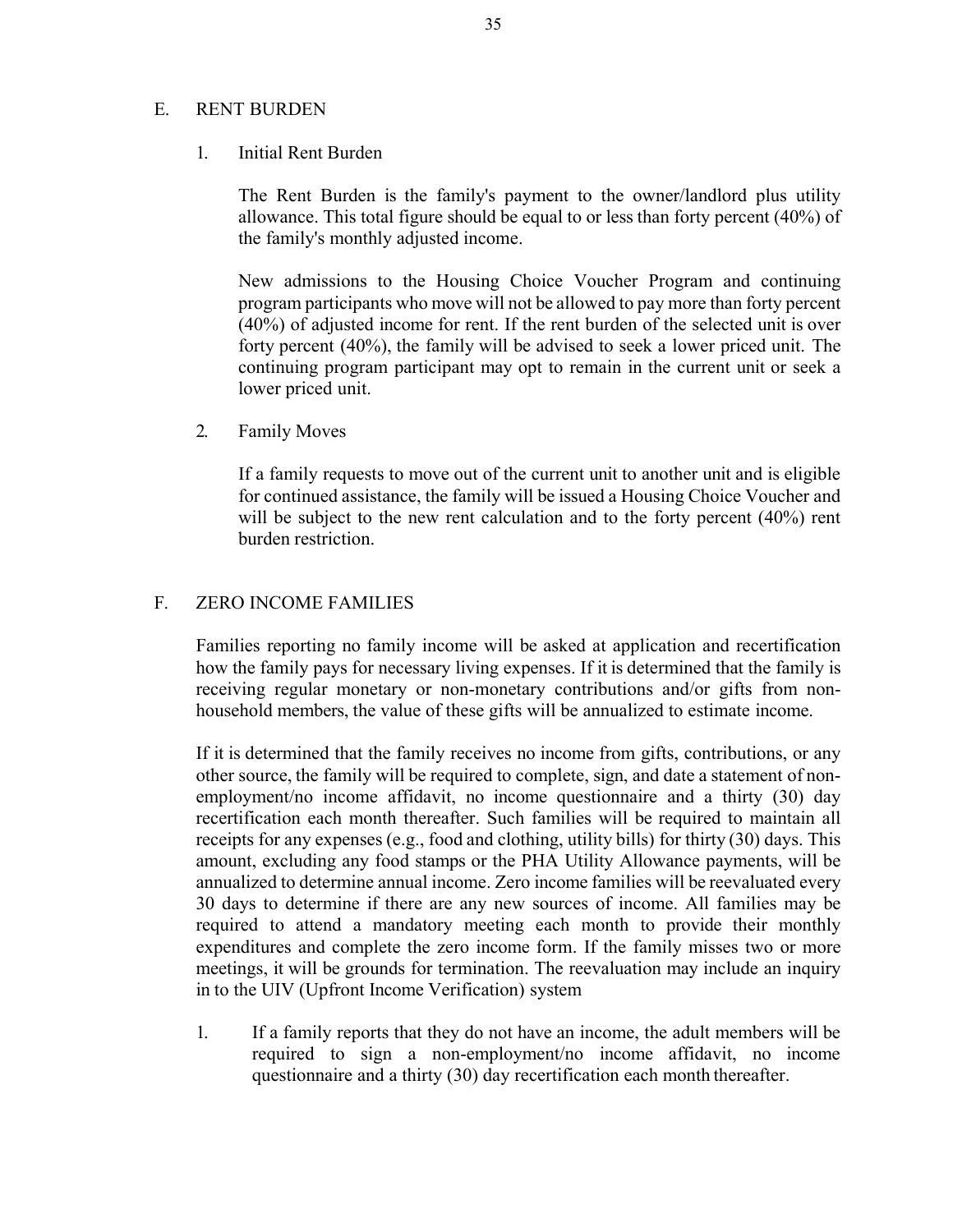## E. RENT BURDEN

### 1. Initial Rent Burden

The Rent Burden is the family's payment to the owner/landlord plus utility allowance. This total figure should be equal to or less than forty percent (40%) of the family's monthly adjusted income.

New admissions to the Housing Choice Voucher Program and continuing program participants who move will not be allowed to pay more than forty percent (40%) of adjusted income for rent. If the rent burden of the selected unit is over forty percent (40%), the family will be advised to seek a lower priced unit. The continuing program participant may opt to remain in the current unit or seek a lower priced unit.

### 2. Family Moves

If a family requests to move out of the current unit to another unit and is eligible for continued assistance, the family will be issued a Housing Choice Voucher and will be subject to the new rent calculation and to the forty percent (40%) rent burden restriction.

## F. ZERO INCOME FAMILIES

Families reporting no family income will be asked at application and recertification how the family pays for necessary living expenses. If it is determined that the family is receiving regular monetary or non-monetary contributions and/or gifts from non-household members, the value of these gifts will be annualized to estimate income.

If it is determined that the family receives no income from gifts, contributions, or any other source, the family will be required to complete, sign, and date a statement of non-employment/no income affidavit, no income questionnaire and a thirty (30) day recertification each month thereafter. Such families will be required to maintain all receipts for any expenses (e.g., food and clothing, utility bills) for thirty (30) days. This amount, excluding any food stamps or the PHA Utility Allowance payments, will be annualized to determine annual income. Zero income families will be reevaluated every 30 days to determine if there are any new sources of income. All families may be required to attend a mandatory meeting each month to provide their monthly expenditures and complete the zero income form. If the family misses two or more meetings, it will be grounds for termination. The reevaluation may include an inquiry in to the UIV (Upfront Income Verification) system

1. If a family reports that they do not have an income, the adult members will be required to sign a non-employment/no income affidavit, no income questionnaire and a thirty (30) day recertification each month thereafter.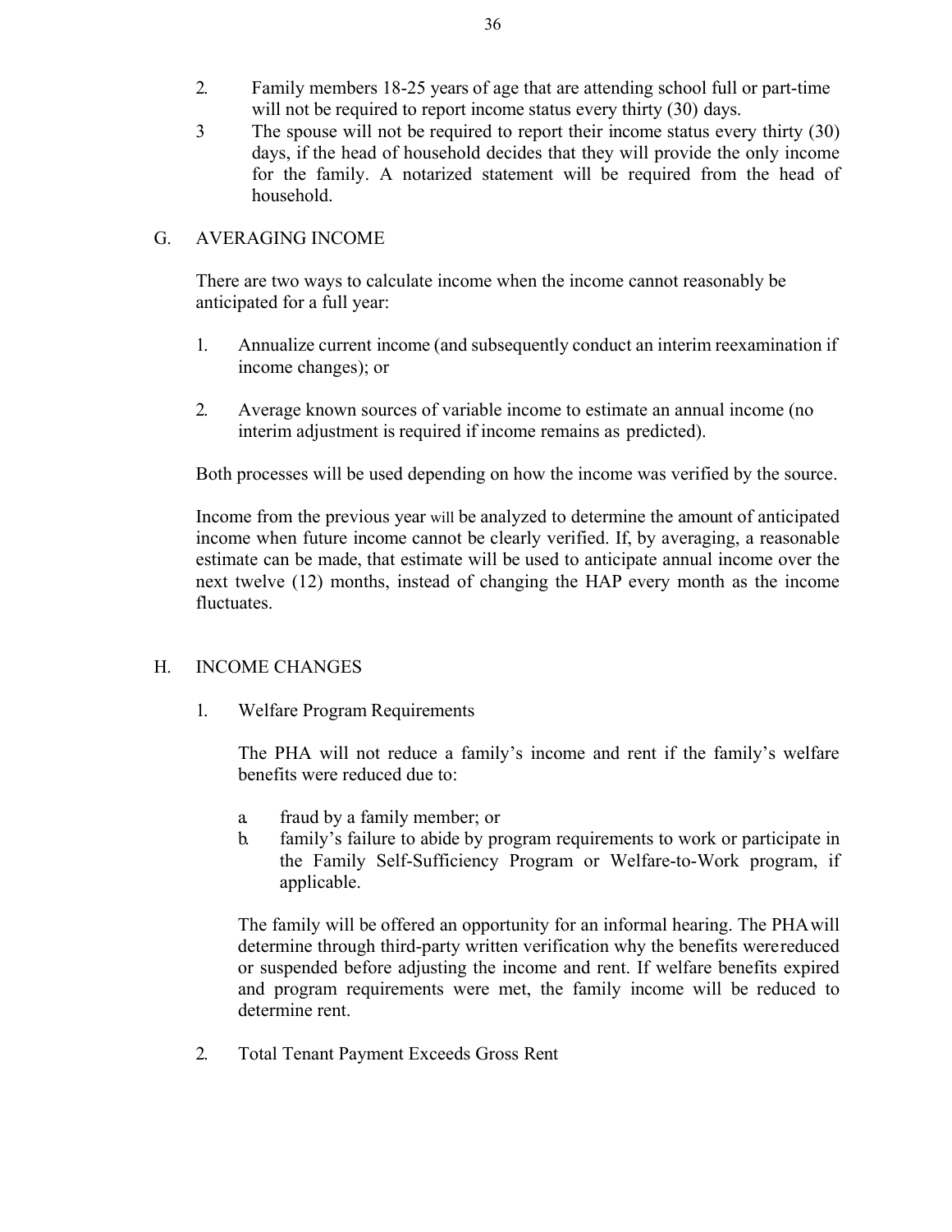2. Family members 18-25 years of age that are attending school full or part-time will not be required to report income status every thirty (30) days.
3 The spouse will not be required to report their income status every thirty (30) days, if the head of household decides that they will provide the only income for the family. A notarized statement will be required from the head of household.

## G. AVERAGING INCOME

There are two ways to calculate income when the income cannot reasonably be anticipated for a full year:

1. Annualize current income (and subsequently conduct an interim reexamination if income changes); or

2. Average known sources of variable income to estimate an annual income (no interim adjustment is required if income remains as predicted).

Both processes will be used depending on how the income was verified by the source.

Income from the previous year will be analyzed to determine the amount of anticipated income when future income cannot be clearly verified. If, by averaging, a reasonable estimate can be made, that estimate will be used to anticipate annual income over the next twelve (12) months, instead of changing the HAP every month as the income fluctuates.

## H. INCOME CHANGES

1. Welfare Program Requirements

   The PHA will not reduce a family's income and rent if the family's welfare benefits were reduced due to:

   a. fraud by a family member; or
   b. family's failure to abide by program requirements to work or participate in the Family Self-Sufficiency Program or Welfare-to-Work program, if applicable.

   The family will be offered an opportunity for an informal hearing. The PHA will determine through third-party written verification why the benefits were reduced or suspended before adjusting the income and rent. If welfare benefits expired and program requirements were met, the family income will be reduced to determine rent.

2. Total Tenant Payment Exceeds Gross Rent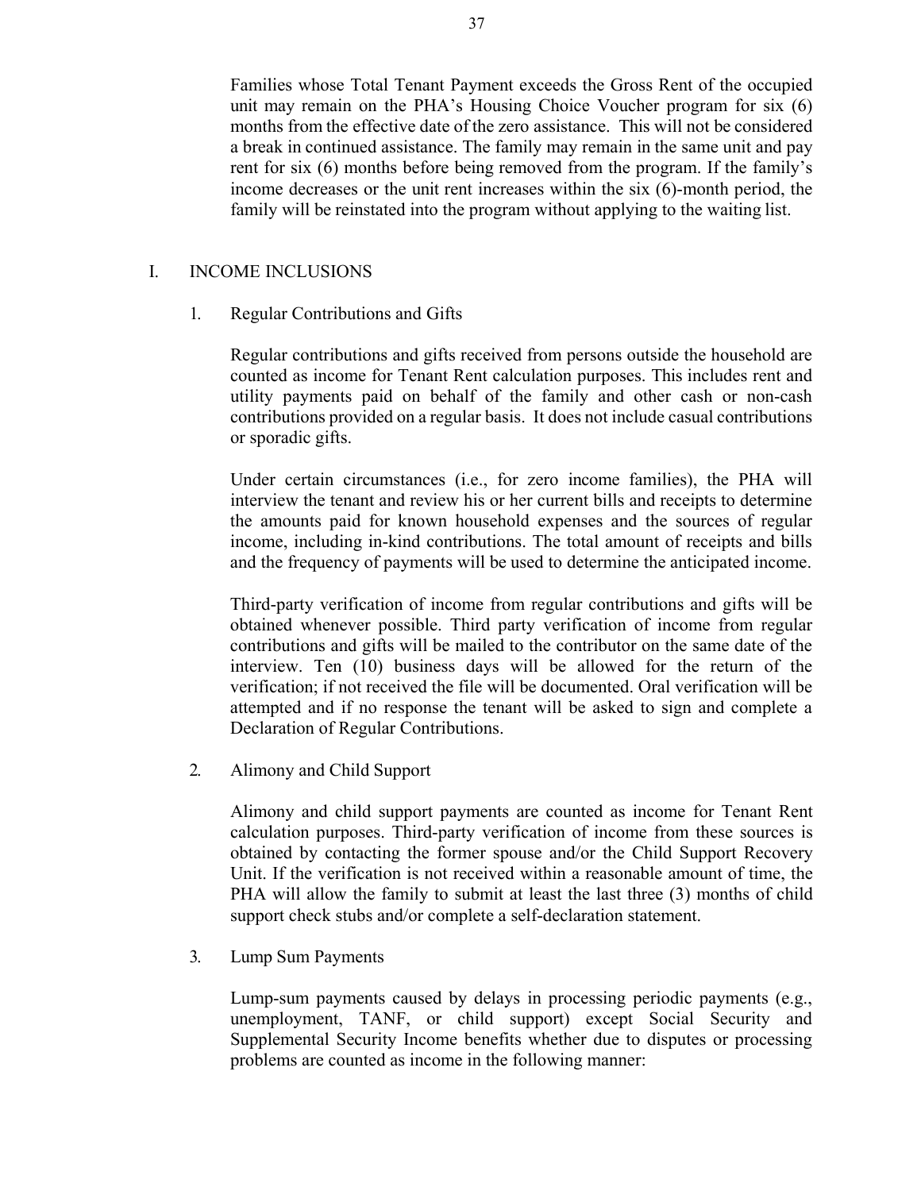Families whose Total Tenant Payment exceeds the Gross Rent of the occupied unit may remain on the PHA's Housing Choice Voucher program for six (6) months from the effective date of the zero assistance. This will not be considered a break in continued assistance. The family may remain in the same unit and pay rent for six (6) months before being removed from the program. If the family's income decreases or the unit rent increases within the six (6)-month period, the family will be reinstated into the program without applying to the waiting list.

## I. INCOME INCLUSIONS

### 1. Regular Contributions and Gifts

Regular contributions and gifts received from persons outside the household are counted as income for Tenant Rent calculation purposes. This includes rent and utility payments paid on behalf of the family and other cash or non-cash contributions provided on a regular basis. It does not include casual contributions or sporadic gifts.

Under certain circumstances (i.e., for zero income families), the PHA will interview the tenant and review his or her current bills and receipts to determine the amounts paid for known household expenses and the sources of regular income, including in-kind contributions. The total amount of receipts and bills and the frequency of payments will be used to determine the anticipated income.

Third-party verification of income from regular contributions and gifts will be obtained whenever possible. Third party verification of income from regular contributions and gifts will be mailed to the contributor on the same date of the interview. Ten (10) business days will be allowed for the return of the verification; if not received the file will be documented. Oral verification will be attempted and if no response the tenant will be asked to sign and complete a Declaration of Regular Contributions.

### 2. Alimony and Child Support

Alimony and child support payments are counted as income for Tenant Rent calculation purposes. Third-party verification of income from these sources is obtained by contacting the former spouse and/or the Child Support Recovery Unit. If the verification is not received within a reasonable amount of time, the PHA will allow the family to submit at least the last three (3) months of child support check stubs and/or complete a self-declaration statement.

### 3. Lump Sum Payments

Lump-sum payments caused by delays in processing periodic payments (e.g., unemployment, TANF, or child support) except Social Security and Supplemental Security Income benefits whether due to disputes or processing problems are counted as income in the following manner: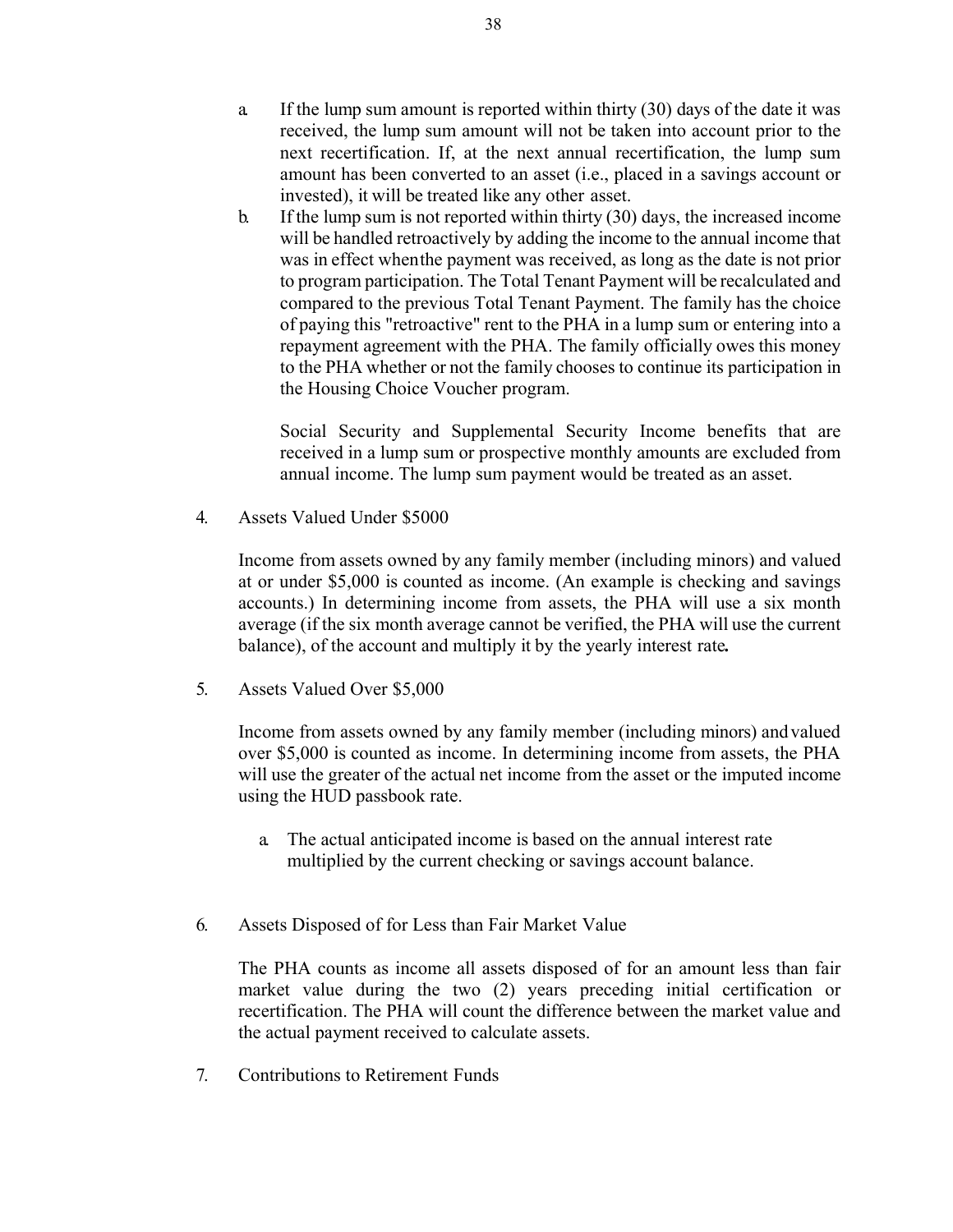a. If the lump sum amount is reported within thirty (30) days of the date it was received, the lump sum amount will not be taken into account prior to the next recertification. If, at the next annual recertification, the lump sum amount has been converted to an asset (i.e., placed in a savings account or invested), it will be treated like any other asset.

b. If the lump sum is not reported within thirty (30) days, the increased income will be handled retroactively by adding the income to the annual income that was in effect when the payment was received, as long as the date is not prior to program participation. The Total Tenant Payment will be recalculated and compared to the previous Total Tenant Payment. The family has the choice of paying this "retroactive" rent to the PHA in a lump sum or entering into a repayment agreement with the PHA. The family officially owes this money to the PHA whether or not the family chooses to continue its participation in the Housing Choice Voucher program.

   Social Security and Supplemental Security Income benefits that are received in a lump sum or prospective monthly amounts are excluded from annual income. The lump sum payment would be treated as an asset.

4. Assets Valued Under $5000

   Income from assets owned by any family member (including minors) and valued at or under $5,000 is counted as income. (An example is checking and savings accounts.) In determining income from assets, the PHA will use a six month average (if the six month average cannot be verified, the PHA will use the current balance), of the account and multiply it by the yearly interest rate**.**

5. Assets Valued Over $5,000

   Income from assets owned by any family member (including minors) and valued over $5,000 is counted as income. In determining income from assets, the PHA will use the greater of the actual net income from the asset or the imputed income using the HUD passbook rate.

   a. The actual anticipated income is based on the annual interest rate multiplied by the current checking or savings account balance.

6. Assets Disposed of for Less than Fair Market Value

   The PHA counts as income all assets disposed of for an amount less than fair market value during the two (2) years preceding initial certification or recertification. The PHA will count the difference between the market value and the actual payment received to calculate assets.

7. Contributions to Retirement Funds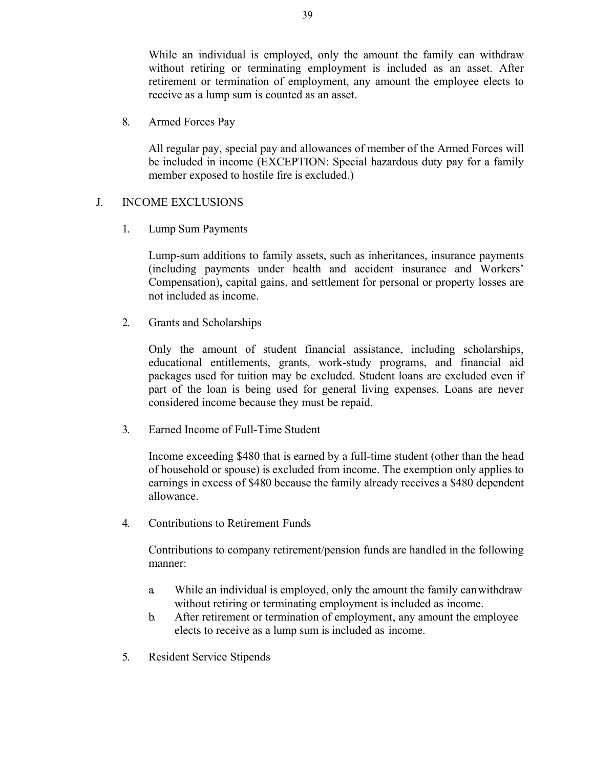While an individual is employed, only the amount the family can withdraw without retiring or terminating employment is included as an asset. After retirement or termination of employment, any amount the employee elects to receive as a lump sum is counted as an asset.

8. Armed Forces Pay

   All regular pay, special pay and allowances of member of the Armed Forces will be included in income (EXCEPTION: Special hazardous duty pay for a family member exposed to hostile fire is excluded.)

## J. INCOME EXCLUSIONS

1. Lump Sum Payments

   Lump-sum additions to family assets, such as inheritances, insurance payments (including payments under health and accident insurance and Workers' Compensation), capital gains, and settlement for personal or property losses are not included as income.

2. Grants and Scholarships

   Only the amount of student financial assistance, including scholarships, educational entitlements, grants, work-study programs, and financial aid packages used for tuition may be excluded. Student loans are excluded even if part of the loan is being used for general living expenses. Loans are never considered income because they must be repaid.

3. Earned Income of Full-Time Student

   Income exceeding $480 that is earned by a full-time student (other than the head of household or spouse) is excluded from income. The exemption only applies to earnings in excess of $480 because the family already receives a $480 dependent allowance.

4. Contributions to Retirement Funds

   Contributions to company retirement/pension funds are handled in the following manner:

   a. While an individual is employed, only the amount the family can withdraw without retiring or terminating employment is included as income.
   b. After retirement or termination of employment, any amount the employee elects to receive as a lump sum is included as income.

5. Resident Service Stipends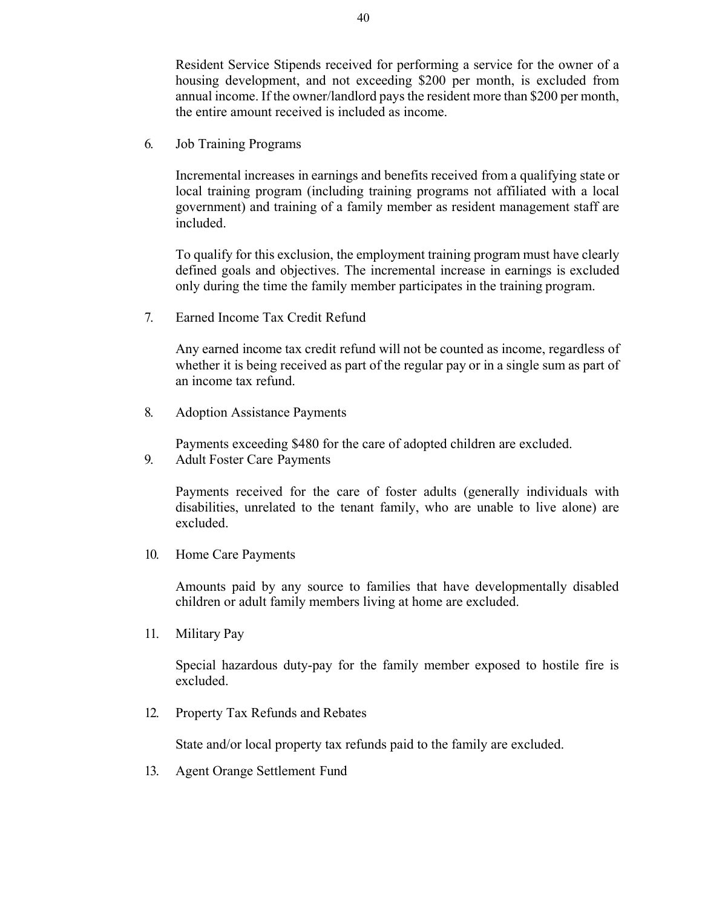Resident Service Stipends received for performing a service for the owner of a housing development, and not exceeding $200 per month, is excluded from annual income. If the owner/landlord pays the resident more than $200 per month, the entire amount received is included as income.

6. Job Training Programs

   Incremental increases in earnings and benefits received from a qualifying state or local training program (including training programs not affiliated with a local government) and training of a family member as resident management staff are included.

   To qualify for this exclusion, the employment training program must have clearly defined goals and objectives. The incremental increase in earnings is excluded only during the time the family member participates in the training program.

7. Earned Income Tax Credit Refund

   Any earned income tax credit refund will not be counted as income, regardless of whether it is being received as part of the regular pay or in a single sum as part of an income tax refund.

8. Adoption Assistance Payments

   Payments exceeding $480 for the care of adopted children are excluded.

9. Adult Foster Care Payments

   Payments received for the care of foster adults (generally individuals with disabilities, unrelated to the tenant family, who are unable to live alone) are excluded.

10. Home Care Payments

    Amounts paid by any source to families that have developmentally disabled children or adult family members living at home are excluded.

11. Military Pay

    Special hazardous duty-pay for the family member exposed to hostile fire is excluded.

12. Property Tax Refunds and Rebates

    State and/or local property tax refunds paid to the family are excluded.

13. Agent Orange Settlement Fund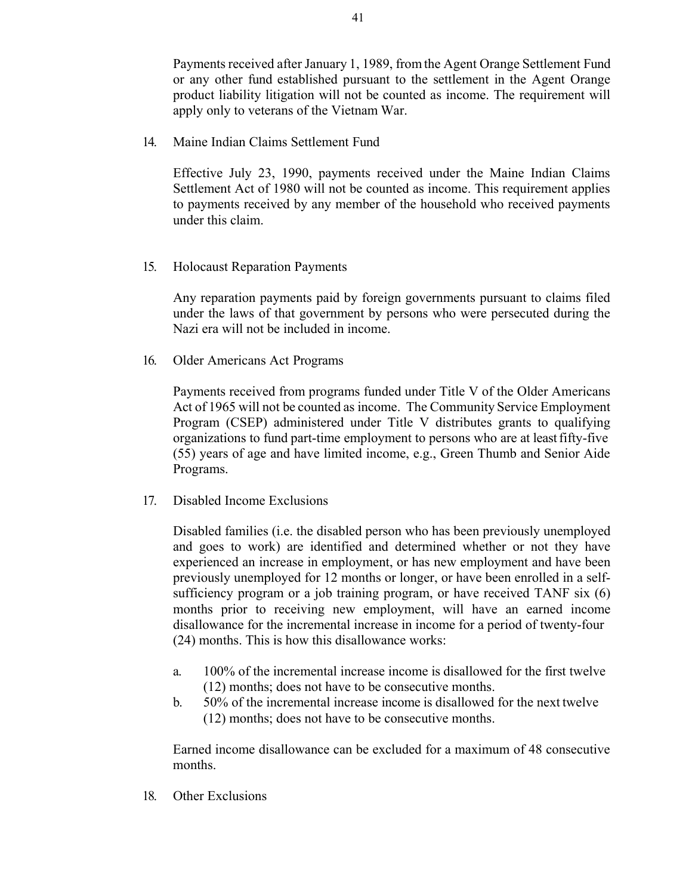Payments received after January 1, 1989, from the Agent Orange Settlement Fund or any other fund established pursuant to the settlement in the Agent Orange product liability litigation will not be counted as income. The requirement will apply only to veterans of the Vietnam War.

14. Maine Indian Claims Settlement Fund

    Effective July 23, 1990, payments received under the Maine Indian Claims Settlement Act of 1980 will not be counted as income. This requirement applies to payments received by any member of the household who received payments under this claim.

15. Holocaust Reparation Payments

    Any reparation payments paid by foreign governments pursuant to claims filed under the laws of that government by persons who were persecuted during the Nazi era will not be included in income.

16. Older Americans Act Programs

    Payments received from programs funded under Title V of the Older Americans Act of 1965 will not be counted as income. The Community Service Employment Program (CSEP) administered under Title V distributes grants to qualifying organizations to fund part-time employment to persons who are at least fifty-five (55) years of age and have limited income, e.g., Green Thumb and Senior Aide Programs.

17. Disabled Income Exclusions

    Disabled families (i.e. the disabled person who has been previously unemployed and goes to work) are identified and determined whether or not they have experienced an increase in employment, or has new employment and have been previously unemployed for 12 months or longer, or have been enrolled in a self-sufficiency program or a job training program, or have received TANF six (6) months prior to receiving new employment, will have an earned income disallowance for the incremental increase in income for a period of twenty-four (24) months. This is how this disallowance works:

    a. 100% of the incremental increase income is disallowed for the first twelve (12) months; does not have to be consecutive months.
    b. 50% of the incremental increase income is disallowed for the next twelve (12) months; does not have to be consecutive months.

    Earned income disallowance can be excluded for a maximum of 48 consecutive months.

18. Other Exclusions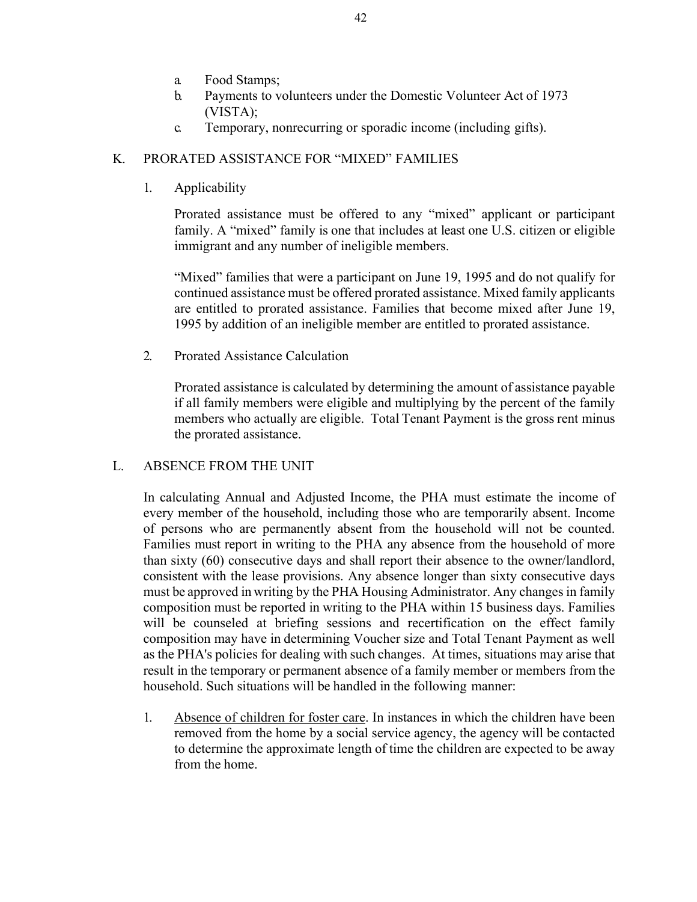a. Food Stamps;
b. Payments to volunteers under the Domestic Volunteer Act of 1973 (VISTA);
c. Temporary, nonrecurring or sporadic income (including gifts).

## K. PRORATED ASSISTANCE FOR "MIXED" FAMILIES

### 1. Applicability

Prorated assistance must be offered to any "mixed" applicant or participant family. A "mixed" family is one that includes at least one U.S. citizen or eligible immigrant and any number of ineligible members.

"Mixed" families that were a participant on June 19, 1995 and do not qualify for continued assistance must be offered prorated assistance. Mixed family applicants are entitled to prorated assistance. Families that become mixed after June 19, 1995 by addition of an ineligible member are entitled to prorated assistance.

### 2. Prorated Assistance Calculation

Prorated assistance is calculated by determining the amount of assistance payable if all family members were eligible and multiplying by the percent of the family members who actually are eligible. Total Tenant Payment is the gross rent minus the prorated assistance.

## L. ABSENCE FROM THE UNIT

In calculating Annual and Adjusted Income, the PHA must estimate the income of every member of the household, including those who are temporarily absent. Income of persons who are permanently absent from the household will not be counted. Families must report in writing to the PHA any absence from the household of more than sixty (60) consecutive days and shall report their absence to the owner/landlord, consistent with the lease provisions. Any absence longer than sixty consecutive days must be approved in writing by the PHA Housing Administrator. Any changes in family composition must be reported in writing to the PHA within 15 business days. Families will be counseled at briefing sessions and recertification on the effect family composition may have in determining Voucher size and Total Tenant Payment as well as the PHA's policies for dealing with such changes. At times, situations may arise that result in the temporary or permanent absence of a family member or members from the household. Such situations will be handled in the following manner:

1. Absence of children for foster care. In instances in which the children have been removed from the home by a social service agency, the agency will be contacted to determine the approximate length of time the children are expected to be away from the home.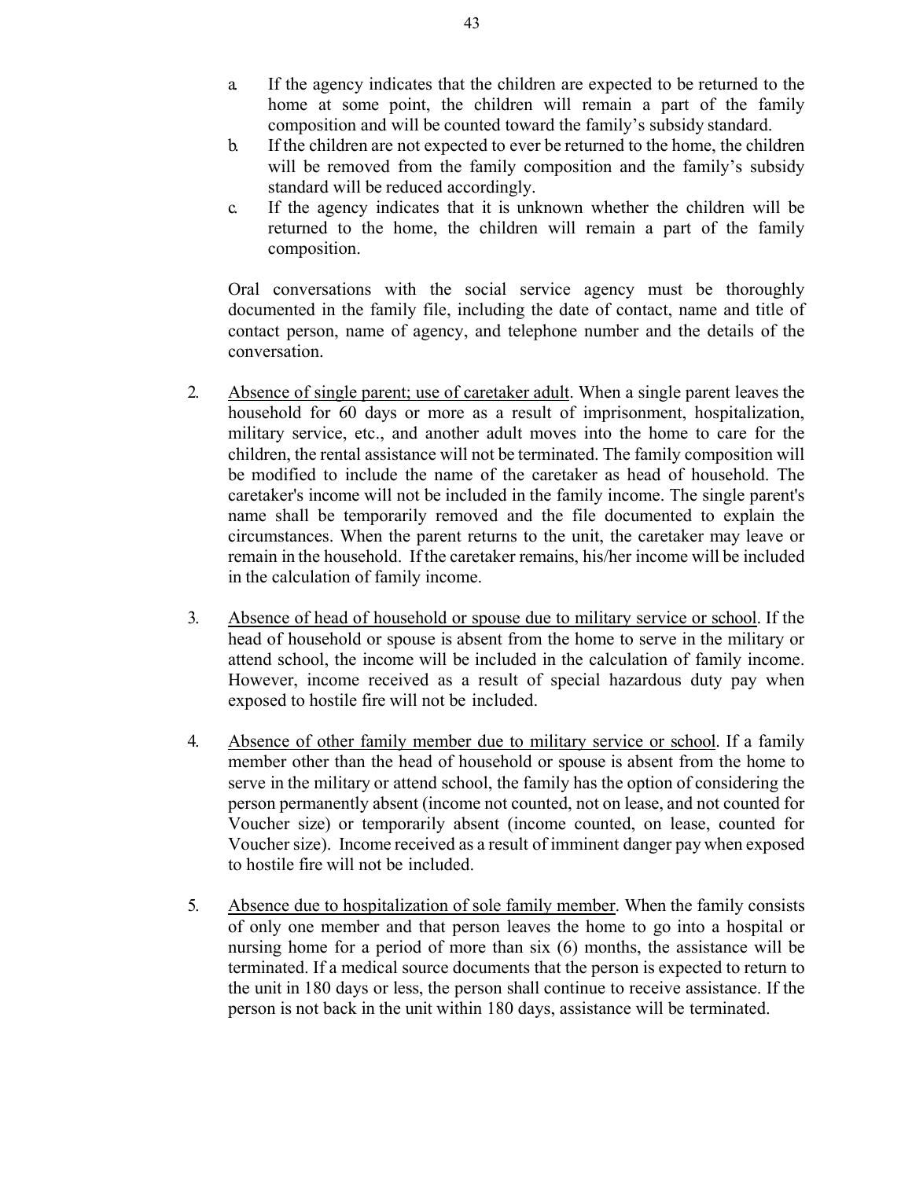a. If the agency indicates that the children are expected to be returned to the home at some point, the children will remain a part of the family composition and will be counted toward the family's subsidy standard.
b. If the children are not expected to ever be returned to the home, the children will be removed from the family composition and the family's subsidy standard will be reduced accordingly.
c. If the agency indicates that it is unknown whether the children will be returned to the home, the children will remain a part of the family composition.

Oral conversations with the social service agency must be thoroughly documented in the family file, including the date of contact, name and title of contact person, name of agency, and telephone number and the details of the conversation.

2. <u>Absence of single parent; use of caretaker adult</u>. When a single parent leaves the household for 60 days or more as a result of imprisonment, hospitalization, military service, etc., and another adult moves into the home to care for the children, the rental assistance will not be terminated. The family composition will be modified to include the name of the caretaker as head of household. The caretaker's income will not be included in the family income. The single parent's name shall be temporarily removed and the file documented to explain the circumstances. When the parent returns to the unit, the caretaker may leave or remain in the household. If the caretaker remains, his/her income will be included in the calculation of family income.

3. <u>Absence of head of household or spouse due to military service or school</u>. If the head of household or spouse is absent from the home to serve in the military or attend school, the income will be included in the calculation of family income. However, income received as a result of special hazardous duty pay when exposed to hostile fire will not be included.

4. <u>Absence of other family member due to military service or school</u>. If a family member other than the head of household or spouse is absent from the home to serve in the military or attend school, the family has the option of considering the person permanently absent (income not counted, not on lease, and not counted for Voucher size) or temporarily absent (income counted, on lease, counted for Voucher size). Income received as a result of imminent danger pay when exposed to hostile fire will not be included.

5. <u>Absence due to hospitalization of sole family member</u>. When the family consists of only one member and that person leaves the home to go into a hospital or nursing home for a period of more than six (6) months, the assistance will be terminated. If a medical source documents that the person is expected to return to the unit in 180 days or less, the person shall continue to receive assistance. If the person is not back in the unit within 180 days, assistance will be terminated.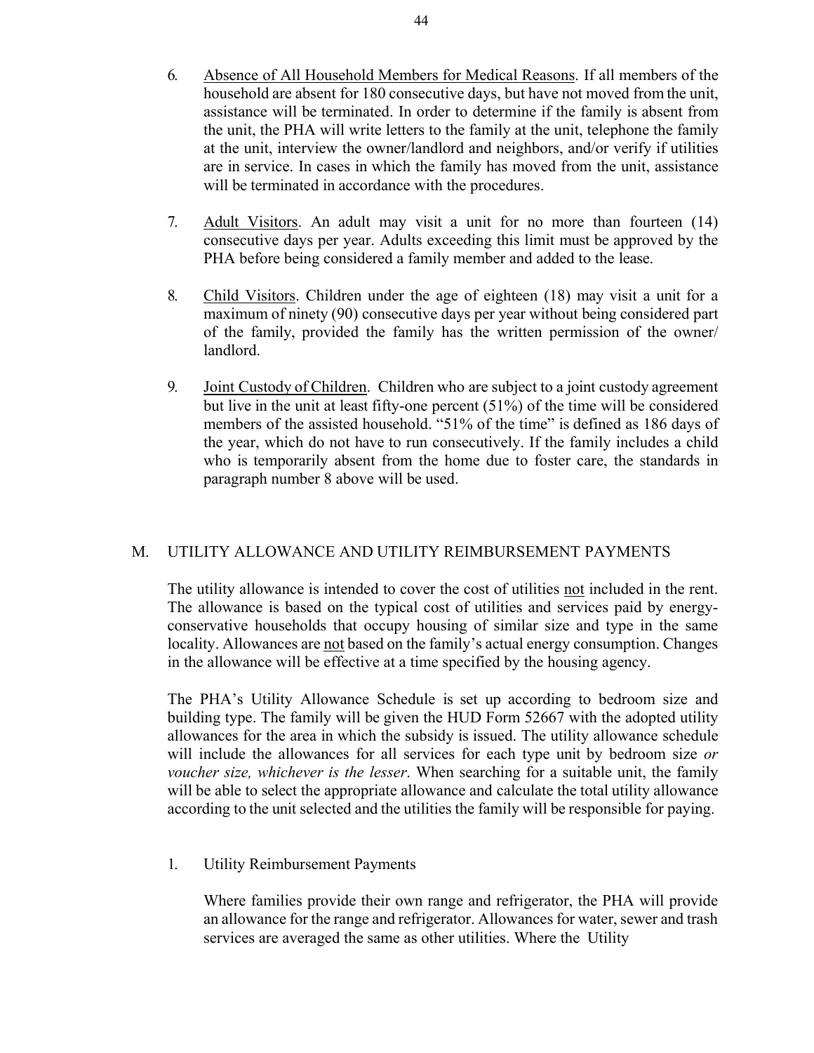6. <u>Absence of All Household Members for Medical Reasons</u>. If all members of the household are absent for 180 consecutive days, but have not moved from the unit, assistance will be terminated. In order to determine if the family is absent from the unit, the PHA will write letters to the family at the unit, telephone the family at the unit, interview the owner/landlord and neighbors, and/or verify if utilities are in service. In cases in which the family has moved from the unit, assistance will be terminated in accordance with the procedures.

7. <u>Adult Visitors</u>. An adult may visit a unit for no more than fourteen (14) consecutive days per year. Adults exceeding this limit must be approved by the PHA before being considered a family member and added to the lease.

8. <u>Child Visitors</u>. Children under the age of eighteen (18) may visit a unit for a maximum of ninety (90) consecutive days per year without being considered part of the family, provided the family has the written permission of the owner/ landlord.

9. <u>Joint Custody of Children</u>. Children who are subject to a joint custody agreement but live in the unit at least fifty-one percent (51%) of the time will be considered members of the assisted household. "51% of the time" is defined as 186 days of the year, which do not have to run consecutively. If the family includes a child who is temporarily absent from the home due to foster care, the standards in paragraph number 8 above will be used.

## M. UTILITY ALLOWANCE AND UTILITY REIMBURSEMENT PAYMENTS

The utility allowance is intended to cover the cost of utilities <u>not</u> included in the rent. The allowance is based on the typical cost of utilities and services paid by energy-conservative households that occupy housing of similar size and type in the same locality. Allowances are <u>not</u> based on the family's actual energy consumption. Changes in the allowance will be effective at a time specified by the housing agency.

The PHA's Utility Allowance Schedule is set up according to bedroom size and building type. The family will be given the HUD Form 52667 with the adopted utility allowances for the area in which the subsidy is issued. The utility allowance schedule will include the allowances for all services for each type unit by bedroom size *or voucher size, whichever is the lesser*. When searching for a suitable unit, the family will be able to select the appropriate allowance and calculate the total utility allowance according to the unit selected and the utilities the family will be responsible for paying.

1. Utility Reimbursement Payments

   Where families provide their own range and refrigerator, the PHA will provide an allowance for the range and refrigerator. Allowances for water, sewer and trash services are averaged the same as other utilities. Where the Utility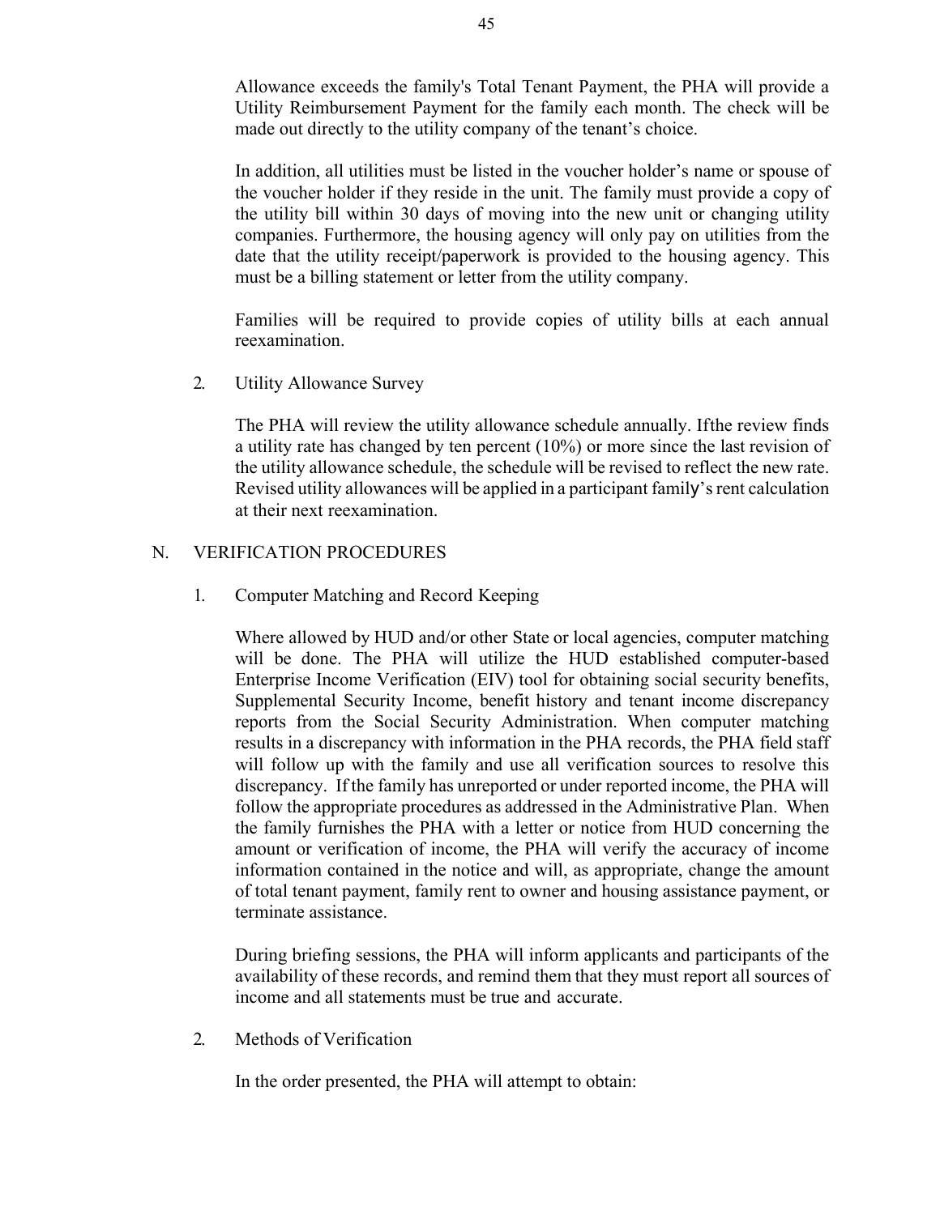Allowance exceeds the family's Total Tenant Payment, the PHA will provide a Utility Reimbursement Payment for the family each month. The check will be made out directly to the utility company of the tenant's choice.

In addition, all utilities must be listed in the voucher holder's name or spouse of the voucher holder if they reside in the unit. The family must provide a copy of the utility bill within 30 days of moving into the new unit or changing utility companies. Furthermore, the housing agency will only pay on utilities from the date that the utility receipt/paperwork is provided to the housing agency. This must be a billing statement or letter from the utility company.

Families will be required to provide copies of utility bills at each annual reexamination.

2. Utility Allowance Survey

The PHA will review the utility allowance schedule annually. Ifthe review finds a utility rate has changed by ten percent (10%) or more since the last revision of the utility allowance schedule, the schedule will be revised to reflect the new rate. Revised utility allowances will be applied in a participant family's rent calculation at their next reexamination.

## N. VERIFICATION PROCEDURES

1. Computer Matching and Record Keeping

Where allowed by HUD and/or other State or local agencies, computer matching will be done. The PHA will utilize the HUD established computer-based Enterprise Income Verification (EIV) tool for obtaining social security benefits, Supplemental Security Income, benefit history and tenant income discrepancy reports from the Social Security Administration. When computer matching results in a discrepancy with information in the PHA records, the PHA field staff will follow up with the family and use all verification sources to resolve this discrepancy. If the family has unreported or under reported income, the PHA will follow the appropriate procedures as addressed in the Administrative Plan. When the family furnishes the PHA with a letter or notice from HUD concerning the amount or verification of income, the PHA will verify the accuracy of income information contained in the notice and will, as appropriate, change the amount of total tenant payment, family rent to owner and housing assistance payment, or terminate assistance.

During briefing sessions, the PHA will inform applicants and participants of the availability of these records, and remind them that they must report all sources of income and all statements must be true and accurate.

2. Methods of Verification

In the order presented, the PHA will attempt to obtain: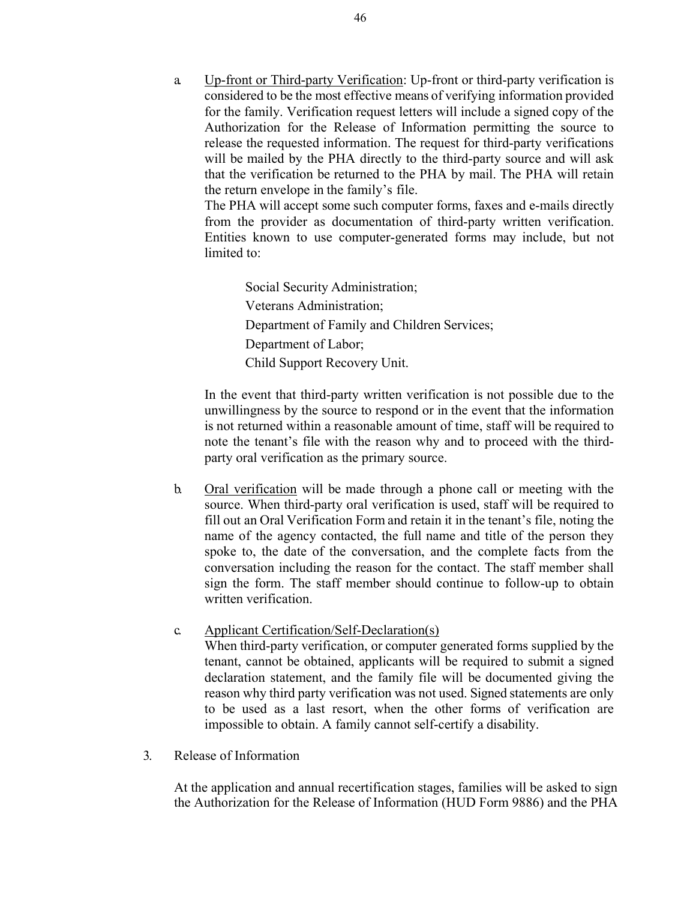a. Up-front or Third-party Verification: Up-front or third-party verification is considered to be the most effective means of verifying information provided for the family. Verification request letters will include a signed copy of the Authorization for the Release of Information permitting the source to release the requested information. The request for third-party verifications will be mailed by the PHA directly to the third-party source and will ask that the verification be returned to the PHA by mail. The PHA will retain the return envelope in the family's file.

   The PHA will accept some such computer forms, faxes and e-mails directly from the provider as documentation of third-party written verification. Entities known to use computer-generated forms may include, but not limited to:

   > Social Security Administration;
   > Veterans Administration;
   > Department of Family and Children Services;
   > Department of Labor;
   > Child Support Recovery Unit.

   In the event that third-party written verification is not possible due to the unwillingness by the source to respond or in the event that the information is not returned within a reasonable amount of time, staff will be required to note the tenant's file with the reason why and to proceed with the third-party oral verification as the primary source.

b. Oral verification will be made through a phone call or meeting with the source. When third-party oral verification is used, staff will be required to fill out an Oral Verification Form and retain it in the tenant's file, noting the name of the agency contacted, the full name and title of the person they spoke to, the date of the conversation, and the complete facts from the conversation including the reason for the contact. The staff member shall sign the form. The staff member should continue to follow-up to obtain written verification.

c. Applicant Certification/Self-Declaration(s)
   When third-party verification, or computer generated forms supplied by the tenant, cannot be obtained, applicants will be required to submit a signed declaration statement, and the family file will be documented giving the reason why third party verification was not used. Signed statements are only to be used as a last resort, when the other forms of verification are impossible to obtain. A family cannot self-certify a disability.

3. Release of Information

   At the application and annual recertification stages, families will be asked to sign the Authorization for the Release of Information (HUD Form 9886) and the PHA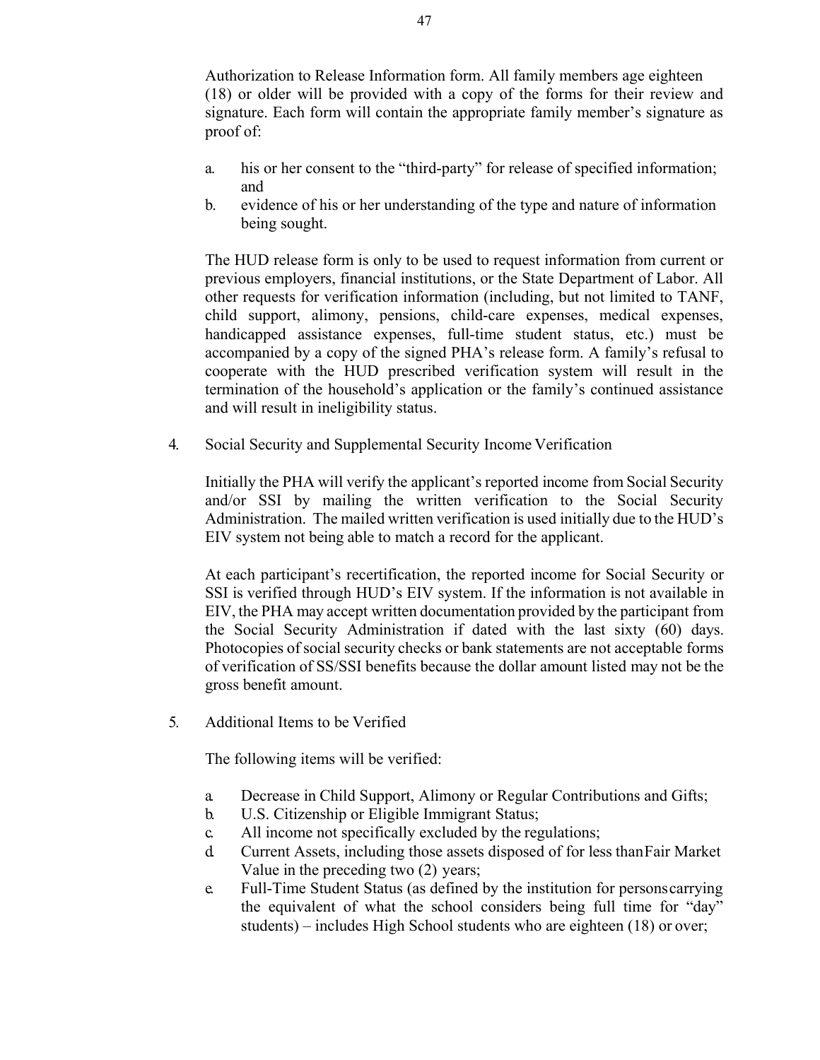Authorization to Release Information form. All family members age eighteen (18) or older will be provided with a copy of the forms for their review and signature. Each form will contain the appropriate family member's signature as proof of:

a. his or her consent to the "third-party" for release of specified information; and
b. evidence of his or her understanding of the type and nature of information being sought.

The HUD release form is only to be used to request information from current or previous employers, financial institutions, or the State Department of Labor. All other requests for verification information (including, but not limited to TANF, child support, alimony, pensions, child-care expenses, medical expenses, handicapped assistance expenses, full-time student status, etc.) must be accompanied by a copy of the signed PHA's release form. A family's refusal to cooperate with the HUD prescribed verification system will result in the termination of the household's application or the family's continued assistance and will result in ineligibility status.

4. Social Security and Supplemental Security Income Verification

Initially the PHA will verify the applicant's reported income from Social Security and/or SSI by mailing the written verification to the Social Security Administration. The mailed written verification is used initially due to the HUD's EIV system not being able to match a record for the applicant.

At each participant's recertification, the reported income for Social Security or SSI is verified through HUD's EIV system. If the information is not available in EIV, the PHA may accept written documentation provided by the participant from the Social Security Administration if dated with the last sixty (60) days. Photocopies of social security checks or bank statements are not acceptable forms of verification of SS/SSI benefits because the dollar amount listed may not be the gross benefit amount.

5. Additional Items to be Verified

The following items will be verified:

a. Decrease in Child Support, Alimony or Regular Contributions and Gifts;
b. U.S. Citizenship or Eligible Immigrant Status;
c. All income not specifically excluded by the regulations;
d. Current Assets, including those assets disposed of for less than Fair Market Value in the preceding two (2) years;
e. Full-Time Student Status (as defined by the institution for persons carrying the equivalent of what the school considers being full time for "day" students) – includes High School students who are eighteen (18) or over;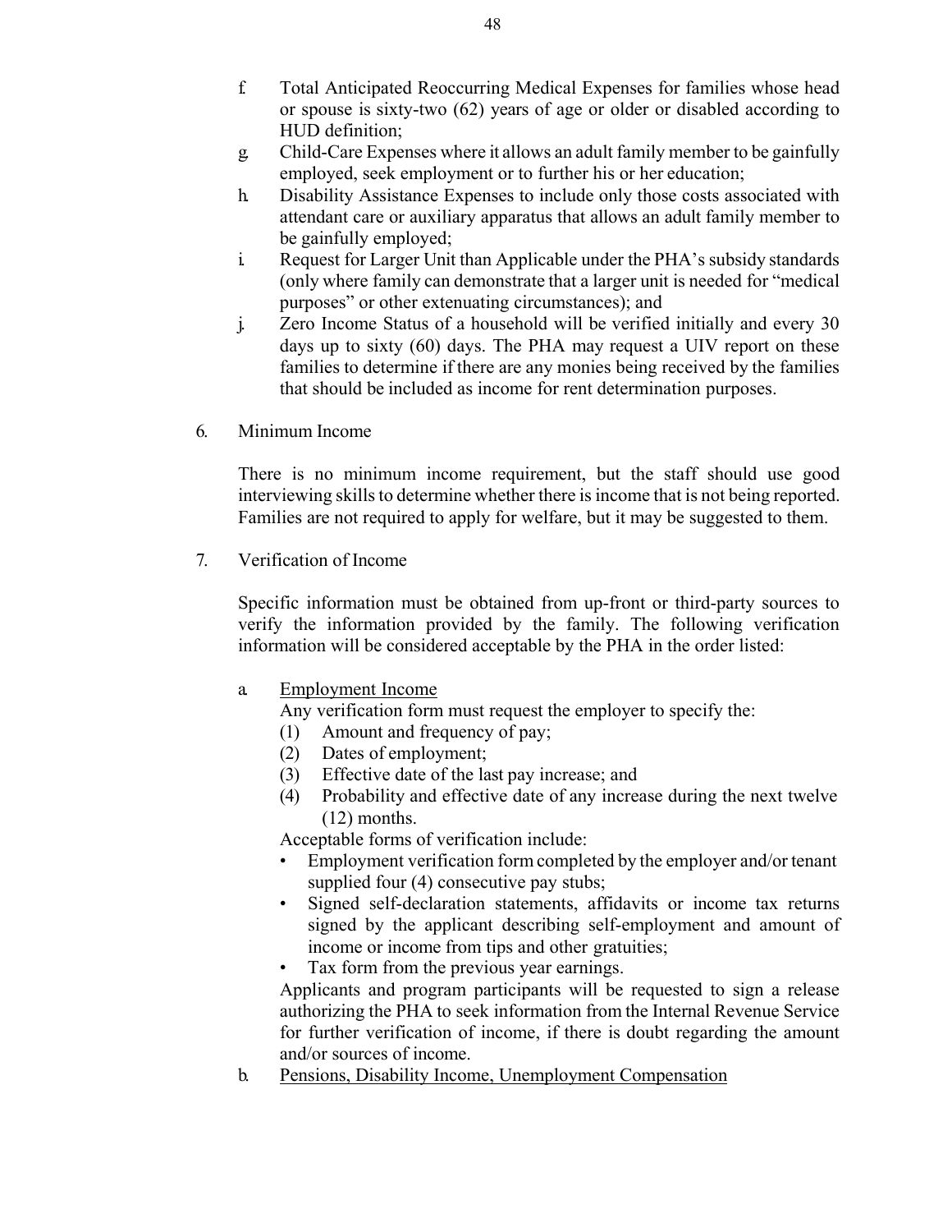f. Total Anticipated Reoccurring Medical Expenses for families whose head or spouse is sixty-two (62) years of age or older or disabled according to HUD definition;
g. Child-Care Expenses where it allows an adult family member to be gainfully employed, seek employment or to further his or her education;
h. Disability Assistance Expenses to include only those costs associated with attendant care or auxiliary apparatus that allows an adult family member to be gainfully employed;
i. Request for Larger Unit than Applicable under the PHA's subsidy standards (only where family can demonstrate that a larger unit is needed for "medical purposes" or other extenuating circumstances); and
j. Zero Income Status of a household will be verified initially and every 30 days up to sixty (60) days. The PHA may request a UIV report on these families to determine if there are any monies being received by the families that should be included as income for rent determination purposes.

6. Minimum Income

There is no minimum income requirement, but the staff should use good interviewing skills to determine whether there is income that is not being reported. Families are not required to apply for welfare, but it may be suggested to them.

7. Verification of Income

Specific information must be obtained from up-front or third-party sources to verify the information provided by the family. The following verification information will be considered acceptable by the PHA in the order listed:

a. <u>Employment Income</u>

Any verification form must request the employer to specify the:
(1) Amount and frequency of pay;
(2) Dates of employment;
(3) Effective date of the last pay increase; and
(4) Probability and effective date of any increase during the next twelve (12) months.

Acceptable forms of verification include:
- Employment verification form completed by the employer and/or tenant supplied four (4) consecutive pay stubs;
- Signed self-declaration statements, affidavits or income tax returns signed by the applicant describing self-employment and amount of income or income from tips and other gratuities;
- Tax form from the previous year earnings.

Applicants and program participants will be requested to sign a release authorizing the PHA to seek information from the Internal Revenue Service for further verification of income, if there is doubt regarding the amount and/or sources of income.

b. <u>Pensions, Disability Income, Unemployment Compensation</u>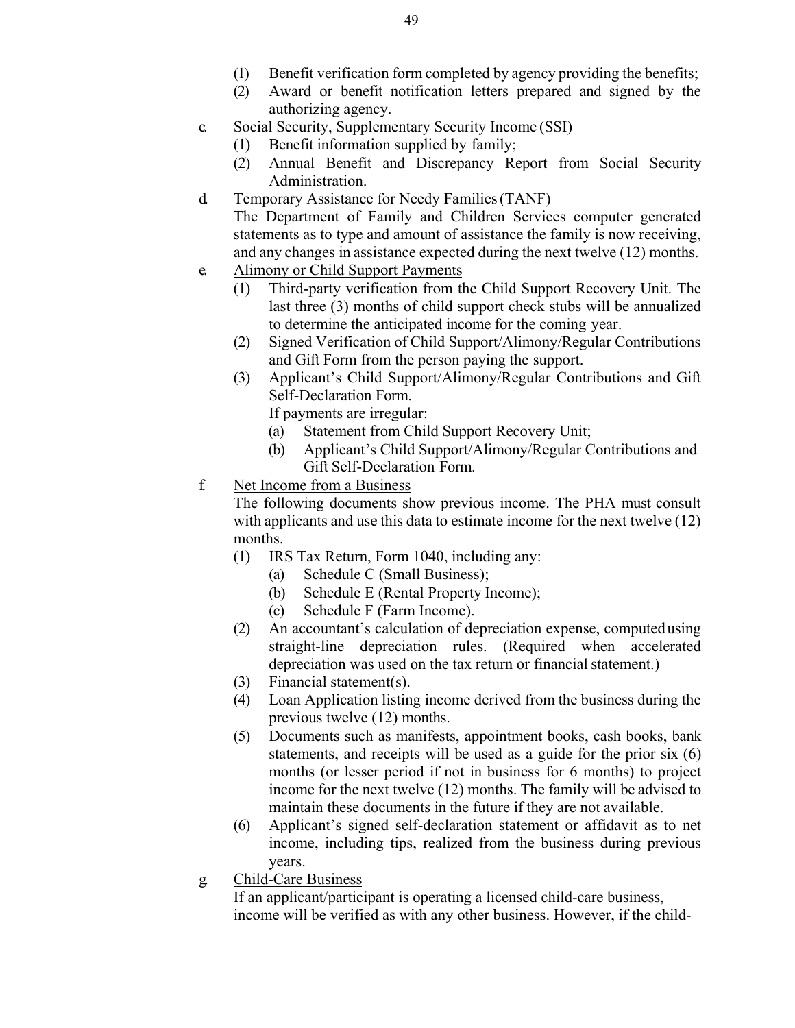(1) Benefit verification form completed by agency providing the benefits;

(2) Award or benefit notification letters prepared and signed by the authorizing agency.

c. Social Security, Supplementary Security Income (SSI)

(1) Benefit information supplied by family;

(2) Annual Benefit and Discrepancy Report from Social Security Administration.

d. Temporary Assistance for Needy Families (TANF)

The Department of Family and Children Services computer generated statements as to type and amount of assistance the family is now receiving, and any changes in assistance expected during the next twelve (12) months.

e. Alimony or Child Support Payments

(1) Third-party verification from the Child Support Recovery Unit. The last three (3) months of child support check stubs will be annualized to determine the anticipated income for the coming year.

(2) Signed Verification of Child Support/Alimony/Regular Contributions and Gift Form from the person paying the support.

(3) Applicant's Child Support/Alimony/Regular Contributions and Gift Self-Declaration Form.

If payments are irregular:

(a) Statement from Child Support Recovery Unit;

(b) Applicant's Child Support/Alimony/Regular Contributions and Gift Self-Declaration Form.

f. Net Income from a Business

The following documents show previous income. The PHA must consult with applicants and use this data to estimate income for the next twelve (12) months.

(1) IRS Tax Return, Form 1040, including any:

(a) Schedule C (Small Business);

(b) Schedule E (Rental Property Income);

(c) Schedule F (Farm Income).

(2) An accountant's calculation of depreciation expense, computed using straight-line depreciation rules. (Required when accelerated depreciation was used on the tax return or financial statement.)

(3) Financial statement(s).

(4) Loan Application listing income derived from the business during the previous twelve (12) months.

(5) Documents such as manifests, appointment books, cash books, bank statements, and receipts will be used as a guide for the prior six (6) months (or lesser period if not in business for 6 months) to project income for the next twelve (12) months. The family will be advised to maintain these documents in the future if they are not available.

(6) Applicant's signed self-declaration statement or affidavit as to net income, including tips, realized from the business during previous years.

g. Child-Care Business

If an applicant/participant is operating a licensed child-care business, income will be verified as with any other business. However, if the child-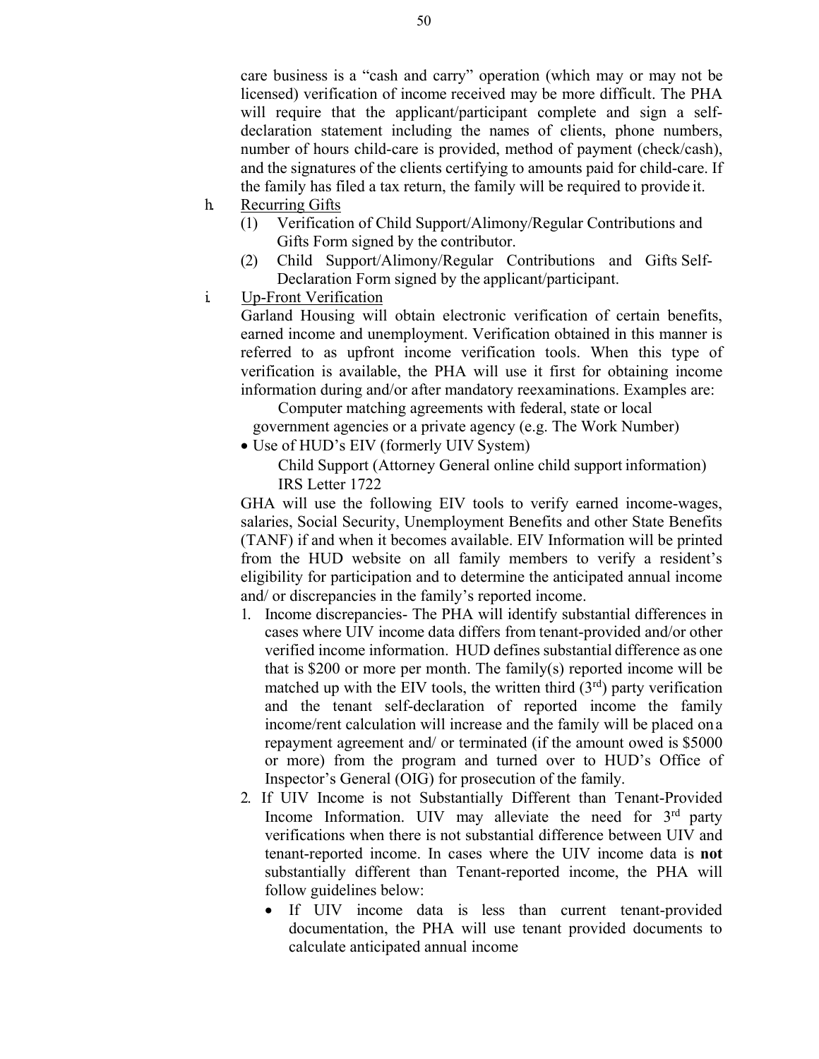care business is a "cash and carry" operation (which may or may not be licensed) verification of income received may be more difficult. The PHA will require that the applicant/participant complete and sign a self-declaration statement including the names of clients, phone numbers, number of hours child-care is provided, method of payment (check/cash), and the signatures of the clients certifying to amounts paid for child-care. If the family has filed a tax return, the family will be required to provide it.

h. Recurring Gifts
   (1) Verification of Child Support/Alimony/Regular Contributions and Gifts Form signed by the contributor.
   (2) Child Support/Alimony/Regular Contributions and Gifts Self-Declaration Form signed by the applicant/participant.

i. Up-Front Verification

Garland Housing will obtain electronic verification of certain benefits, earned income and unemployment. Verification obtained in this manner is referred to as upfront income verification tools. When this type of verification is available, the PHA will use it first for obtaining income information during and/or after mandatory reexaminations. Examples are:

Computer matching agreements with federal, state or local government agencies or a private agency (e.g. The Work Number)

- Use of HUD's EIV (formerly UIV System)

Child Support (Attorney General online child support information)
IRS Letter 1722

GHA will use the following EIV tools to verify earned income-wages, salaries, Social Security, Unemployment Benefits and other State Benefits (TANF) if and when it becomes available. EIV Information will be printed from the HUD website on all family members to verify a resident's eligibility for participation and to determine the anticipated annual income and/ or discrepancies in the family's reported income.

1. Income discrepancies- The PHA will identify substantial differences in cases where UIV income data differs from tenant-provided and/or other verified income information. HUD defines substantial difference as one that is $200 or more per month. The family(s) reported income will be matched up with the EIV tools, the written third (3rd) party verification and the tenant self-declaration of reported income the family income/rent calculation will increase and the family will be placed on a repayment agreement and/ or terminated (if the amount owed is $5000 or more) from the program and turned over to HUD's Office of Inspector's General (OIG) for prosecution of the family.
2. If UIV Income is not Substantially Different than Tenant-Provided Income Information. UIV may alleviate the need for 3rd party verifications when there is not substantial difference between UIV and tenant-reported income. In cases where the UIV income data is **not** substantially different than Tenant-reported income, the PHA will follow guidelines below:
   - If UIV income data is less than current tenant-provided documentation, the PHA will use tenant provided documents to calculate anticipated annual income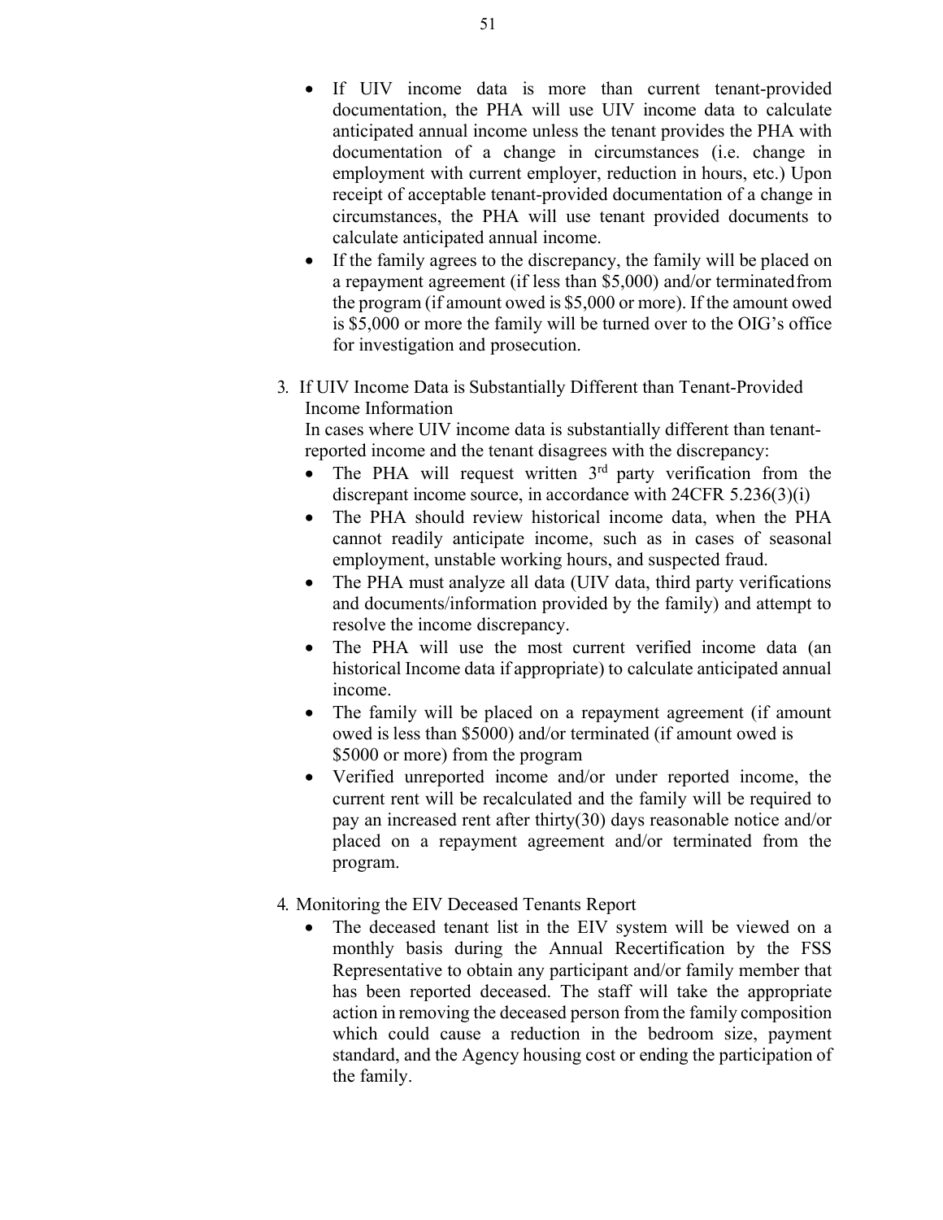- If UIV income data is more than current tenant-provided documentation, the PHA will use UIV income data to calculate anticipated annual income unless the tenant provides the PHA with documentation of a change in circumstances (i.e. change in employment with current employer, reduction in hours, etc.) Upon receipt of acceptable tenant-provided documentation of a change in circumstances, the PHA will use tenant provided documents to calculate anticipated annual income.
- If the family agrees to the discrepancy, the family will be placed on a repayment agreement (if less than $5,000) and/or terminated from the program (if amount owed is $5,000 or more). If the amount owed is $5,000 or more the family will be turned over to the OIG's office for investigation and prosecution.

3. If UIV Income Data is Substantially Different than Tenant-Provided Income Information

   In cases where UIV income data is substantially different than tenant-reported income and the tenant disagrees with the discrepancy:

   - The PHA will request written 3rd party verification from the discrepant income source, in accordance with 24CFR 5.236(3)(i)
   - The PHA should review historical income data, when the PHA cannot readily anticipate income, such as in cases of seasonal employment, unstable working hours, and suspected fraud.
   - The PHA must analyze all data (UIV data, third party verifications and documents/information provided by the family) and attempt to resolve the income discrepancy.
   - The PHA will use the most current verified income data (an historical Income data if appropriate) to calculate anticipated annual income.
   - The family will be placed on a repayment agreement (if amount owed is less than $5000) and/or terminated (if amount owed is $5000 or more) from the program
   - Verified unreported income and/or under reported income, the current rent will be recalculated and the family will be required to pay an increased rent after thirty(30) days reasonable notice and/or placed on a repayment agreement and/or terminated from the program.

4. Monitoring the EIV Deceased Tenants Report

   - The deceased tenant list in the EIV system will be viewed on a monthly basis during the Annual Recertification by the FSS Representative to obtain any participant and/or family member that has been reported deceased. The staff will take the appropriate action in removing the deceased person from the family composition which could cause a reduction in the bedroom size, payment standard, and the Agency housing cost or ending the participation of the family.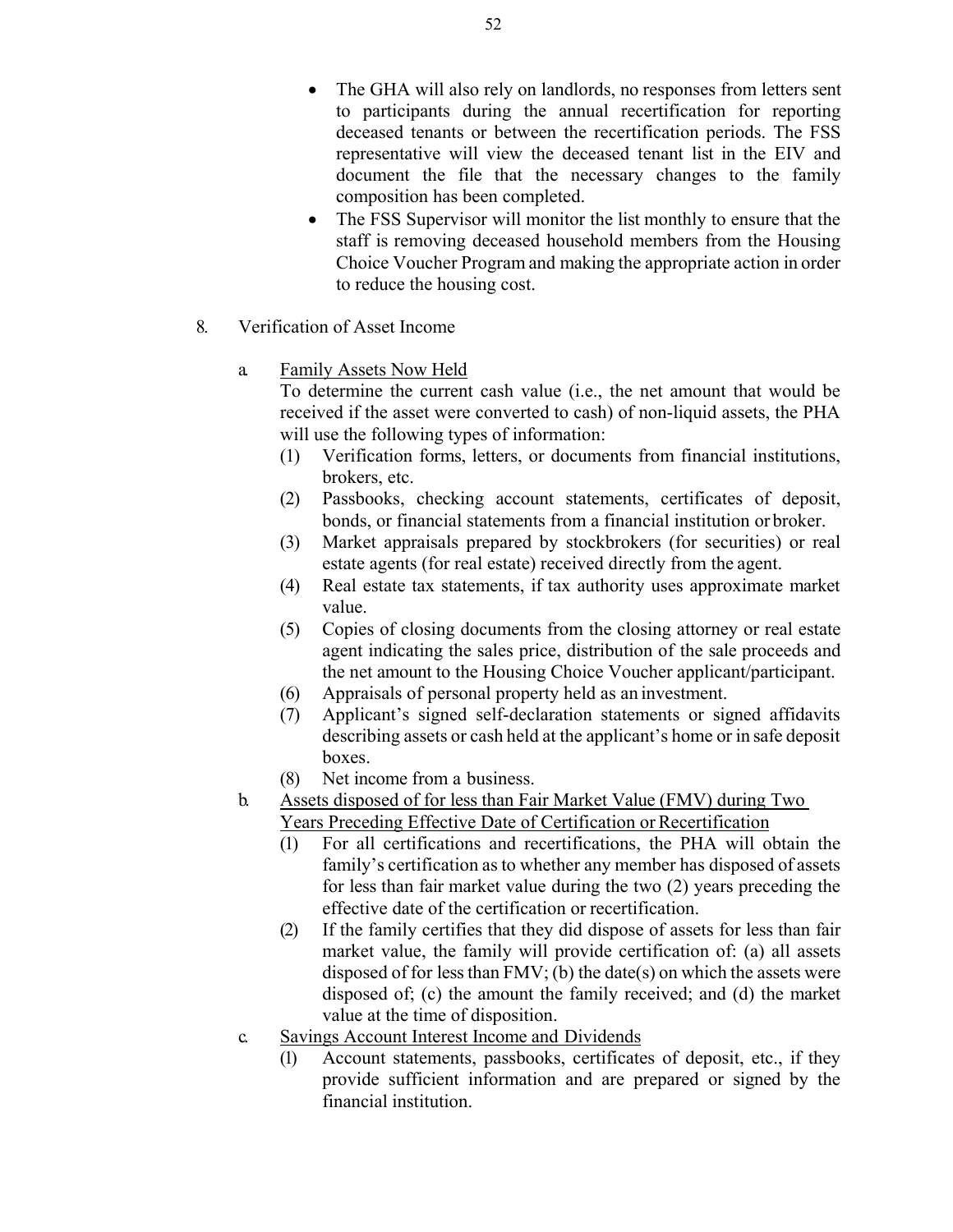- The GHA will also rely on landlords, no responses from letters sent to participants during the annual recertification for reporting deceased tenants or between the recertification periods. The FSS representative will view the deceased tenant list in the EIV and document the file that the necessary changes to the family composition has been completed.
- The FSS Supervisor will monitor the list monthly to ensure that the staff is removing deceased household members from the Housing Choice Voucher Program and making the appropriate action in order to reduce the housing cost.

8. Verification of Asset Income

   a. <u>Family Assets Now Held</u>
   To determine the current cash value (i.e., the net amount that would be received if the asset were converted to cash) of non-liquid assets, the PHA will use the following types of information:
      (1) Verification forms, letters, or documents from financial institutions, brokers, etc.
      (2) Passbooks, checking account statements, certificates of deposit, bonds, or financial statements from a financial institution or broker.
      (3) Market appraisals prepared by stockbrokers (for securities) or real estate agents (for real estate) received directly from the agent.
      (4) Real estate tax statements, if tax authority uses approximate market value.
      (5) Copies of closing documents from the closing attorney or real estate agent indicating the sales price, distribution of the sale proceeds and the net amount to the Housing Choice Voucher applicant/participant.
      (6) Appraisals of personal property held as an investment.
      (7) Applicant's signed self-declaration statements or signed affidavits describing assets or cash held at the applicant's home or in safe deposit boxes.
      (8) Net income from a business.

   b. <u>Assets disposed of for less than Fair Market Value (FMV) during Two Years Preceding Effective Date of Certification or Recertification</u>
      (1) For all certifications and recertifications, the PHA will obtain the family's certification as to whether any member has disposed of assets for less than fair market value during the two (2) years preceding the effective date of the certification or recertification.
      (2) If the family certifies that they did dispose of assets for less than fair market value, the family will provide certification of: (a) all assets disposed of for less than FMV; (b) the date(s) on which the assets were disposed of; (c) the amount the family received; and (d) the market value at the time of disposition.

   c. <u>Savings Account Interest Income and Dividends</u>
      (1) Account statements, passbooks, certificates of deposit, etc., if they provide sufficient information and are prepared or signed by the financial institution.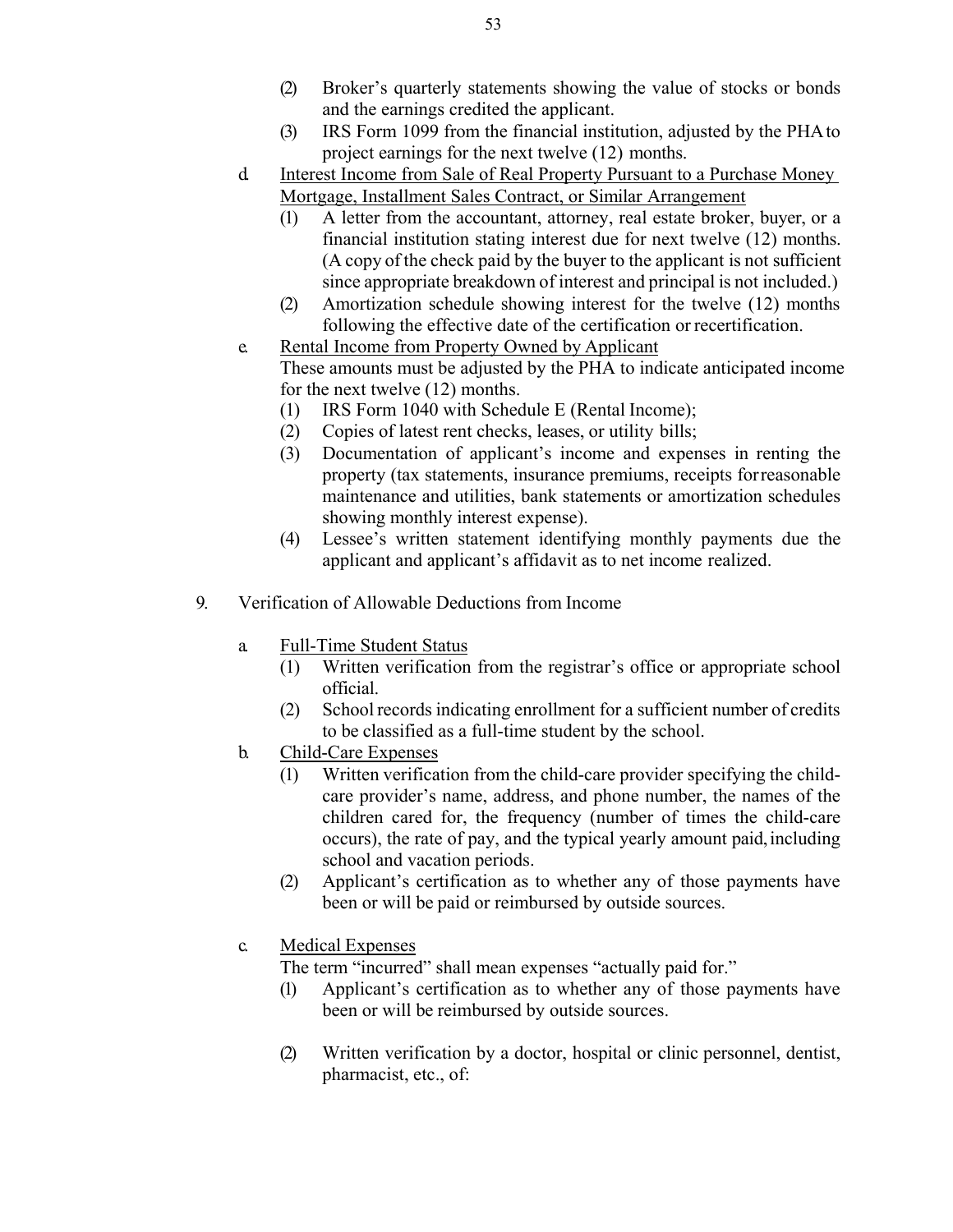(2) Broker's quarterly statements showing the value of stocks or bonds and the earnings credited the applicant.

(3) IRS Form 1099 from the financial institution, adjusted by the PHA to project earnings for the next twelve (12) months.

d. <u>Interest Income from Sale of Real Property Pursuant to a Purchase Money Mortgage, Installment Sales Contract, or Similar Arrangement</u>

(1) A letter from the accountant, attorney, real estate broker, buyer, or a financial institution stating interest due for next twelve (12) months. (A copy of the check paid by the buyer to the applicant is not sufficient since appropriate breakdown of interest and principal is not included.)

(2) Amortization schedule showing interest for the twelve (12) months following the effective date of the certification or recertification.

e. <u>Rental Income from Property Owned by Applicant</u>

These amounts must be adjusted by the PHA to indicate anticipated income for the next twelve (12) months.

(1) IRS Form 1040 with Schedule E (Rental Income);

(2) Copies of latest rent checks, leases, or utility bills;

(3) Documentation of applicant's income and expenses in renting the property (tax statements, insurance premiums, receipts for reasonable maintenance and utilities, bank statements or amortization schedules showing monthly interest expense).

(4) Lessee's written statement identifying monthly payments due the applicant and applicant's affidavit as to net income realized.

9. Verification of Allowable Deductions from Income

a. <u>Full-Time Student Status</u>

(1) Written verification from the registrar's office or appropriate school official.

(2) School records indicating enrollment for a sufficient number of credits to be classified as a full-time student by the school.

b. <u>Child-Care Expenses</u>

(1) Written verification from the child-care provider specifying the child-care provider's name, address, and phone number, the names of the children cared for, the frequency (number of times the child-care occurs), the rate of pay, and the typical yearly amount paid, including school and vacation periods.

(2) Applicant's certification as to whether any of those payments have been or will be paid or reimbursed by outside sources.

c. <u>Medical Expenses</u>

The term "incurred" shall mean expenses "actually paid for."

(1) Applicant's certification as to whether any of those payments have been or will be reimbursed by outside sources.

(2) Written verification by a doctor, hospital or clinic personnel, dentist, pharmacist, etc., of: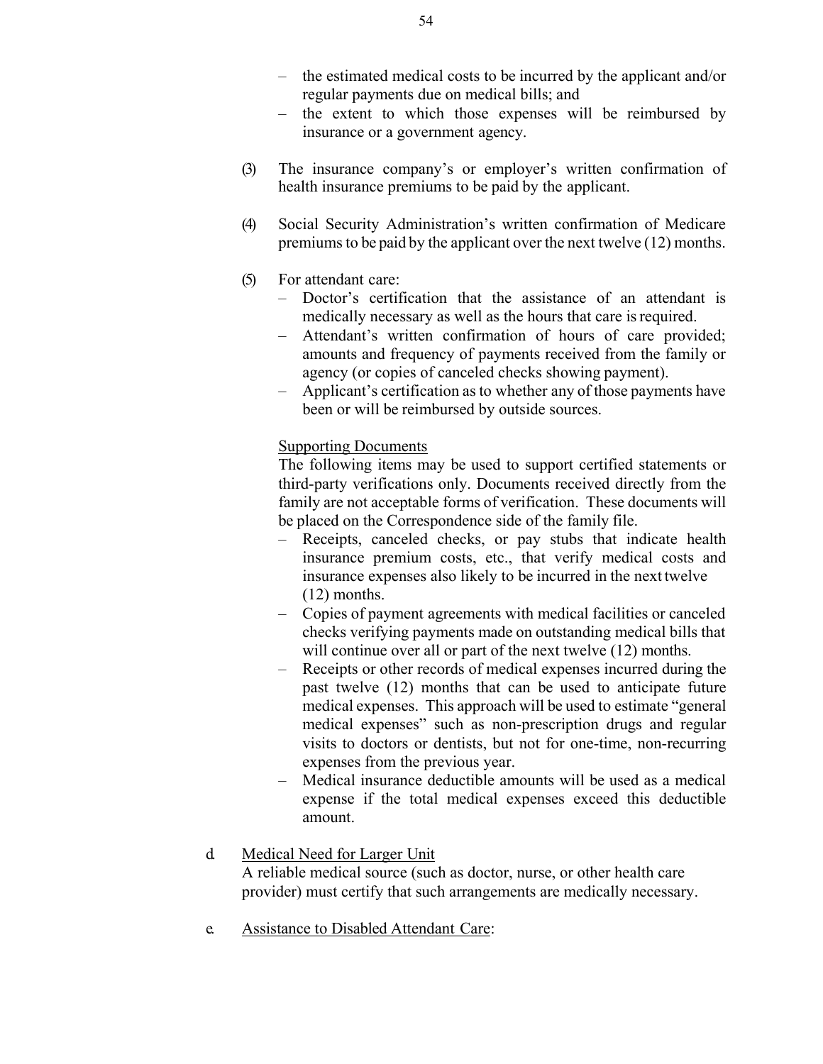- the estimated medical costs to be incurred by the applicant and/or regular payments due on medical bills; and
- the extent to which those expenses will be reimbursed by insurance or a government agency.

(3) The insurance company's or employer's written confirmation of health insurance premiums to be paid by the applicant.

(4) Social Security Administration's written confirmation of Medicare premiums to be paid by the applicant over the next twelve (12) months.

(5) For attendant care:
- Doctor's certification that the assistance of an attendant is medically necessary as well as the hours that care is required.
- Attendant's written confirmation of hours of care provided; amounts and frequency of payments received from the family or agency (or copies of canceled checks showing payment).
- Applicant's certification as to whether any of those payments have been or will be reimbursed by outside sources.

<u>Supporting Documents</u>

The following items may be used to support certified statements or third-party verifications only. Documents received directly from the family are not acceptable forms of verification. These documents will be placed on the Correspondence side of the family file.

- Receipts, canceled checks, or pay stubs that indicate health insurance premium costs, etc., that verify medical costs and insurance expenses also likely to be incurred in the next twelve (12) months.
- Copies of payment agreements with medical facilities or canceled checks verifying payments made on outstanding medical bills that will continue over all or part of the next twelve (12) months.
- Receipts or other records of medical expenses incurred during the past twelve (12) months that can be used to anticipate future medical expenses. This approach will be used to estimate "general medical expenses" such as non-prescription drugs and regular visits to doctors or dentists, but not for one-time, non-recurring expenses from the previous year.
- Medical insurance deductible amounts will be used as a medical expense if the total medical expenses exceed this deductible amount.

d. <u>Medical Need for Larger Unit</u>

A reliable medical source (such as doctor, nurse, or other health care provider) must certify that such arrangements are medically necessary.

e. <u>Assistance to Disabled Attendant Care</u>: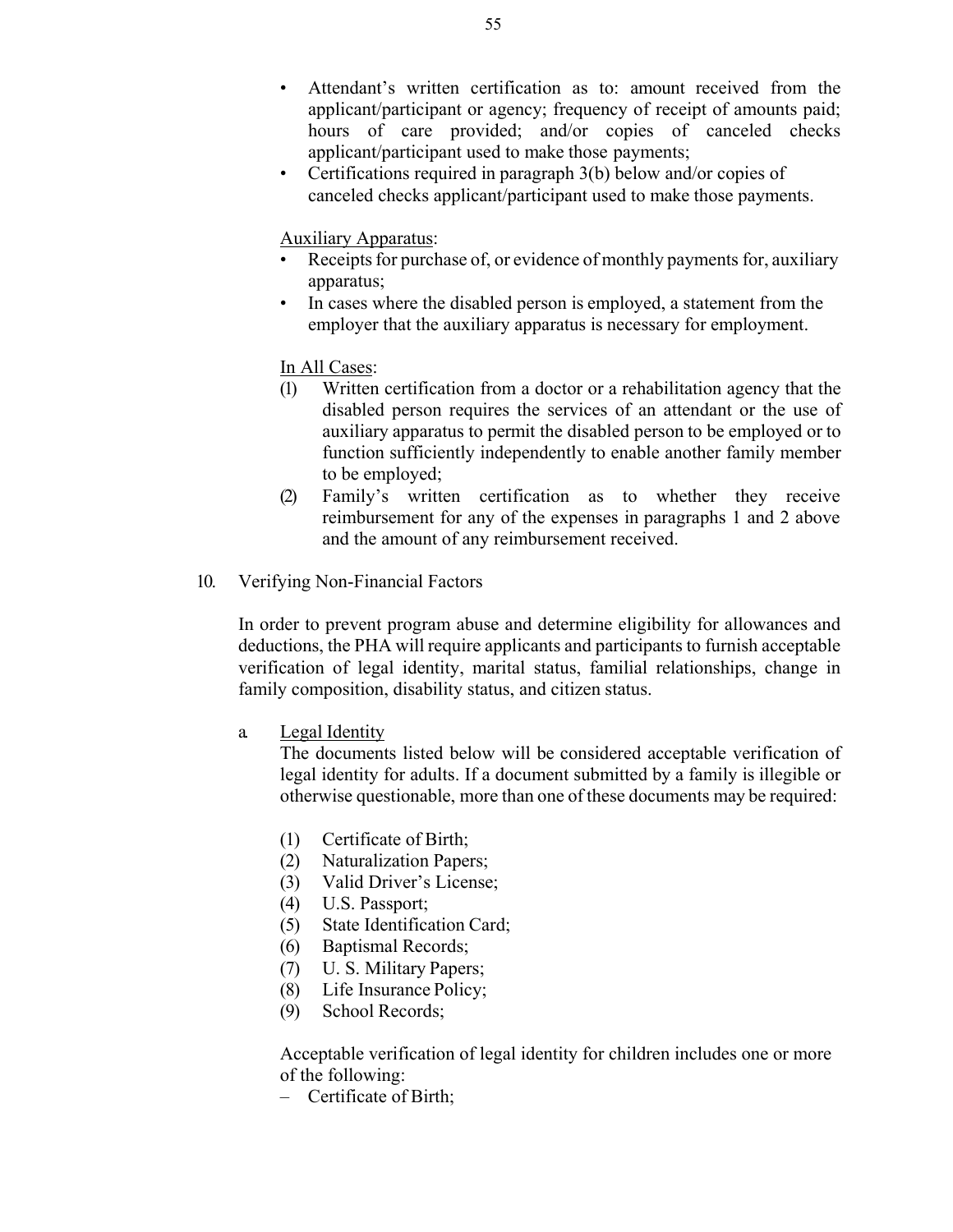- Attendant's written certification as to: amount received from the applicant/participant or agency; frequency of receipt of amounts paid; hours of care provided; and/or copies of canceled checks applicant/participant used to make those payments;
- Certifications required in paragraph 3(b) below and/or copies of canceled checks applicant/participant used to make those payments.

<u>Auxiliary Apparatus</u>:

- Receipts for purchase of, or evidence of monthly payments for, auxiliary apparatus;
- In cases where the disabled person is employed, a statement from the employer that the auxiliary apparatus is necessary for employment.

<u>In All Cases</u>:

(1) Written certification from a doctor or a rehabilitation agency that the disabled person requires the services of an attendant or the use of auxiliary apparatus to permit the disabled person to be employed or to function sufficiently independently to enable another family member to be employed;

(2) Family's written certification as to whether they receive reimbursement for any of the expenses in paragraphs 1 and 2 above and the amount of any reimbursement received.

10. Verifying Non-Financial Factors

In order to prevent program abuse and determine eligibility for allowances and deductions, the PHA will require applicants and participants to furnish acceptable verification of legal identity, marital status, familial relationships, change in family composition, disability status, and citizen status.

a. <u>Legal Identity</u>

The documents listed below will be considered acceptable verification of legal identity for adults. If a document submitted by a family is illegible or otherwise questionable, more than one of these documents may be required:

(1) Certificate of Birth;
(2) Naturalization Papers;
(3) Valid Driver's License;
(4) U.S. Passport;
(5) State Identification Card;
(6) Baptismal Records;
(7) U. S. Military Papers;
(8) Life Insurance Policy;
(9) School Records;

Acceptable verification of legal identity for children includes one or more of the following:

– Certificate of Birth;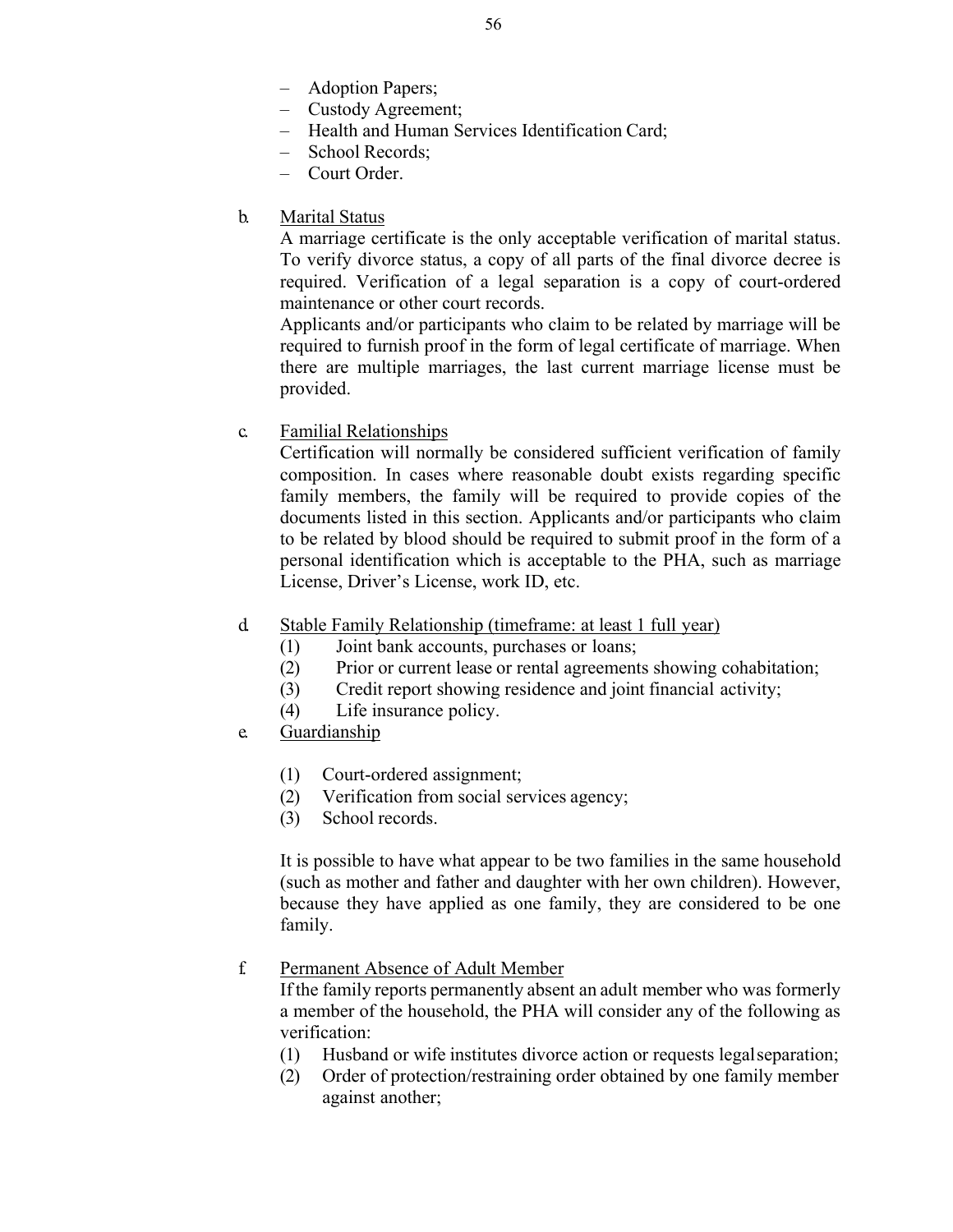- Adoption Papers;
- Custody Agreement;
- Health and Human Services Identification Card;
- School Records;
- Court Order.

b. <u>Marital Status</u>

A marriage certificate is the only acceptable verification of marital status. To verify divorce status, a copy of all parts of the final divorce decree is required. Verification of a legal separation is a copy of court-ordered maintenance or other court records.

Applicants and/or participants who claim to be related by marriage will be required to furnish proof in the form of legal certificate of marriage. When there are multiple marriages, the last current marriage license must be provided.

c. <u>Familial Relationships</u>

Certification will normally be considered sufficient verification of family composition. In cases where reasonable doubt exists regarding specific family members, the family will be required to provide copies of the documents listed in this section. Applicants and/or participants who claim to be related by blood should be required to submit proof in the form of a personal identification which is acceptable to the PHA, such as marriage License, Driver's License, work ID, etc.

d. <u>Stable Family Relationship (timeframe: at least 1 full year)</u>

(1) Joint bank accounts, purchases or loans;
(2) Prior or current lease or rental agreements showing cohabitation;
(3) Credit report showing residence and joint financial activity;
(4) Life insurance policy.

e. <u>Guardianship</u>

(1) Court-ordered assignment;
(2) Verification from social services agency;
(3) School records.

It is possible to have what appear to be two families in the same household (such as mother and father and daughter with her own children). However, because they have applied as one family, they are considered to be one family.

f. <u>Permanent Absence of Adult Member</u>

If the family reports permanently absent an adult member who was formerly a member of the household, the PHA will consider any of the following as verification:

(1) Husband or wife institutes divorce action or requests legal separation;
(2) Order of protection/restraining order obtained by one family member against another;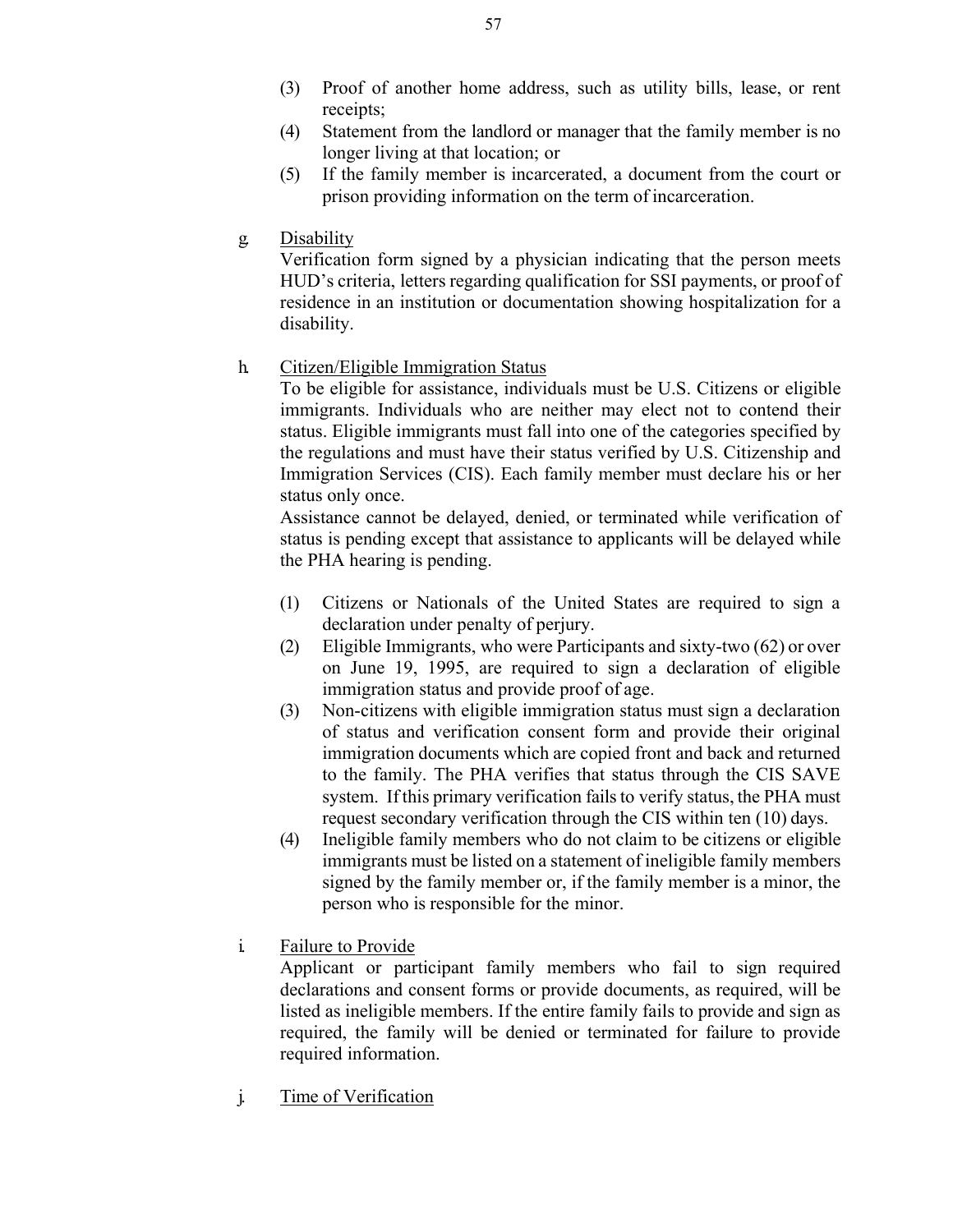(3) Proof of another home address, such as utility bills, lease, or rent receipts;

(4) Statement from the landlord or manager that the family member is no longer living at that location; or

(5) If the family member is incarcerated, a document from the court or prison providing information on the term of incarceration.

g. Disability

Verification form signed by a physician indicating that the person meets HUD's criteria, letters regarding qualification for SSI payments, or proof of residence in an institution or documentation showing hospitalization for a disability.

h. Citizen/Eligible Immigration Status

To be eligible for assistance, individuals must be U.S. Citizens or eligible immigrants. Individuals who are neither may elect not to contend their status. Eligible immigrants must fall into one of the categories specified by the regulations and must have their status verified by U.S. Citizenship and Immigration Services (CIS). Each family member must declare his or her status only once.

Assistance cannot be delayed, denied, or terminated while verification of status is pending except that assistance to applicants will be delayed while the PHA hearing is pending.

(1) Citizens or Nationals of the United States are required to sign a declaration under penalty of perjury.

(2) Eligible Immigrants, who were Participants and sixty-two (62) or over on June 19, 1995, are required to sign a declaration of eligible immigration status and provide proof of age.

(3) Non-citizens with eligible immigration status must sign a declaration of status and verification consent form and provide their original immigration documents which are copied front and back and returned to the family. The PHA verifies that status through the CIS SAVE system. If this primary verification fails to verify status, the PHA must request secondary verification through the CIS within ten (10) days.

(4) Ineligible family members who do not claim to be citizens or eligible immigrants must be listed on a statement of ineligible family members signed by the family member or, if the family member is a minor, the person who is responsible for the minor.

i. Failure to Provide

Applicant or participant family members who fail to sign required declarations and consent forms or provide documents, as required, will be listed as ineligible members. If the entire family fails to provide and sign as required, the family will be denied or terminated for failure to provide required information.

j. Time of Verification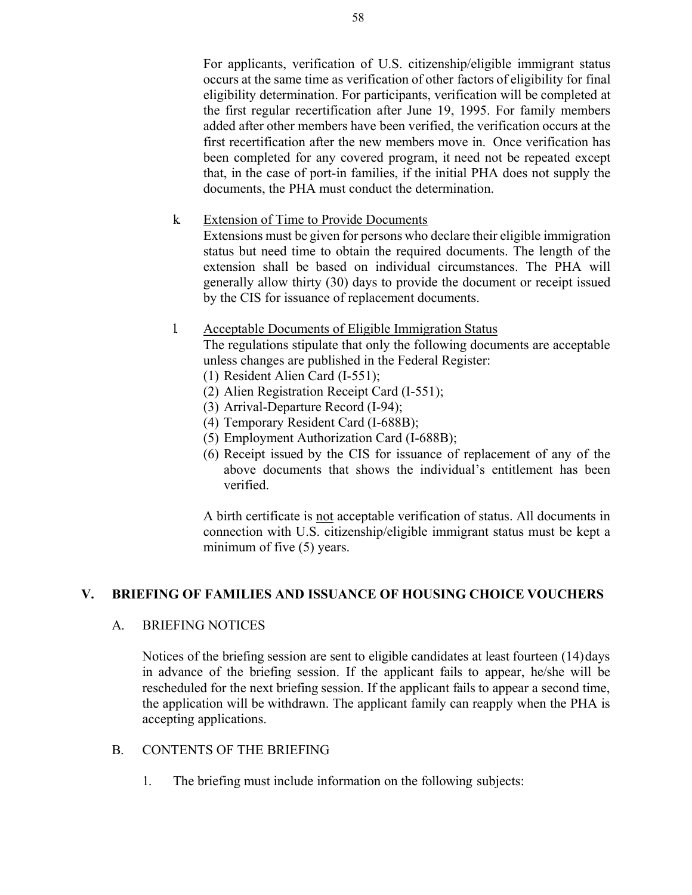For applicants, verification of U.S. citizenship/eligible immigrant status occurs at the same time as verification of other factors of eligibility for final eligibility determination. For participants, verification will be completed at the first regular recertification after June 19, 1995. For family members added after other members have been verified, the verification occurs at the first recertification after the new members move in. Once verification has been completed for any covered program, it need not be repeated except that, in the case of port-in families, if the initial PHA does not supply the documents, the PHA must conduct the determination.

k. Extension of Time to Provide Documents

Extensions must be given for persons who declare their eligible immigration status but need time to obtain the required documents. The length of the extension shall be based on individual circumstances. The PHA will generally allow thirty (30) days to provide the document or receipt issued by the CIS for issuance of replacement documents.

l. Acceptable Documents of Eligible Immigration Status

The regulations stipulate that only the following documents are acceptable unless changes are published in the Federal Register:

(1) Resident Alien Card (I-551);
(2) Alien Registration Receipt Card (I-551);
(3) Arrival-Departure Record (I-94);
(4) Temporary Resident Card (I-688B);
(5) Employment Authorization Card (I-688B);
(6) Receipt issued by the CIS for issuance of replacement of any of the above documents that shows the individual's entitlement has been verified.

A birth certificate is not acceptable verification of status. All documents in connection with U.S. citizenship/eligible immigrant status must be kept a minimum of five (5) years.

## V. BRIEFING OF FAMILIES AND ISSUANCE OF HOUSING CHOICE VOUCHERS

### A. BRIEFING NOTICES

Notices of the briefing session are sent to eligible candidates at least fourteen (14) days in advance of the briefing session. If the applicant fails to appear, he/she will be rescheduled for the next briefing session. If the applicant fails to appear a second time, the application will be withdrawn. The applicant family can reapply when the PHA is accepting applications.

### B. CONTENTS OF THE BRIEFING

1. The briefing must include information on the following subjects: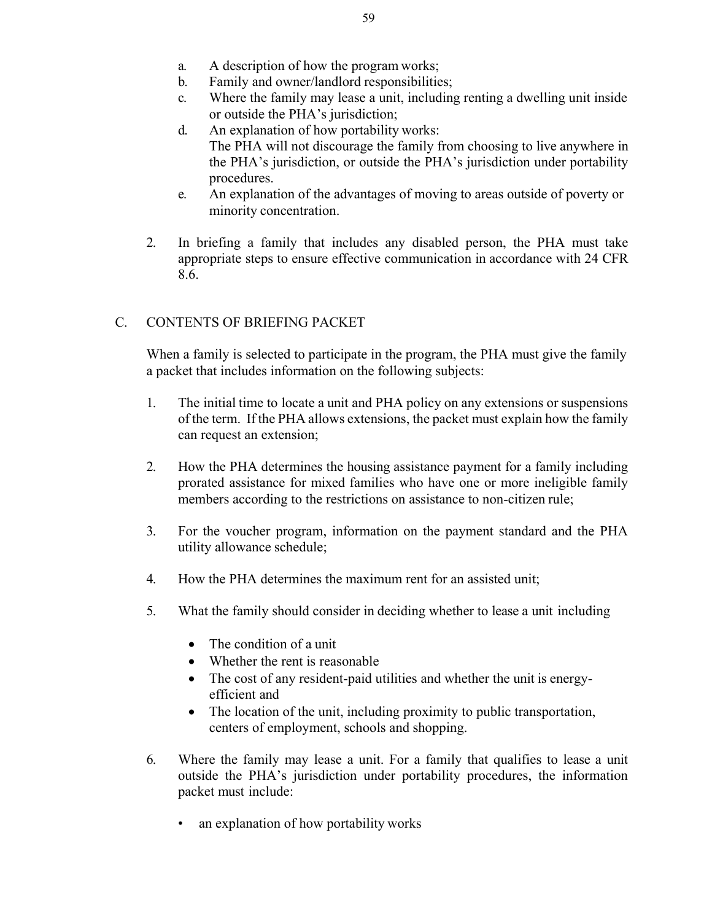a. A description of how the program works;
b. Family and owner/landlord responsibilities;
c. Where the family may lease a unit, including renting a dwelling unit inside or outside the PHA's jurisdiction;
d. An explanation of how portability works:
   The PHA will not discourage the family from choosing to live anywhere in the PHA's jurisdiction, or outside the PHA's jurisdiction under portability procedures.
e. An explanation of the advantages of moving to areas outside of poverty or minority concentration.

2. In briefing a family that includes any disabled person, the PHA must take appropriate steps to ensure effective communication in accordance with 24 CFR 8.6.

## C. CONTENTS OF BRIEFING PACKET

When a family is selected to participate in the program, the PHA must give the family a packet that includes information on the following subjects:

1. The initial time to locate a unit and PHA policy on any extensions or suspensions of the term. If the PHA allows extensions, the packet must explain how the family can request an extension;

2. How the PHA determines the housing assistance payment for a family including prorated assistance for mixed families who have one or more ineligible family members according to the restrictions on assistance to non-citizen rule;

3. For the voucher program, information on the payment standard and the PHA utility allowance schedule;

4. How the PHA determines the maximum rent for an assisted unit;

5. What the family should consider in deciding whether to lease a unit including

   - The condition of a unit
   - Whether the rent is reasonable
   - The cost of any resident-paid utilities and whether the unit is energy-efficient and
   - The location of the unit, including proximity to public transportation, centers of employment, schools and shopping.

6. Where the family may lease a unit. For a family that qualifies to lease a unit outside the PHA's jurisdiction under portability procedures, the information packet must include:

   - an explanation of how portability works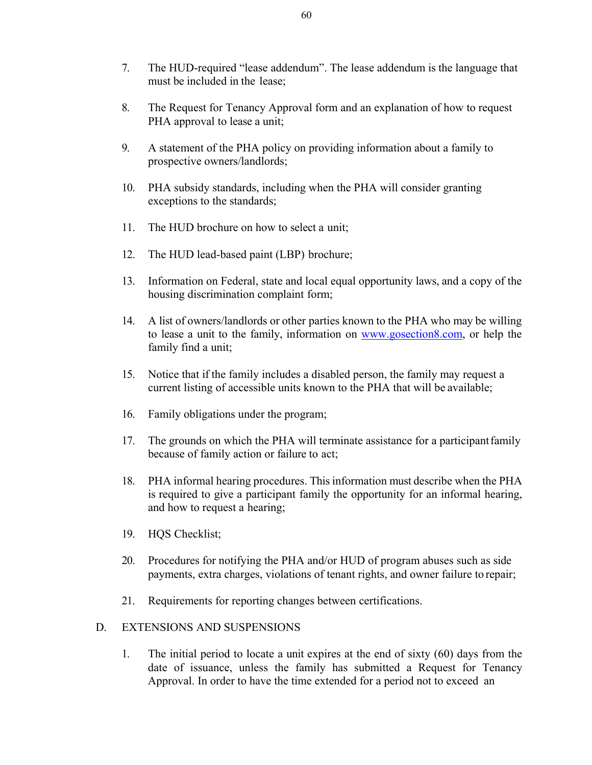7. The HUD-required "lease addendum". The lease addendum is the language that must be included in the lease;

8. The Request for Tenancy Approval form and an explanation of how to request PHA approval to lease a unit;

9. A statement of the PHA policy on providing information about a family to prospective owners/landlords;

10. PHA subsidy standards, including when the PHA will consider granting exceptions to the standards;

11. The HUD brochure on how to select a unit;

12. The HUD lead-based paint (LBP) brochure;

13. Information on Federal, state and local equal opportunity laws, and a copy of the housing discrimination complaint form;

14. A list of owners/landlords or other parties known to the PHA who may be willing to lease a unit to the family, information on [www.gosection8.com](http://www.gosection8.com), or help the family find a unit;

15. Notice that if the family includes a disabled person, the family may request a current listing of accessible units known to the PHA that will be available;

16. Family obligations under the program;

17. The grounds on which the PHA will terminate assistance for a participant family because of family action or failure to act;

18. PHA informal hearing procedures. This information must describe when the PHA is required to give a participant family the opportunity for an informal hearing, and how to request a hearing;

19. HQS Checklist;

20. Procedures for notifying the PHA and/or HUD of program abuses such as side payments, extra charges, violations of tenant rights, and owner failure to repair;

21. Requirements for reporting changes between certifications.

D. EXTENSIONS AND SUSPENSIONS

1. The initial period to locate a unit expires at the end of sixty (60) days from the date of issuance, unless the family has submitted a Request for Tenancy Approval. In order to have the time extended for a period not to exceed an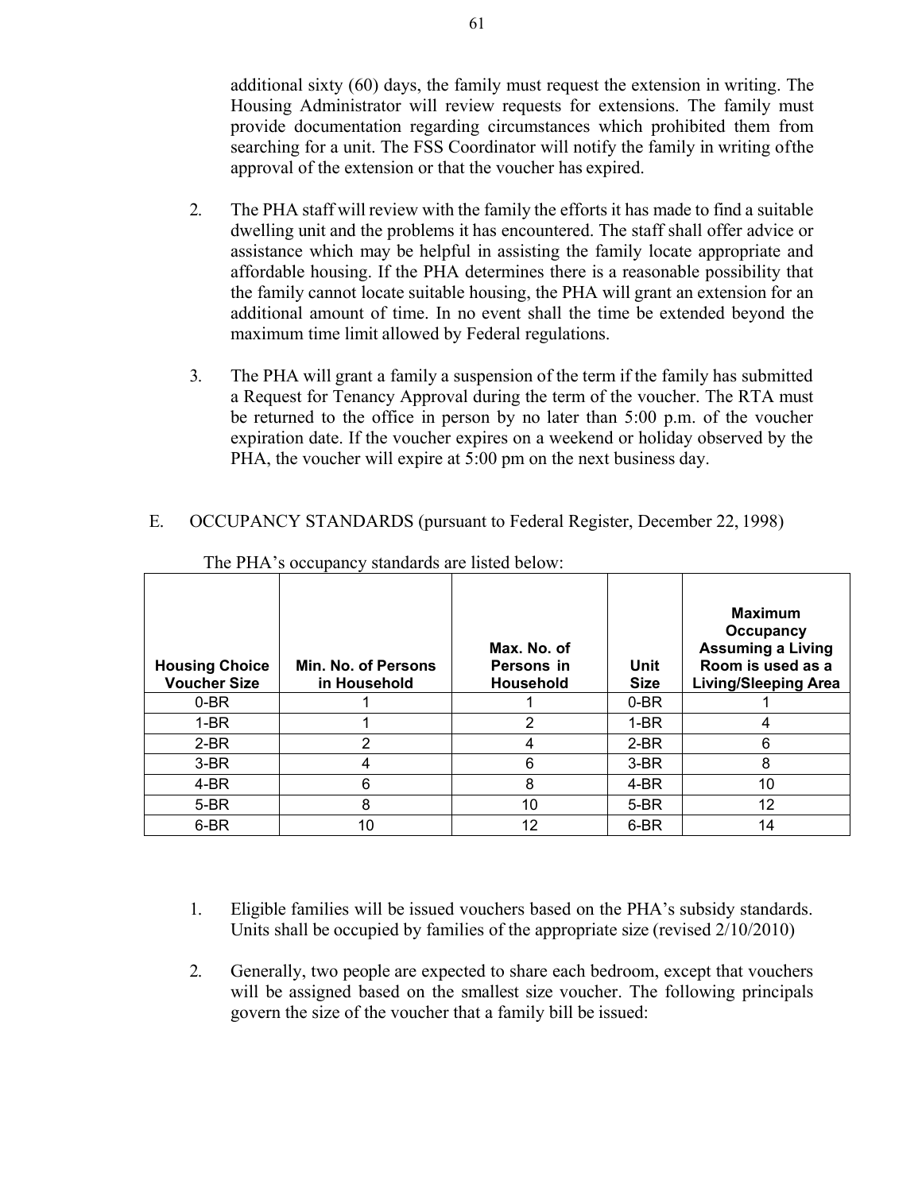additional sixty (60) days, the family must request the extension in writing. The Housing Administrator will review requests for extensions. The family must provide documentation regarding circumstances which prohibited them from searching for a unit. The FSS Coordinator will notify the family in writing of the approval of the extension or that the voucher has expired.

2. The PHA staff will review with the family the efforts it has made to find a suitable dwelling unit and the problems it has encountered. The staff shall offer advice or assistance which may be helpful in assisting the family locate appropriate and affordable housing. If the PHA determines there is a reasonable possibility that the family cannot locate suitable housing, the PHA will grant an extension for an additional amount of time. In no event shall the time be extended beyond the maximum time limit allowed by Federal regulations.

3. The PHA will grant a family a suspension of the term if the family has submitted a Request for Tenancy Approval during the term of the voucher. The RTA must be returned to the office in person by no later than 5:00 p.m. of the voucher expiration date. If the voucher expires on a weekend or holiday observed by the PHA, the voucher will expire at 5:00 pm on the next business day.

## E. OCCUPANCY STANDARDS (pursuant to Federal Register, December 22, 1998)

The PHA's occupancy standards are listed below:

| Housing Choice Voucher Size | Min. No. of Persons in Household | Max. No. of Persons in Household | Unit Size | Maximum Occupancy Assuming a Living Room is used as a Living/Sleeping Area |
|---|---|---|---|---|
| 0-BR | 1 | 1 | 0-BR | 1 |
| 1-BR | 1 | 2 | 1-BR | 4 |
| 2-BR | 2 | 4 | 2-BR | 6 |
| 3-BR | 4 | 6 | 3-BR | 8 |
| 4-BR | 6 | 8 | 4-BR | 10 |
| 5-BR | 8 | 10 | 5-BR | 12 |
| 6-BR | 10 | 12 | 6-BR | 14 |

1. Eligible families will be issued vouchers based on the PHA's subsidy standards. Units shall be occupied by families of the appropriate size (revised 2/10/2010)

2. Generally, two people are expected to share each bedroom, except that vouchers will be assigned based on the smallest size voucher. The following principals govern the size of the voucher that a family bill be issued: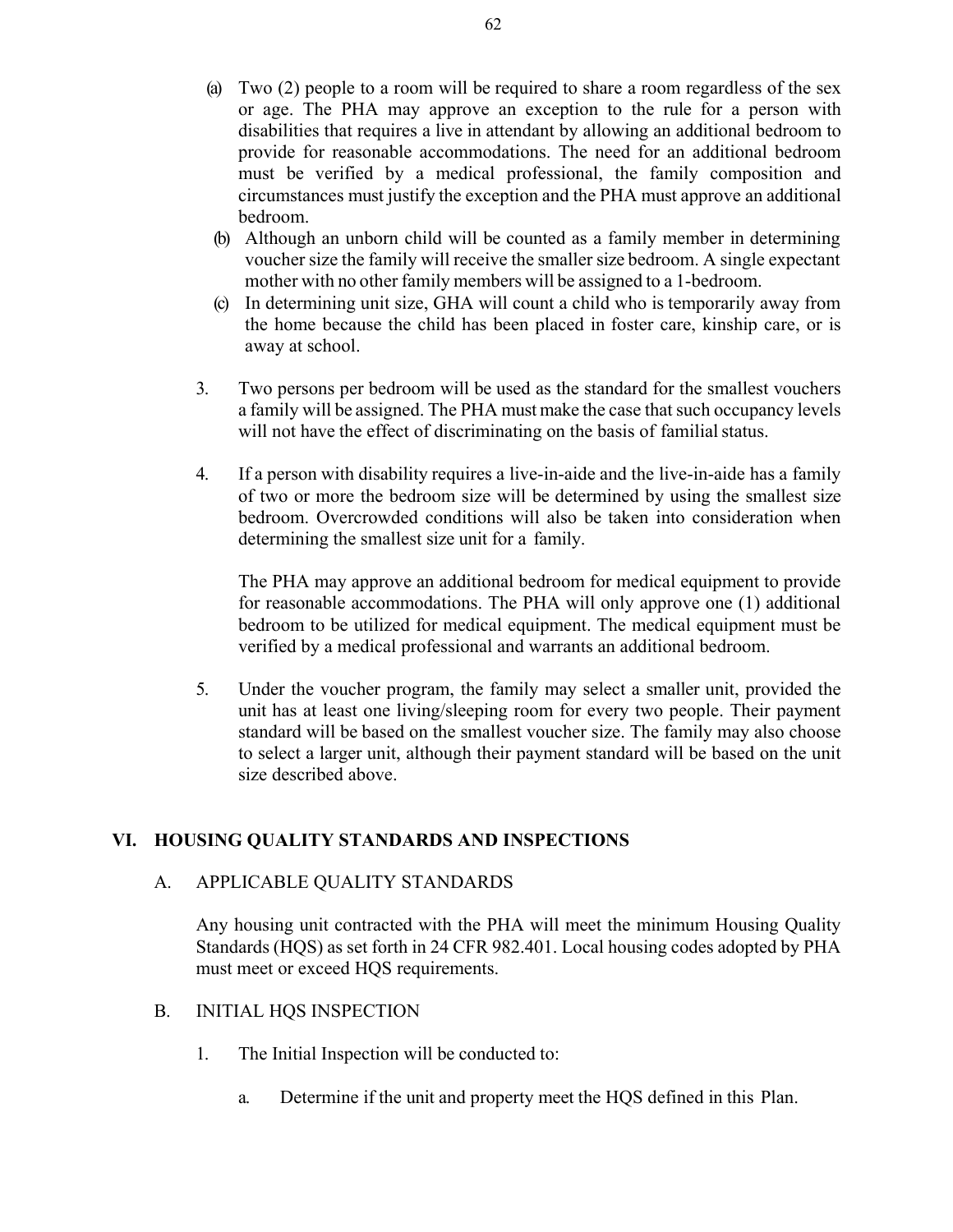(a) Two (2) people to a room will be required to share a room regardless of the sex or age. The PHA may approve an exception to the rule for a person with disabilities that requires a live in attendant by allowing an additional bedroom to provide for reasonable accommodations. The need for an additional bedroom must be verified by a medical professional, the family composition and circumstances must justify the exception and the PHA must approve an additional bedroom.

(b) Although an unborn child will be counted as a family member in determining voucher size the family will receive the smaller size bedroom. A single expectant mother with no other family members will be assigned to a 1-bedroom.

(c) In determining unit size, GHA will count a child who is temporarily away from the home because the child has been placed in foster care, kinship care, or is away at school.

3. Two persons per bedroom will be used as the standard for the smallest vouchers a family will be assigned. The PHA must make the case that such occupancy levels will not have the effect of discriminating on the basis of familial status.

4. If a person with disability requires a live-in-aide and the live-in-aide has a family of two or more the bedroom size will be determined by using the smallest size bedroom. Overcrowded conditions will also be taken into consideration when determining the smallest size unit for a family.

   The PHA may approve an additional bedroom for medical equipment to provide for reasonable accommodations. The PHA will only approve one (1) additional bedroom to be utilized for medical equipment. The medical equipment must be verified by a medical professional and warrants an additional bedroom.

5. Under the voucher program, the family may select a smaller unit, provided the unit has at least one living/sleeping room for every two people. Their payment standard will be based on the smallest voucher size. The family may also choose to select a larger unit, although their payment standard will be based on the unit size described above.

## VI. HOUSING QUALITY STANDARDS AND INSPECTIONS

### A. APPLICABLE QUALITY STANDARDS

Any housing unit contracted with the PHA will meet the minimum Housing Quality Standards (HQS) as set forth in 24 CFR 982.401. Local housing codes adopted by PHA must meet or exceed HQS requirements.

### B. INITIAL HQS INSPECTION

1. The Initial Inspection will be conducted to:

   a. Determine if the unit and property meet the HQS defined in this Plan.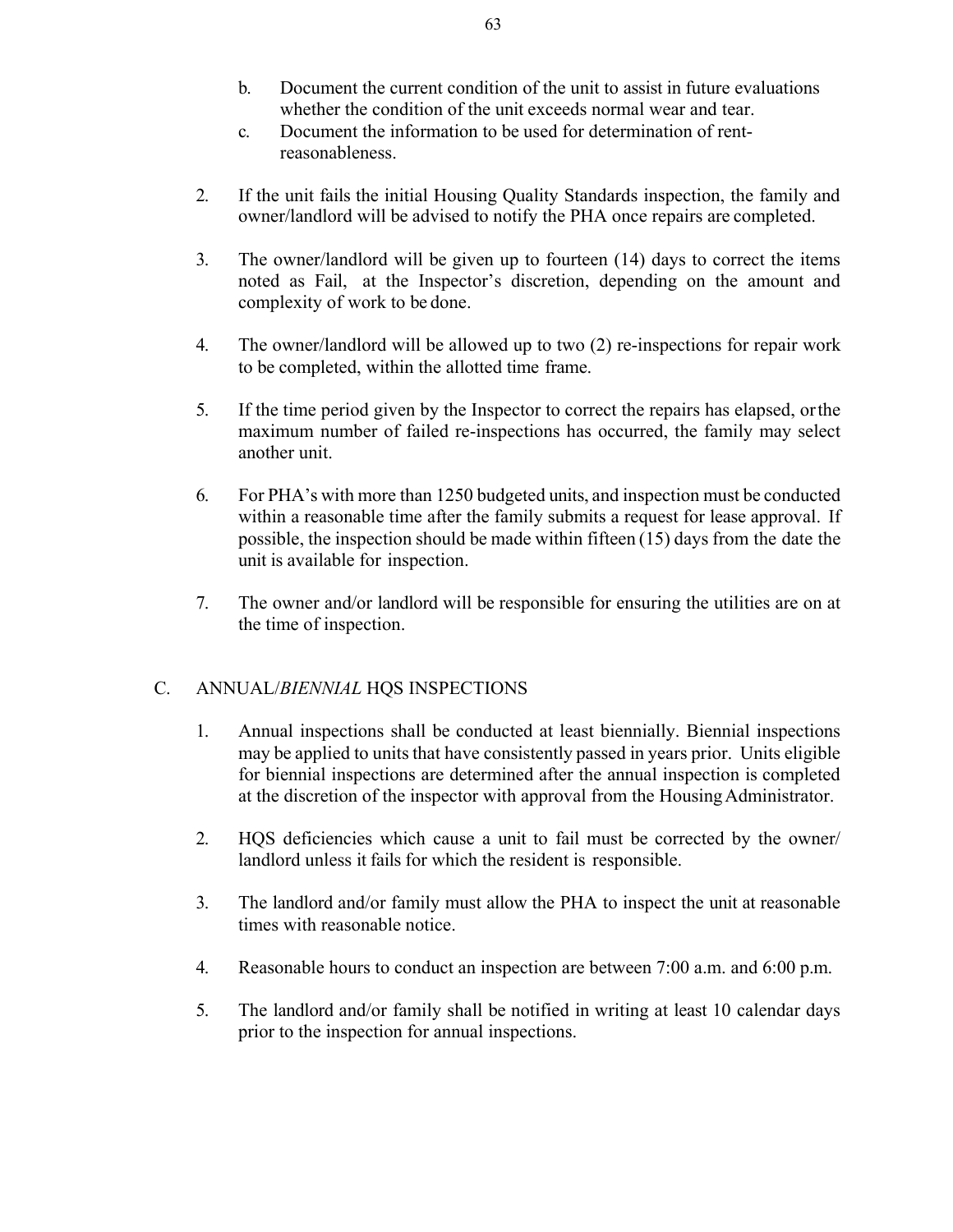b. Document the current condition of the unit to assist in future evaluations whether the condition of the unit exceeds normal wear and tear.
c. Document the information to be used for determination of rent-reasonableness.

2. If the unit fails the initial Housing Quality Standards inspection, the family and owner/landlord will be advised to notify the PHA once repairs are completed.

3. The owner/landlord will be given up to fourteen (14) days to correct the items noted as Fail, at the Inspector's discretion, depending on the amount and complexity of work to be done.

4. The owner/landlord will be allowed up to two (2) re-inspections for repair work to be completed, within the allotted time frame.

5. If the time period given by the Inspector to correct the repairs has elapsed, or the maximum number of failed re-inspections has occurred, the family may select another unit.

6. For PHA's with more than 1250 budgeted units, and inspection must be conducted within a reasonable time after the family submits a request for lease approval. If possible, the inspection should be made within fifteen (15) days from the date the unit is available for inspection.

7. The owner and/or landlord will be responsible for ensuring the utilities are on at the time of inspection.

## C. ANNUAL/*BIENNIAL* HQS INSPECTIONS

1. Annual inspections shall be conducted at least biennially. Biennial inspections may be applied to units that have consistently passed in years prior. Units eligible for biennial inspections are determined after the annual inspection is completed at the discretion of the inspector with approval from the Housing Administrator.

2. HQS deficiencies which cause a unit to fail must be corrected by the owner/ landlord unless it fails for which the resident is responsible.

3. The landlord and/or family must allow the PHA to inspect the unit at reasonable times with reasonable notice.

4. Reasonable hours to conduct an inspection are between 7:00 a.m. and 6:00 p.m.

5. The landlord and/or family shall be notified in writing at least 10 calendar days prior to the inspection for annual inspections.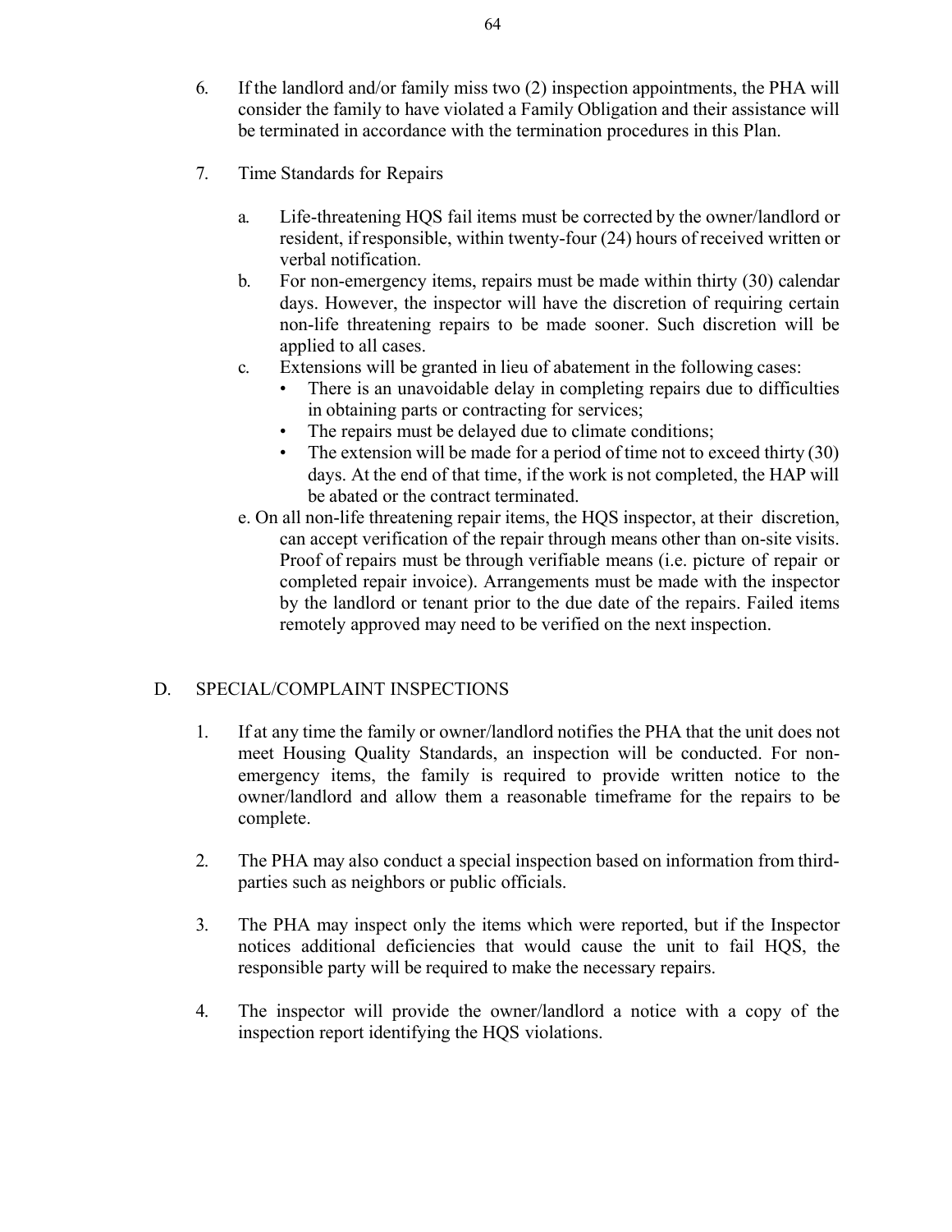6. If the landlord and/or family miss two (2) inspection appointments, the PHA will consider the family to have violated a Family Obligation and their assistance will be terminated in accordance with the termination procedures in this Plan.

7. Time Standards for Repairs

   a. Life-threatening HQS fail items must be corrected by the owner/landlord or resident, if responsible, within twenty-four (24) hours of received written or verbal notification.
   b. For non-emergency items, repairs must be made within thirty (30) calendar days. However, the inspector will have the discretion of requiring certain non-life threatening repairs to be made sooner. Such discretion will be applied to all cases.
   c. Extensions will be granted in lieu of abatement in the following cases:
      - There is an unavoidable delay in completing repairs due to difficulties in obtaining parts or contracting for services;
      - The repairs must be delayed due to climate conditions;
      - The extension will be made for a period of time not to exceed thirty (30) days. At the end of that time, if the work is not completed, the HAP will be abated or the contract terminated.

   e. On all non-life threatening repair items, the HQS inspector, at their discretion, can accept verification of the repair through means other than on-site visits. Proof of repairs must be through verifiable means (i.e. picture of repair or completed repair invoice). Arrangements must be made with the inspector by the landlord or tenant prior to the due date of the repairs. Failed items remotely approved may need to be verified on the next inspection.

## D. SPECIAL/COMPLAINT INSPECTIONS

1. If at any time the family or owner/landlord notifies the PHA that the unit does not meet Housing Quality Standards, an inspection will be conducted. For non-emergency items, the family is required to provide written notice to the owner/landlord and allow them a reasonable timeframe for the repairs to be complete.

2. The PHA may also conduct a special inspection based on information from third-parties such as neighbors or public officials.

3. The PHA may inspect only the items which were reported, but if the Inspector notices additional deficiencies that would cause the unit to fail HQS, the responsible party will be required to make the necessary repairs.

4. The inspector will provide the owner/landlord a notice with a copy of the inspection report identifying the HQS violations.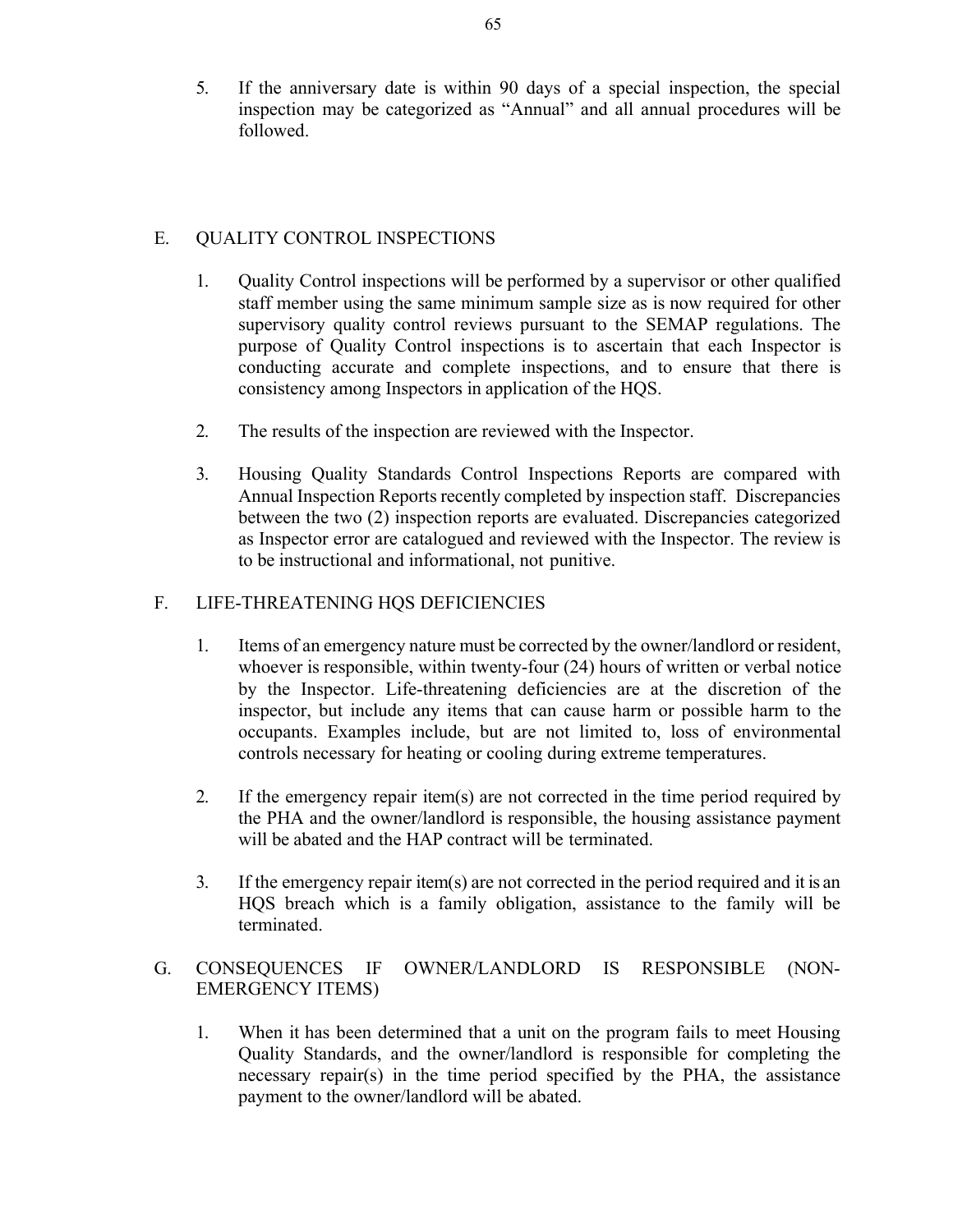5. If the anniversary date is within 90 days of a special inspection, the special inspection may be categorized as "Annual" and all annual procedures will be followed.

## E. QUALITY CONTROL INSPECTIONS

1. Quality Control inspections will be performed by a supervisor or other qualified staff member using the same minimum sample size as is now required for other supervisory quality control reviews pursuant to the SEMAP regulations. The purpose of Quality Control inspections is to ascertain that each Inspector is conducting accurate and complete inspections, and to ensure that there is consistency among Inspectors in application of the HQS.

2. The results of the inspection are reviewed with the Inspector.

3. Housing Quality Standards Control Inspections Reports are compared with Annual Inspection Reports recently completed by inspection staff. Discrepancies between the two (2) inspection reports are evaluated. Discrepancies categorized as Inspector error are catalogued and reviewed with the Inspector. The review is to be instructional and informational, not punitive.

## F. LIFE-THREATENING HQS DEFICIENCIES

1. Items of an emergency nature must be corrected by the owner/landlord or resident, whoever is responsible, within twenty-four (24) hours of written or verbal notice by the Inspector. Life-threatening deficiencies are at the discretion of the inspector, but include any items that can cause harm or possible harm to the occupants. Examples include, but are not limited to, loss of environmental controls necessary for heating or cooling during extreme temperatures.

2. If the emergency repair item(s) are not corrected in the time period required by the PHA and the owner/landlord is responsible, the housing assistance payment will be abated and the HAP contract will be terminated.

3. If the emergency repair item(s) are not corrected in the period required and it is an HQS breach which is a family obligation, assistance to the family will be terminated.

## G. CONSEQUENCES IF OWNER/LANDLORD IS RESPONSIBLE (NON-EMERGENCY ITEMS)

1. When it has been determined that a unit on the program fails to meet Housing Quality Standards, and the owner/landlord is responsible for completing the necessary repair(s) in the time period specified by the PHA, the assistance payment to the owner/landlord will be abated.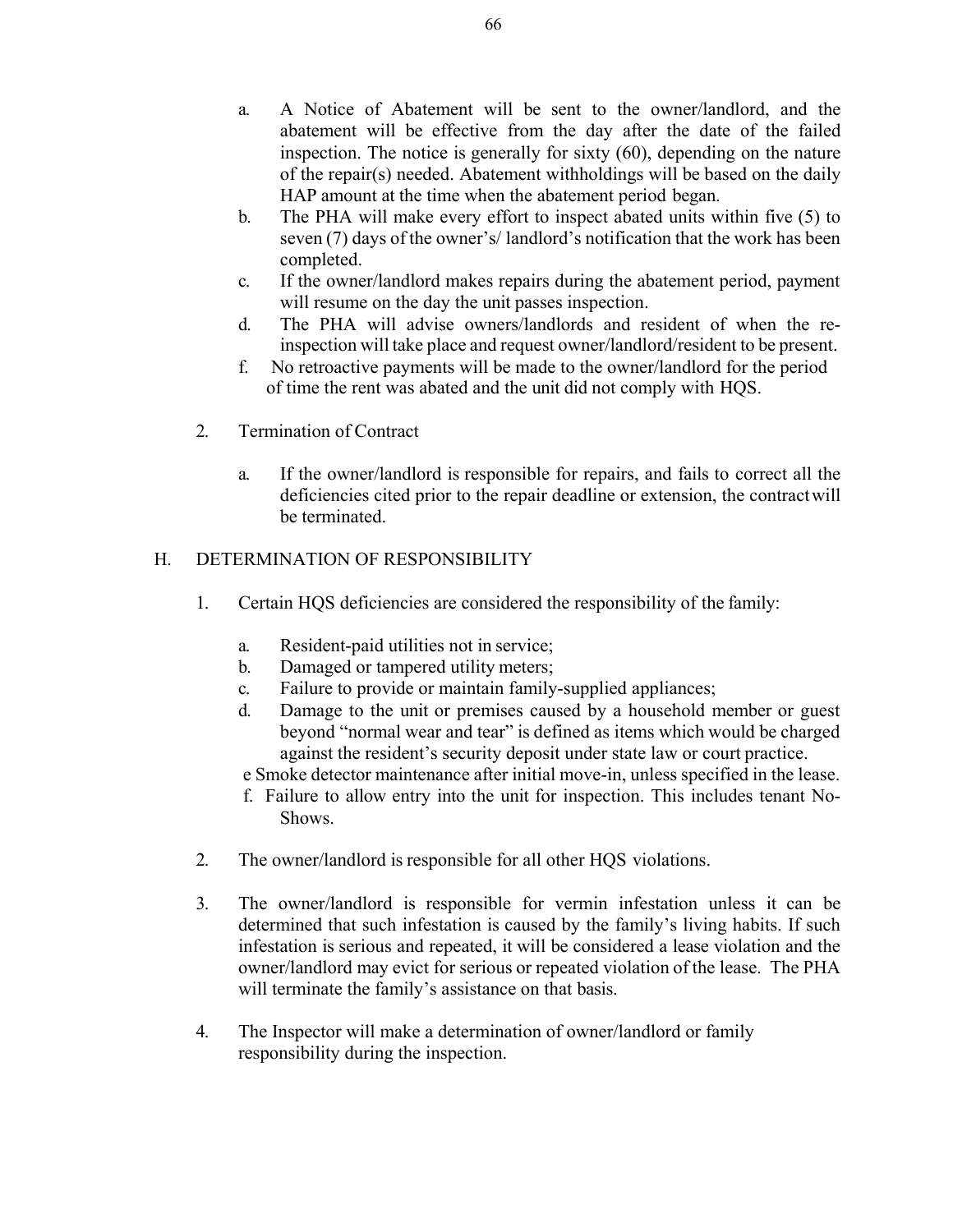a. A Notice of Abatement will be sent to the owner/landlord, and the abatement will be effective from the day after the date of the failed inspection. The notice is generally for sixty (60), depending on the nature of the repair(s) needed. Abatement withholdings will be based on the daily HAP amount at the time when the abatement period began.

b. The PHA will make every effort to inspect abated units within five (5) to seven (7) days of the owner's/ landlord's notification that the work has been completed.

c. If the owner/landlord makes repairs during the abatement period, payment will resume on the day the unit passes inspection.

d. The PHA will advise owners/landlords and resident of when the re-inspection will take place and request owner/landlord/resident to be present.

f. No retroactive payments will be made to the owner/landlord for the period of time the rent was abated and the unit did not comply with HQS.

2. Termination of Contract

a. If the owner/landlord is responsible for repairs, and fails to correct all the deficiencies cited prior to the repair deadline or extension, the contract will be terminated.

## H. DETERMINATION OF RESPONSIBILITY

1. Certain HQS deficiencies are considered the responsibility of the family:

a. Resident-paid utilities not in service;

b. Damaged or tampered utility meters;

c. Failure to provide or maintain family-supplied appliances;

d. Damage to the unit or premises caused by a household member or guest beyond "normal wear and tear" is defined as items which would be charged against the resident's security deposit under state law or court practice.

e Smoke detector maintenance after initial move-in, unless specified in the lease.

f. Failure to allow entry into the unit for inspection. This includes tenant No-Shows.

2. The owner/landlord is responsible for all other HQS violations.

3. The owner/landlord is responsible for vermin infestation unless it can be determined that such infestation is caused by the family's living habits. If such infestation is serious and repeated, it will be considered a lease violation and the owner/landlord may evict for serious or repeated violation of the lease. The PHA will terminate the family's assistance on that basis.

4. The Inspector will make a determination of owner/landlord or family responsibility during the inspection.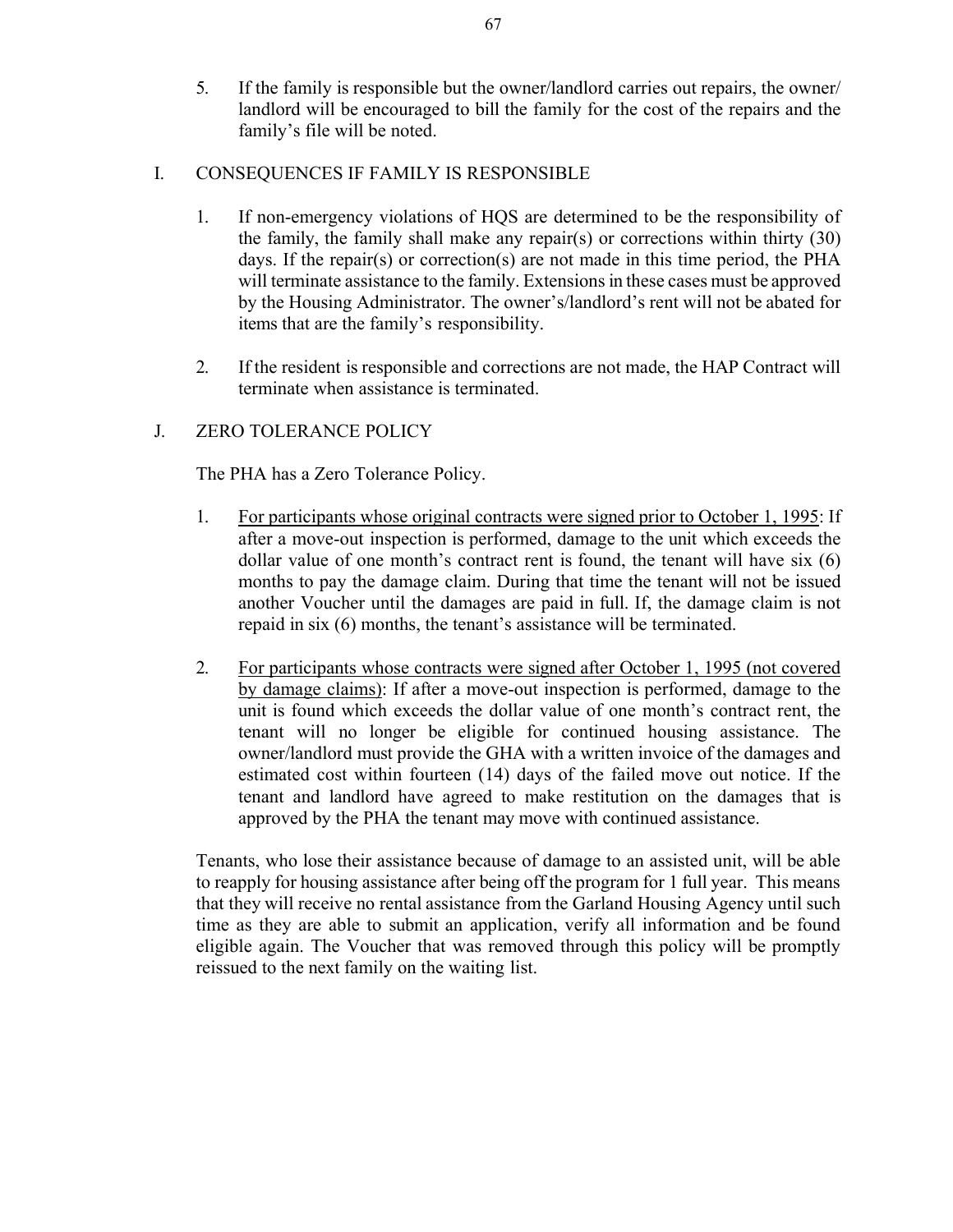5. If the family is responsible but the owner/landlord carries out repairs, the owner/ landlord will be encouraged to bill the family for the cost of the repairs and the family's file will be noted.

## I. CONSEQUENCES IF FAMILY IS RESPONSIBLE

1. If non-emergency violations of HQS are determined to be the responsibility of the family, the family shall make any repair(s) or corrections within thirty (30) days. If the repair(s) or correction(s) are not made in this time period, the PHA will terminate assistance to the family. Extensions in these cases must be approved by the Housing Administrator. The owner's/landlord's rent will not be abated for items that are the family's responsibility.

2. If the resident is responsible and corrections are not made, the HAP Contract will terminate when assistance is terminated.

## J. ZERO TOLERANCE POLICY

The PHA has a Zero Tolerance Policy.

1. <u>For participants whose original contracts were signed prior to October 1, 1995</u>: If after a move-out inspection is performed, damage to the unit which exceeds the dollar value of one month's contract rent is found, the tenant will have six (6) months to pay the damage claim. During that time the tenant will not be issued another Voucher until the damages are paid in full. If, the damage claim is not repaid in six (6) months, the tenant's assistance will be terminated.

2. <u>For participants whose contracts were signed after October 1, 1995 (not covered by damage claims)</u>: If after a move-out inspection is performed, damage to the unit is found which exceeds the dollar value of one month's contract rent, the tenant will no longer be eligible for continued housing assistance. The owner/landlord must provide the GHA with a written invoice of the damages and estimated cost within fourteen (14) days of the failed move out notice. If the tenant and landlord have agreed to make restitution on the damages that is approved by the PHA the tenant may move with continued assistance.

Tenants, who lose their assistance because of damage to an assisted unit, will be able to reapply for housing assistance after being off the program for 1 full year. This means that they will receive no rental assistance from the Garland Housing Agency until such time as they are able to submit an application, verify all information and be found eligible again. The Voucher that was removed through this policy will be promptly reissued to the next family on the waiting list.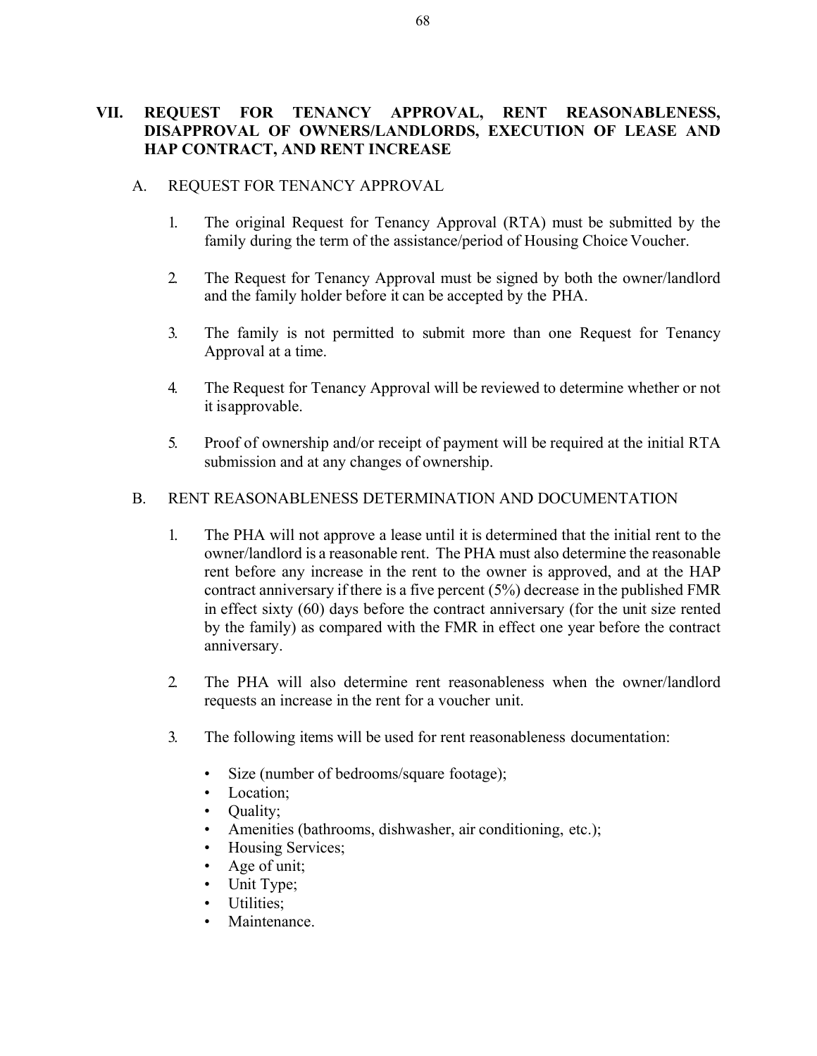## VII. REQUEST FOR TENANCY APPROVAL, RENT REASONABLENESS, DISAPPROVAL OF OWNERS/LANDLORDS, EXECUTION OF LEASE AND HAP CONTRACT, AND RENT INCREASE

### A. REQUEST FOR TENANCY APPROVAL

1. The original Request for Tenancy Approval (RTA) must be submitted by the family during the term of the assistance/period of Housing Choice Voucher.

2. The Request for Tenancy Approval must be signed by both the owner/landlord and the family holder before it can be accepted by the PHA.

3. The family is not permitted to submit more than one Request for Tenancy Approval at a time.

4. The Request for Tenancy Approval will be reviewed to determine whether or not it isapprovable.

5. Proof of ownership and/or receipt of payment will be required at the initial RTA submission and at any changes of ownership.

### B. RENT REASONABLENESS DETERMINATION AND DOCUMENTATION

1. The PHA will not approve a lease until it is determined that the initial rent to the owner/landlord is a reasonable rent. The PHA must also determine the reasonable rent before any increase in the rent to the owner is approved, and at the HAP contract anniversary if there is a five percent (5%) decrease in the published FMR in effect sixty (60) days before the contract anniversary (for the unit size rented by the family) as compared with the FMR in effect one year before the contract anniversary.

2. The PHA will also determine rent reasonableness when the owner/landlord requests an increase in the rent for a voucher unit.

3. The following items will be used for rent reasonableness documentation:

   - Size (number of bedrooms/square footage);
   - Location;
   - Quality;
   - Amenities (bathrooms, dishwasher, air conditioning, etc.);
   - Housing Services;
   - Age of unit;
   - Unit Type;
   - Utilities;
   - Maintenance.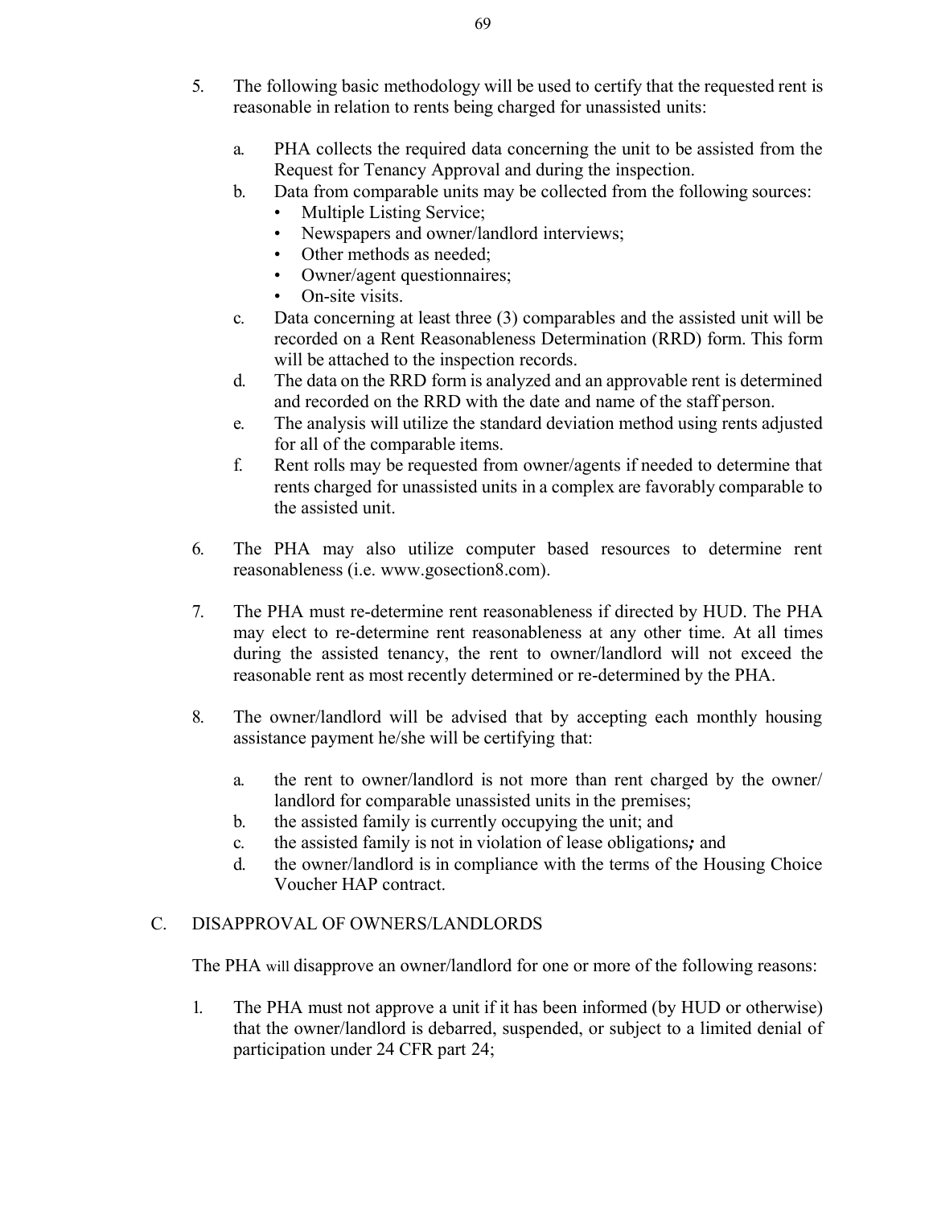5. The following basic methodology will be used to certify that the requested rent is reasonable in relation to rents being charged for unassisted units:

   a. PHA collects the required data concerning the unit to be assisted from the Request for Tenancy Approval and during the inspection.
   b. Data from comparable units may be collected from the following sources:
      - Multiple Listing Service;
      - Newspapers and owner/landlord interviews;
      - Other methods as needed;
      - Owner/agent questionnaires;
      - On-site visits.
   c. Data concerning at least three (3) comparables and the assisted unit will be recorded on a Rent Reasonableness Determination (RRD) form. This form will be attached to the inspection records.
   d. The data on the RRD form is analyzed and an approvable rent is determined and recorded on the RRD with the date and name of the staff person.
   e. The analysis will utilize the standard deviation method using rents adjusted for all of the comparable items.
   f. Rent rolls may be requested from owner/agents if needed to determine that rents charged for unassisted units in a complex are favorably comparable to the assisted unit.

6. The PHA may also utilize computer based resources to determine rent reasonableness (i.e. www.gosection8.com).

7. The PHA must re-determine rent reasonableness if directed by HUD. The PHA may elect to re-determine rent reasonableness at any other time. At all times during the assisted tenancy, the rent to owner/landlord will not exceed the reasonable rent as most recently determined or re-determined by the PHA.

8. The owner/landlord will be advised that by accepting each monthly housing assistance payment he/she will be certifying that:

   a. the rent to owner/landlord is not more than rent charged by the owner/ landlord for comparable unassisted units in the premises;
   b. the assisted family is currently occupying the unit; and
   c. the assisted family is not in violation of lease obligations***;*** and
   d. the owner/landlord is in compliance with the terms of the Housing Choice Voucher HAP contract.

C. DISAPPROVAL OF OWNERS/LANDLORDS

The PHA will disapprove an owner/landlord for one or more of the following reasons:

1. The PHA must not approve a unit if it has been informed (by HUD or otherwise) that the owner/landlord is debarred, suspended, or subject to a limited denial of participation under 24 CFR part 24;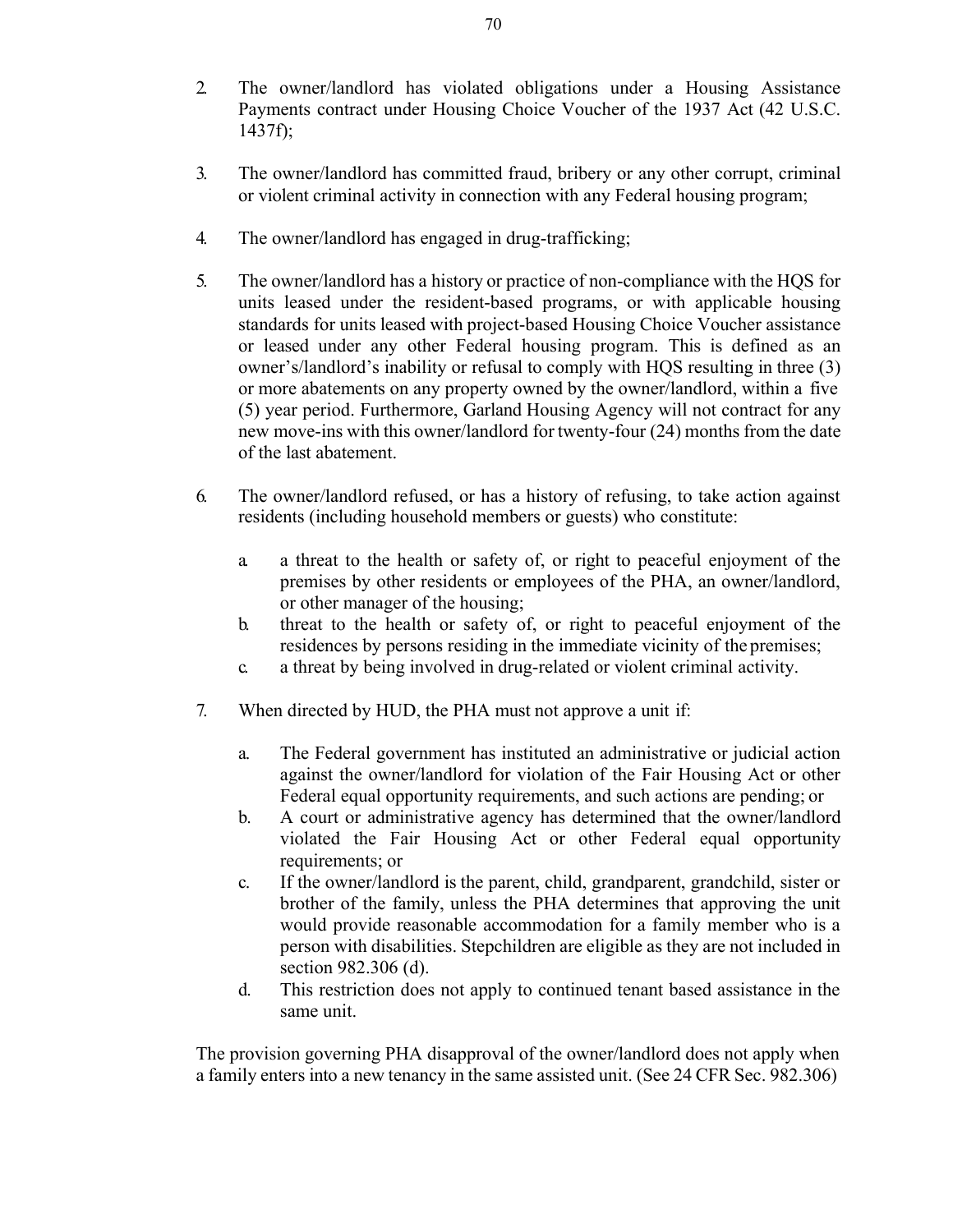2. The owner/landlord has violated obligations under a Housing Assistance Payments contract under Housing Choice Voucher of the 1937 Act (42 U.S.C. 1437f);

3. The owner/landlord has committed fraud, bribery or any other corrupt, criminal or violent criminal activity in connection with any Federal housing program;

4. The owner/landlord has engaged in drug-trafficking;

5. The owner/landlord has a history or practice of non-compliance with the HQS for units leased under the resident-based programs, or with applicable housing standards for units leased with project-based Housing Choice Voucher assistance or leased under any other Federal housing program. This is defined as an owner's/landlord's inability or refusal to comply with HQS resulting in three (3) or more abatements on any property owned by the owner/landlord, within a five (5) year period. Furthermore, Garland Housing Agency will not contract for any new move-ins with this owner/landlord for twenty-four (24) months from the date of the last abatement.

6. The owner/landlord refused, or has a history of refusing, to take action against residents (including household members or guests) who constitute:

   a. a threat to the health or safety of, or right to peaceful enjoyment of the premises by other residents or employees of the PHA, an owner/landlord, or other manager of the housing;
   b. threat to the health or safety of, or right to peaceful enjoyment of the residences by persons residing in the immediate vicinity of the premises;
   c. a threat by being involved in drug-related or violent criminal activity.

7. When directed by HUD, the PHA must not approve a unit if:

   a. The Federal government has instituted an administrative or judicial action against the owner/landlord for violation of the Fair Housing Act or other Federal equal opportunity requirements, and such actions are pending; or
   b. A court or administrative agency has determined that the owner/landlord violated the Fair Housing Act or other Federal equal opportunity requirements; or
   c. If the owner/landlord is the parent, child, grandparent, grandchild, sister or brother of the family, unless the PHA determines that approving the unit would provide reasonable accommodation for a family member who is a person with disabilities. Stepchildren are eligible as they are not included in section 982.306 (d).
   d. This restriction does not apply to continued tenant based assistance in the same unit.

The provision governing PHA disapproval of the owner/landlord does not apply when a family enters into a new tenancy in the same assisted unit. (See 24 CFR Sec. 982.306)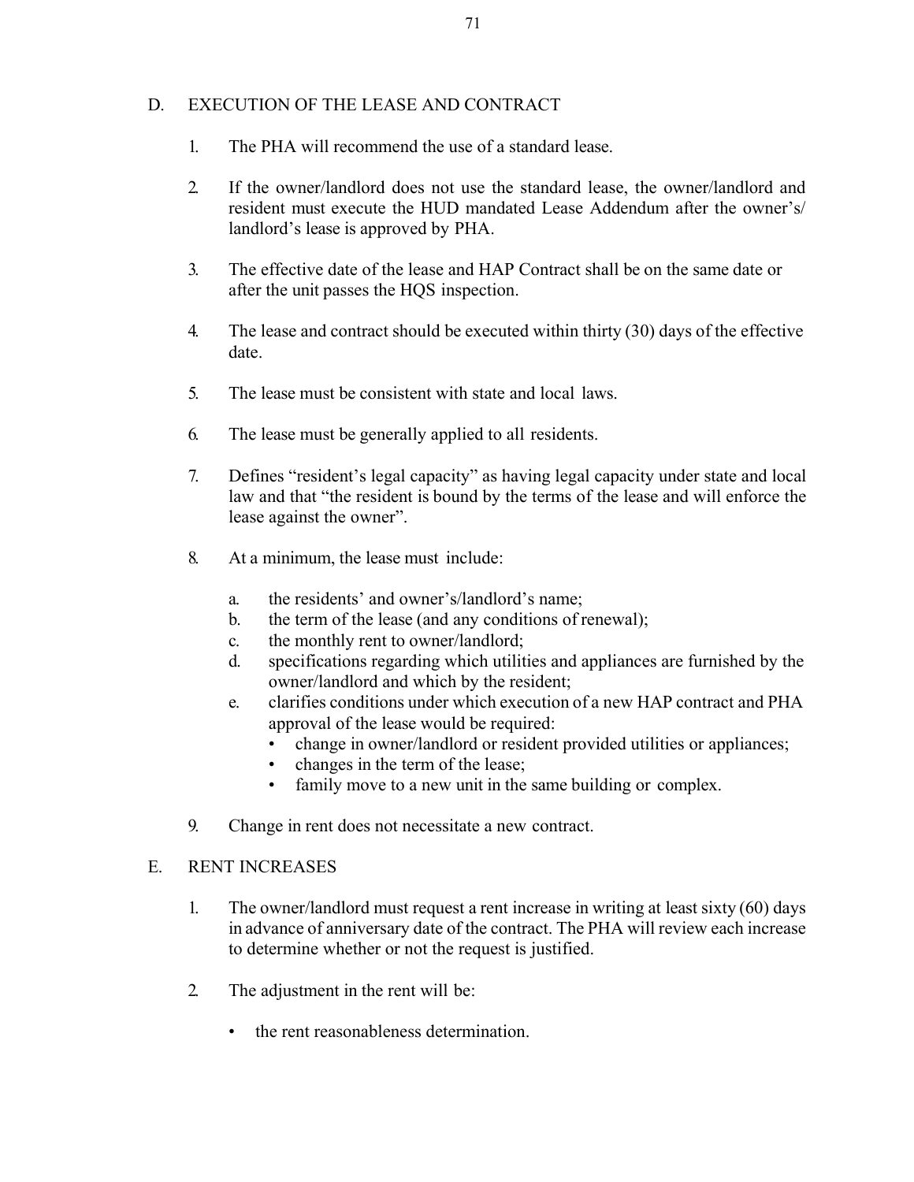## D. EXECUTION OF THE LEASE AND CONTRACT

1. The PHA will recommend the use of a standard lease.

2. If the owner/landlord does not use the standard lease, the owner/landlord and resident must execute the HUD mandated Lease Addendum after the owner's/ landlord's lease is approved by PHA.

3. The effective date of the lease and HAP Contract shall be on the same date or after the unit passes the HQS inspection.

4. The lease and contract should be executed within thirty (30) days of the effective date.

5. The lease must be consistent with state and local laws.

6. The lease must be generally applied to all residents.

7. Defines "resident's legal capacity" as having legal capacity under state and local law and that "the resident is bound by the terms of the lease and will enforce the lease against the owner".

8. At a minimum, the lease must include:

   a. the residents' and owner's/landlord's name;
   b. the term of the lease (and any conditions of renewal);
   c. the monthly rent to owner/landlord;
   d. specifications regarding which utilities and appliances are furnished by the owner/landlord and which by the resident;
   e. clarifies conditions under which execution of a new HAP contract and PHA approval of the lease would be required:
      - change in owner/landlord or resident provided utilities or appliances;
      - changes in the term of the lease;
      - family move to a new unit in the same building or complex.

9. Change in rent does not necessitate a new contract.

## E. RENT INCREASES

1. The owner/landlord must request a rent increase in writing at least sixty (60) days in advance of anniversary date of the contract. The PHA will review each increase to determine whether or not the request is justified.

2. The adjustment in the rent will be:

   - the rent reasonableness determination.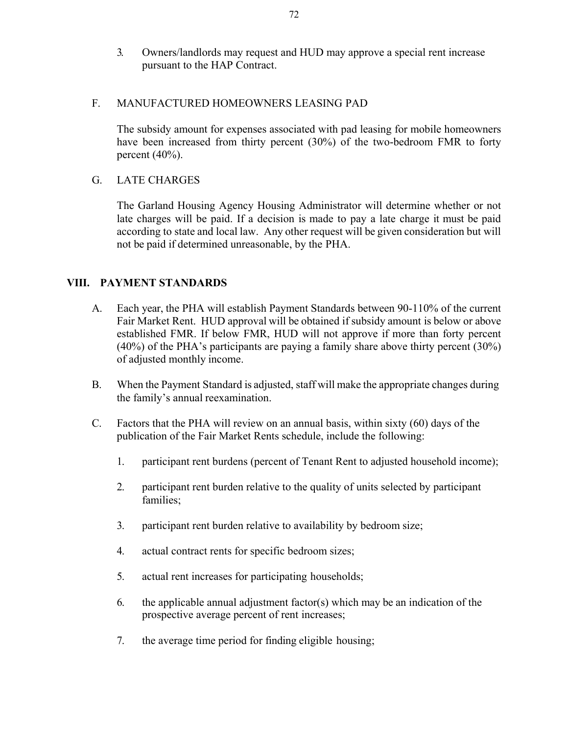3. Owners/landlords may request and HUD may approve a special rent increase pursuant to the HAP Contract.

F. MANUFACTURED HOMEOWNERS LEASING PAD

The subsidy amount for expenses associated with pad leasing for mobile homeowners have been increased from thirty percent (30%) of the two-bedroom FMR to forty percent (40%).

G. LATE CHARGES

The Garland Housing Agency Housing Administrator will determine whether or not late charges will be paid. If a decision is made to pay a late charge it must be paid according to state and local law. Any other request will be given consideration but will not be paid if determined unreasonable, by the PHA.

## VIII. PAYMENT STANDARDS

A. Each year, the PHA will establish Payment Standards between 90-110% of the current Fair Market Rent. HUD approval will be obtained if subsidy amount is below or above established FMR. If below FMR, HUD will not approve if more than forty percent (40%) of the PHA's participants are paying a family share above thirty percent (30%) of adjusted monthly income.

B. When the Payment Standard is adjusted, staff will make the appropriate changes during the family's annual reexamination.

C. Factors that the PHA will review on an annual basis, within sixty (60) days of the publication of the Fair Market Rents schedule, include the following:

1. participant rent burdens (percent of Tenant Rent to adjusted household income);
2. participant rent burden relative to the quality of units selected by participant families;
3. participant rent burden relative to availability by bedroom size;
4. actual contract rents for specific bedroom sizes;
5. actual rent increases for participating households;
6. the applicable annual adjustment factor(s) which may be an indication of the prospective average percent of rent increases;
7. the average time period for finding eligible housing;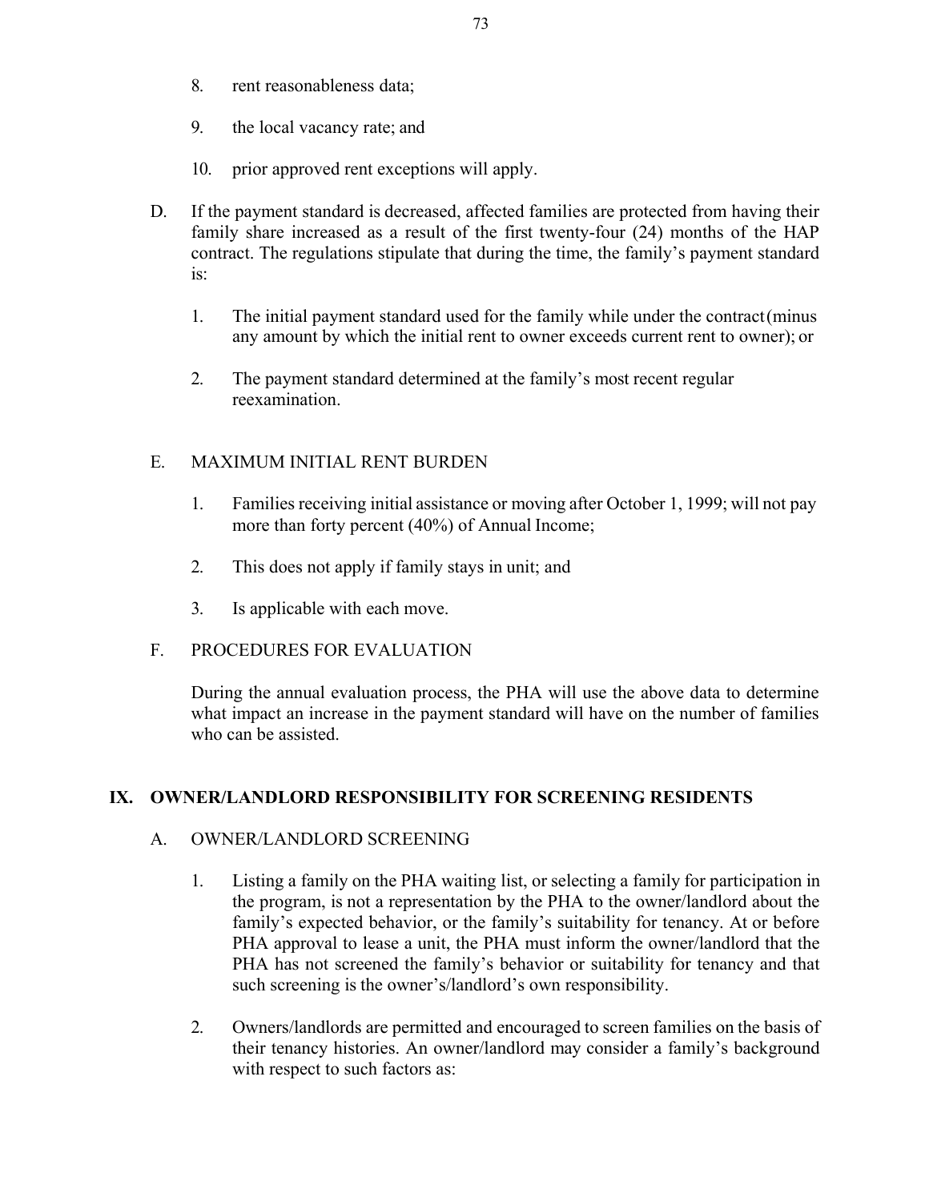8. rent reasonableness data;

9. the local vacancy rate; and

10. prior approved rent exceptions will apply.

D. If the payment standard is decreased, affected families are protected from having their family share increased as a result of the first twenty-four (24) months of the HAP contract. The regulations stipulate that during the time, the family's payment standard is:

   1. The initial payment standard used for the family while under the contract (minus any amount by which the initial rent to owner exceeds current rent to owner); or

   2. The payment standard determined at the family's most recent regular reexamination.

E. MAXIMUM INITIAL RENT BURDEN

   1. Families receiving initial assistance or moving after October 1, 1999; will not pay more than forty percent (40%) of Annual Income;

   2. This does not apply if family stays in unit; and

   3. Is applicable with each move.

F. PROCEDURES FOR EVALUATION

During the annual evaluation process, the PHA will use the above data to determine what impact an increase in the payment standard will have on the number of families who can be assisted.

## IX. OWNER/LANDLORD RESPONSIBILITY FOR SCREENING RESIDENTS

A. OWNER/LANDLORD SCREENING

   1. Listing a family on the PHA waiting list, or selecting a family for participation in the program, is not a representation by the PHA to the owner/landlord about the family's expected behavior, or the family's suitability for tenancy. At or before PHA approval to lease a unit, the PHA must inform the owner/landlord that the PHA has not screened the family's behavior or suitability for tenancy and that such screening is the owner's/landlord's own responsibility.

   2. Owners/landlords are permitted and encouraged to screen families on the basis of their tenancy histories. An owner/landlord may consider a family's background with respect to such factors as: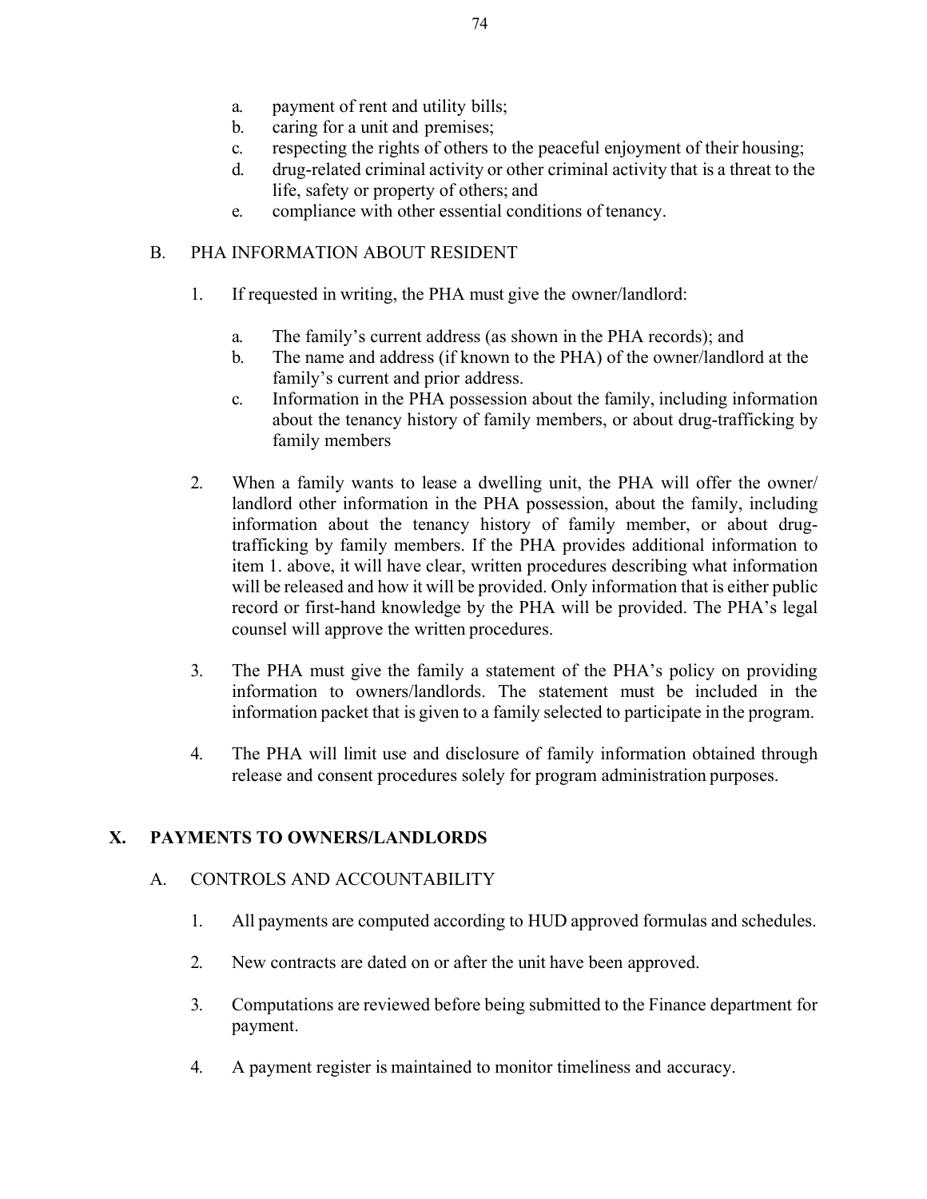a. payment of rent and utility bills;
b. caring for a unit and premises;
c. respecting the rights of others to the peaceful enjoyment of their housing;
d. drug-related criminal activity or other criminal activity that is a threat to the life, safety or property of others; and
e. compliance with other essential conditions of tenancy.

B. PHA INFORMATION ABOUT RESIDENT

1. If requested in writing, the PHA must give the owner/landlord:

   a. The family's current address (as shown in the PHA records); and
   b. The name and address (if known to the PHA) of the owner/landlord at the family's current and prior address.
   c. Information in the PHA possession about the family, including information about the tenancy history of family members, or about drug-trafficking by family members

2. When a family wants to lease a dwelling unit, the PHA will offer the owner/ landlord other information in the PHA possession, about the family, including information about the tenancy history of family member, or about drug-trafficking by family members. If the PHA provides additional information to item 1. above, it will have clear, written procedures describing what information will be released and how it will be provided. Only information that is either public record or first-hand knowledge by the PHA will be provided. The PHA's legal counsel will approve the written procedures.

3. The PHA must give the family a statement of the PHA's policy on providing information to owners/landlords. The statement must be included in the information packet that is given to a family selected to participate in the program.

4. The PHA will limit use and disclosure of family information obtained through release and consent procedures solely for program administration purposes.

## X. PAYMENTS TO OWNERS/LANDLORDS

A. CONTROLS AND ACCOUNTABILITY

1. All payments are computed according to HUD approved formulas and schedules.

2. New contracts are dated on or after the unit have been approved.

3. Computations are reviewed before being submitted to the Finance department for payment.

4. A payment register is maintained to monitor timeliness and accuracy.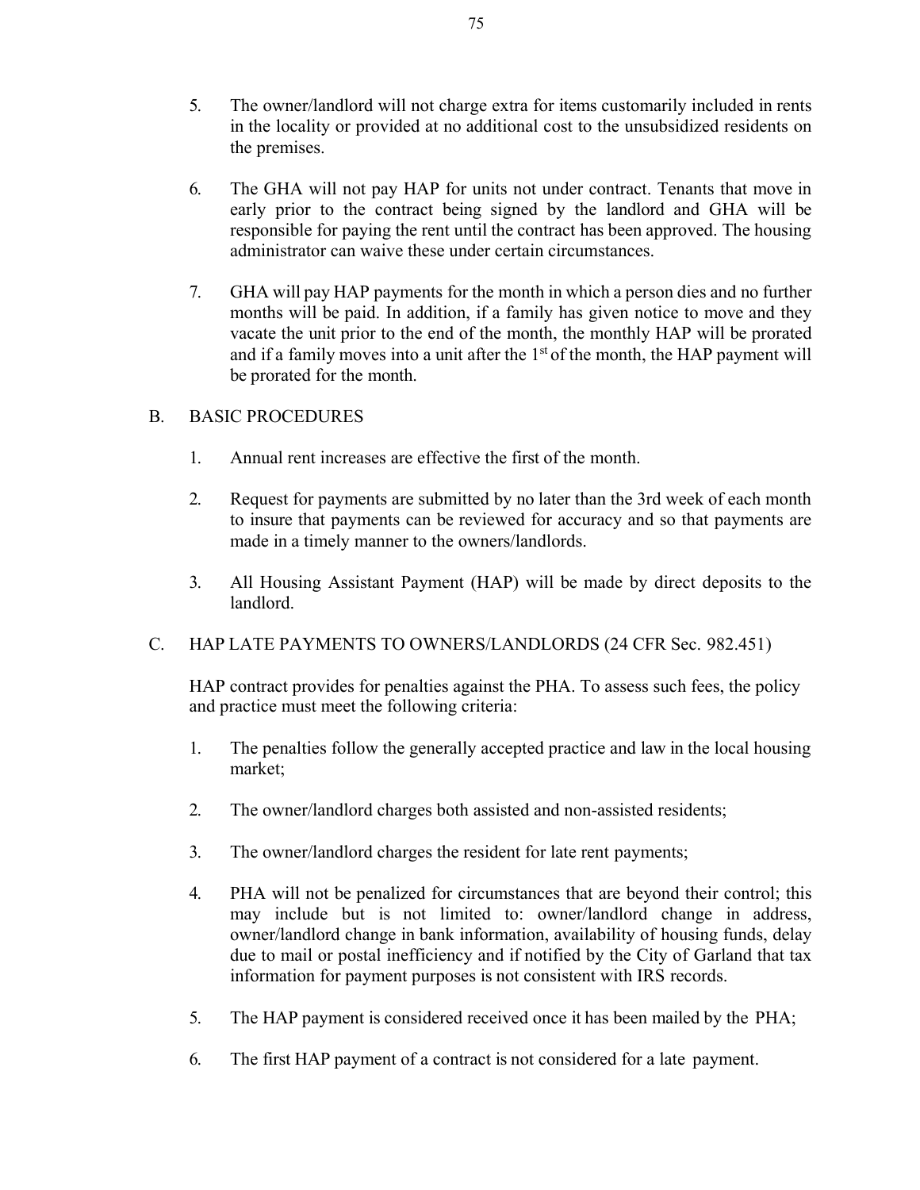5. The owner/landlord will not charge extra for items customarily included in rents in the locality or provided at no additional cost to the unsubsidized residents on the premises.

6. The GHA will not pay HAP for units not under contract. Tenants that move in early prior to the contract being signed by the landlord and GHA will be responsible for paying the rent until the contract has been approved. The housing administrator can waive these under certain circumstances.

7. GHA will pay HAP payments for the month in which a person dies and no further months will be paid. In addition, if a family has given notice to move and they vacate the unit prior to the end of the month, the monthly HAP will be prorated and if a family moves into a unit after the 1st of the month, the HAP payment will be prorated for the month.

## B. BASIC PROCEDURES

1. Annual rent increases are effective the first of the month.

2. Request for payments are submitted by no later than the 3rd week of each month to insure that payments can be reviewed for accuracy and so that payments are made in a timely manner to the owners/landlords.

3. All Housing Assistant Payment (HAP) will be made by direct deposits to the landlord.

## C. HAP LATE PAYMENTS TO OWNERS/LANDLORDS (24 CFR Sec. 982.451)

HAP contract provides for penalties against the PHA. To assess such fees, the policy and practice must meet the following criteria:

1. The penalties follow the generally accepted practice and law in the local housing market;

2. The owner/landlord charges both assisted and non-assisted residents;

3. The owner/landlord charges the resident for late rent payments;

4. PHA will not be penalized for circumstances that are beyond their control; this may include but is not limited to: owner/landlord change in address, owner/landlord change in bank information, availability of housing funds, delay due to mail or postal inefficiency and if notified by the City of Garland that tax information for payment purposes is not consistent with IRS records.

5. The HAP payment is considered received once it has been mailed by the PHA;

6. The first HAP payment of a contract is not considered for a late payment.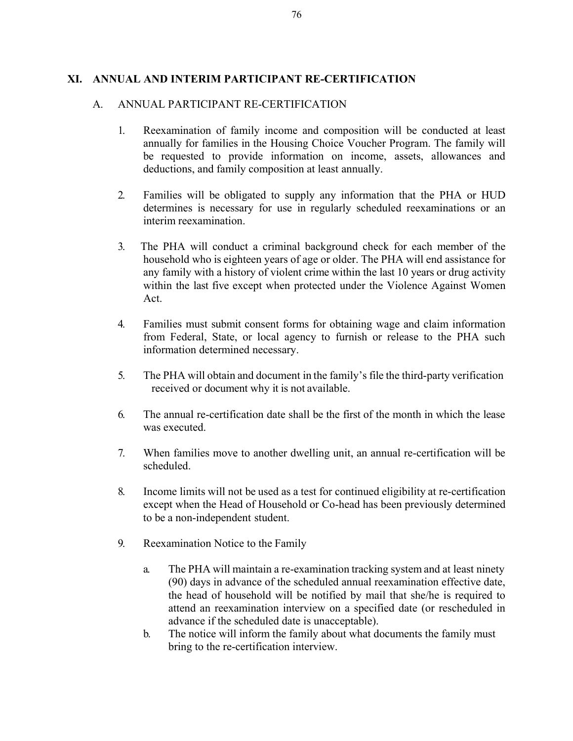## XI. ANNUAL AND INTERIM PARTICIPANT RE-CERTIFICATION

### A. ANNUAL PARTICIPANT RE-CERTIFICATION

1. Reexamination of family income and composition will be conducted at least annually for families in the Housing Choice Voucher Program. The family will be requested to provide information on income, assets, allowances and deductions, and family composition at least annually.

2. Families will be obligated to supply any information that the PHA or HUD determines is necessary for use in regularly scheduled reexaminations or an interim reexamination.

3. The PHA will conduct a criminal background check for each member of the household who is eighteen years of age or older. The PHA will end assistance for any family with a history of violent crime within the last 10 years or drug activity within the last five except when protected under the Violence Against Women Act.

4. Families must submit consent forms for obtaining wage and claim information from Federal, State, or local agency to furnish or release to the PHA such information determined necessary.

5. The PHA will obtain and document in the family's file the third-party verification received or document why it is not available.

6. The annual re-certification date shall be the first of the month in which the lease was executed.

7. When families move to another dwelling unit, an annual re-certification will be scheduled.

8. Income limits will not be used as a test for continued eligibility at re-certification except when the Head of Household or Co-head has been previously determined to be a non-independent student.

9. Reexamination Notice to the Family

   a. The PHA will maintain a re-examination tracking system and at least ninety (90) days in advance of the scheduled annual reexamination effective date, the head of household will be notified by mail that she/he is required to attend an reexamination interview on a specified date (or rescheduled in advance if the scheduled date is unacceptable).

   b. The notice will inform the family about what documents the family must bring to the re-certification interview.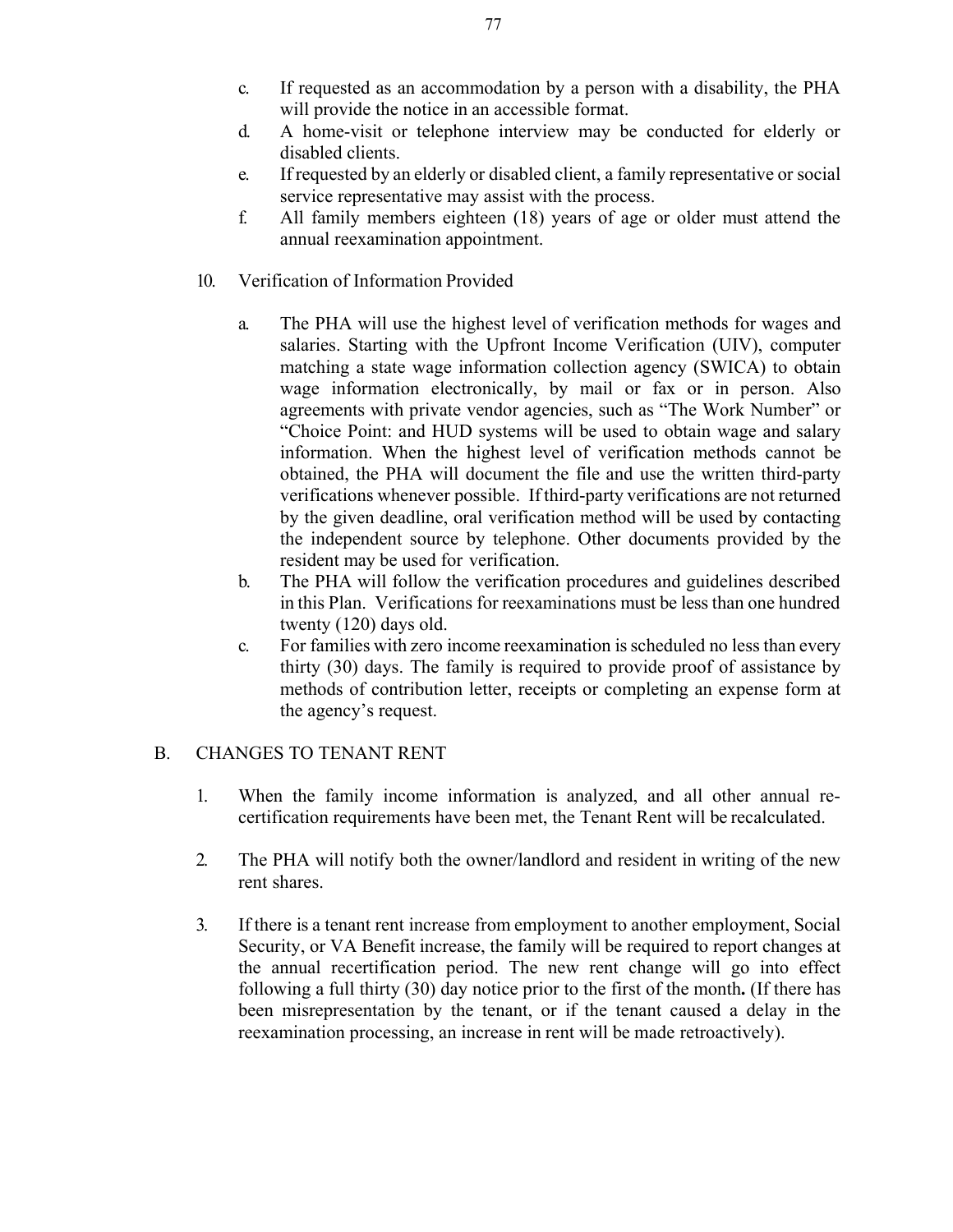c. If requested as an accommodation by a person with a disability, the PHA will provide the notice in an accessible format.
d. A home-visit or telephone interview may be conducted for elderly or disabled clients.
e. If requested by an elderly or disabled client, a family representative or social service representative may assist with the process.
f. All family members eighteen (18) years of age or older must attend the annual reexamination appointment.

10. Verification of Information Provided

a. The PHA will use the highest level of verification methods for wages and salaries. Starting with the Upfront Income Verification (UIV), computer matching a state wage information collection agency (SWICA) to obtain wage information electronically, by mail or fax or in person. Also agreements with private vendor agencies, such as "The Work Number" or "Choice Point: and HUD systems will be used to obtain wage and salary information. When the highest level of verification methods cannot be obtained, the PHA will document the file and use the written third-party verifications whenever possible. If third-party verifications are not returned by the given deadline, oral verification method will be used by contacting the independent source by telephone. Other documents provided by the resident may be used for verification.
b. The PHA will follow the verification procedures and guidelines described in this Plan. Verifications for reexaminations must be less than one hundred twenty (120) days old.
c. For families with zero income reexamination is scheduled no less than every thirty (30) days. The family is required to provide proof of assistance by methods of contribution letter, receipts or completing an expense form at the agency's request.

## B. CHANGES TO TENANT RENT

1. When the family income information is analyzed, and all other annual re-certification requirements have been met, the Tenant Rent will be recalculated.

2. The PHA will notify both the owner/landlord and resident in writing of the new rent shares.

3. If there is a tenant rent increase from employment to another employment, Social Security, or VA Benefit increase, the family will be required to report changes at the annual recertification period. The new rent change will go into effect following a full thirty (30) day notice prior to the first of the month**.** (If there has been misrepresentation by the tenant, or if the tenant caused a delay in the reexamination processing, an increase in rent will be made retroactively).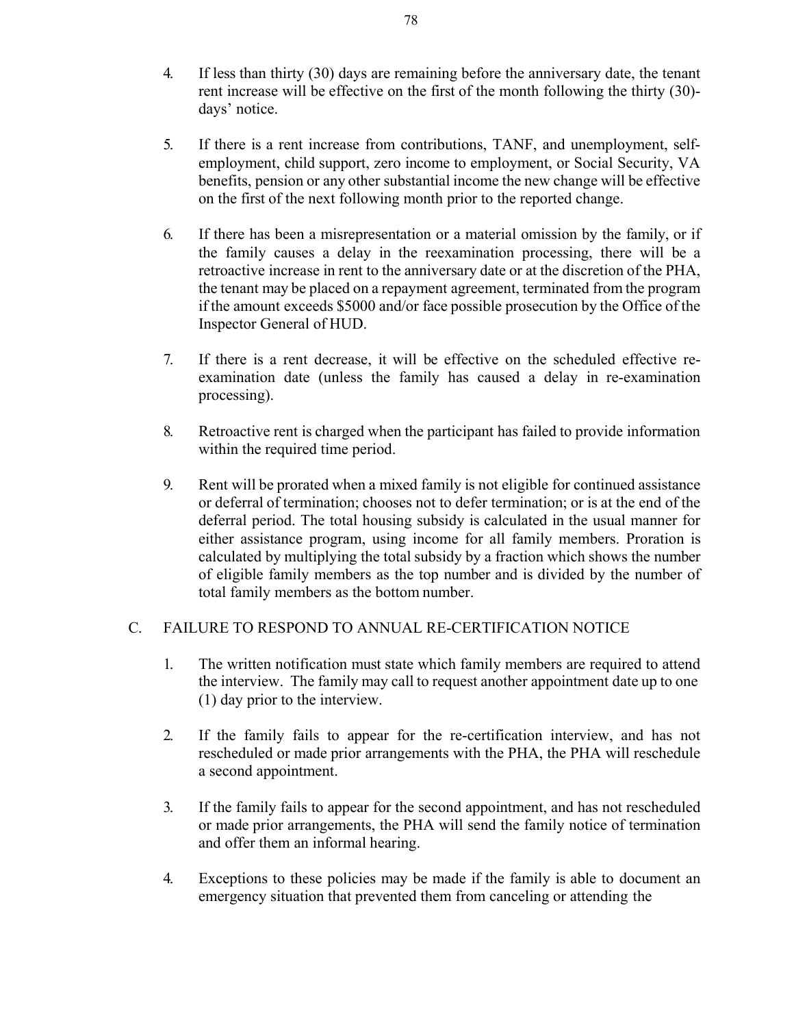4. If less than thirty (30) days are remaining before the anniversary date, the tenant rent increase will be effective on the first of the month following the thirty (30)-days' notice.

5. If there is a rent increase from contributions, TANF, and unemployment, self-employment, child support, zero income to employment, or Social Security, VA benefits, pension or any other substantial income the new change will be effective on the first of the next following month prior to the reported change.

6. If there has been a misrepresentation or a material omission by the family, or if the family causes a delay in the reexamination processing, there will be a retroactive increase in rent to the anniversary date or at the discretion of the PHA, the tenant may be placed on a repayment agreement, terminated from the program if the amount exceeds $5000 and/or face possible prosecution by the Office of the Inspector General of HUD.

7. If there is a rent decrease, it will be effective on the scheduled effective re-examination date (unless the family has caused a delay in re-examination processing).

8. Retroactive rent is charged when the participant has failed to provide information within the required time period.

9. Rent will be prorated when a mixed family is not eligible for continued assistance or deferral of termination; chooses not to defer termination; or is at the end of the deferral period. The total housing subsidy is calculated in the usual manner for either assistance program, using income for all family members. Proration is calculated by multiplying the total subsidy by a fraction which shows the number of eligible family members as the top number and is divided by the number of total family members as the bottom number.

## C. FAILURE TO RESPOND TO ANNUAL RE-CERTIFICATION NOTICE

1. The written notification must state which family members are required to attend the interview. The family may call to request another appointment date up to one (1) day prior to the interview.

2. If the family fails to appear for the re-certification interview, and has not rescheduled or made prior arrangements with the PHA, the PHA will reschedule a second appointment.

3. If the family fails to appear for the second appointment, and has not rescheduled or made prior arrangements, the PHA will send the family notice of termination and offer them an informal hearing.

4. Exceptions to these policies may be made if the family is able to document an emergency situation that prevented them from canceling or attending the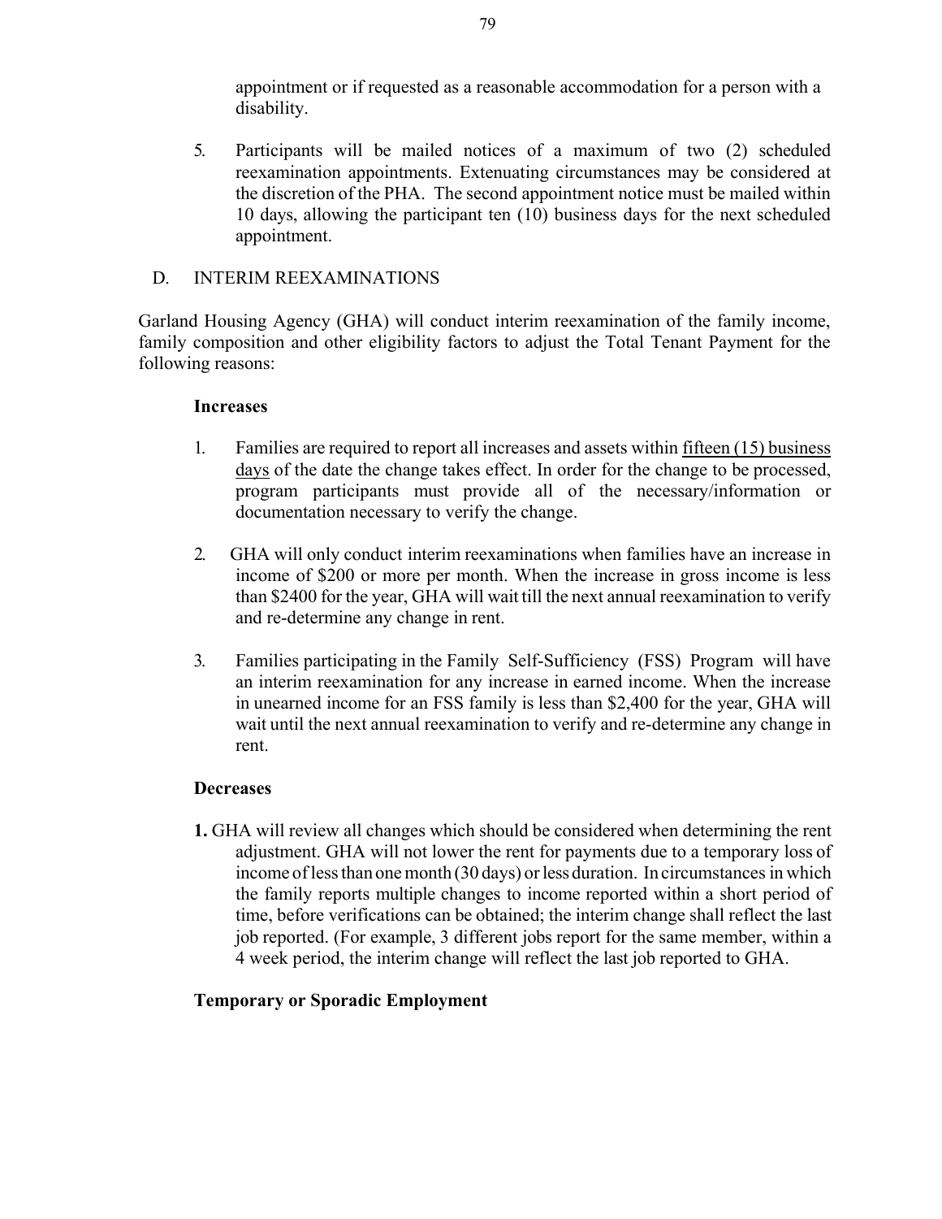appointment or if requested as a reasonable accommodation for a person with a disability.

5. Participants will be mailed notices of a maximum of two (2) scheduled reexamination appointments. Extenuating circumstances may be considered at the discretion of the PHA. The second appointment notice must be mailed within 10 days, allowing the participant ten (10) business days for the next scheduled appointment.

## D. INTERIM REEXAMINATIONS

Garland Housing Agency (GHA) will conduct interim reexamination of the family income, family composition and other eligibility factors to adjust the Total Tenant Payment for the following reasons:

**Increases**

1. Families are required to report all increases and assets within fifteen (15) business days of the date the change takes effect. In order for the change to be processed, program participants must provide all of the necessary/information or documentation necessary to verify the change.

2. GHA will only conduct interim reexaminations when families have an increase in income of $200 or more per month. When the increase in gross income is less than $2400 for the year, GHA will wait till the next annual reexamination to verify and re-determine any change in rent.

3. Families participating in the Family Self-Sufficiency (FSS) Program will have an interim reexamination for any increase in earned income. When the increase in unearned income for an FSS family is less than $2,400 for the year, GHA will wait until the next annual reexamination to verify and re-determine any change in rent.

**Decreases**

**1.** GHA will review all changes which should be considered when determining the rent adjustment. GHA will not lower the rent for payments due to a temporary loss of income of less than one month (30 days) or less duration. In circumstances in which the family reports multiple changes to income reported within a short period of time, before verifications can be obtained; the interim change shall reflect the last job reported. (For example, 3 different jobs report for the same member, within a 4 week period, the interim change will reflect the last job reported to GHA.

**Temporary or Sporadic Employment**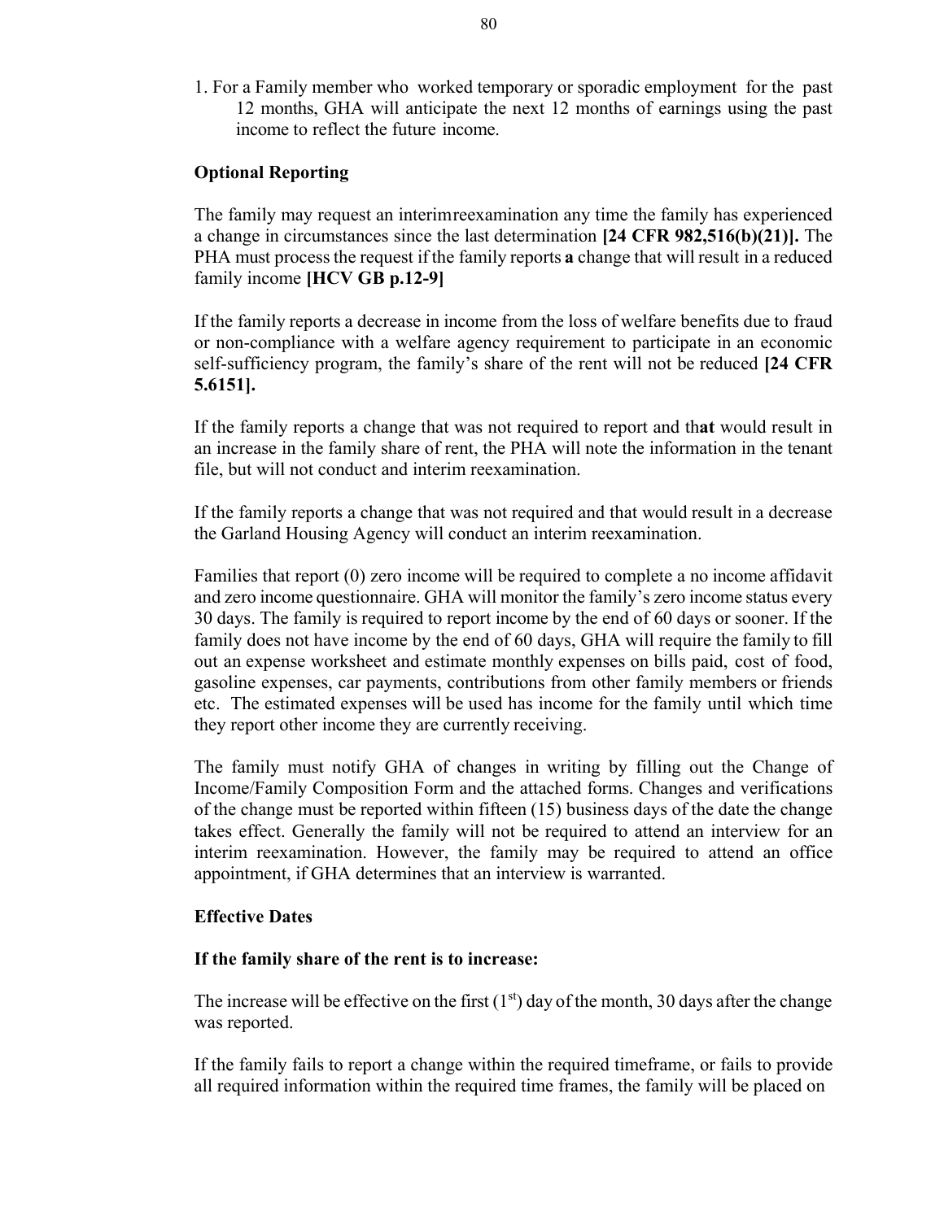1. For a Family member who worked temporary or sporadic employment for the past 12 months, GHA will anticipate the next 12 months of earnings using the past income to reflect the future income.

**Optional Reporting**

The family may request an interimreexamination any time the family has experienced a change in circumstances since the last determination **[24 CFR 982,516(b)(21)].** The PHA must process the request if the family reports **a** change that will result in a reduced family income **[HCV GB p.12-9]**

If the family reports a decrease in income from the loss of welfare benefits due to fraud or non-compliance with a welfare agency requirement to participate in an economic self-sufficiency program, the family's share of the rent will not be reduced **[24 CFR 5.6151].**

If the family reports a change that was not required to report and th**at** would result in an increase in the family share of rent, the PHA will note the information in the tenant file, but will not conduct and interim reexamination.

If the family reports a change that was not required and that would result in a decrease the Garland Housing Agency will conduct an interim reexamination.

Families that report (0) zero income will be required to complete a no income affidavit and zero income questionnaire. GHA will monitor the family's zero income status every 30 days. The family is required to report income by the end of 60 days or sooner. If the family does not have income by the end of 60 days, GHA will require the family to fill out an expense worksheet and estimate monthly expenses on bills paid, cost of food, gasoline expenses, car payments, contributions from other family members or friends etc. The estimated expenses will be used has income for the family until which time they report other income they are currently receiving.

The family must notify GHA of changes in writing by filling out the Change of Income/Family Composition Form and the attached forms. Changes and verifications of the change must be reported within fifteen (15) business days of the date the change takes effect. Generally the family will not be required to attend an interview for an interim reexamination. However, the family may be required to attend an office appointment, if GHA determines that an interview is warranted.

**Effective Dates**

**If the family share of the rent is to increase:**

The increase will be effective on the first (1st) day of the month, 30 days after the change was reported.

If the family fails to report a change within the required timeframe, or fails to provide all required information within the required time frames, the family will be placed on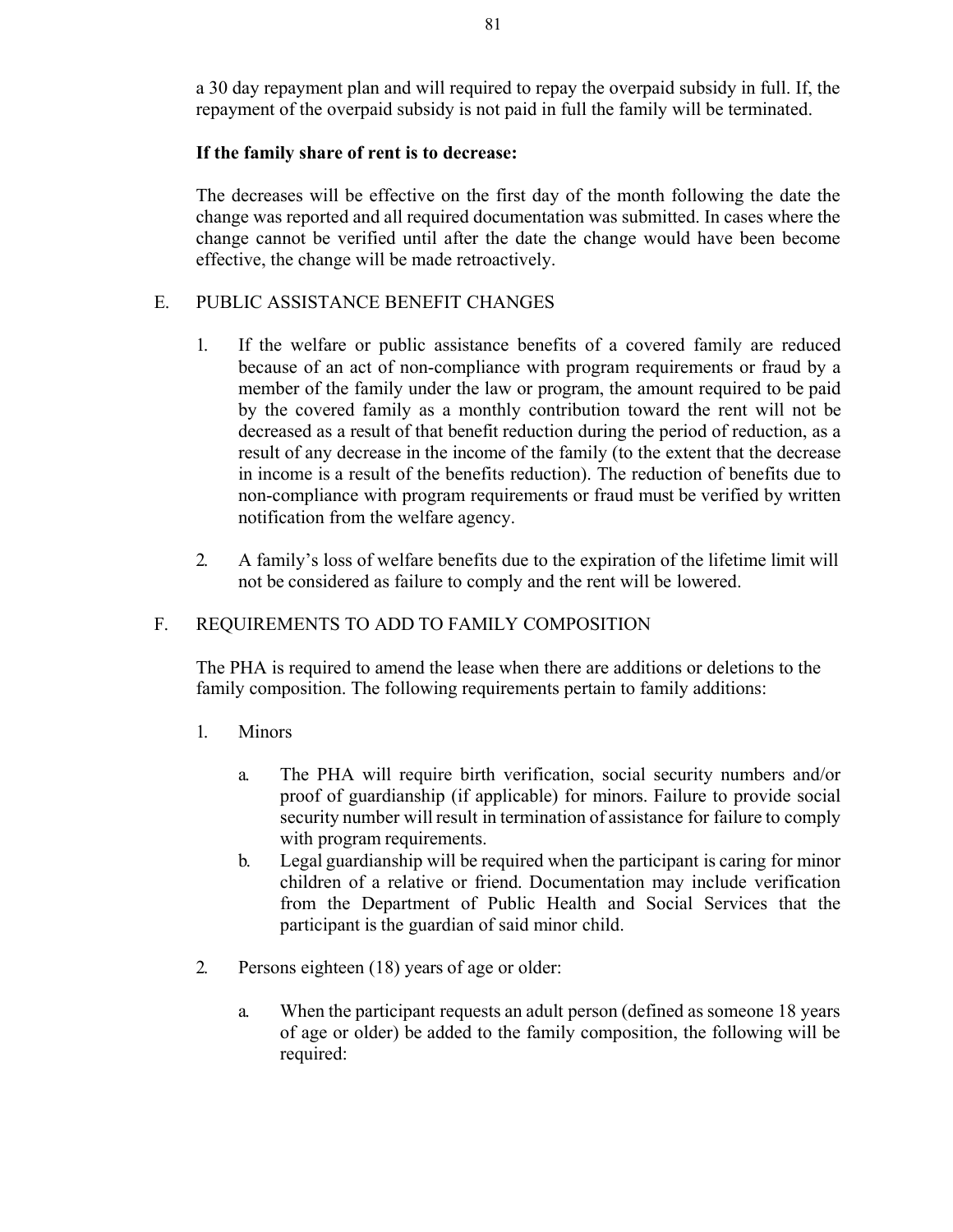a 30 day repayment plan and will required to repay the overpaid subsidy in full. If, the repayment of the overpaid subsidy is not paid in full the family will be terminated.

**If the family share of rent is to decrease:**

The decreases will be effective on the first day of the month following the date the change was reported and all required documentation was submitted. In cases where the change cannot be verified until after the date the change would have been become effective, the change will be made retroactively.

E. PUBLIC ASSISTANCE BENEFIT CHANGES

1. If the welfare or public assistance benefits of a covered family are reduced because of an act of non-compliance with program requirements or fraud by a member of the family under the law or program, the amount required to be paid by the covered family as a monthly contribution toward the rent will not be decreased as a result of that benefit reduction during the period of reduction, as a result of any decrease in the income of the family (to the extent that the decrease in income is a result of the benefits reduction). The reduction of benefits due to non-compliance with program requirements or fraud must be verified by written notification from the welfare agency.

2. A family's loss of welfare benefits due to the expiration of the lifetime limit will not be considered as failure to comply and the rent will be lowered.

F. REQUIREMENTS TO ADD TO FAMILY COMPOSITION

The PHA is required to amend the lease when there are additions or deletions to the family composition. The following requirements pertain to family additions:

1. Minors

   a. The PHA will require birth verification, social security numbers and/or proof of guardianship (if applicable) for minors. Failure to provide social security number will result in termination of assistance for failure to comply with program requirements.

   b. Legal guardianship will be required when the participant is caring for minor children of a relative or friend. Documentation may include verification from the Department of Public Health and Social Services that the participant is the guardian of said minor child.

2. Persons eighteen (18) years of age or older:

   a. When the participant requests an adult person (defined as someone 18 years of age or older) be added to the family composition, the following will be required: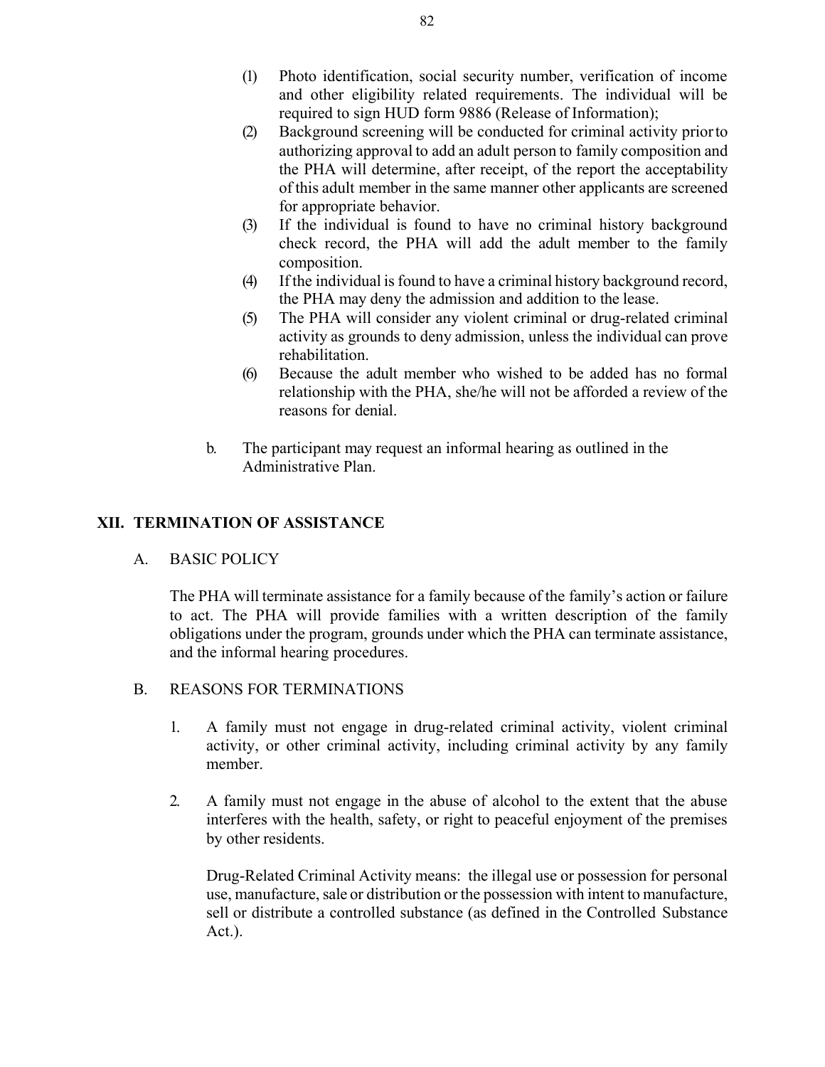(1) Photo identification, social security number, verification of income and other eligibility related requirements. The individual will be required to sign HUD form 9886 (Release of Information);

(2) Background screening will be conducted for criminal activity prior to authorizing approval to add an adult person to family composition and the PHA will determine, after receipt, of the report the acceptability of this adult member in the same manner other applicants are screened for appropriate behavior.

(3) If the individual is found to have no criminal history background check record, the PHA will add the adult member to the family composition.

(4) If the individual is found to have a criminal history background record, the PHA may deny the admission and addition to the lease.

(5) The PHA will consider any violent criminal or drug-related criminal activity as grounds to deny admission, unless the individual can prove rehabilitation.

(6) Because the adult member who wished to be added has no formal relationship with the PHA, she/he will not be afforded a review of the reasons for denial.

b. The participant may request an informal hearing as outlined in the Administrative Plan.

## XII. TERMINATION OF ASSISTANCE

### A. BASIC POLICY

The PHA will terminate assistance for a family because of the family's action or failure to act. The PHA will provide families with a written description of the family obligations under the program, grounds under which the PHA can terminate assistance, and the informal hearing procedures.

### B. REASONS FOR TERMINATIONS

1. A family must not engage in drug-related criminal activity, violent criminal activity, or other criminal activity, including criminal activity by any family member.

2. A family must not engage in the abuse of alcohol to the extent that the abuse interferes with the health, safety, or right to peaceful enjoyment of the premises by other residents.

   Drug-Related Criminal Activity means: the illegal use or possession for personal use, manufacture, sale or distribution or the possession with intent to manufacture, sell or distribute a controlled substance (as defined in the Controlled Substance Act.).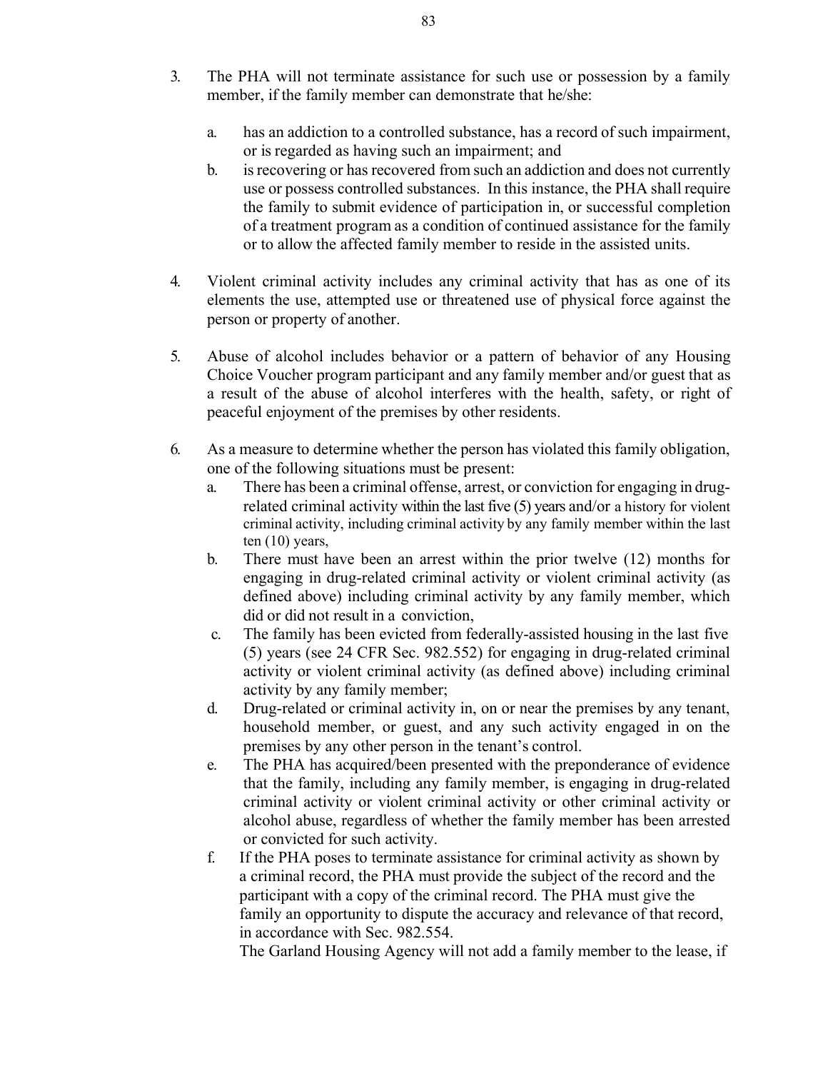3. The PHA will not terminate assistance for such use or possession by a family member, if the family member can demonstrate that he/she:

    a. has an addiction to a controlled substance, has a record of such impairment, or is regarded as having such an impairment; and
    b. is recovering or has recovered from such an addiction and does not currently use or possess controlled substances. In this instance, the PHA shall require the family to submit evidence of participation in, or successful completion of a treatment program as a condition of continued assistance for the family or to allow the affected family member to reside in the assisted units.

4. Violent criminal activity includes any criminal activity that has as one of its elements the use, attempted use or threatened use of physical force against the person or property of another.

5. Abuse of alcohol includes behavior or a pattern of behavior of any Housing Choice Voucher program participant and any family member and/or guest that as a result of the abuse of alcohol interferes with the health, safety, or right of peaceful enjoyment of the premises by other residents.

6. As a measure to determine whether the person has violated this family obligation, one of the following situations must be present:
    a. There has been a criminal offense, arrest, or conviction for engaging in drug-related criminal activity within the last five (5) years and/or a history for violent criminal activity, including criminal activity by any family member within the last ten (10) years,
    b. There must have been an arrest within the prior twelve (12) months for engaging in drug-related criminal activity or violent criminal activity (as defined above) including criminal activity by any family member, which did or did not result in a conviction,
    c. The family has been evicted from federally-assisted housing in the last five (5) years (see 24 CFR Sec. 982.552) for engaging in drug-related criminal activity or violent criminal activity (as defined above) including criminal activity by any family member;
    d. Drug-related or criminal activity in, on or near the premises by any tenant, household member, or guest, and any such activity engaged in on the premises by any other person in the tenant's control.
    e. The PHA has acquired/been presented with the preponderance of evidence that the family, including any family member, is engaging in drug-related criminal activity or violent criminal activity or other criminal activity or alcohol abuse, regardless of whether the family member has been arrested or convicted for such activity.
    f. If the PHA poses to terminate assistance for criminal activity as shown by a criminal record, the PHA must provide the subject of the record and the participant with a copy of the criminal record. The PHA must give the family an opportunity to dispute the accuracy and relevance of that record, in accordance with Sec. 982.554.

    The Garland Housing Agency will not add a family member to the lease, if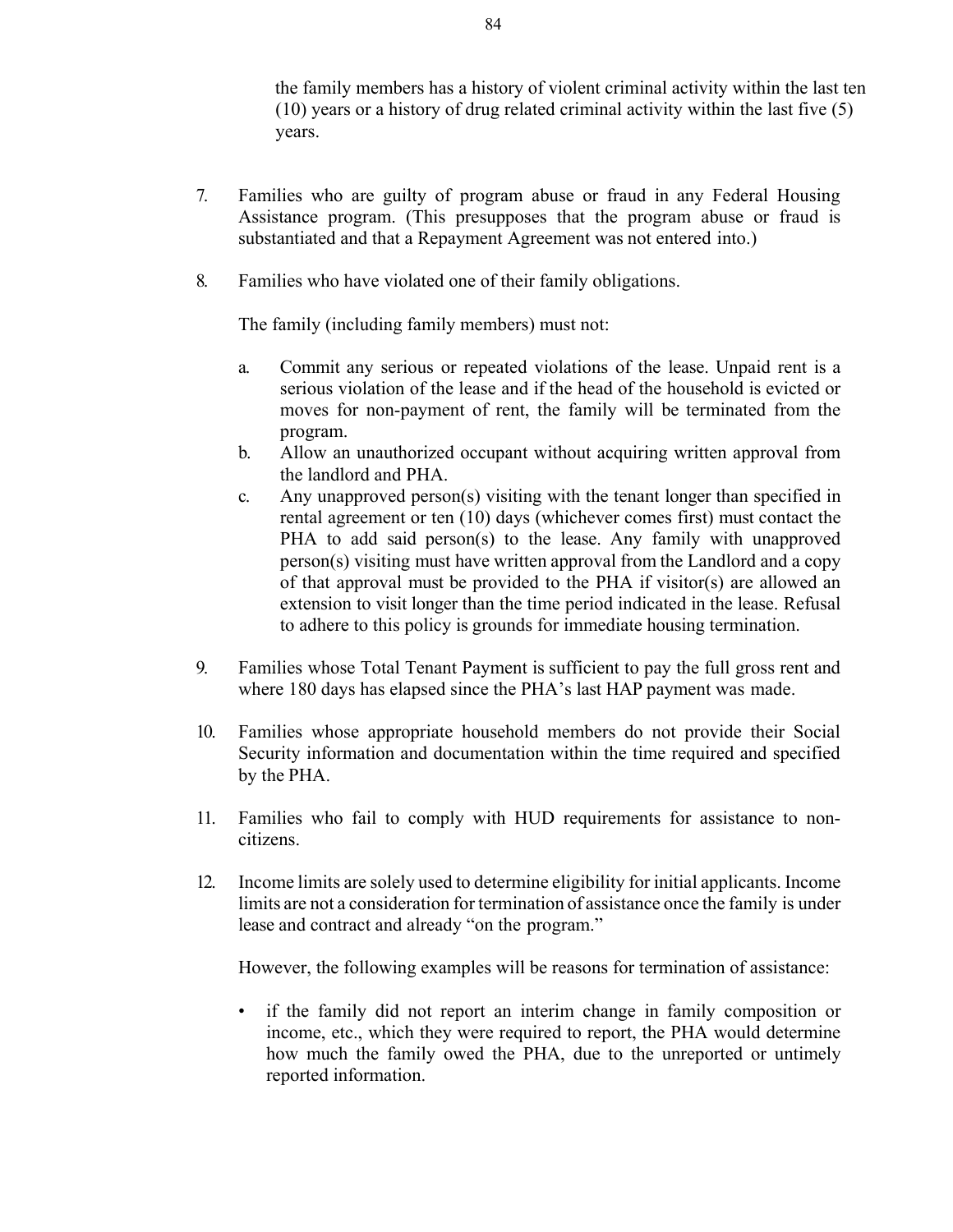the family members has a history of violent criminal activity within the last ten (10) years or a history of drug related criminal activity within the last five (5) years.

7. Families who are guilty of program abuse or fraud in any Federal Housing Assistance program. (This presupposes that the program abuse or fraud is substantiated and that a Repayment Agreement was not entered into.)

8. Families who have violated one of their family obligations.

   The family (including family members) must not:

   a. Commit any serious or repeated violations of the lease. Unpaid rent is a serious violation of the lease and if the head of the household is evicted or moves for non-payment of rent, the family will be terminated from the program.
   b. Allow an unauthorized occupant without acquiring written approval from the landlord and PHA.
   c. Any unapproved person(s) visiting with the tenant longer than specified in rental agreement or ten (10) days (whichever comes first) must contact the PHA to add said person(s) to the lease. Any family with unapproved person(s) visiting must have written approval from the Landlord and a copy of that approval must be provided to the PHA if visitor(s) are allowed an extension to visit longer than the time period indicated in the lease. Refusal to adhere to this policy is grounds for immediate housing termination.

9. Families whose Total Tenant Payment is sufficient to pay the full gross rent and where 180 days has elapsed since the PHA's last HAP payment was made.

10. Families whose appropriate household members do not provide their Social Security information and documentation within the time required and specified by the PHA.

11. Families who fail to comply with HUD requirements for assistance to non-citizens.

12. Income limits are solely used to determine eligibility for initial applicants. Income limits are not a consideration for termination of assistance once the family is under lease and contract and already "on the program."

    However, the following examples will be reasons for termination of assistance:

    - if the family did not report an interim change in family composition or income, etc., which they were required to report, the PHA would determine how much the family owed the PHA, due to the unreported or untimely reported information.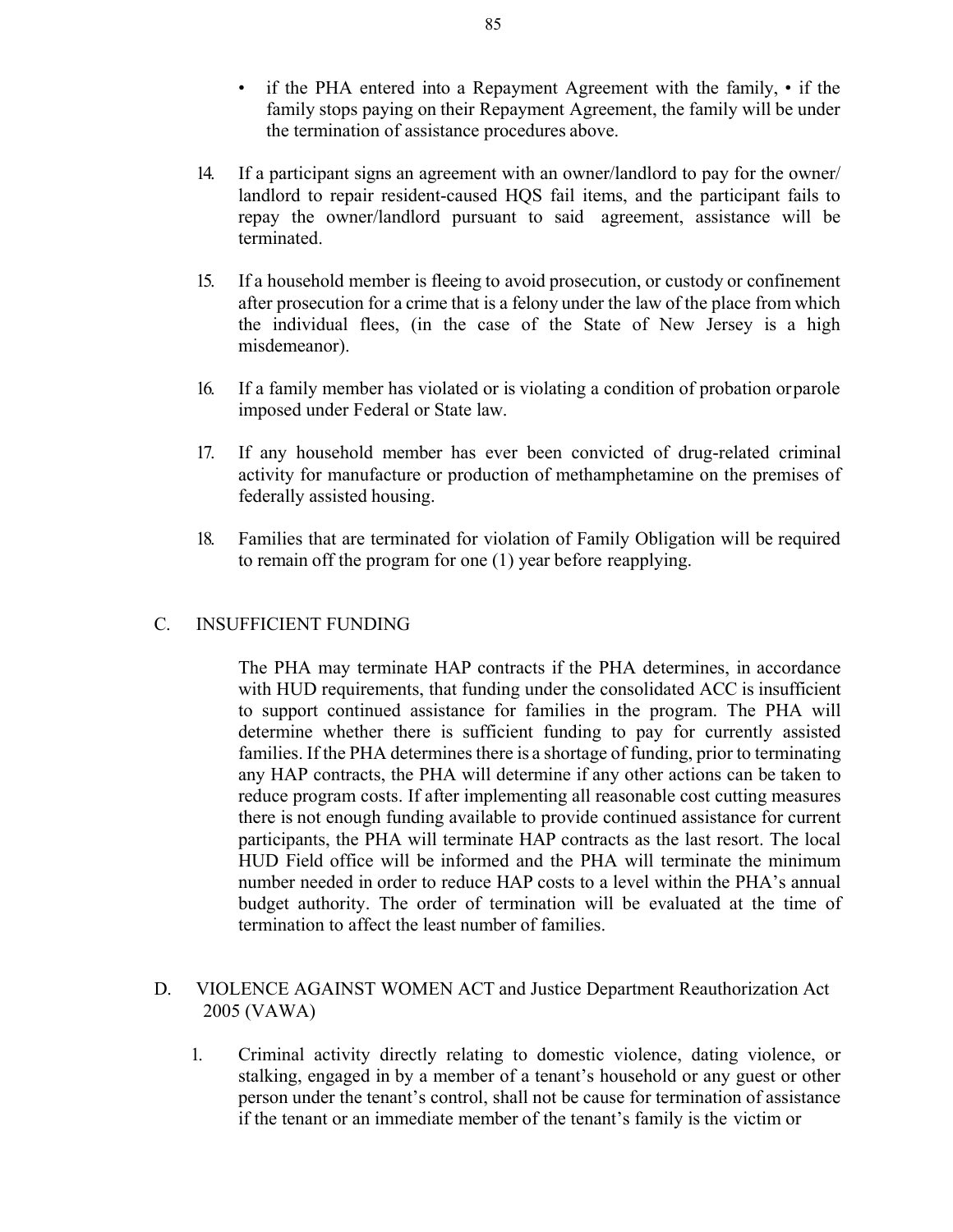- if the PHA entered into a Repayment Agreement with the family, • if the family stops paying on their Repayment Agreement, the family will be under the termination of assistance procedures above.

14. If a participant signs an agreement with an owner/landlord to pay for the owner/ landlord to repair resident-caused HQS fail items, and the participant fails to repay the owner/landlord pursuant to said agreement, assistance will be terminated.

15. If a household member is fleeing to avoid prosecution, or custody or confinement after prosecution for a crime that is a felony under the law of the place from which the individual flees, (in the case of the State of New Jersey is a high misdemeanor).

16. If a family member has violated or is violating a condition of probation or parole imposed under Federal or State law.

17. If any household member has ever been convicted of drug-related criminal activity for manufacture or production of methamphetamine on the premises of federally assisted housing.

18. Families that are terminated for violation of Family Obligation will be required to remain off the program for one (1) year before reapplying.

## C. INSUFFICIENT FUNDING

The PHA may terminate HAP contracts if the PHA determines, in accordance with HUD requirements, that funding under the consolidated ACC is insufficient to support continued assistance for families in the program. The PHA will determine whether there is sufficient funding to pay for currently assisted families. If the PHA determines there is a shortage of funding, prior to terminating any HAP contracts, the PHA will determine if any other actions can be taken to reduce program costs. If after implementing all reasonable cost cutting measures there is not enough funding available to provide continued assistance for current participants, the PHA will terminate HAP contracts as the last resort. The local HUD Field office will be informed and the PHA will terminate the minimum number needed in order to reduce HAP costs to a level within the PHA's annual budget authority. The order of termination will be evaluated at the time of termination to affect the least number of families.

## D. VIOLENCE AGAINST WOMEN ACT and Justice Department Reauthorization Act 2005 (VAWA)

1. Criminal activity directly relating to domestic violence, dating violence, or stalking, engaged in by a member of a tenant's household or any guest or other person under the tenant's control, shall not be cause for termination of assistance if the tenant or an immediate member of the tenant's family is the victim or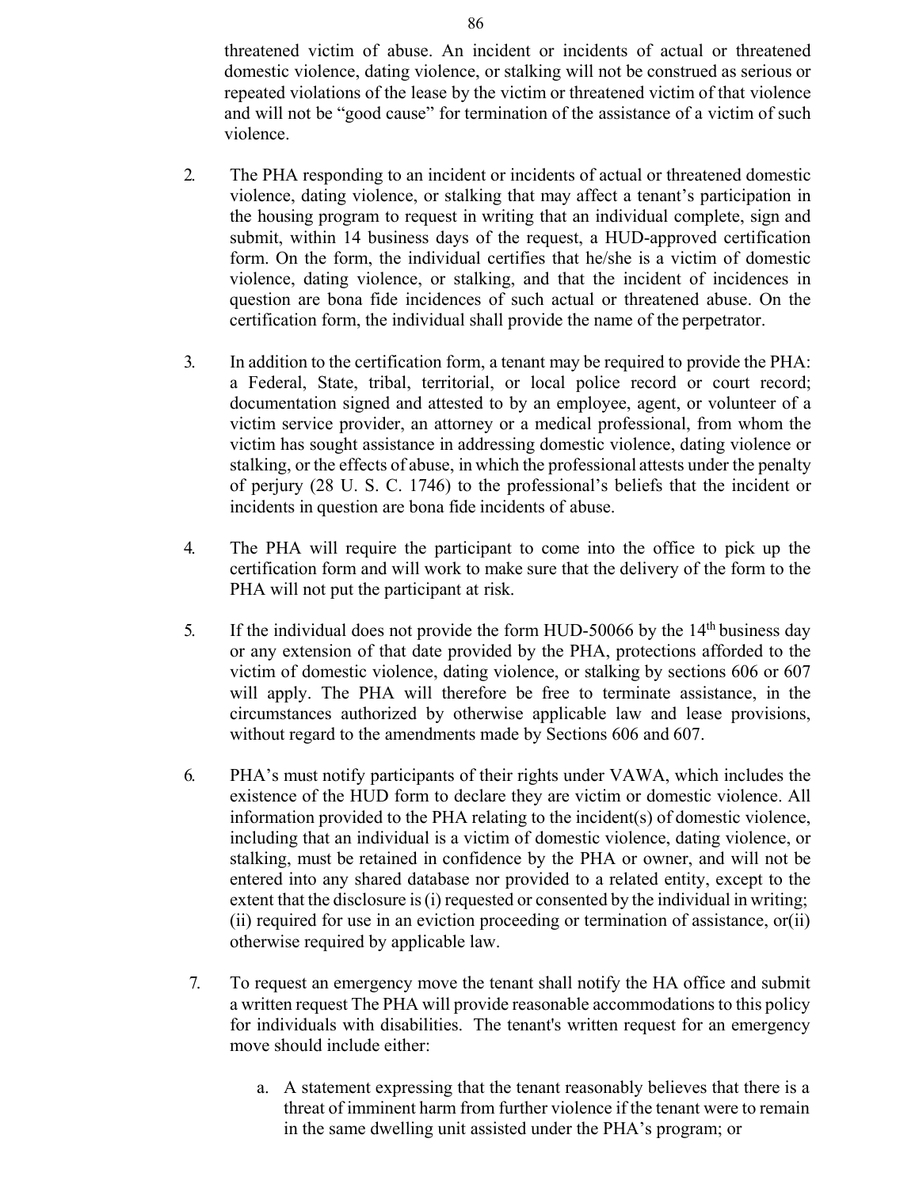threatened victim of abuse. An incident or incidents of actual or threatened domestic violence, dating violence, or stalking will not be construed as serious or repeated violations of the lease by the victim or threatened victim of that violence and will not be "good cause" for termination of the assistance of a victim of such violence.

2. The PHA responding to an incident or incidents of actual or threatened domestic violence, dating violence, or stalking that may affect a tenant's participation in the housing program to request in writing that an individual complete, sign and submit, within 14 business days of the request, a HUD-approved certification form. On the form, the individual certifies that he/she is a victim of domestic violence, dating violence, or stalking, and that the incident of incidences in question are bona fide incidences of such actual or threatened abuse. On the certification form, the individual shall provide the name of the perpetrator.

3. In addition to the certification form, a tenant may be required to provide the PHA: a Federal, State, tribal, territorial, or local police record or court record; documentation signed and attested to by an employee, agent, or volunteer of a victim service provider, an attorney or a medical professional, from whom the victim has sought assistance in addressing domestic violence, dating violence or stalking, or the effects of abuse, in which the professional attests under the penalty of perjury (28 U. S. C. 1746) to the professional's beliefs that the incident or incidents in question are bona fide incidents of abuse.

4. The PHA will require the participant to come into the office to pick up the certification form and will work to make sure that the delivery of the form to the PHA will not put the participant at risk.

5. If the individual does not provide the form HUD-50066 by the 14th business day or any extension of that date provided by the PHA, protections afforded to the victim of domestic violence, dating violence, or stalking by sections 606 or 607 will apply. The PHA will therefore be free to terminate assistance, in the circumstances authorized by otherwise applicable law and lease provisions, without regard to the amendments made by Sections 606 and 607.

6. PHA's must notify participants of their rights under VAWA, which includes the existence of the HUD form to declare they are victim or domestic violence. All information provided to the PHA relating to the incident(s) of domestic violence, including that an individual is a victim of domestic violence, dating violence, or stalking, must be retained in confidence by the PHA or owner, and will not be entered into any shared database nor provided to a related entity, except to the extent that the disclosure is (i) requested or consented by the individual in writing; (ii) required for use in an eviction proceeding or termination of assistance, or(ii) otherwise required by applicable law.

7. To request an emergency move the tenant shall notify the HA office and submit a written request The PHA will provide reasonable accommodations to this policy for individuals with disabilities. The tenant's written request for an emergency move should include either:

    a. A statement expressing that the tenant reasonably believes that there is a threat of imminent harm from further violence if the tenant were to remain in the same dwelling unit assisted under the PHA's program; or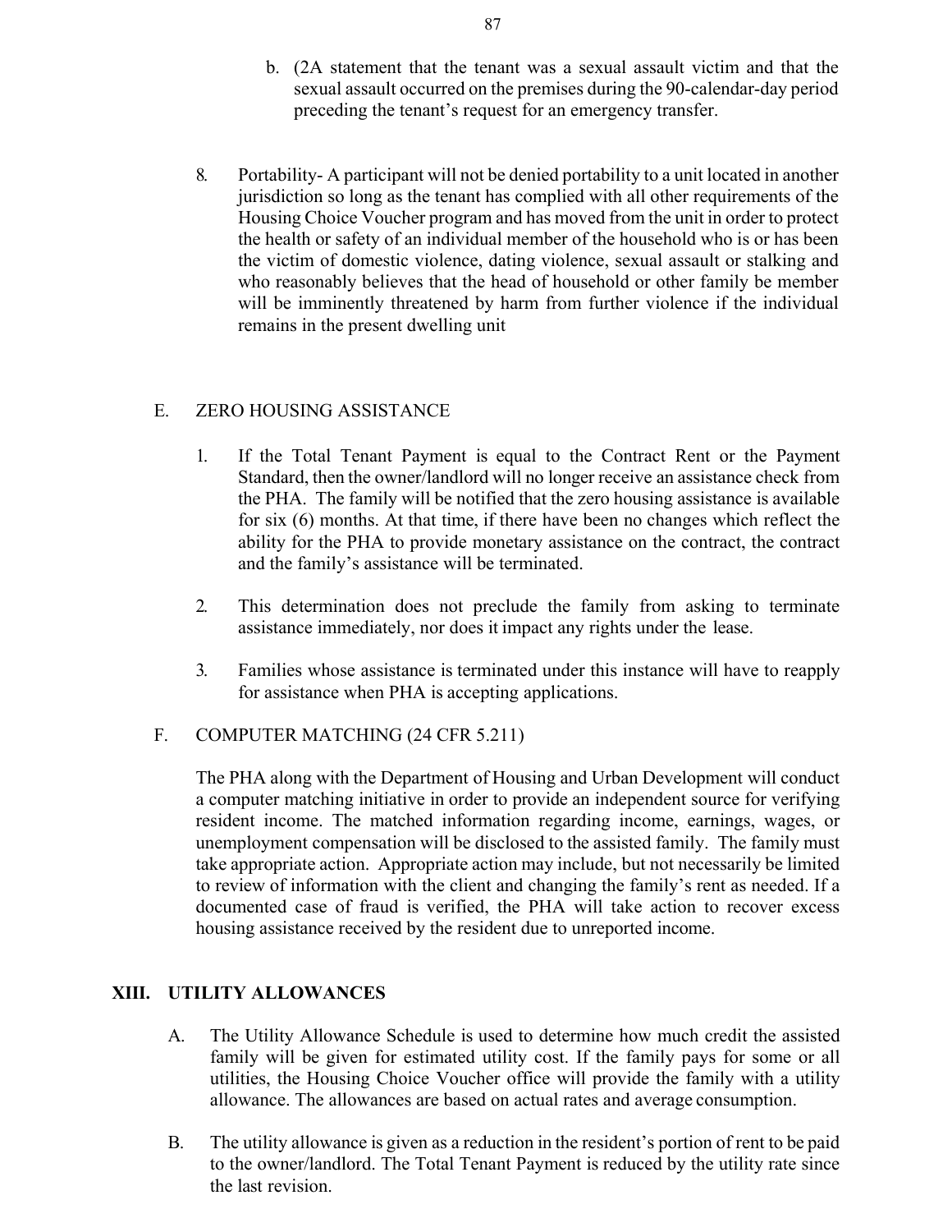b. (2A statement that the tenant was a sexual assault victim and that the sexual assault occurred on the premises during the 90-calendar-day period preceding the tenant's request for an emergency transfer.

8. Portability- A participant will not be denied portability to a unit located in another jurisdiction so long as the tenant has complied with all other requirements of the Housing Choice Voucher program and has moved from the unit in order to protect the health or safety of an individual member of the household who is or has been the victim of domestic violence, dating violence, sexual assault or stalking and who reasonably believes that the head of household or other family be member will be imminently threatened by harm from further violence if the individual remains in the present dwelling unit

E. ZERO HOUSING ASSISTANCE

1. If the Total Tenant Payment is equal to the Contract Rent or the Payment Standard, then the owner/landlord will no longer receive an assistance check from the PHA. The family will be notified that the zero housing assistance is available for six (6) months. At that time, if there have been no changes which reflect the ability for the PHA to provide monetary assistance on the contract, the contract and the family's assistance will be terminated.

2. This determination does not preclude the family from asking to terminate assistance immediately, nor does it impact any rights under the lease.

3. Families whose assistance is terminated under this instance will have to reapply for assistance when PHA is accepting applications.

F. COMPUTER MATCHING (24 CFR 5.211)

The PHA along with the Department of Housing and Urban Development will conduct a computer matching initiative in order to provide an independent source for verifying resident income. The matched information regarding income, earnings, wages, or unemployment compensation will be disclosed to the assisted family. The family must take appropriate action. Appropriate action may include, but not necessarily be limited to review of information with the client and changing the family's rent as needed. If a documented case of fraud is verified, the PHA will take action to recover excess housing assistance received by the resident due to unreported income.

## XIII. UTILITY ALLOWANCES

A. The Utility Allowance Schedule is used to determine how much credit the assisted family will be given for estimated utility cost. If the family pays for some or all utilities, the Housing Choice Voucher office will provide the family with a utility allowance. The allowances are based on actual rates and average consumption.

B. The utility allowance is given as a reduction in the resident's portion of rent to be paid to the owner/landlord. The Total Tenant Payment is reduced by the utility rate since the last revision.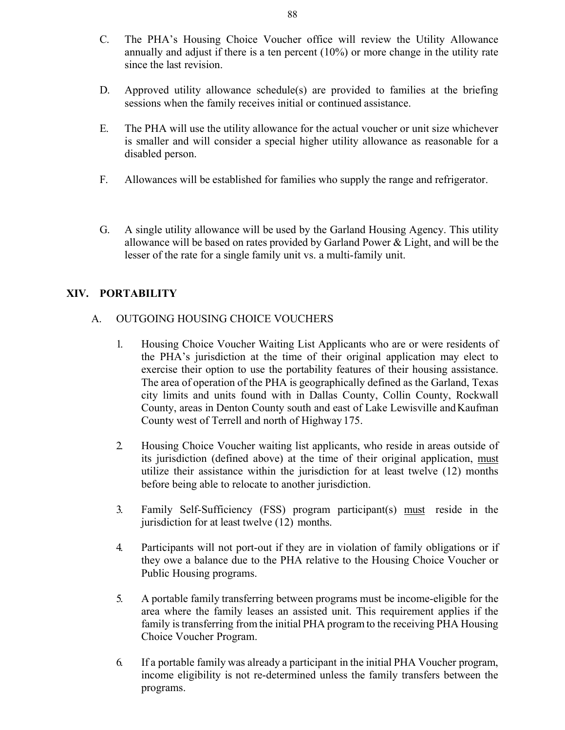C. The PHA's Housing Choice Voucher office will review the Utility Allowance annually and adjust if there is a ten percent (10%) or more change in the utility rate since the last revision.

D. Approved utility allowance schedule(s) are provided to families at the briefing sessions when the family receives initial or continued assistance.

E. The PHA will use the utility allowance for the actual voucher or unit size whichever is smaller and will consider a special higher utility allowance as reasonable for a disabled person.

F. Allowances will be established for families who supply the range and refrigerator.

G. A single utility allowance will be used by the Garland Housing Agency. This utility allowance will be based on rates provided by Garland Power & Light, and will be the lesser of the rate for a single family unit vs. a multi-family unit.

## XIV. PORTABILITY

### A. OUTGOING HOUSING CHOICE VOUCHERS

1. Housing Choice Voucher Waiting List Applicants who are or were residents of the PHA's jurisdiction at the time of their original application may elect to exercise their option to use the portability features of their housing assistance. The area of operation of the PHA is geographically defined as the Garland, Texas city limits and units found with in Dallas County, Collin County, Rockwall County, areas in Denton County south and east of Lake Lewisville and Kaufman County west of Terrell and north of Highway 175.

2. Housing Choice Voucher waiting list applicants, who reside in areas outside of its jurisdiction (defined above) at the time of their original application, <u>must</u> utilize their assistance within the jurisdiction for at least twelve (12) months before being able to relocate to another jurisdiction.

3. Family Self-Sufficiency (FSS) program participant(s) <u>must</u> reside in the jurisdiction for at least twelve (12) months.

4. Participants will not port-out if they are in violation of family obligations or if they owe a balance due to the PHA relative to the Housing Choice Voucher or Public Housing programs.

5. A portable family transferring between programs must be income-eligible for the area where the family leases an assisted unit. This requirement applies if the family is transferring from the initial PHA program to the receiving PHA Housing Choice Voucher Program.

6. If a portable family was already a participant in the initial PHA Voucher program, income eligibility is not re-determined unless the family transfers between the programs.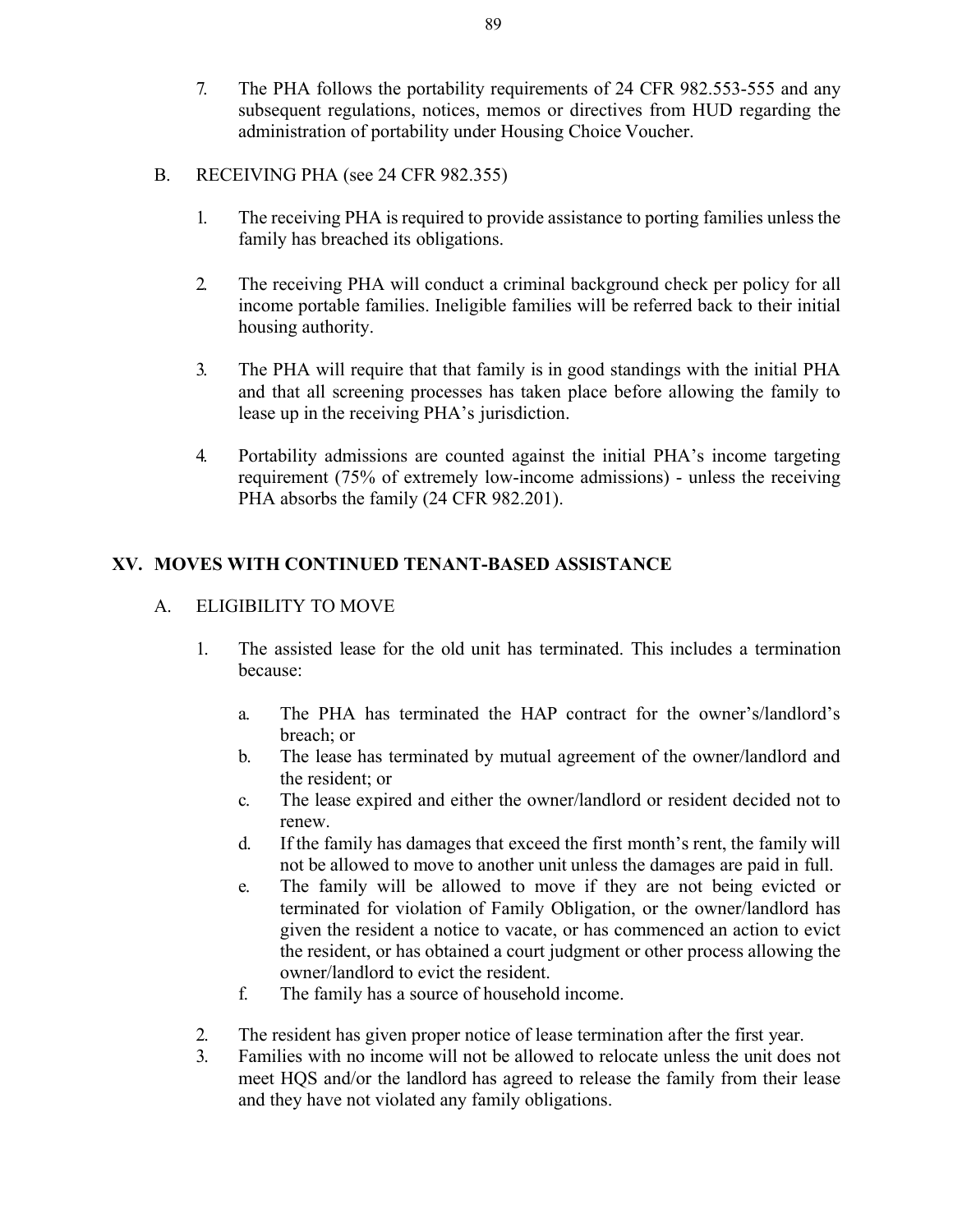7. The PHA follows the portability requirements of 24 CFR 982.553-555 and any subsequent regulations, notices, memos or directives from HUD regarding the administration of portability under Housing Choice Voucher.

B. RECEIVING PHA (see 24 CFR 982.355)

1. The receiving PHA is required to provide assistance to porting families unless the family has breached its obligations.

2. The receiving PHA will conduct a criminal background check per policy for all income portable families. Ineligible families will be referred back to their initial housing authority.

3. The PHA will require that that family is in good standings with the initial PHA and that all screening processes has taken place before allowing the family to lease up in the receiving PHA's jurisdiction.

4. Portability admissions are counted against the initial PHA's income targeting requirement (75% of extremely low-income admissions) - unless the receiving PHA absorbs the family (24 CFR 982.201).

## XV. MOVES WITH CONTINUED TENANT-BASED ASSISTANCE

A. ELIGIBILITY TO MOVE

1. The assisted lease for the old unit has terminated. This includes a termination because:

   a. The PHA has terminated the HAP contract for the owner's/landlord's breach; or
   b. The lease has terminated by mutual agreement of the owner/landlord and the resident; or
   c. The lease expired and either the owner/landlord or resident decided not to renew.
   d. If the family has damages that exceed the first month's rent, the family will not be allowed to move to another unit unless the damages are paid in full.
   e. The family will be allowed to move if they are not being evicted or terminated for violation of Family Obligation, or the owner/landlord has given the resident a notice to vacate, or has commenced an action to evict the resident, or has obtained a court judgment or other process allowing the owner/landlord to evict the resident.
   f. The family has a source of household income.

2. The resident has given proper notice of lease termination after the first year.
3. Families with no income will not be allowed to relocate unless the unit does not meet HQS and/or the landlord has agreed to release the family from their lease and they have not violated any family obligations.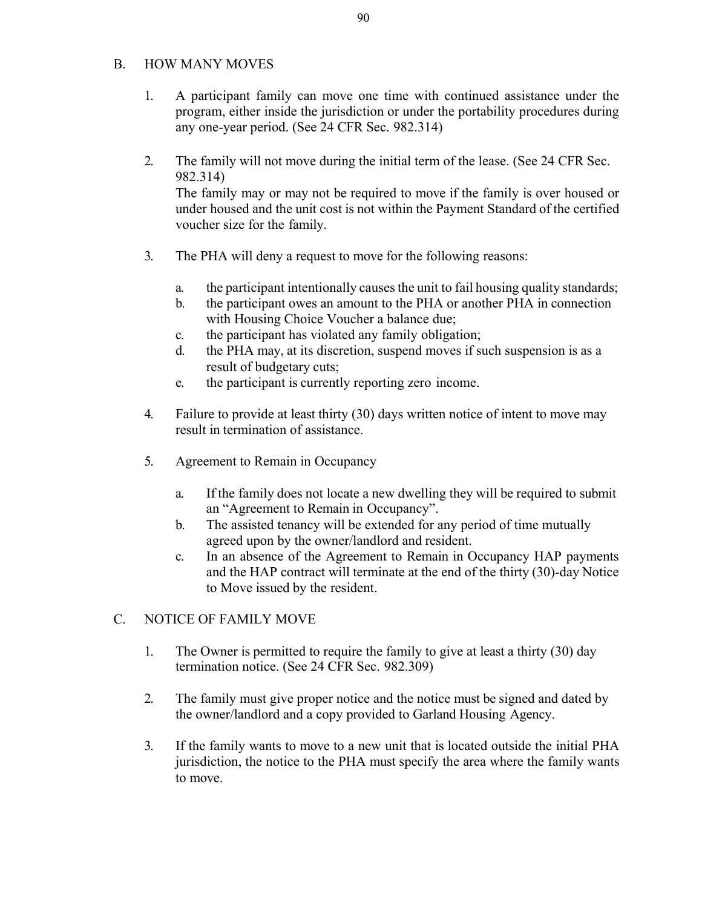## B. HOW MANY MOVES

1. A participant family can move one time with continued assistance under the program, either inside the jurisdiction or under the portability procedures during any one-year period. (See 24 CFR Sec. 982.314)

2. The family will not move during the initial term of the lease. (See 24 CFR Sec. 982.314)
   The family may or may not be required to move if the family is over housed or under housed and the unit cost is not within the Payment Standard of the certified voucher size for the family.

3. The PHA will deny a request to move for the following reasons:

   a. the participant intentionally causes the unit to fail housing quality standards;
   b. the participant owes an amount to the PHA or another PHA in connection with Housing Choice Voucher a balance due;
   c. the participant has violated any family obligation;
   d. the PHA may, at its discretion, suspend moves if such suspension is as a result of budgetary cuts;
   e. the participant is currently reporting zero income.

4. Failure to provide at least thirty (30) days written notice of intent to move may result in termination of assistance.

5. Agreement to Remain in Occupancy

   a. If the family does not locate a new dwelling they will be required to submit an "Agreement to Remain in Occupancy".
   b. The assisted tenancy will be extended for any period of time mutually agreed upon by the owner/landlord and resident.
   c. In an absence of the Agreement to Remain in Occupancy HAP payments and the HAP contract will terminate at the end of the thirty (30)-day Notice to Move issued by the resident.

## C. NOTICE OF FAMILY MOVE

1. The Owner is permitted to require the family to give at least a thirty (30) day termination notice. (See 24 CFR Sec. 982.309)

2. The family must give proper notice and the notice must be signed and dated by the owner/landlord and a copy provided to Garland Housing Agency.

3. If the family wants to move to a new unit that is located outside the initial PHA jurisdiction, the notice to the PHA must specify the area where the family wants to move.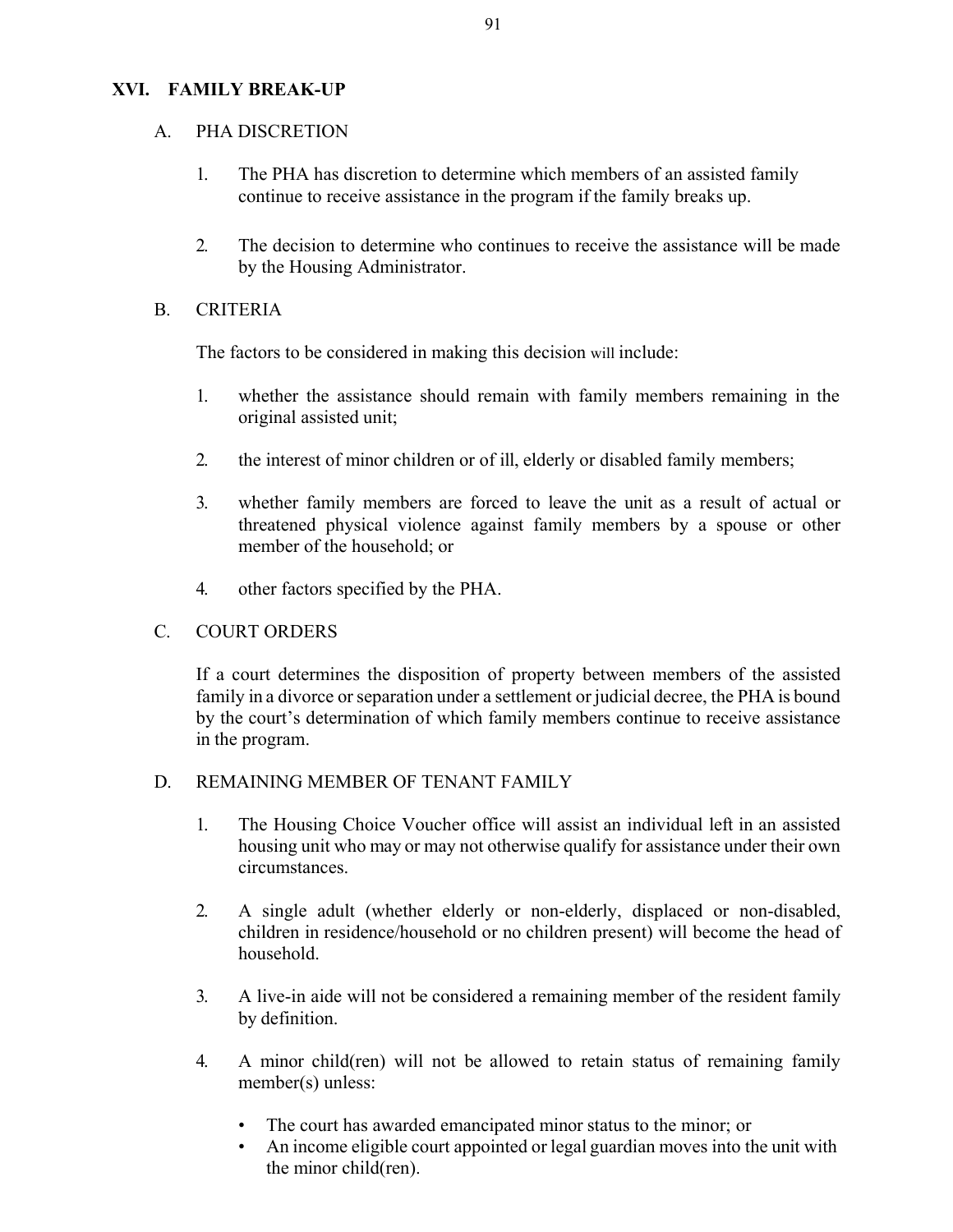## XVI. FAMILY BREAK-UP

### A. PHA DISCRETION

1. The PHA has discretion to determine which members of an assisted family continue to receive assistance in the program if the family breaks up.

2. The decision to determine who continues to receive the assistance will be made by the Housing Administrator.

### B. CRITERIA

The factors to be considered in making this decision will include:

1. whether the assistance should remain with family members remaining in the original assisted unit;

2. the interest of minor children or of ill, elderly or disabled family members;

3. whether family members are forced to leave the unit as a result of actual or threatened physical violence against family members by a spouse or other member of the household; or

4. other factors specified by the PHA.

### C. COURT ORDERS

If a court determines the disposition of property between members of the assisted family in a divorce or separation under a settlement or judicial decree, the PHA is bound by the court's determination of which family members continue to receive assistance in the program.

### D. REMAINING MEMBER OF TENANT FAMILY

1. The Housing Choice Voucher office will assist an individual left in an assisted housing unit who may or may not otherwise qualify for assistance under their own circumstances.

2. A single adult (whether elderly or non-elderly, displaced or non-disabled, children in residence/household or no children present) will become the head of household.

3. A live-in aide will not be considered a remaining member of the resident family by definition.

4. A minor child(ren) will not be allowed to retain status of remaining family member(s) unless:

   - The court has awarded emancipated minor status to the minor; or
   - An income eligible court appointed or legal guardian moves into the unit with the minor child(ren).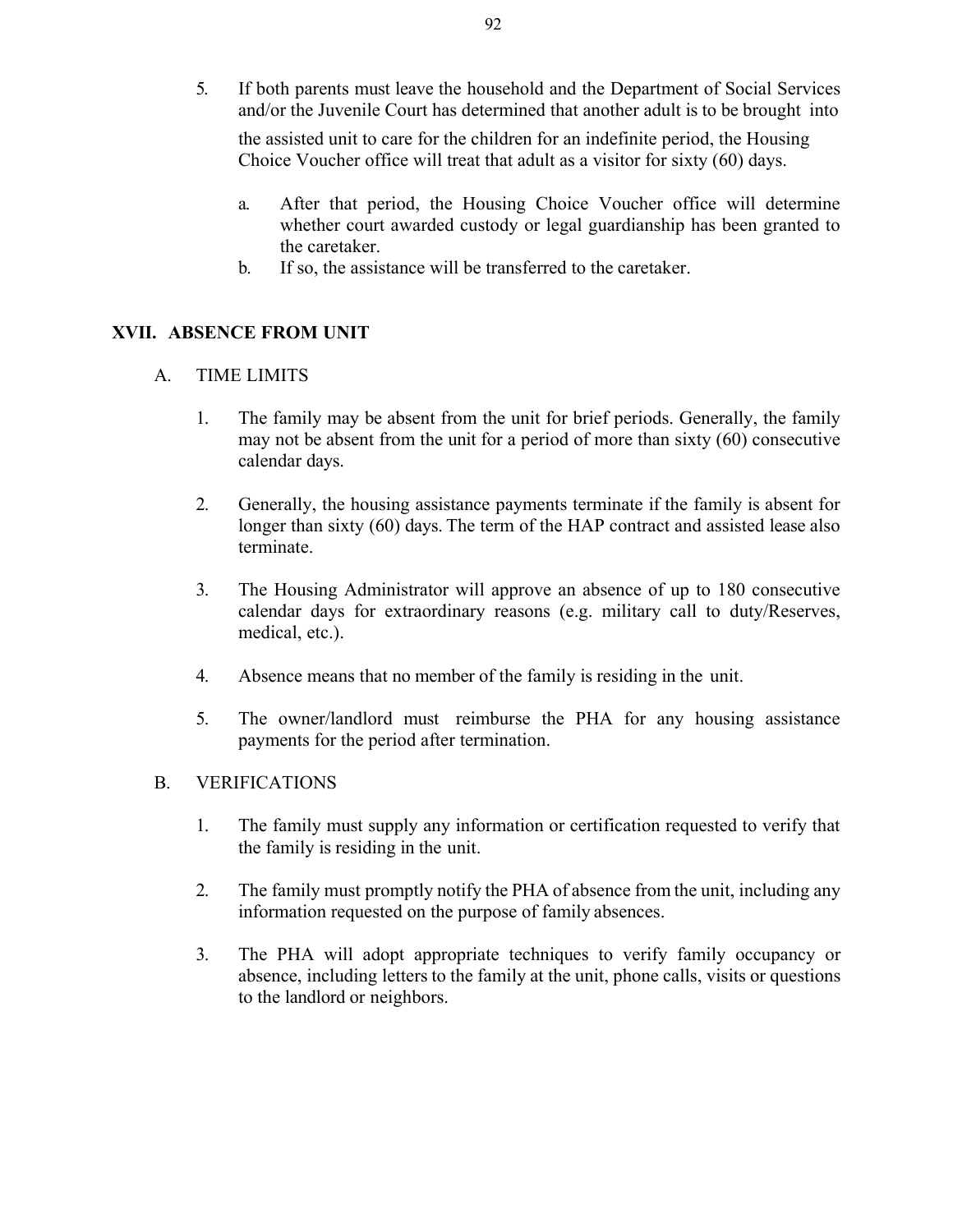5. If both parents must leave the household and the Department of Social Services and/or the Juvenile Court has determined that another adult is to be brought into the assisted unit to care for the children for an indefinite period, the Housing Choice Voucher office will treat that adult as a visitor for sixty (60) days.

   a. After that period, the Housing Choice Voucher office will determine whether court awarded custody or legal guardianship has been granted to the caretaker.
   b. If so, the assistance will be transferred to the caretaker.

## XVII. ABSENCE FROM UNIT

### A. TIME LIMITS

1. The family may be absent from the unit for brief periods. Generally, the family may not be absent from the unit for a period of more than sixty (60) consecutive calendar days.

2. Generally, the housing assistance payments terminate if the family is absent for longer than sixty (60) days. The term of the HAP contract and assisted lease also terminate.

3. The Housing Administrator will approve an absence of up to 180 consecutive calendar days for extraordinary reasons (e.g. military call to duty/Reserves, medical, etc.).

4. Absence means that no member of the family is residing in the unit.

5. The owner/landlord must reimburse the PHA for any housing assistance payments for the period after termination.

### B. VERIFICATIONS

1. The family must supply any information or certification requested to verify that the family is residing in the unit.

2. The family must promptly notify the PHA of absence from the unit, including any information requested on the purpose of family absences.

3. The PHA will adopt appropriate techniques to verify family occupancy or absence, including letters to the family at the unit, phone calls, visits or questions to the landlord or neighbors.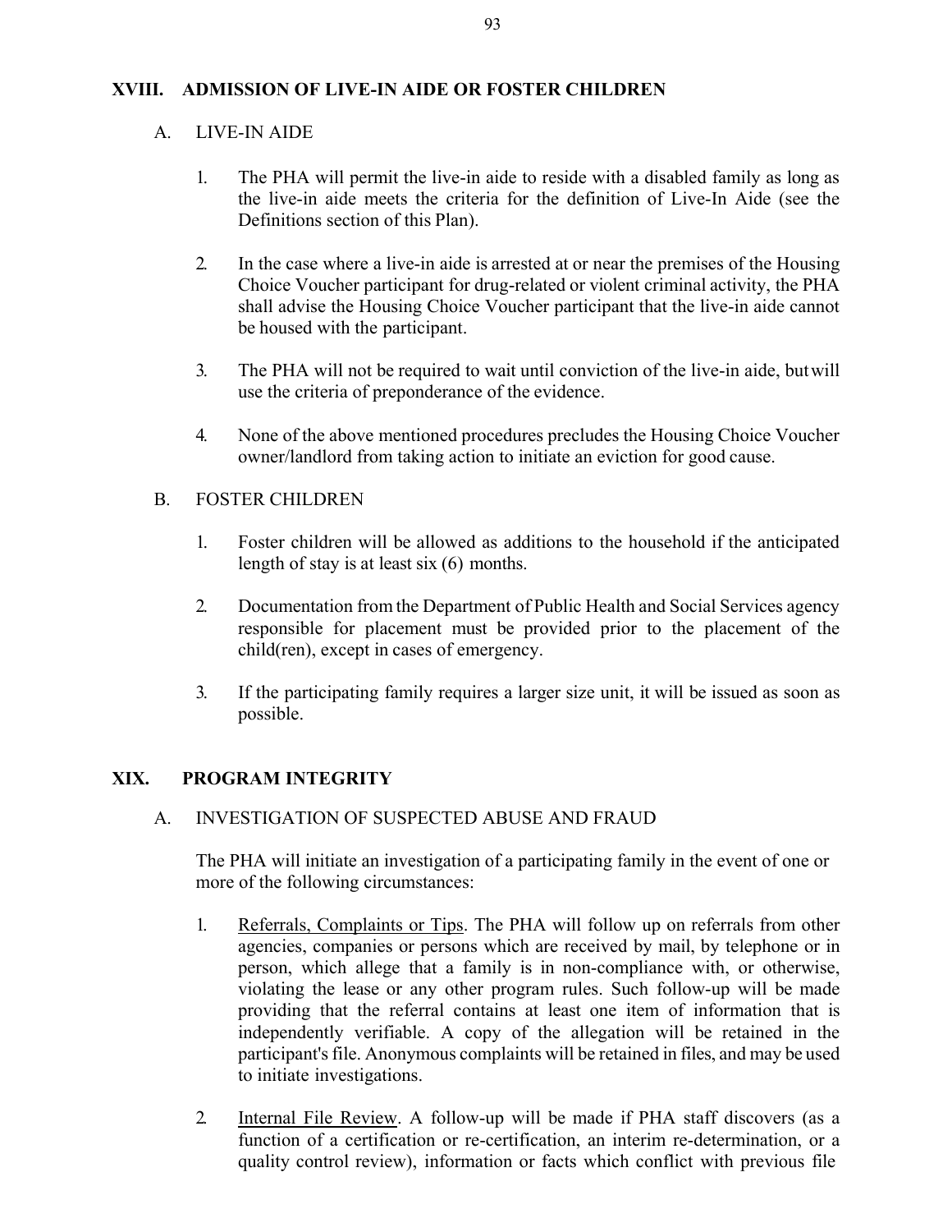## XVIII. ADMISSION OF LIVE-IN AIDE OR FOSTER CHILDREN

### A. LIVE-IN AIDE

1. The PHA will permit the live-in aide to reside with a disabled family as long as the live-in aide meets the criteria for the definition of Live-In Aide (see the Definitions section of this Plan).

2. In the case where a live-in aide is arrested at or near the premises of the Housing Choice Voucher participant for drug-related or violent criminal activity, the PHA shall advise the Housing Choice Voucher participant that the live-in aide cannot be housed with the participant.

3. The PHA will not be required to wait until conviction of the live-in aide, but will use the criteria of preponderance of the evidence.

4. None of the above mentioned procedures precludes the Housing Choice Voucher owner/landlord from taking action to initiate an eviction for good cause.

### B. FOSTER CHILDREN

1. Foster children will be allowed as additions to the household if the anticipated length of stay is at least six (6) months.

2. Documentation from the Department of Public Health and Social Services agency responsible for placement must be provided prior to the placement of the child(ren), except in cases of emergency.

3. If the participating family requires a larger size unit, it will be issued as soon as possible.

## XIX. PROGRAM INTEGRITY

### A. INVESTIGATION OF SUSPECTED ABUSE AND FRAUD

The PHA will initiate an investigation of a participating family in the event of one or more of the following circumstances:

1. Referrals, Complaints or Tips. The PHA will follow up on referrals from other agencies, companies or persons which are received by mail, by telephone or in person, which allege that a family is in non-compliance with, or otherwise, violating the lease or any other program rules. Such follow-up will be made providing that the referral contains at least one item of information that is independently verifiable. A copy of the allegation will be retained in the participant's file. Anonymous complaints will be retained in files, and may be used to initiate investigations.

2. Internal File Review. A follow-up will be made if PHA staff discovers (as a function of a certification or re-certification, an interim re-determination, or a quality control review), information or facts which conflict with previous file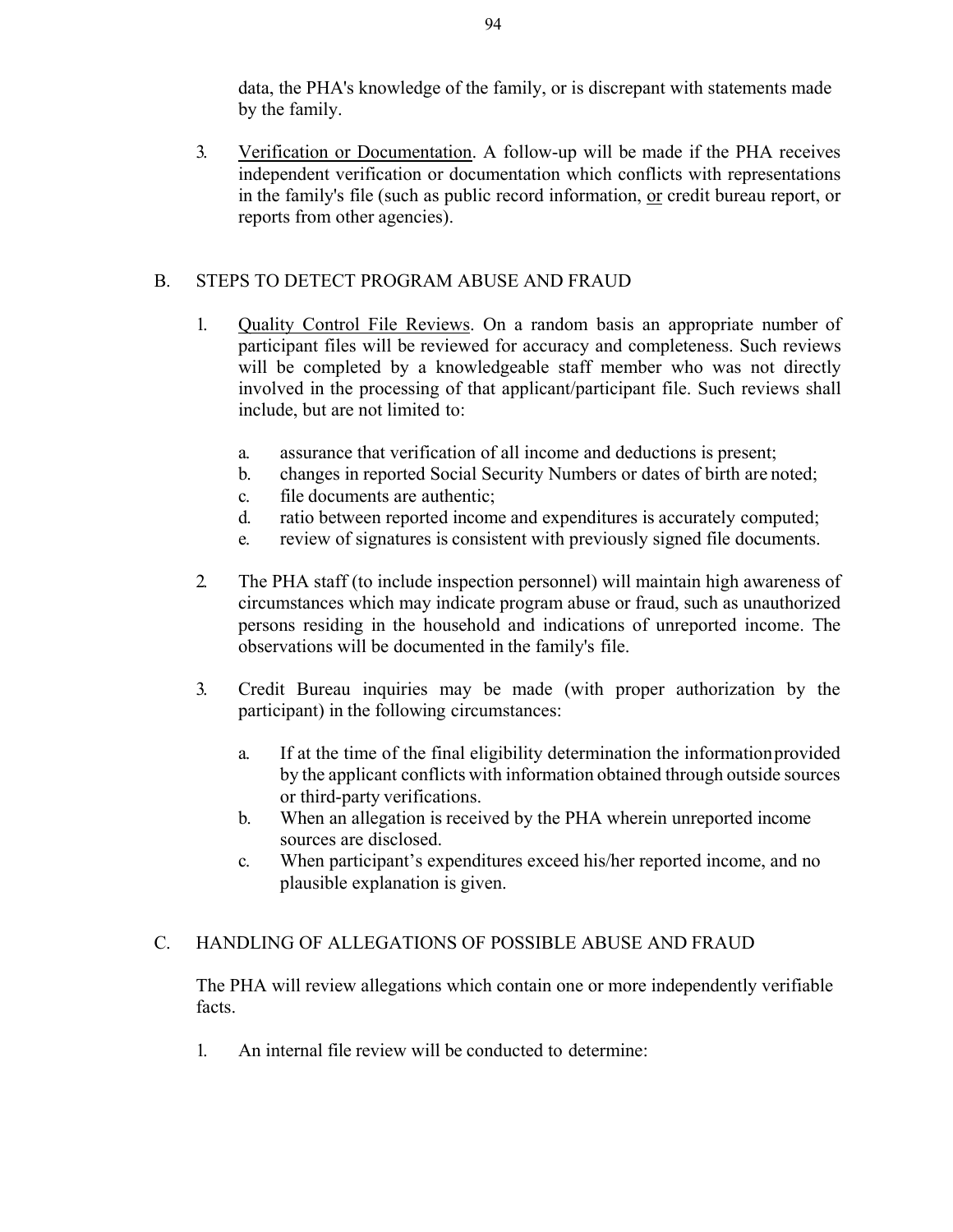data, the PHA's knowledge of the family, or is discrepant with statements made by the family.

3. <u>Verification or Documentation</u>. A follow-up will be made if the PHA receives independent verification or documentation which conflicts with representations in the family's file (such as public record information, <u>or</u> credit bureau report, or reports from other agencies).

## B. STEPS TO DETECT PROGRAM ABUSE AND FRAUD

1. <u>Quality Control File Reviews</u>. On a random basis an appropriate number of participant files will be reviewed for accuracy and completeness. Such reviews will be completed by a knowledgeable staff member who was not directly involved in the processing of that applicant/participant file. Such reviews shall include, but are not limited to:

   a. assurance that verification of all income and deductions is present;
   b. changes in reported Social Security Numbers or dates of birth are noted;
   c. file documents are authentic;
   d. ratio between reported income and expenditures is accurately computed;
   e. review of signatures is consistent with previously signed file documents.

2. The PHA staff (to include inspection personnel) will maintain high awareness of circumstances which may indicate program abuse or fraud, such as unauthorized persons residing in the household and indications of unreported income. The observations will be documented in the family's file.

3. Credit Bureau inquiries may be made (with proper authorization by the participant) in the following circumstances:

   a. If at the time of the final eligibility determination the information provided by the applicant conflicts with information obtained through outside sources or third-party verifications.
   b. When an allegation is received by the PHA wherein unreported income sources are disclosed.
   c. When participant’s expenditures exceed his/her reported income, and no plausible explanation is given.

## C. HANDLING OF ALLEGATIONS OF POSSIBLE ABUSE AND FRAUD

The PHA will review allegations which contain one or more independently verifiable facts.

1. An internal file review will be conducted to determine: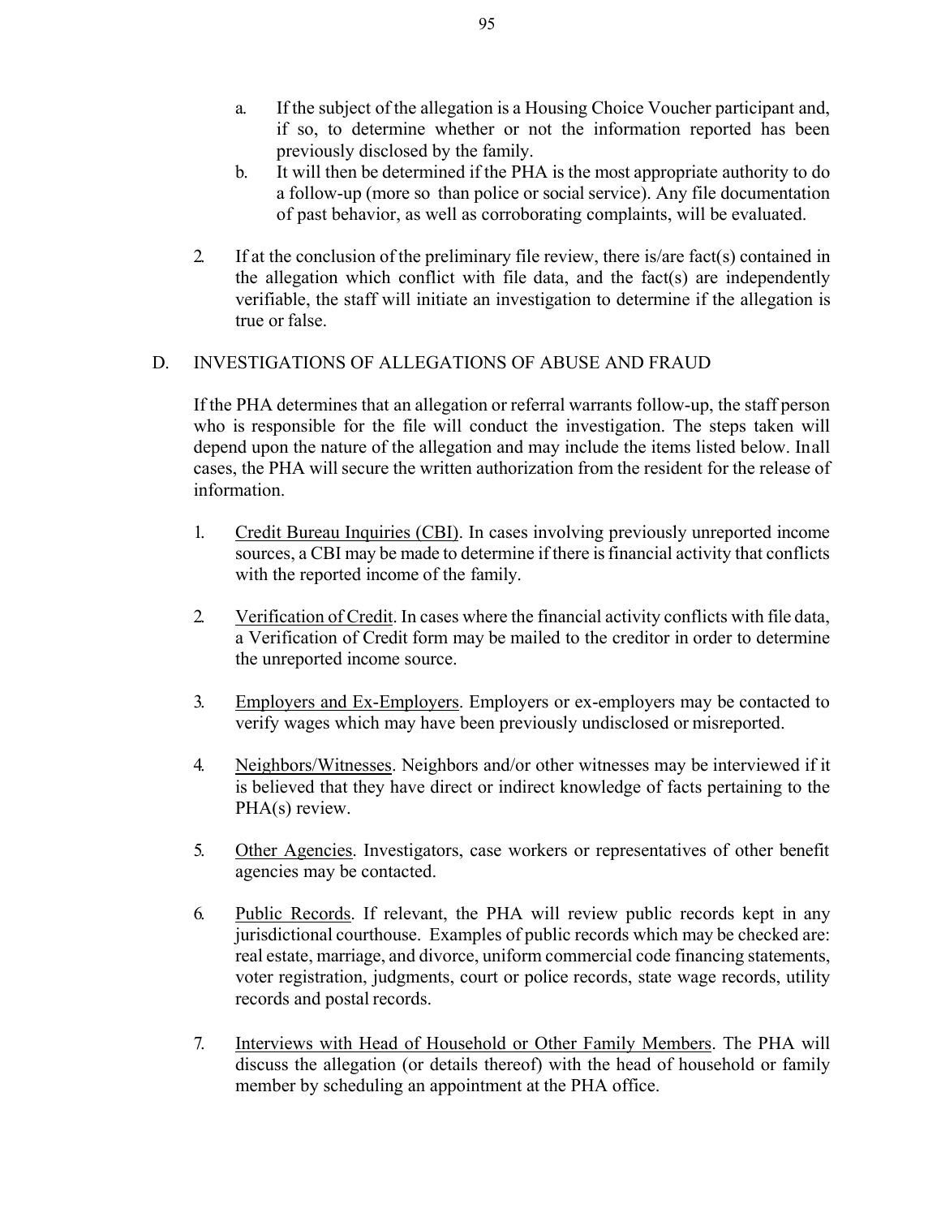a. If the subject of the allegation is a Housing Choice Voucher participant and, if so, to determine whether or not the information reported has been previously disclosed by the family.
b. It will then be determined if the PHA is the most appropriate authority to do a follow-up (more so than police or social service). Any file documentation of past behavior, as well as corroborating complaints, will be evaluated.

2. If at the conclusion of the preliminary file review, there is/are fact(s) contained in the allegation which conflict with file data, and the fact(s) are independently verifiable, the staff will initiate an investigation to determine if the allegation is true or false.

D. INVESTIGATIONS OF ALLEGATIONS OF ABUSE AND FRAUD

If the PHA determines that an allegation or referral warrants follow-up, the staff person who is responsible for the file will conduct the investigation. The steps taken will depend upon the nature of the allegation and may include the items listed below. In all cases, the PHA will secure the written authorization from the resident for the release of information.

1. Credit Bureau Inquiries (CBI). In cases involving previously unreported income sources, a CBI may be made to determine if there is financial activity that conflicts with the reported income of the family.

2. Verification of Credit. In cases where the financial activity conflicts with file data, a Verification of Credit form may be mailed to the creditor in order to determine the unreported income source.

3. Employers and Ex-Employers. Employers or ex-employers may be contacted to verify wages which may have been previously undisclosed or misreported.

4. Neighbors/Witnesses. Neighbors and/or other witnesses may be interviewed if it is believed that they have direct or indirect knowledge of facts pertaining to the PHA(s) review.

5. Other Agencies. Investigators, case workers or representatives of other benefit agencies may be contacted.

6. Public Records. If relevant, the PHA will review public records kept in any jurisdictional courthouse. Examples of public records which may be checked are: real estate, marriage, and divorce, uniform commercial code financing statements, voter registration, judgments, court or police records, state wage records, utility records and postal records.

7. Interviews with Head of Household or Other Family Members. The PHA will discuss the allegation (or details thereof) with the head of household or family member by scheduling an appointment at the PHA office.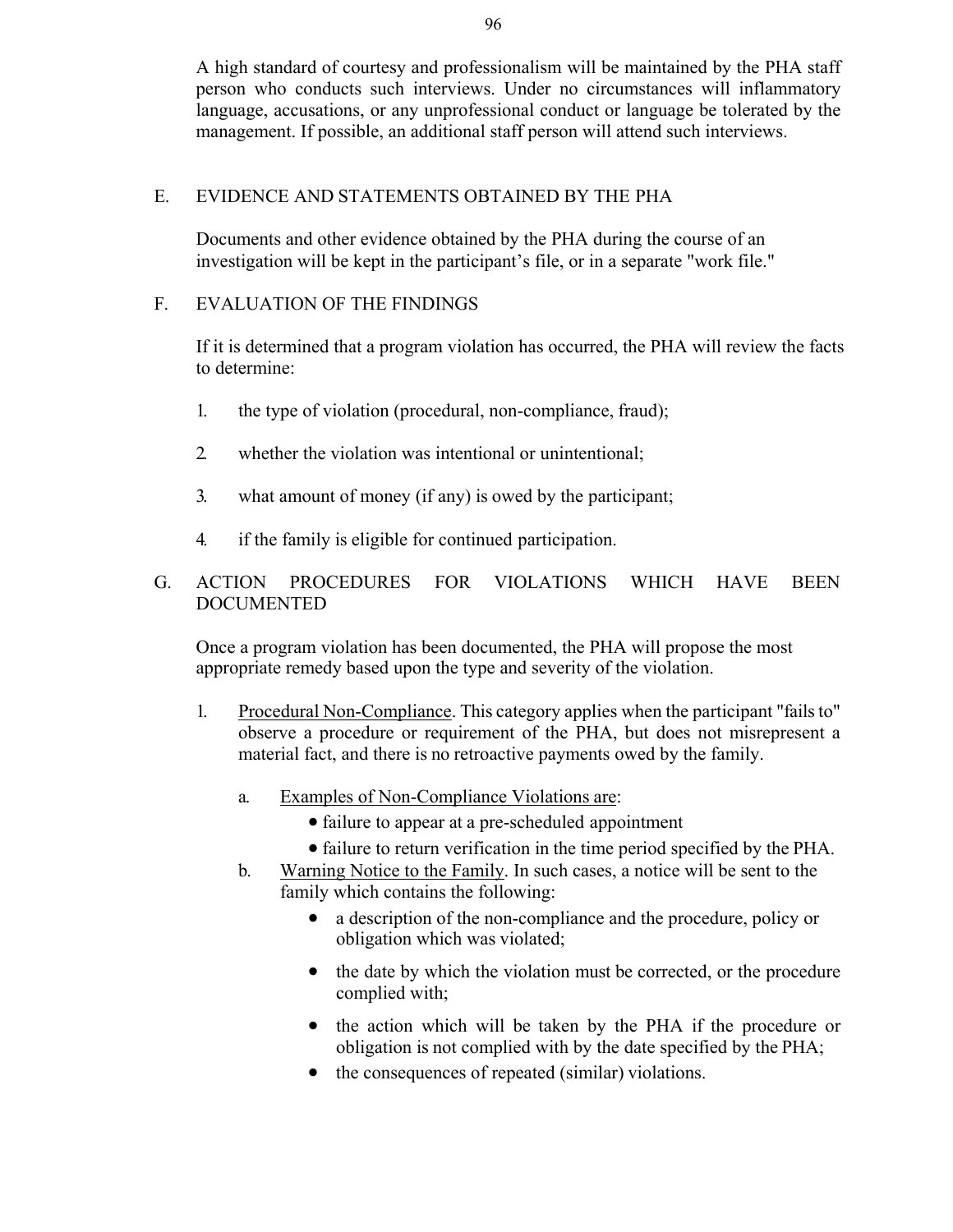A high standard of courtesy and professionalism will be maintained by the PHA staff person who conducts such interviews. Under no circumstances will inflammatory language, accusations, or any unprofessional conduct or language be tolerated by the management. If possible, an additional staff person will attend such interviews.

## E. EVIDENCE AND STATEMENTS OBTAINED BY THE PHA

Documents and other evidence obtained by the PHA during the course of an investigation will be kept in the participant's file, or in a separate "work file."

## F. EVALUATION OF THE FINDINGS

If it is determined that a program violation has occurred, the PHA will review the facts to determine:

1. the type of violation (procedural, non-compliance, fraud);
2. whether the violation was intentional or unintentional;
3. what amount of money (if any) is owed by the participant;
4. if the family is eligible for continued participation.

## G. ACTION PROCEDURES FOR VIOLATIONS WHICH HAVE BEEN DOCUMENTED

Once a program violation has been documented, the PHA will propose the most appropriate remedy based upon the type and severity of the violation.

1. <u>Procedural Non-Compliance</u>. This category applies when the participant "fails to" observe a procedure or requirement of the PHA, but does not misrepresent a material fact, and there is no retroactive payments owed by the family.

   a. <u>Examples of Non-Compliance Violations are</u>:
      - failure to appear at a pre-scheduled appointment
      - failure to return verification in the time period specified by the PHA.

   b. <u>Warning Notice to the Family</u>. In such cases, a notice will be sent to the family which contains the following:
      - a description of the non-compliance and the procedure, policy or obligation which was violated;
      - the date by which the violation must be corrected, or the procedure complied with;
      - the action which will be taken by the PHA if the procedure or obligation is not complied with by the date specified by the PHA;
      - the consequences of repeated (similar) violations.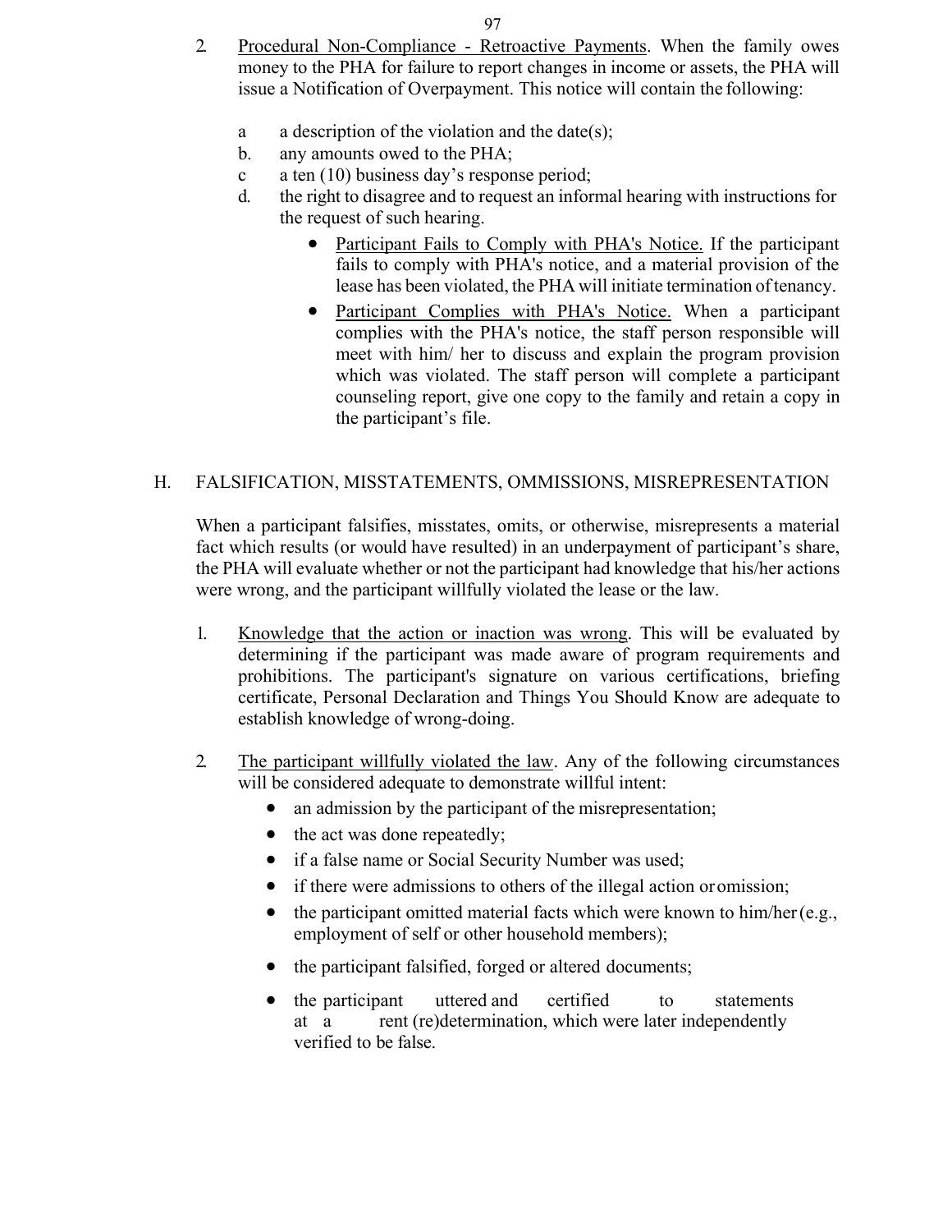2. Procedural Non-Compliance - Retroactive Payments. When the family owes money to the PHA for failure to report changes in income or assets, the PHA will issue a Notification of Overpayment. This notice will contain the following:

   a a description of the violation and the date(s);
   b. any amounts owed to the PHA;
   c a ten (10) business day's response period;
   d. the right to disagree and to request an informal hearing with instructions for the request of such hearing.

   - Participant Fails to Comply with PHA's Notice. If the participant fails to comply with PHA's notice, and a material provision of the lease has been violated, the PHA will initiate termination of tenancy.
   - Participant Complies with PHA's Notice. When a participant complies with the PHA's notice, the staff person responsible will meet with him/ her to discuss and explain the program provision which was violated. The staff person will complete a participant counseling report, give one copy to the family and retain a copy in the participant's file.

## H. FALSIFICATION, MISSTATEMENTS, OMMISSIONS, MISREPRESENTATION

When a participant falsifies, misstates, omits, or otherwise, misrepresents a material fact which results (or would have resulted) in an underpayment of participant's share, the PHA will evaluate whether or not the participant had knowledge that his/her actions were wrong, and the participant willfully violated the lease or the law.

1. Knowledge that the action or inaction was wrong. This will be evaluated by determining if the participant was made aware of program requirements and prohibitions. The participant's signature on various certifications, briefing certificate, Personal Declaration and Things You Should Know are adequate to establish knowledge of wrong-doing.

2. The participant willfully violated the law. Any of the following circumstances will be considered adequate to demonstrate willful intent:
   - an admission by the participant of the misrepresentation;
   - the act was done repeatedly;
   - if a false name or Social Security Number was used;
   - if there were admissions to others of the illegal action or omission;
   - the participant omitted material facts which were known to him/her (e.g., employment of self or other household members);
   - the participant falsified, forged or altered documents;
   - the participant uttered and certified to statements at a rent (re)determination, which were later independently verified to be false.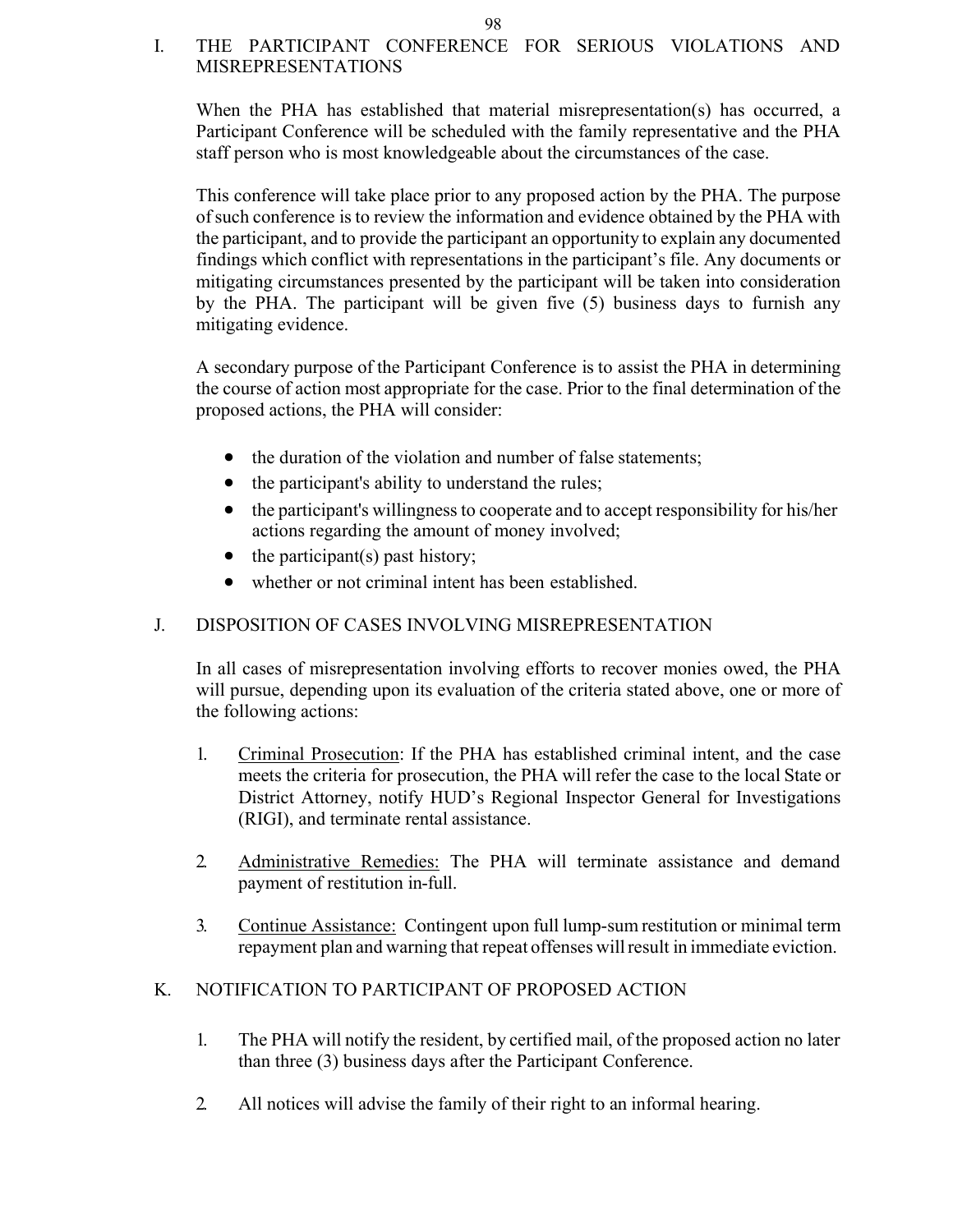## I. THE PARTICIPANT CONFERENCE FOR SERIOUS VIOLATIONS AND MISREPRESENTATIONS

When the PHA has established that material misrepresentation(s) has occurred, a Participant Conference will be scheduled with the family representative and the PHA staff person who is most knowledgeable about the circumstances of the case.

This conference will take place prior to any proposed action by the PHA. The purpose of such conference is to review the information and evidence obtained by the PHA with the participant, and to provide the participant an opportunity to explain any documented findings which conflict with representations in the participant's file. Any documents or mitigating circumstances presented by the participant will be taken into consideration by the PHA. The participant will be given five (5) business days to furnish any mitigating evidence.

A secondary purpose of the Participant Conference is to assist the PHA in determining the course of action most appropriate for the case. Prior to the final determination of the proposed actions, the PHA will consider:

- the duration of the violation and number of false statements;
- the participant's ability to understand the rules;
- the participant's willingness to cooperate and to accept responsibility for his/her actions regarding the amount of money involved;
- the participant(s) past history;
- whether or not criminal intent has been established.

## J. DISPOSITION OF CASES INVOLVING MISREPRESENTATION

In all cases of misrepresentation involving efforts to recover monies owed, the PHA will pursue, depending upon its evaluation of the criteria stated above, one or more of the following actions:

1. Criminal Prosecution: If the PHA has established criminal intent, and the case meets the criteria for prosecution, the PHA will refer the case to the local State or District Attorney, notify HUD's Regional Inspector General for Investigations (RIGI), and terminate rental assistance.

2. Administrative Remedies: The PHA will terminate assistance and demand payment of restitution in-full.

3. Continue Assistance: Contingent upon full lump-sum restitution or minimal term repayment plan and warning that repeat offenses will result in immediate eviction.

## K. NOTIFICATION TO PARTICIPANT OF PROPOSED ACTION

1. The PHA will notify the resident, by certified mail, of the proposed action no later than three (3) business days after the Participant Conference.

2. All notices will advise the family of their right to an informal hearing.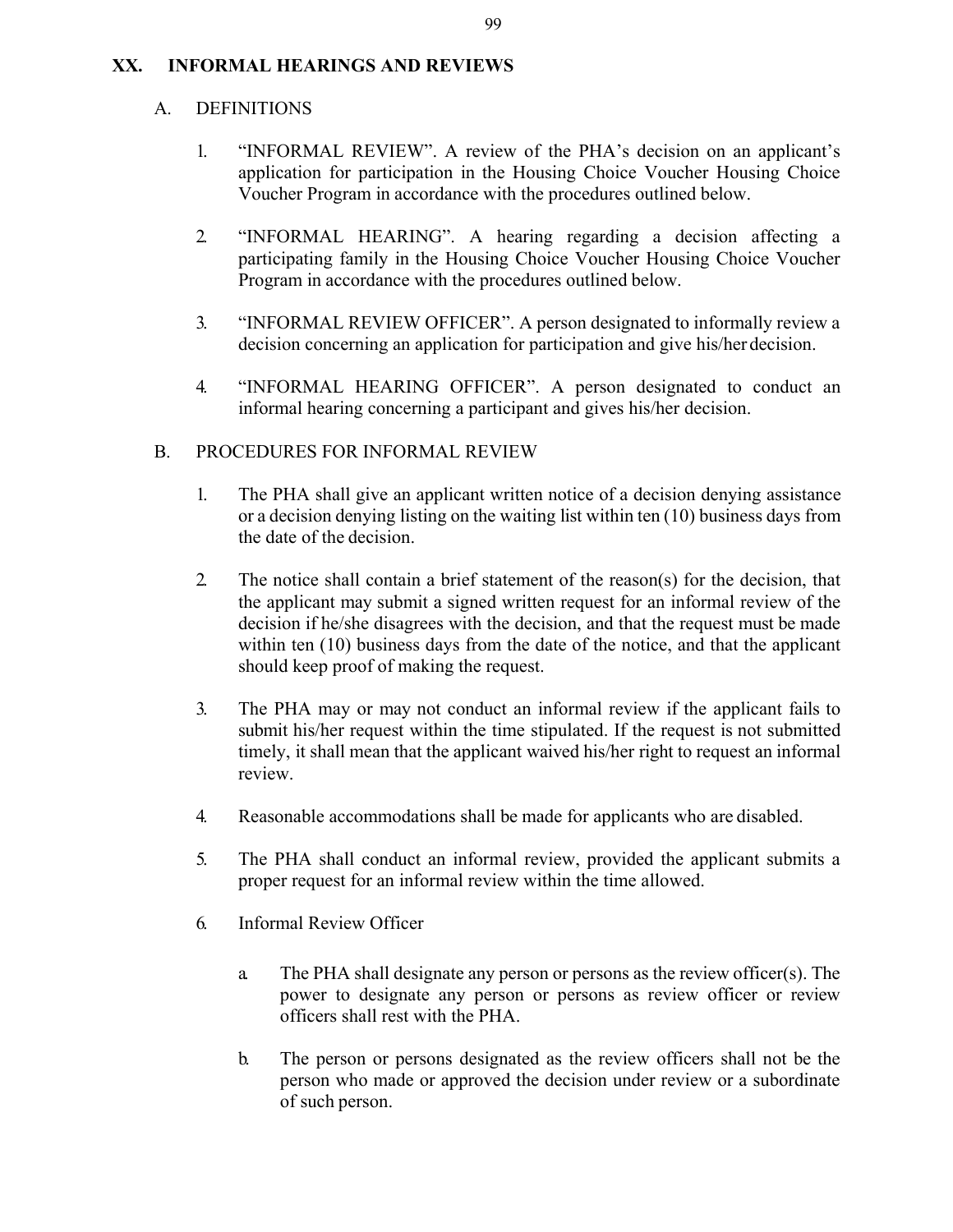## XX. INFORMAL HEARINGS AND REVIEWS

### A. DEFINITIONS

1. "INFORMAL REVIEW". A review of the PHA's decision on an applicant's application for participation in the Housing Choice Voucher Housing Choice Voucher Program in accordance with the procedures outlined below.

2. "INFORMAL HEARING". A hearing regarding a decision affecting a participating family in the Housing Choice Voucher Housing Choice Voucher Program in accordance with the procedures outlined below.

3. "INFORMAL REVIEW OFFICER". A person designated to informally review a decision concerning an application for participation and give his/her decision.

4. "INFORMAL HEARING OFFICER". A person designated to conduct an informal hearing concerning a participant and gives his/her decision.

### B. PROCEDURES FOR INFORMAL REVIEW

1. The PHA shall give an applicant written notice of a decision denying assistance or a decision denying listing on the waiting list within ten (10) business days from the date of the decision.

2. The notice shall contain a brief statement of the reason(s) for the decision, that the applicant may submit a signed written request for an informal review of the decision if he/she disagrees with the decision, and that the request must be made within ten (10) business days from the date of the notice, and that the applicant should keep proof of making the request.

3. The PHA may or may not conduct an informal review if the applicant fails to submit his/her request within the time stipulated. If the request is not submitted timely, it shall mean that the applicant waived his/her right to request an informal review.

4. Reasonable accommodations shall be made for applicants who are disabled.

5. The PHA shall conduct an informal review, provided the applicant submits a proper request for an informal review within the time allowed.

6. Informal Review Officer

   a. The PHA shall designate any person or persons as the review officer(s). The power to designate any person or persons as review officer or review officers shall rest with the PHA.

   b. The person or persons designated as the review officers shall not be the person who made or approved the decision under review or a subordinate of such person.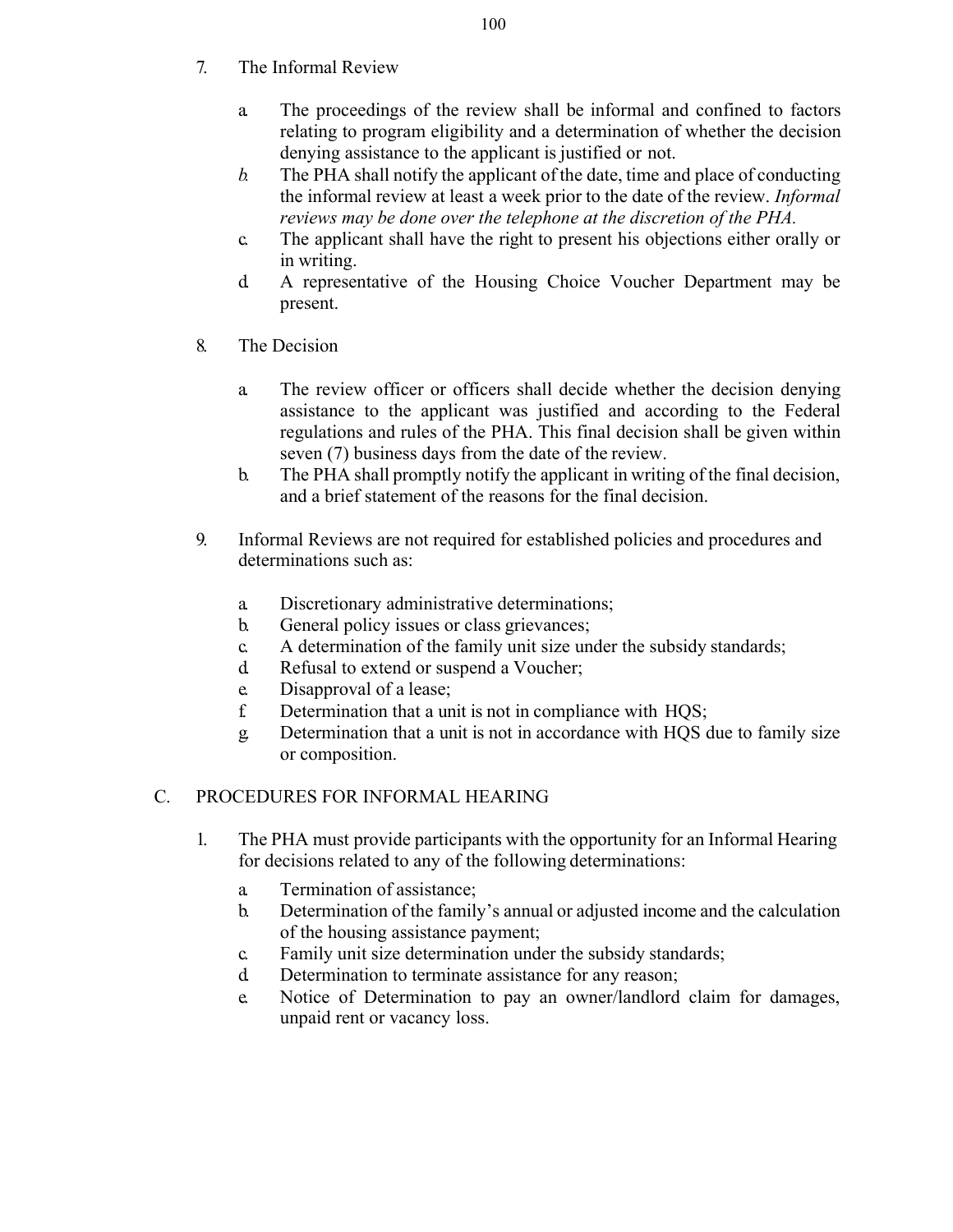7. The Informal Review

    a. The proceedings of the review shall be informal and confined to factors relating to program eligibility and a determination of whether the decision denying assistance to the applicant is justified or not.
    b. The PHA shall notify the applicant of the date, time and place of conducting the informal review at least a week prior to the date of the review. *Informal reviews may be done over the telephone at the discretion of the PHA.*
    c. The applicant shall have the right to present his objections either orally or in writing.
    d. A representative of the Housing Choice Voucher Department may be present.

8. The Decision

    a. The review officer or officers shall decide whether the decision denying assistance to the applicant was justified and according to the Federal regulations and rules of the PHA. This final decision shall be given within seven (7) business days from the date of the review.
    b. The PHA shall promptly notify the applicant in writing of the final decision, and a brief statement of the reasons for the final decision.

9. Informal Reviews are not required for established policies and procedures and determinations such as:

    a. Discretionary administrative determinations;
    b. General policy issues or class grievances;
    c. A determination of the family unit size under the subsidy standards;
    d. Refusal to extend or suspend a Voucher;
    e. Disapproval of a lease;
    f. Determination that a unit is not in compliance with HQS;
    g. Determination that a unit is not in accordance with HQS due to family size or composition.

## C. PROCEDURES FOR INFORMAL HEARING

1. The PHA must provide participants with the opportunity for an Informal Hearing for decisions related to any of the following determinations:

    a. Termination of assistance;
    b. Determination of the family's annual or adjusted income and the calculation of the housing assistance payment;
    c. Family unit size determination under the subsidy standards;
    d. Determination to terminate assistance for any reason;
    e. Notice of Determination to pay an owner/landlord claim for damages, unpaid rent or vacancy loss.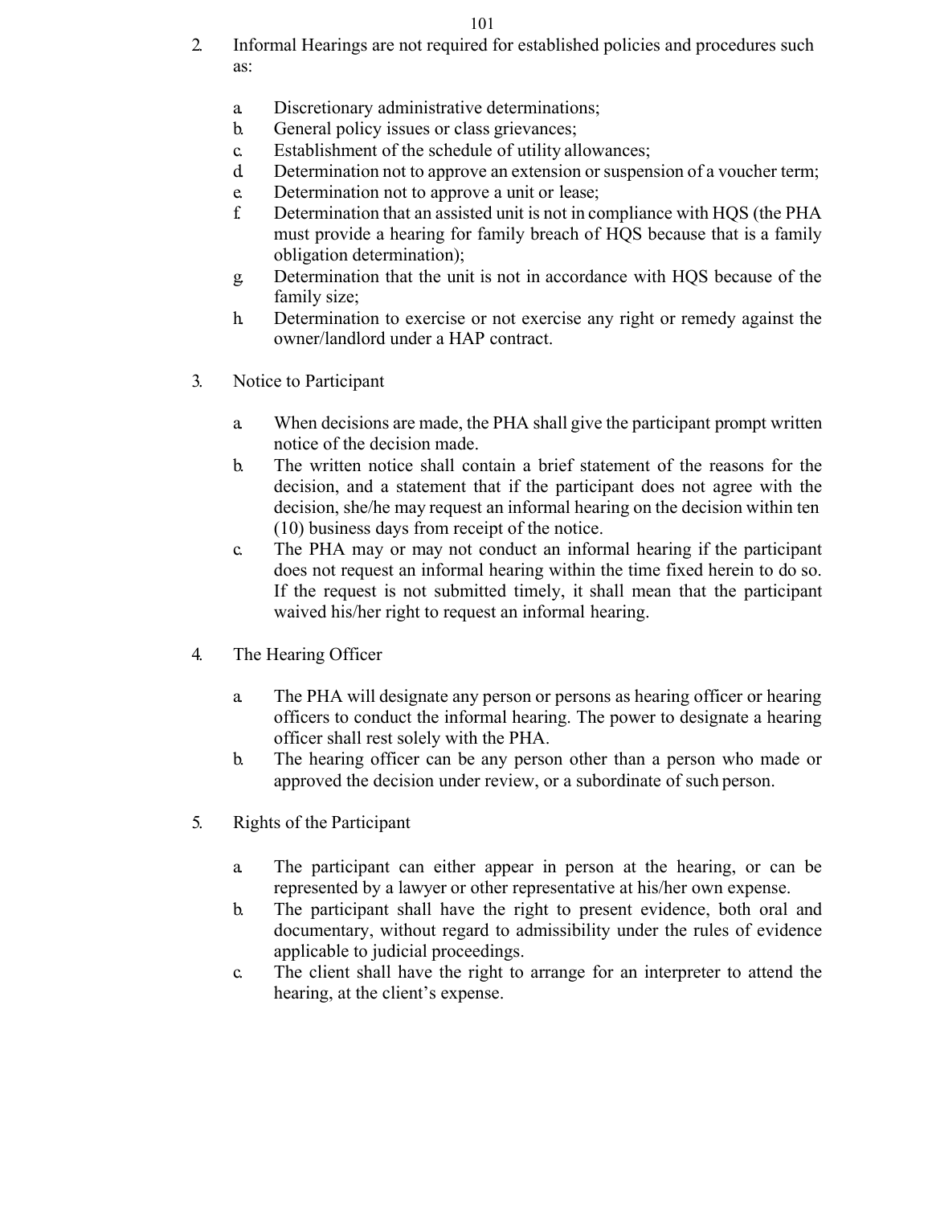2. Informal Hearings are not required for established policies and procedures such as:

   a. Discretionary administrative determinations;
   b. General policy issues or class grievances;
   c. Establishment of the schedule of utility allowances;
   d. Determination not to approve an extension or suspension of a voucher term;
   e. Determination not to approve a unit or lease;
   f. Determination that an assisted unit is not in compliance with HQS (the PHA must provide a hearing for family breach of HQS because that is a family obligation determination);
   g. Determination that the unit is not in accordance with HQS because of the family size;
   h. Determination to exercise or not exercise any right or remedy against the owner/landlord under a HAP contract.

3. Notice to Participant

   a. When decisions are made, the PHA shall give the participant prompt written notice of the decision made.
   b. The written notice shall contain a brief statement of the reasons for the decision, and a statement that if the participant does not agree with the decision, she/he may request an informal hearing on the decision within ten (10) business days from receipt of the notice.
   c. The PHA may or may not conduct an informal hearing if the participant does not request an informal hearing within the time fixed herein to do so. If the request is not submitted timely, it shall mean that the participant waived his/her right to request an informal hearing.

4. The Hearing Officer

   a. The PHA will designate any person or persons as hearing officer or hearing officers to conduct the informal hearing. The power to designate a hearing officer shall rest solely with the PHA.
   b. The hearing officer can be any person other than a person who made or approved the decision under review, or a subordinate of such person.

5. Rights of the Participant

   a. The participant can either appear in person at the hearing, or can be represented by a lawyer or other representative at his/her own expense.
   b. The participant shall have the right to present evidence, both oral and documentary, without regard to admissibility under the rules of evidence applicable to judicial proceedings.
   c. The client shall have the right to arrange for an interpreter to attend the hearing, at the client's expense.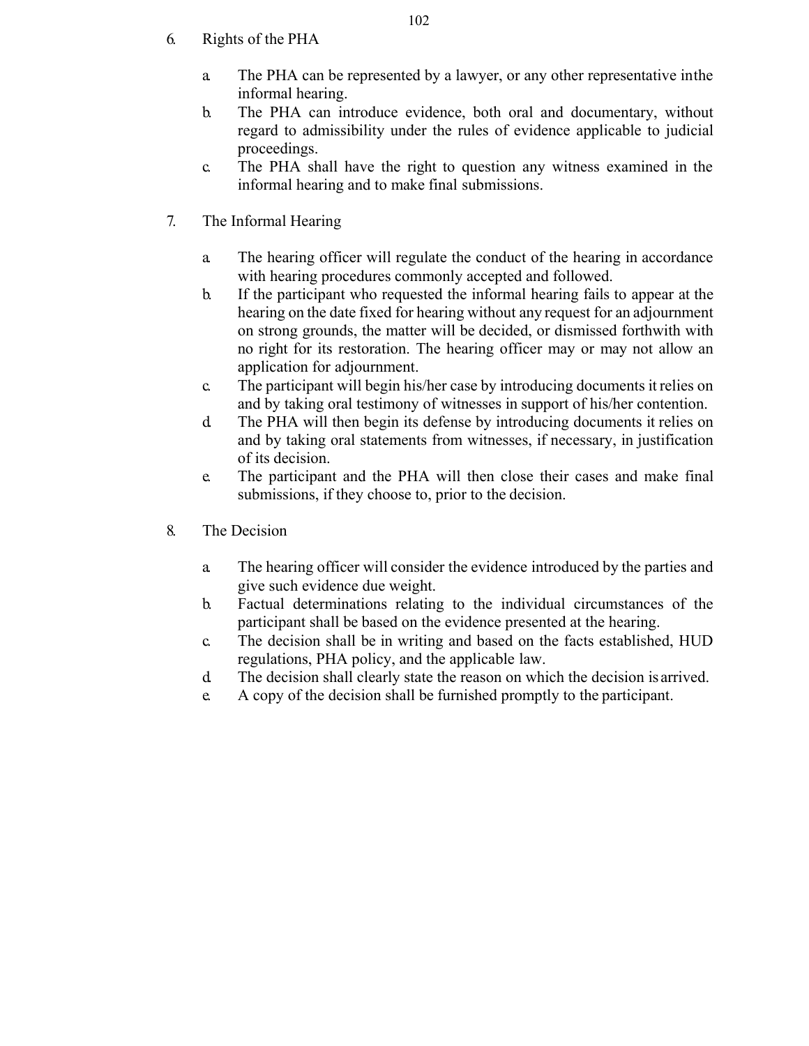6. Rights of the PHA

   a. The PHA can be represented by a lawyer, or any other representative inthe informal hearing.
   b. The PHA can introduce evidence, both oral and documentary, without regard to admissibility under the rules of evidence applicable to judicial proceedings.
   c. The PHA shall have the right to question any witness examined in the informal hearing and to make final submissions.

7. The Informal Hearing

   a. The hearing officer will regulate the conduct of the hearing in accordance with hearing procedures commonly accepted and followed.
   b. If the participant who requested the informal hearing fails to appear at the hearing on the date fixed for hearing without any request for an adjournment on strong grounds, the matter will be decided, or dismissed forthwith with no right for its restoration. The hearing officer may or may not allow an application for adjournment.
   c. The participant will begin his/her case by introducing documents it relies on and by taking oral testimony of witnesses in support of his/her contention.
   d. The PHA will then begin its defense by introducing documents it relies on and by taking oral statements from witnesses, if necessary, in justification of its decision.
   e. The participant and the PHA will then close their cases and make final submissions, if they choose to, prior to the decision.

8. The Decision

   a. The hearing officer will consider the evidence introduced by the parties and give such evidence due weight.
   b. Factual determinations relating to the individual circumstances of the participant shall be based on the evidence presented at the hearing.
   c. The decision shall be in writing and based on the facts established, HUD regulations, PHA policy, and the applicable law.
   d. The decision shall clearly state the reason on which the decision is arrived.
   e. A copy of the decision shall be furnished promptly to the participant.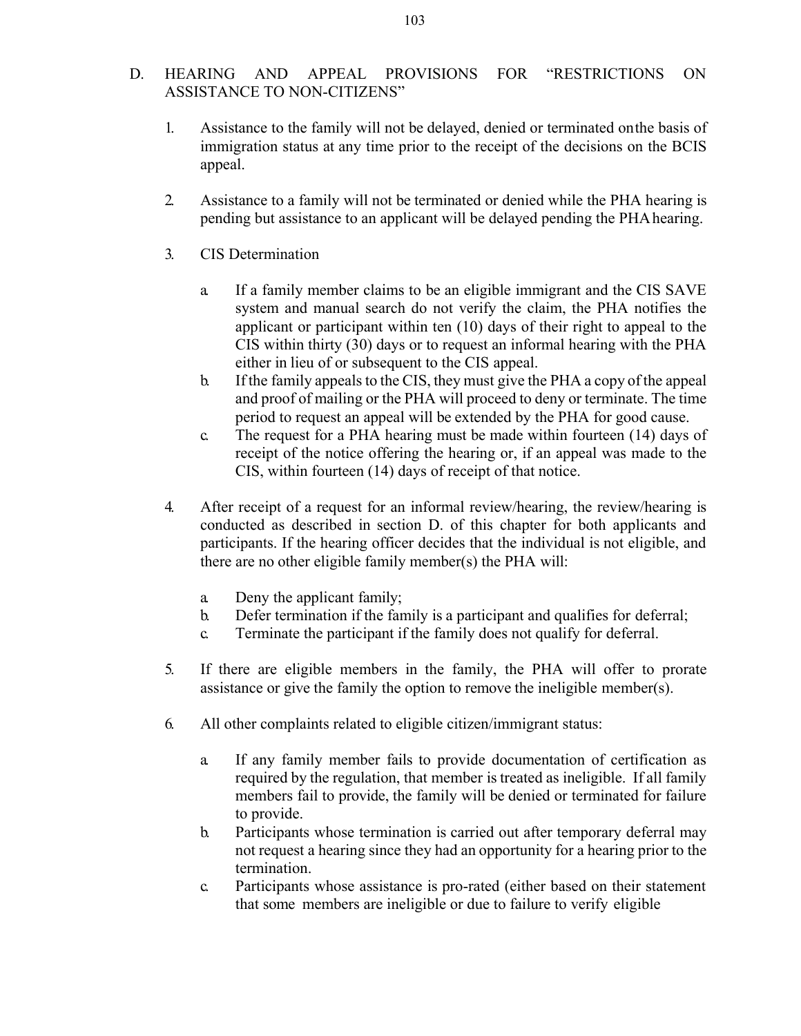## D. HEARING AND APPEAL PROVISIONS FOR "RESTRICTIONS ON ASSISTANCE TO NON-CITIZENS"

1. Assistance to the family will not be delayed, denied or terminated on the basis of immigration status at any time prior to the receipt of the decisions on the BCIS appeal.

2. Assistance to a family will not be terminated or denied while the PHA hearing is pending but assistance to an applicant will be delayed pending the PHA hearing.

3. CIS Determination

   a. If a family member claims to be an eligible immigrant and the CIS SAVE system and manual search do not verify the claim, the PHA notifies the applicant or participant within ten (10) days of their right to appeal to the CIS within thirty (30) days or to request an informal hearing with the PHA either in lieu of or subsequent to the CIS appeal.
   b. If the family appeals to the CIS, they must give the PHA a copy of the appeal and proof of mailing or the PHA will proceed to deny or terminate. The time period to request an appeal will be extended by the PHA for good cause.
   c. The request for a PHA hearing must be made within fourteen (14) days of receipt of the notice offering the hearing or, if an appeal was made to the CIS, within fourteen (14) days of receipt of that notice.

4. After receipt of a request for an informal review/hearing, the review/hearing is conducted as described in section D. of this chapter for both applicants and participants. If the hearing officer decides that the individual is not eligible, and there are no other eligible family member(s) the PHA will:

   a. Deny the applicant family;
   b. Defer termination if the family is a participant and qualifies for deferral;
   c. Terminate the participant if the family does not qualify for deferral.

5. If there are eligible members in the family, the PHA will offer to prorate assistance or give the family the option to remove the ineligible member(s).

6. All other complaints related to eligible citizen/immigrant status:

   a. If any family member fails to provide documentation of certification as required by the regulation, that member is treated as ineligible. If all family members fail to provide, the family will be denied or terminated for failure to provide.
   b. Participants whose termination is carried out after temporary deferral may not request a hearing since they had an opportunity for a hearing prior to the termination.
   c. Participants whose assistance is pro-rated (either based on their statement that some members are ineligible or due to failure to verify eligible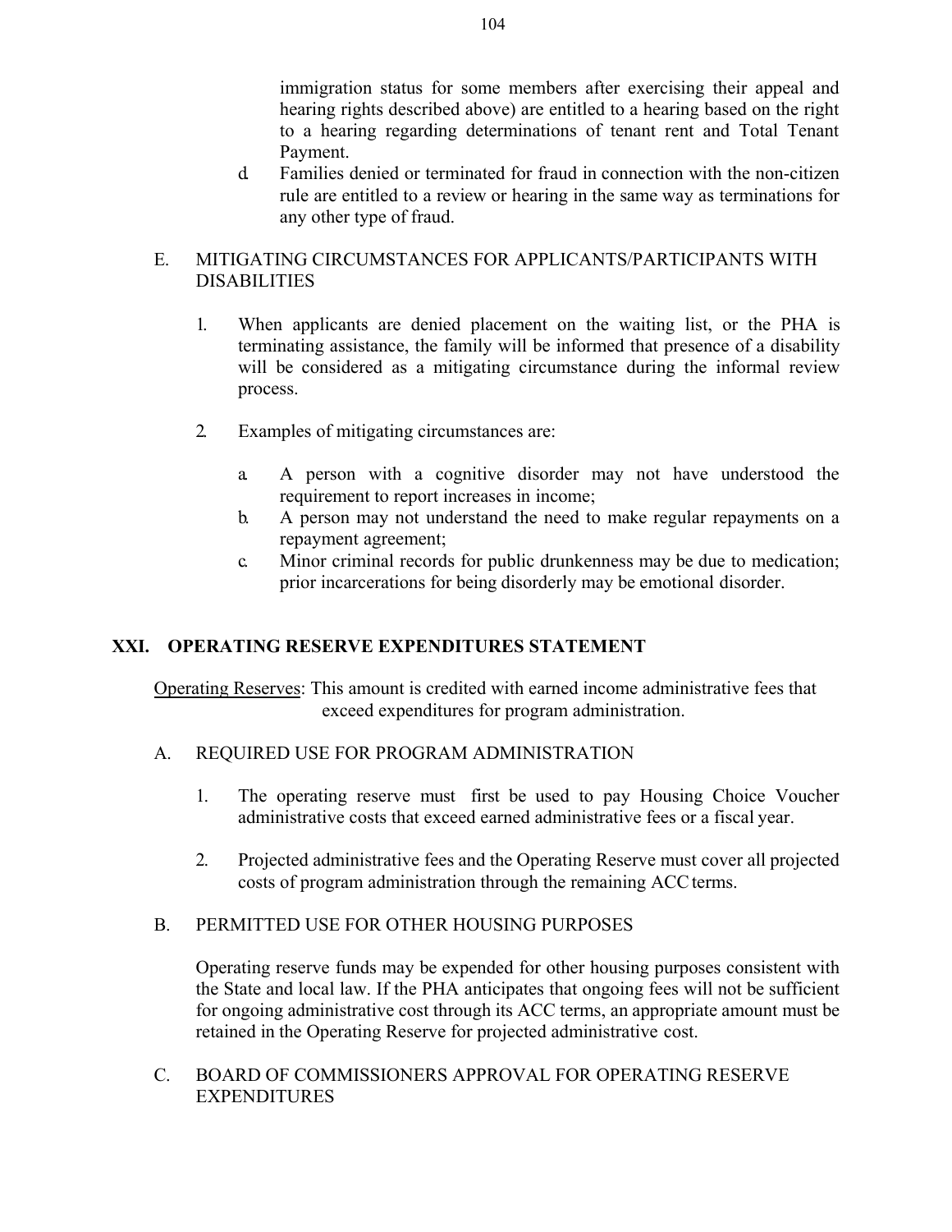immigration status for some members after exercising their appeal and hearing rights described above) are entitled to a hearing based on the right to a hearing regarding determinations of tenant rent and Total Tenant Payment.

d. Families denied or terminated for fraud in connection with the non-citizen rule are entitled to a review or hearing in the same way as terminations for any other type of fraud.

E. MITIGATING CIRCUMSTANCES FOR APPLICANTS/PARTICIPANTS WITH DISABILITIES

1. When applicants are denied placement on the waiting list, or the PHA is terminating assistance, the family will be informed that presence of a disability will be considered as a mitigating circumstance during the informal review process.

2. Examples of mitigating circumstances are:

   a. A person with a cognitive disorder may not have understood the requirement to report increases in income;
   b. A person may not understand the need to make regular repayments on a repayment agreement;
   c. Minor criminal records for public drunkenness may be due to medication; prior incarcerations for being disorderly may be emotional disorder.

## XXI. OPERATING RESERVE EXPENDITURES STATEMENT

Operating Reserves: This amount is credited with earned income administrative fees that exceed expenditures for program administration.

A. REQUIRED USE FOR PROGRAM ADMINISTRATION

1. The operating reserve must first be used to pay Housing Choice Voucher administrative costs that exceed earned administrative fees or a fiscal year.

2. Projected administrative fees and the Operating Reserve must cover all projected costs of program administration through the remaining ACC terms.

B. PERMITTED USE FOR OTHER HOUSING PURPOSES

Operating reserve funds may be expended for other housing purposes consistent with the State and local law. If the PHA anticipates that ongoing fees will not be sufficient for ongoing administrative cost through its ACC terms, an appropriate amount must be retained in the Operating Reserve for projected administrative cost.

C. BOARD OF COMMISSIONERS APPROVAL FOR OPERATING RESERVE EXPENDITURES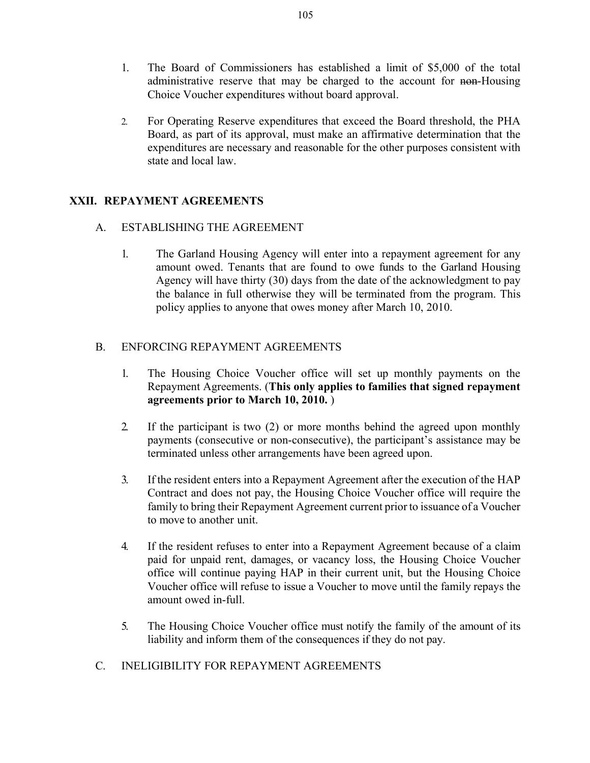1. The Board of Commissioners has established a limit of $5,000 of the total administrative reserve that may be charged to the account for ~~non-~~Housing Choice Voucher expenditures without board approval.

2. For Operating Reserve expenditures that exceed the Board threshold, the PHA Board, as part of its approval, must make an affirmative determination that the expenditures are necessary and reasonable for the other purposes consistent with state and local law.

## XXII. REPAYMENT AGREEMENTS

### A. ESTABLISHING THE AGREEMENT

1. The Garland Housing Agency will enter into a repayment agreement for any amount owed. Tenants that are found to owe funds to the Garland Housing Agency will have thirty (30) days from the date of the acknowledgment to pay the balance in full otherwise they will be terminated from the program. This policy applies to anyone that owes money after March 10, 2010.

### B. ENFORCING REPAYMENT AGREEMENTS

1. The Housing Choice Voucher office will set up monthly payments on the Repayment Agreements. (**This only applies to families that signed repayment agreements prior to March 10, 2010.** )

2. If the participant is two (2) or more months behind the agreed upon monthly payments (consecutive or non-consecutive), the participant's assistance may be terminated unless other arrangements have been agreed upon.

3. If the resident enters into a Repayment Agreement after the execution of the HAP Contract and does not pay, the Housing Choice Voucher office will require the family to bring their Repayment Agreement current prior to issuance of a Voucher to move to another unit.

4. If the resident refuses to enter into a Repayment Agreement because of a claim paid for unpaid rent, damages, or vacancy loss, the Housing Choice Voucher office will continue paying HAP in their current unit, but the Housing Choice Voucher office will refuse to issue a Voucher to move until the family repays the amount owed in-full.

5. The Housing Choice Voucher office must notify the family of the amount of its liability and inform them of the consequences if they do not pay.

### C. INELIGIBILITY FOR REPAYMENT AGREEMENTS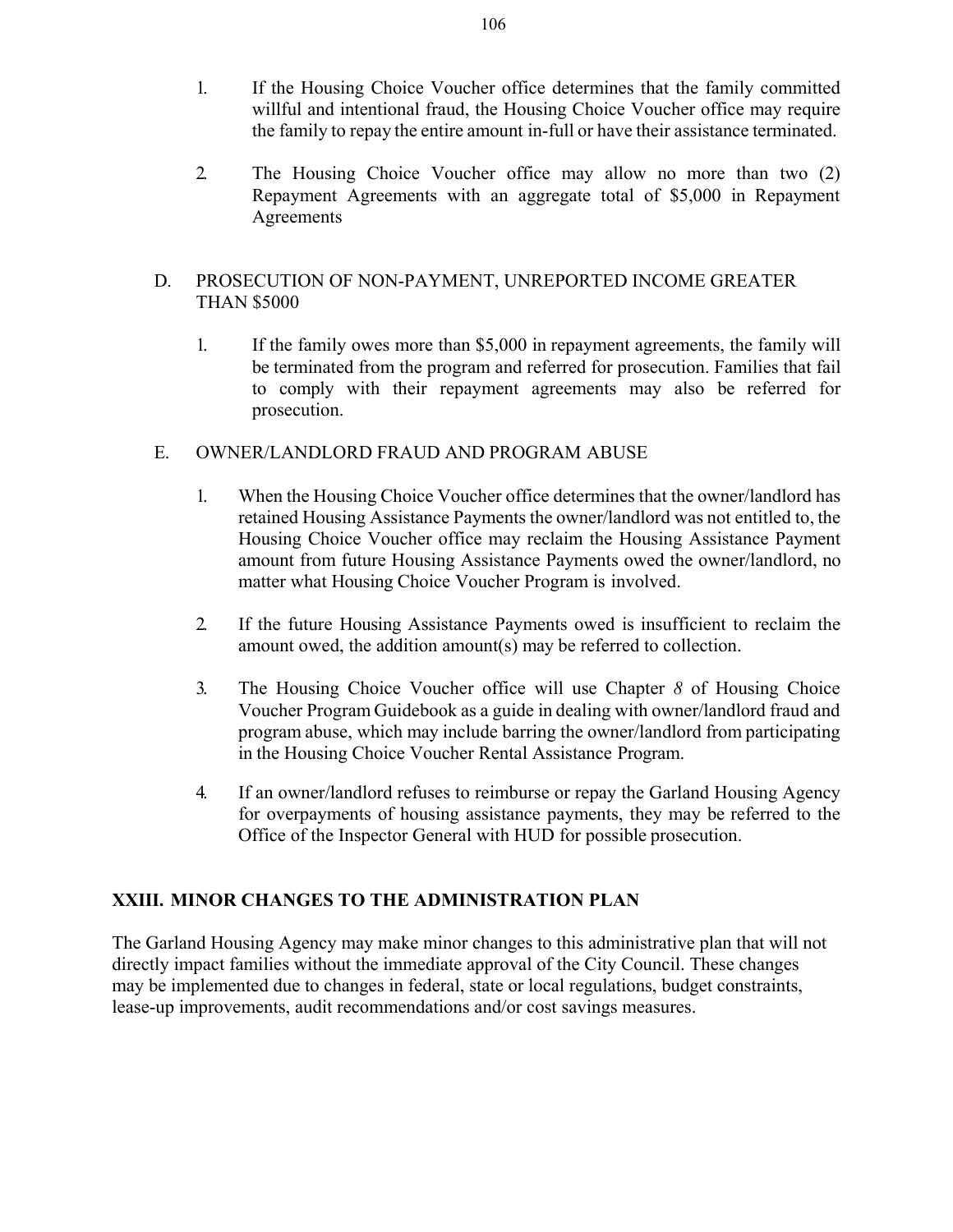1. If the Housing Choice Voucher office determines that the family committed willful and intentional fraud, the Housing Choice Voucher office may require the family to repay the entire amount in-full or have their assistance terminated.

2. The Housing Choice Voucher office may allow no more than two (2) Repayment Agreements with an aggregate total of $5,000 in Repayment Agreements

D. PROSECUTION OF NON-PAYMENT, UNREPORTED INCOME GREATER THAN $5000

1. If the family owes more than $5,000 in repayment agreements, the family will be terminated from the program and referred for prosecution. Families that fail to comply with their repayment agreements may also be referred for prosecution.

E. OWNER/LANDLORD FRAUD AND PROGRAM ABUSE

1. When the Housing Choice Voucher office determines that the owner/landlord has retained Housing Assistance Payments the owner/landlord was not entitled to, the Housing Choice Voucher office may reclaim the Housing Assistance Payment amount from future Housing Assistance Payments owed the owner/landlord, no matter what Housing Choice Voucher Program is involved.

2. If the future Housing Assistance Payments owed is insufficient to reclaim the amount owed, the addition amount(s) may be referred to collection.

3. The Housing Choice Voucher office will use Chapter *8* of Housing Choice Voucher Program Guidebook as a guide in dealing with owner/landlord fraud and program abuse, which may include barring the owner/landlord from participating in the Housing Choice Voucher Rental Assistance Program.

4. If an owner/landlord refuses to reimburse or repay the Garland Housing Agency for overpayments of housing assistance payments, they may be referred to the Office of the Inspector General with HUD for possible prosecution.

## XXIII. MINOR CHANGES TO THE ADMINISTRATION PLAN

The Garland Housing Agency may make minor changes to this administrative plan that will not directly impact families without the immediate approval of the City Council. These changes may be implemented due to changes in federal, state or local regulations, budget constraints, lease-up improvements, audit recommendations and/or cost savings measures.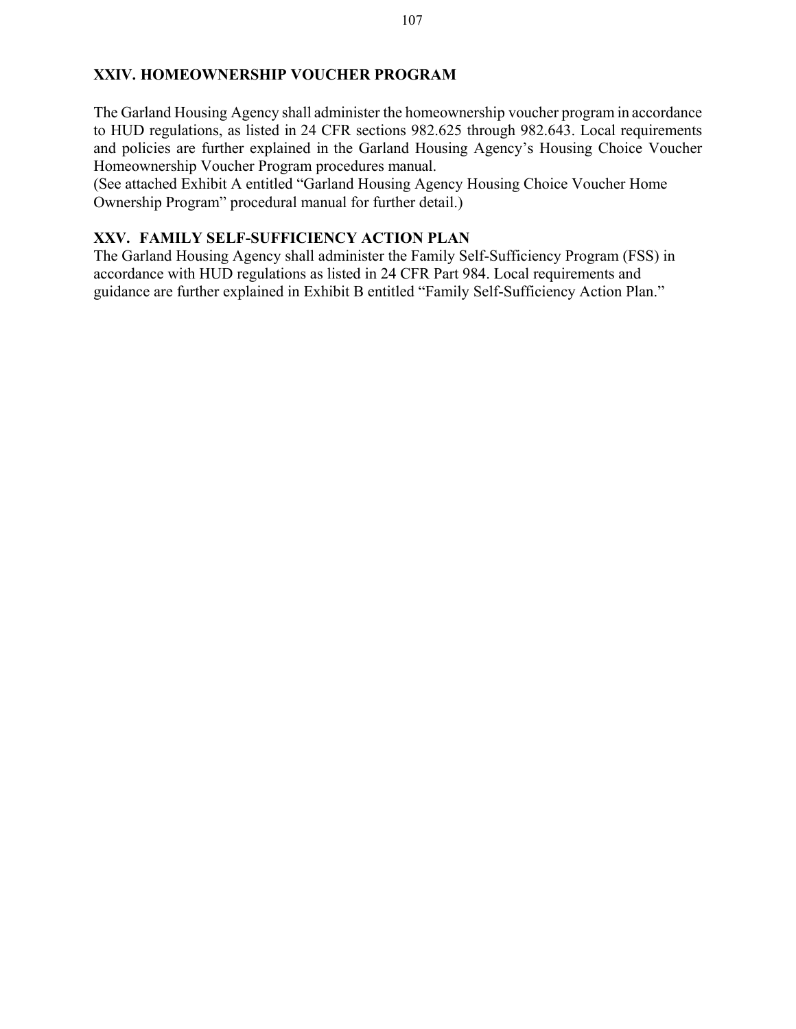## XXIV. HOMEOWNERSHIP VOUCHER PROGRAM

The Garland Housing Agency shall administer the homeownership voucher program in accordance to HUD regulations, as listed in 24 CFR sections 982.625 through 982.643. Local requirements and policies are further explained in the Garland Housing Agency's Housing Choice Voucher Homeownership Voucher Program procedures manual.
(See attached Exhibit A entitled "Garland Housing Agency Housing Choice Voucher Home Ownership Program" procedural manual for further detail.)

## XXV. FAMILY SELF-SUFFICIENCY ACTION PLAN

The Garland Housing Agency shall administer the Family Self-Sufficiency Program (FSS) in accordance with HUD regulations as listed in 24 CFR Part 984. Local requirements and guidance are further explained in Exhibit B entitled "Family Self-Sufficiency Action Plan."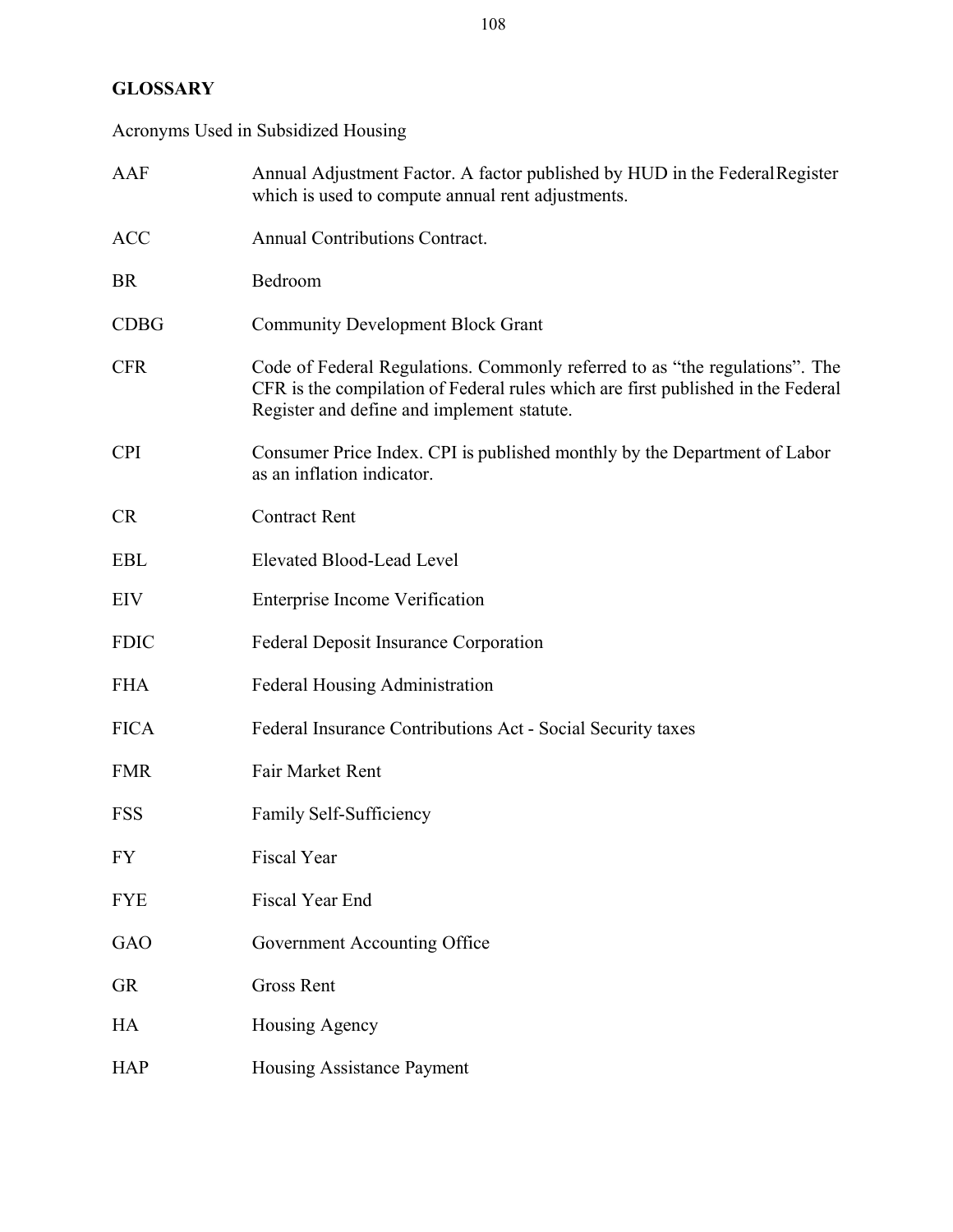## GLOSSARY

Acronyms Used in Subsidized Housing

| | |
|---|---|
| AAF | Annual Adjustment Factor. A factor published by HUD in the FederalRegister which is used to compute annual rent adjustments. |
| ACC | Annual Contributions Contract. |
| BR | Bedroom |
| CDBG | Community Development Block Grant |
| CFR | Code of Federal Regulations. Commonly referred to as "the regulations". The CFR is the compilation of Federal rules which are first published in the Federal Register and define and implement statute. |
| CPI | Consumer Price Index. CPI is published monthly by the Department of Labor as an inflation indicator. |
| CR | Contract Rent |
| EBL | Elevated Blood-Lead Level |
| EIV | Enterprise Income Verification |
| FDIC | Federal Deposit Insurance Corporation |
| FHA | Federal Housing Administration |
| FICA | Federal Insurance Contributions Act - Social Security taxes |
| FMR | Fair Market Rent |
| FSS | Family Self-Sufficiency |
| FY | Fiscal Year |
| FYE | Fiscal Year End |
| GAO | Government Accounting Office |
| GR | Gross Rent |
| HA | Housing Agency |
| HAP | Housing Assistance Payment |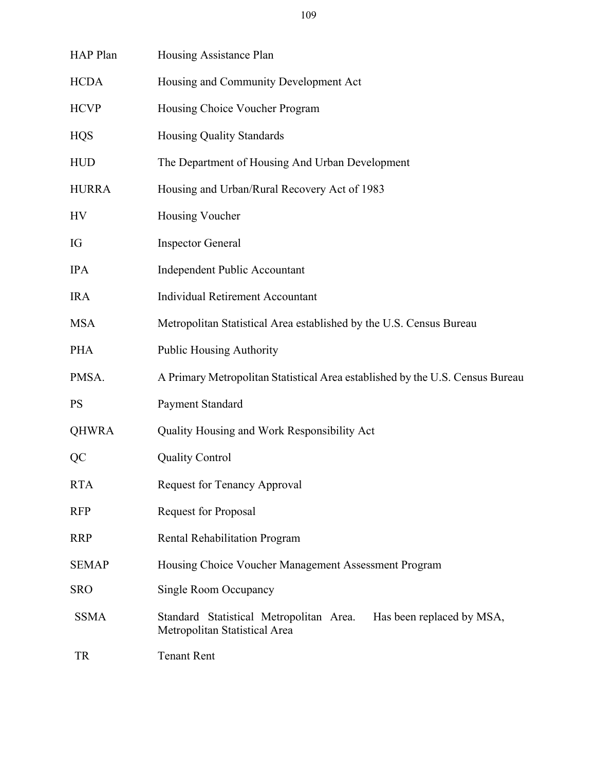| | |
|---|---|
| HAP Plan | Housing Assistance Plan |
| HCDA | Housing and Community Development Act |
| HCVP | Housing Choice Voucher Program |
| HQS | Housing Quality Standards |
| HUD | The Department of Housing And Urban Development |
| HURRA | Housing and Urban/Rural Recovery Act of 1983 |
| HV | Housing Voucher |
| IG | Inspector General |
| IPA | Independent Public Accountant |
| IRA | Individual Retirement Accountant |
| MSA | Metropolitan Statistical Area established by the U.S. Census Bureau |
| PHA | Public Housing Authority |
| PMSA. | A Primary Metropolitan Statistical Area established by the U.S. Census Bureau |
| PS | Payment Standard |
| QHWRA | Quality Housing and Work Responsibility Act |
| QC | Quality Control |
| RTA | Request for Tenancy Approval |
| RFP | Request for Proposal |
| RRP | Rental Rehabilitation Program |
| SEMAP | Housing Choice Voucher Management Assessment Program |
| SRO | Single Room Occupancy |
| SSMA | Standard Statistical Metropolitan Area. Has been replaced by MSA, Metropolitan Statistical Area |
| TR | Tenant Rent |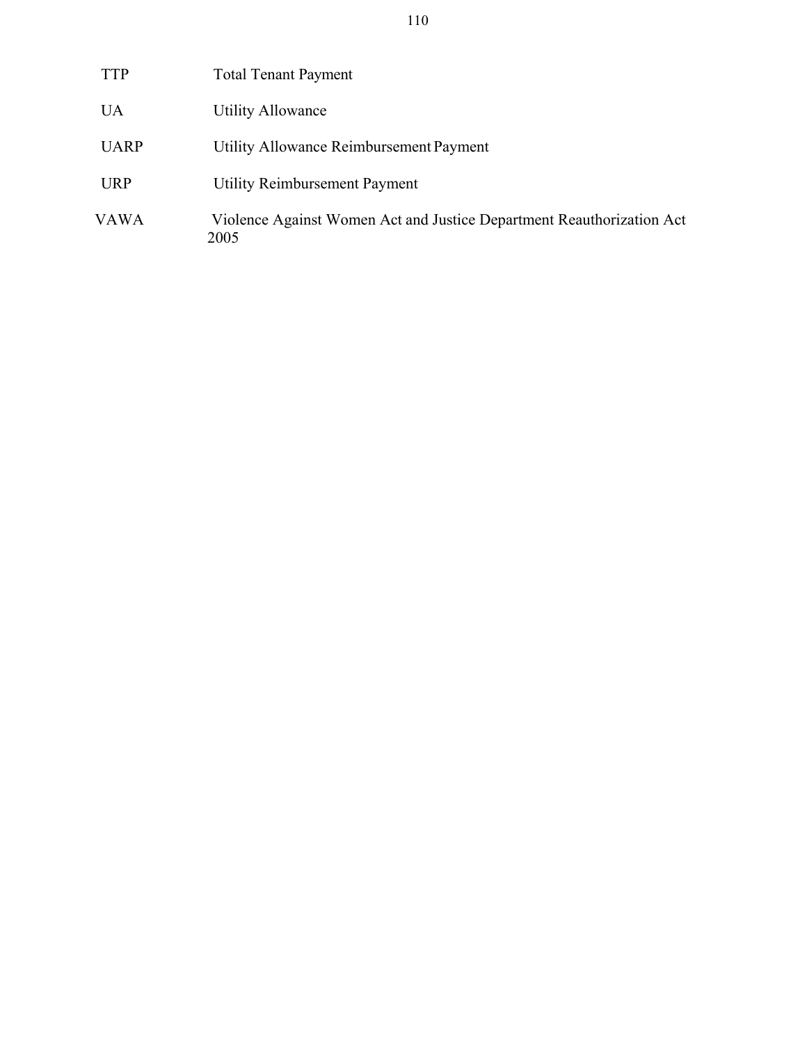| | |
|---|---|
| TTP | Total Tenant Payment |
| UA | Utility Allowance |
| UARP | Utility Allowance Reimbursement Payment |
| URP | Utility Reimbursement Payment |
| VAWA | Violence Against Women Act and Justice Department Reauthorization Act 2005 |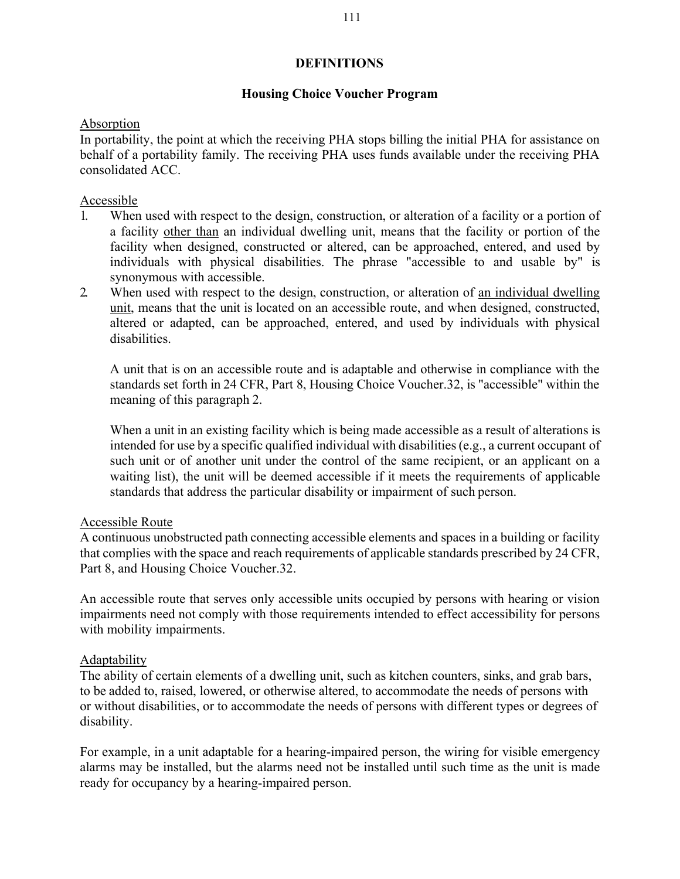# DEFINITIONS

## Housing Choice Voucher Program

Absorption
In portability, the point at which the receiving PHA stops billing the initial PHA for assistance on behalf of a portability family. The receiving PHA uses funds available under the receiving PHA consolidated ACC.

Accessible

1. When used with respect to the design, construction, or alteration of a facility or a portion of a facility other than an individual dwelling unit, means that the facility or portion of the facility when designed, constructed or altered, can be approached, entered, and used by individuals with physical disabilities. The phrase "accessible to and usable by" is synonymous with accessible.
2. When used with respect to the design, construction, or alteration of an individual dwelling unit, means that the unit is located on an accessible route, and when designed, constructed, altered or adapted, can be approached, entered, and used by individuals with physical disabilities.

   A unit that is on an accessible route and is adaptable and otherwise in compliance with the standards set forth in 24 CFR, Part 8, Housing Choice Voucher.32, is "accessible" within the meaning of this paragraph 2.

   When a unit in an existing facility which is being made accessible as a result of alterations is intended for use by a specific qualified individual with disabilities (e.g., a current occupant of such unit or of another unit under the control of the same recipient, or an applicant on a waiting list), the unit will be deemed accessible if it meets the requirements of applicable standards that address the particular disability or impairment of such person.

Accessible Route
A continuous unobstructed path connecting accessible elements and spaces in a building or facility that complies with the space and reach requirements of applicable standards prescribed by 24 CFR, Part 8, and Housing Choice Voucher.32.

An accessible route that serves only accessible units occupied by persons with hearing or vision impairments need not comply with those requirements intended to effect accessibility for persons with mobility impairments.

Adaptability
The ability of certain elements of a dwelling unit, such as kitchen counters, sinks, and grab bars, to be added to, raised, lowered, or otherwise altered, to accommodate the needs of persons with or without disabilities, or to accommodate the needs of persons with different types or degrees of disability.

For example, in a unit adaptable for a hearing-impaired person, the wiring for visible emergency alarms may be installed, but the alarms need not be installed until such time as the unit is made ready for occupancy by a hearing-impaired person.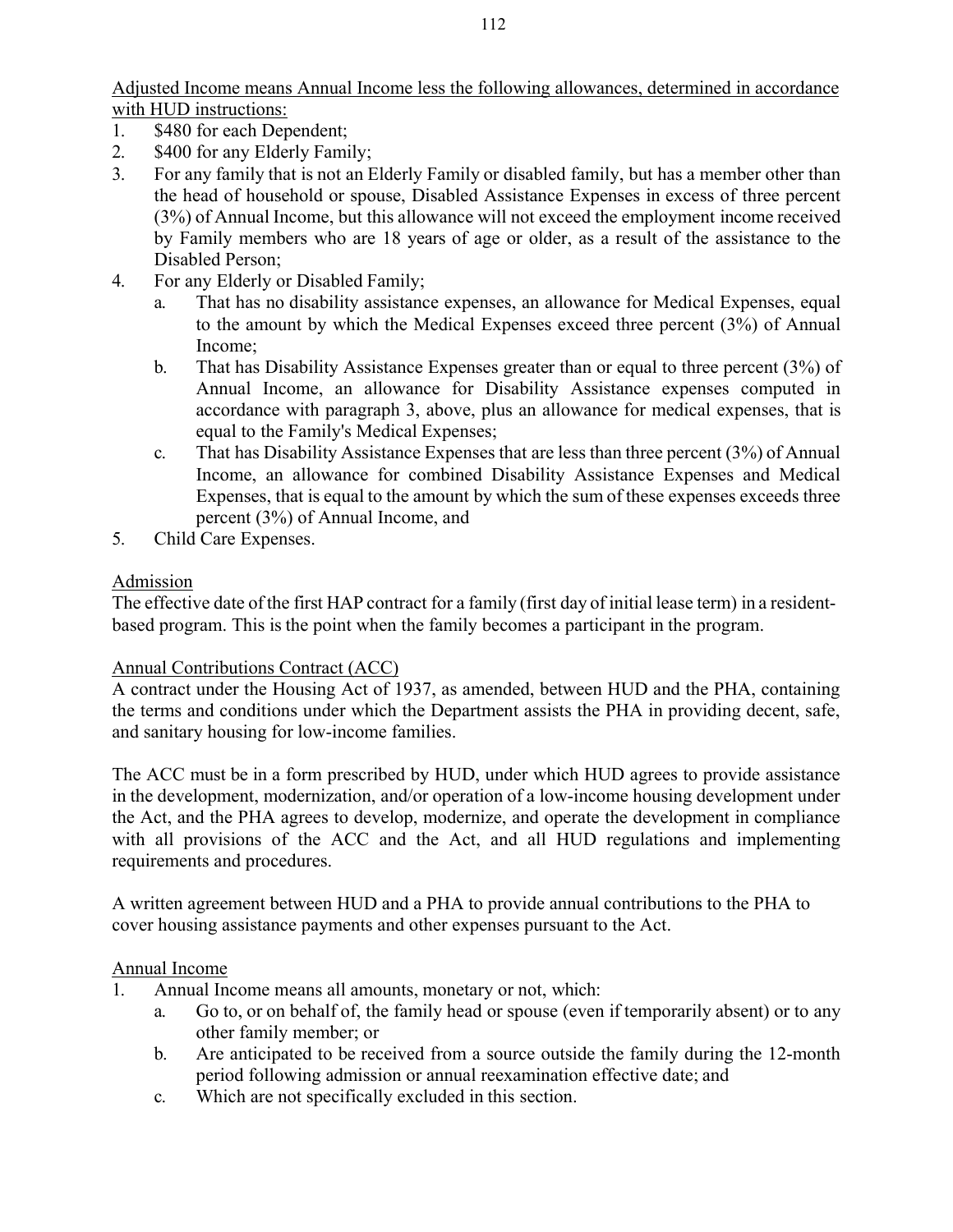Adjusted Income means Annual Income less the following allowances, determined in accordance with HUD instructions:

1. $480 for each Dependent;
2. $400 for any Elderly Family;
3. For any family that is not an Elderly Family or disabled family, but has a member other than the head of household or spouse, Disabled Assistance Expenses in excess of three percent (3%) of Annual Income, but this allowance will not exceed the employment income received by Family members who are 18 years of age or older, as a result of the assistance to the Disabled Person;
4. For any Elderly or Disabled Family;
   a. That has no disability assistance expenses, an allowance for Medical Expenses, equal to the amount by which the Medical Expenses exceed three percent (3%) of Annual Income;
   b. That has Disability Assistance Expenses greater than or equal to three percent (3%) of Annual Income, an allowance for Disability Assistance expenses computed in accordance with paragraph 3, above, plus an allowance for medical expenses, that is equal to the Family's Medical Expenses;
   c. That has Disability Assistance Expenses that are less than three percent (3%) of Annual Income, an allowance for combined Disability Assistance Expenses and Medical Expenses, that is equal to the amount by which the sum of these expenses exceeds three percent (3%) of Annual Income, and
5. Child Care Expenses.

Admission

The effective date of the first HAP contract for a family (first day of initial lease term) in a resident-based program. This is the point when the family becomes a participant in the program.

Annual Contributions Contract (ACC)

A contract under the Housing Act of 1937, as amended, between HUD and the PHA, containing the terms and conditions under which the Department assists the PHA in providing decent, safe, and sanitary housing for low-income families.

The ACC must be in a form prescribed by HUD, under which HUD agrees to provide assistance in the development, modernization, and/or operation of a low-income housing development under the Act, and the PHA agrees to develop, modernize, and operate the development in compliance with all provisions of the ACC and the Act, and all HUD regulations and implementing requirements and procedures.

A written agreement between HUD and a PHA to provide annual contributions to the PHA to cover housing assistance payments and other expenses pursuant to the Act.

Annual Income

1. Annual Income means all amounts, monetary or not, which:
   a. Go to, or on behalf of, the family head or spouse (even if temporarily absent) or to any other family member; or
   b. Are anticipated to be received from a source outside the family during the 12-month period following admission or annual reexamination effective date; and
   c. Which are not specifically excluded in this section.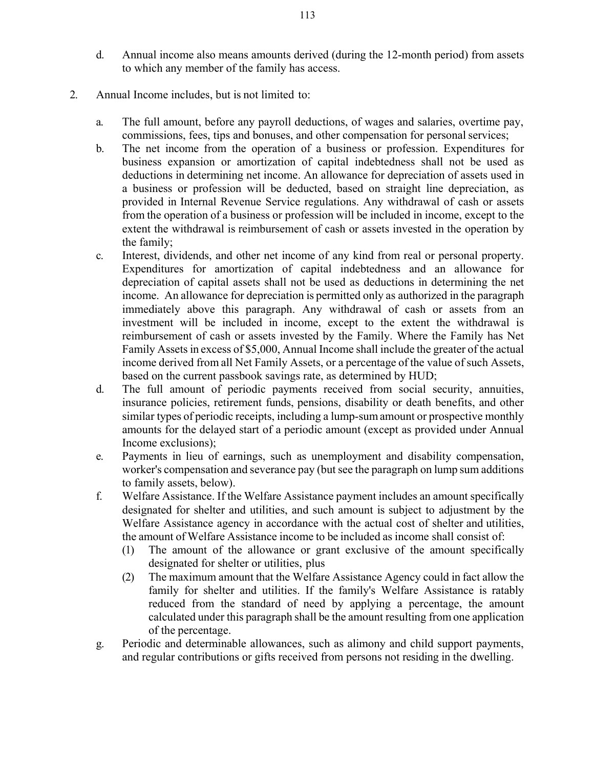d. Annual income also means amounts derived (during the 12-month period) from assets to which any member of the family has access.

2. Annual Income includes, but is not limited to:

   a. The full amount, before any payroll deductions, of wages and salaries, overtime pay, commissions, fees, tips and bonuses, and other compensation for personal services;
   b. The net income from the operation of a business or profession. Expenditures for business expansion or amortization of capital indebtedness shall not be used as deductions in determining net income. An allowance for depreciation of assets used in a business or profession will be deducted, based on straight line depreciation, as provided in Internal Revenue Service regulations. Any withdrawal of cash or assets from the operation of a business or profession will be included in income, except to the extent the withdrawal is reimbursement of cash or assets invested in the operation by the family;
   c. Interest, dividends, and other net income of any kind from real or personal property. Expenditures for amortization of capital indebtedness and an allowance for depreciation of capital assets shall not be used as deductions in determining the net income. An allowance for depreciation is permitted only as authorized in the paragraph immediately above this paragraph. Any withdrawal of cash or assets from an investment will be included in income, except to the extent the withdrawal is reimbursement of cash or assets invested by the Family. Where the Family has Net Family Assets in excess of $5,000, Annual Income shall include the greater of the actual income derived from all Net Family Assets, or a percentage of the value of such Assets, based on the current passbook savings rate, as determined by HUD;
   d. The full amount of periodic payments received from social security, annuities, insurance policies, retirement funds, pensions, disability or death benefits, and other similar types of periodic receipts, including a lump-sum amount or prospective monthly amounts for the delayed start of a periodic amount (except as provided under Annual Income exclusions);
   e. Payments in lieu of earnings, such as unemployment and disability compensation, worker's compensation and severance pay (but see the paragraph on lump sum additions to family assets, below).
   f. Welfare Assistance. If the Welfare Assistance payment includes an amount specifically designated for shelter and utilities, and such amount is subject to adjustment by the Welfare Assistance agency in accordance with the actual cost of shelter and utilities, the amount of Welfare Assistance income to be included as income shall consist of:
      (1) The amount of the allowance or grant exclusive of the amount specifically designated for shelter or utilities, plus
      (2) The maximum amount that the Welfare Assistance Agency could in fact allow the family for shelter and utilities. If the family's Welfare Assistance is ratably reduced from the standard of need by applying a percentage, the amount calculated under this paragraph shall be the amount resulting from one application of the percentage.
   g. Periodic and determinable allowances, such as alimony and child support payments, and regular contributions or gifts received from persons not residing in the dwelling.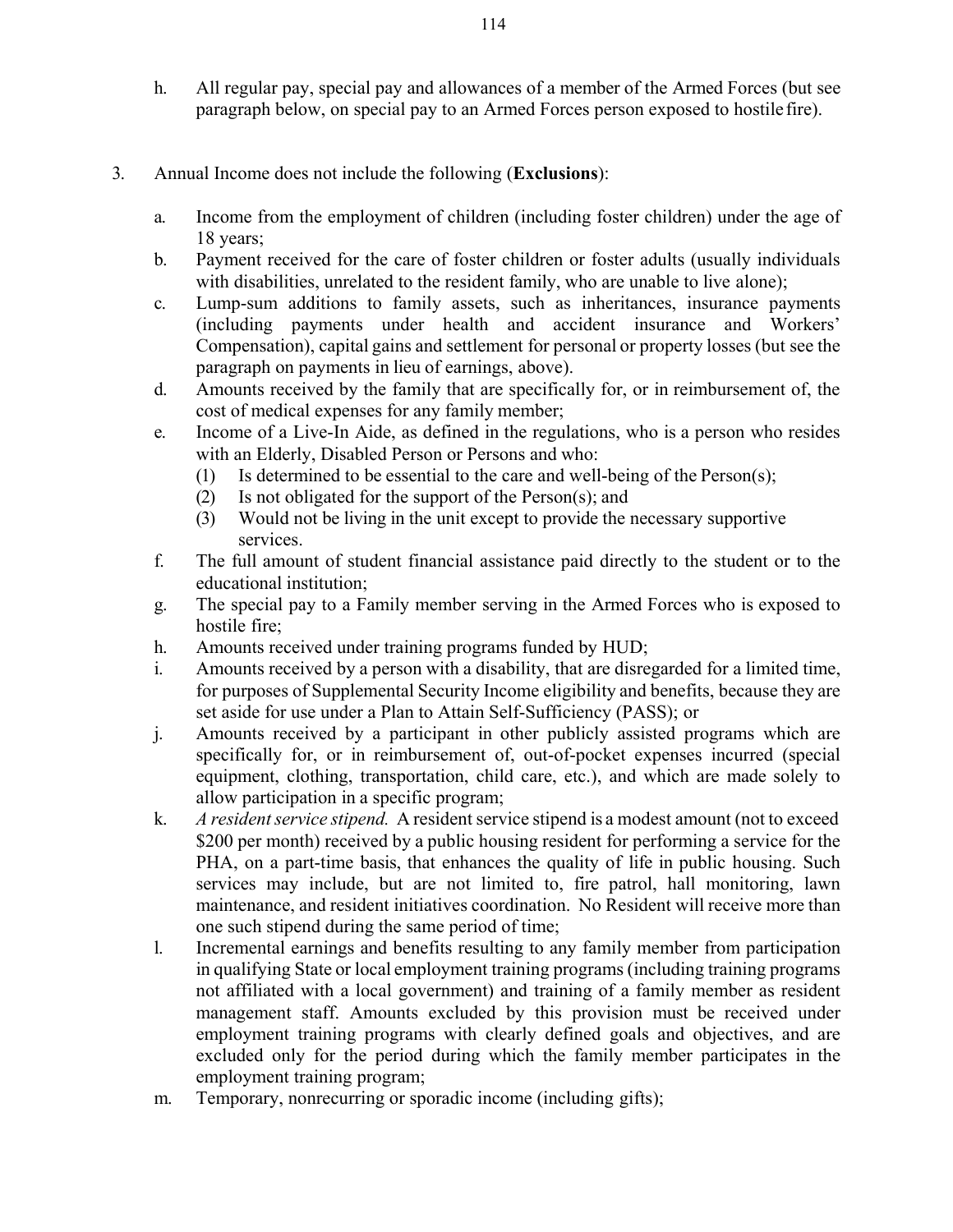h. All regular pay, special pay and allowances of a member of the Armed Forces (but see paragraph below, on special pay to an Armed Forces person exposed to hostile fire).

3. Annual Income does not include the following (**Exclusions**):

   a. Income from the employment of children (including foster children) under the age of 18 years;
   b. Payment received for the care of foster children or foster adults (usually individuals with disabilities, unrelated to the resident family, who are unable to live alone);
   c. Lump-sum additions to family assets, such as inheritances, insurance payments (including payments under health and accident insurance and Workers' Compensation), capital gains and settlement for personal or property losses (but see the paragraph on payments in lieu of earnings, above).
   d. Amounts received by the family that are specifically for, or in reimbursement of, the cost of medical expenses for any family member;
   e. Income of a Live-In Aide, as defined in the regulations, who is a person who resides with an Elderly, Disabled Person or Persons and who:
      (1) Is determined to be essential to the care and well-being of the Person(s);
      (2) Is not obligated for the support of the Person(s); and
      (3) Would not be living in the unit except to provide the necessary supportive services.
   f. The full amount of student financial assistance paid directly to the student or to the educational institution;
   g. The special pay to a Family member serving in the Armed Forces who is exposed to hostile fire;
   h. Amounts received under training programs funded by HUD;
   i. Amounts received by a person with a disability, that are disregarded for a limited time, for purposes of Supplemental Security Income eligibility and benefits, because they are set aside for use under a Plan to Attain Self-Sufficiency (PASS); or
   j. Amounts received by a participant in other publicly assisted programs which are specifically for, or in reimbursement of, out-of-pocket expenses incurred (special equipment, clothing, transportation, child care, etc.), and which are made solely to allow participation in a specific program;
   k. *A resident service stipend.* A resident service stipend is a modest amount (not to exceed $200 per month) received by a public housing resident for performing a service for the PHA, on a part-time basis, that enhances the quality of life in public housing. Such services may include, but are not limited to, fire patrol, hall monitoring, lawn maintenance, and resident initiatives coordination. No Resident will receive more than one such stipend during the same period of time;
   l. Incremental earnings and benefits resulting to any family member from participation in qualifying State or local employment training programs (including training programs not affiliated with a local government) and training of a family member as resident management staff. Amounts excluded by this provision must be received under employment training programs with clearly defined goals and objectives, and are excluded only for the period during which the family member participates in the employment training program;
   m. Temporary, nonrecurring or sporadic income (including gifts);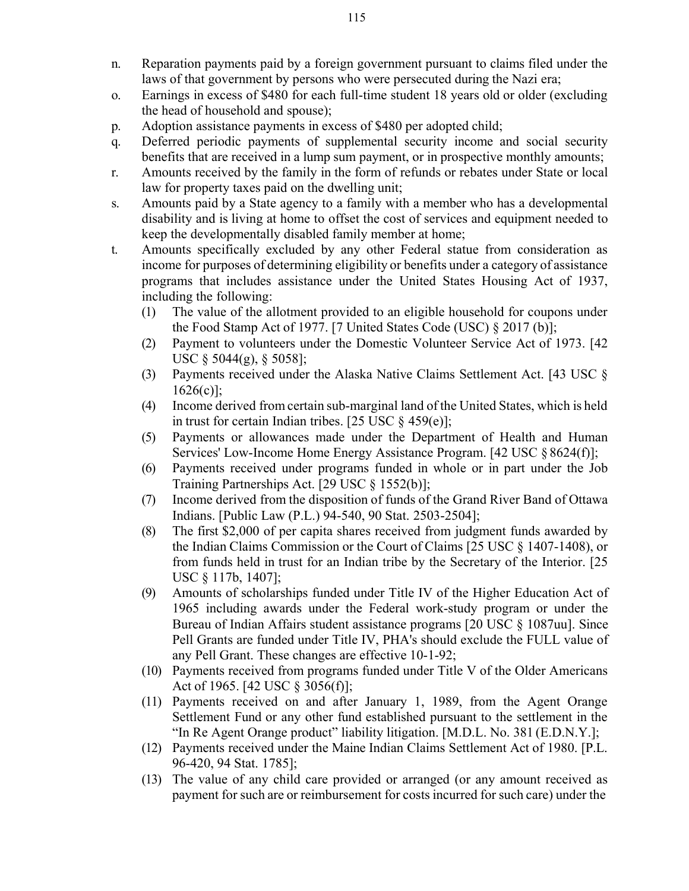n. Reparation payments paid by a foreign government pursuant to claims filed under the laws of that government by persons who were persecuted during the Nazi era;
o. Earnings in excess of $480 for each full-time student 18 years old or older (excluding the head of household and spouse);
p. Adoption assistance payments in excess of $480 per adopted child;
q. Deferred periodic payments of supplemental security income and social security benefits that are received in a lump sum payment, or in prospective monthly amounts;
r. Amounts received by the family in the form of refunds or rebates under State or local law for property taxes paid on the dwelling unit;
s. Amounts paid by a State agency to a family with a member who has a developmental disability and is living at home to offset the cost of services and equipment needed to keep the developmentally disabled family member at home;
t. Amounts specifically excluded by any other Federal statue from consideration as income for purposes of determining eligibility or benefits under a category of assistance programs that includes assistance under the United States Housing Act of 1937, including the following:
   (1) The value of the allotment provided to an eligible household for coupons under the Food Stamp Act of 1977. [7 United States Code (USC) § 2017 (b)];
   (2) Payment to volunteers under the Domestic Volunteer Service Act of 1973. [42 USC § 5044(g), § 5058];
   (3) Payments received under the Alaska Native Claims Settlement Act. [43 USC § 1626(c)];
   (4) Income derived from certain sub-marginal land of the United States, which is held in trust for certain Indian tribes. [25 USC § 459(e)];
   (5) Payments or allowances made under the Department of Health and Human Services' Low-Income Home Energy Assistance Program. [42 USC § 8624(f)];
   (6) Payments received under programs funded in whole or in part under the Job Training Partnerships Act. [29 USC § 1552(b)];
   (7) Income derived from the disposition of funds of the Grand River Band of Ottawa Indians. [Public Law (P.L.) 94-540, 90 Stat. 2503-2504];
   (8) The first $2,000 of per capita shares received from judgment funds awarded by the Indian Claims Commission or the Court of Claims [25 USC § 1407-1408), or from funds held in trust for an Indian tribe by the Secretary of the Interior. [25 USC § 117b, 1407];
   (9) Amounts of scholarships funded under Title IV of the Higher Education Act of 1965 including awards under the Federal work-study program or under the Bureau of Indian Affairs student assistance programs [20 USC § 1087uu]. Since Pell Grants are funded under Title IV, PHA's should exclude the FULL value of any Pell Grant. These changes are effective 10-1-92;
   (10) Payments received from programs funded under Title V of the Older Americans Act of 1965. [42 USC § 3056(f)];
   (11) Payments received on and after January 1, 1989, from the Agent Orange Settlement Fund or any other fund established pursuant to the settlement in the "In Re Agent Orange product" liability litigation. [M.D.L. No. 381 (E.D.N.Y.];
   (12) Payments received under the Maine Indian Claims Settlement Act of 1980. [P.L. 96-420, 94 Stat. 1785];
   (13) The value of any child care provided or arranged (or any amount received as payment for such are or reimbursement for costs incurred for such care) under the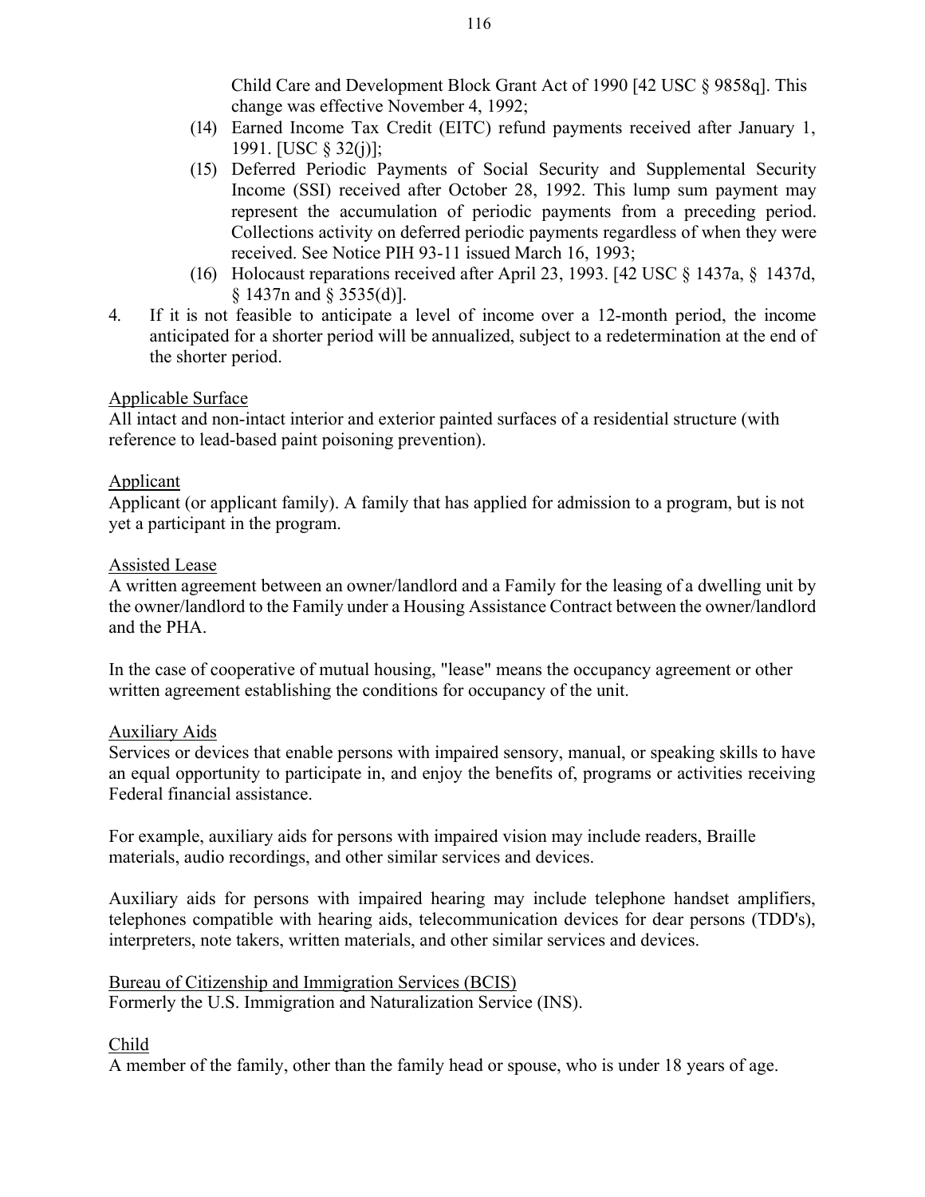Child Care and Development Block Grant Act of 1990 [42 USC § 9858q]. This change was effective November 4, 1992;

(14) Earned Income Tax Credit (EITC) refund payments received after January 1, 1991. [USC § 32(j)];

(15) Deferred Periodic Payments of Social Security and Supplemental Security Income (SSI) received after October 28, 1992. This lump sum payment may represent the accumulation of periodic payments from a preceding period. Collections activity on deferred periodic payments regardless of when they were received. See Notice PIH 93-11 issued March 16, 1993;

(16) Holocaust reparations received after April 23, 1993. [42 USC § 1437a, § 1437d, § 1437n and § 3535(d)].

4. If it is not feasible to anticipate a level of income over a 12-month period, the income anticipated for a shorter period will be annualized, subject to a redetermination at the end of the shorter period.

Applicable Surface

All intact and non-intact interior and exterior painted surfaces of a residential structure (with reference to lead-based paint poisoning prevention).

Applicant

Applicant (or applicant family). A family that has applied for admission to a program, but is not yet a participant in the program.

Assisted Lease

A written agreement between an owner/landlord and a Family for the leasing of a dwelling unit by the owner/landlord to the Family under a Housing Assistance Contract between the owner/landlord and the PHA.

In the case of cooperative of mutual housing, "lease" means the occupancy agreement or other written agreement establishing the conditions for occupancy of the unit.

Auxiliary Aids

Services or devices that enable persons with impaired sensory, manual, or speaking skills to have an equal opportunity to participate in, and enjoy the benefits of, programs or activities receiving Federal financial assistance.

For example, auxiliary aids for persons with impaired vision may include readers, Braille materials, audio recordings, and other similar services and devices.

Auxiliary aids for persons with impaired hearing may include telephone handset amplifiers, telephones compatible with hearing aids, telecommunication devices for dear persons (TDD's), interpreters, note takers, written materials, and other similar services and devices.

Bureau of Citizenship and Immigration Services (BCIS)

Formerly the U.S. Immigration and Naturalization Service (INS).

Child

A member of the family, other than the family head or spouse, who is under 18 years of age.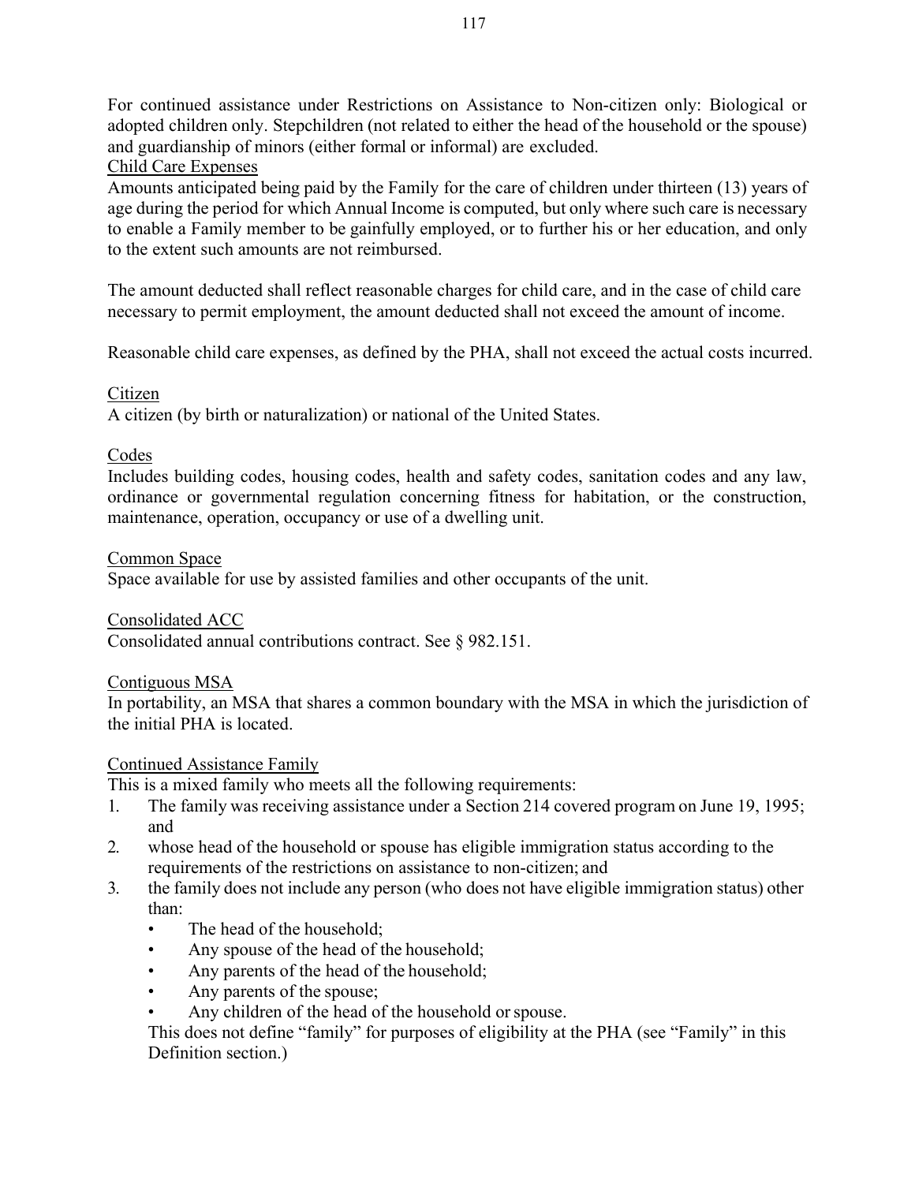For continued assistance under Restrictions on Assistance to Non-citizen only: Biological or adopted children only. Stepchildren (not related to either the head of the household or the spouse) and guardianship of minors (either formal or informal) are excluded.

Child Care Expenses

Amounts anticipated being paid by the Family for the care of children under thirteen (13) years of age during the period for which Annual Income is computed, but only where such care is necessary to enable a Family member to be gainfully employed, or to further his or her education, and only to the extent such amounts are not reimbursed.

The amount deducted shall reflect reasonable charges for child care, and in the case of child care necessary to permit employment, the amount deducted shall not exceed the amount of income.

Reasonable child care expenses, as defined by the PHA, shall not exceed the actual costs incurred.

Citizen

A citizen (by birth or naturalization) or national of the United States.

Codes

Includes building codes, housing codes, health and safety codes, sanitation codes and any law, ordinance or governmental regulation concerning fitness for habitation, or the construction, maintenance, operation, occupancy or use of a dwelling unit.

Common Space

Space available for use by assisted families and other occupants of the unit.

Consolidated ACC

Consolidated annual contributions contract. See § 982.151.

Contiguous MSA

In portability, an MSA that shares a common boundary with the MSA in which the jurisdiction of the initial PHA is located.

Continued Assistance Family

This is a mixed family who meets all the following requirements:

1. The family was receiving assistance under a Section 214 covered program on June 19, 1995; and
2. whose head of the household or spouse has eligible immigration status according to the requirements of the restrictions on assistance to non-citizen; and
3. the family does not include any person (who does not have eligible immigration status) other than:
   - The head of the household;
   - Any spouse of the head of the household;
   - Any parents of the head of the household;
   - Any parents of the spouse;
   - Any children of the head of the household or spouse.

   This does not define "family" for purposes of eligibility at the PHA (see "Family" in this Definition section.)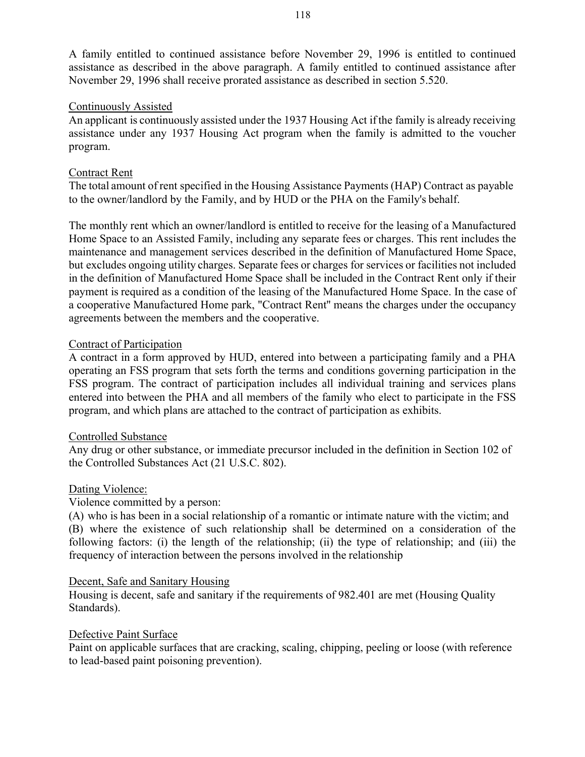A family entitled to continued assistance before November 29, 1996 is entitled to continued assistance as described in the above paragraph. A family entitled to continued assistance after November 29, 1996 shall receive prorated assistance as described in section 5.520.

Continuously Assisted

An applicant is continuously assisted under the 1937 Housing Act if the family is already receiving assistance under any 1937 Housing Act program when the family is admitted to the voucher program.

Contract Rent

The total amount of rent specified in the Housing Assistance Payments (HAP) Contract as payable to the owner/landlord by the Family, and by HUD or the PHA on the Family's behalf.

The monthly rent which an owner/landlord is entitled to receive for the leasing of a Manufactured Home Space to an Assisted Family, including any separate fees or charges. This rent includes the maintenance and management services described in the definition of Manufactured Home Space, but excludes ongoing utility charges. Separate fees or charges for services or facilities not included in the definition of Manufactured Home Space shall be included in the Contract Rent only if their payment is required as a condition of the leasing of the Manufactured Home Space. In the case of a cooperative Manufactured Home park, "Contract Rent" means the charges under the occupancy agreements between the members and the cooperative.

Contract of Participation

A contract in a form approved by HUD, entered into between a participating family and a PHA operating an FSS program that sets forth the terms and conditions governing participation in the FSS program. The contract of participation includes all individual training and services plans entered into between the PHA and all members of the family who elect to participate in the FSS program, and which plans are attached to the contract of participation as exhibits.

Controlled Substance

Any drug or other substance, or immediate precursor included in the definition in Section 102 of the Controlled Substances Act (21 U.S.C. 802).

Dating Violence:

Violence committed by a person:

(A) who is has been in a social relationship of a romantic or intimate nature with the victim; and

(B) where the existence of such relationship shall be determined on a consideration of the following factors: (i) the length of the relationship; (ii) the type of relationship; and (iii) the frequency of interaction between the persons involved in the relationship

Decent, Safe and Sanitary Housing

Housing is decent, safe and sanitary if the requirements of 982.401 are met (Housing Quality Standards).

Defective Paint Surface

Paint on applicable surfaces that are cracking, scaling, chipping, peeling or loose (with reference to lead-based paint poisoning prevention).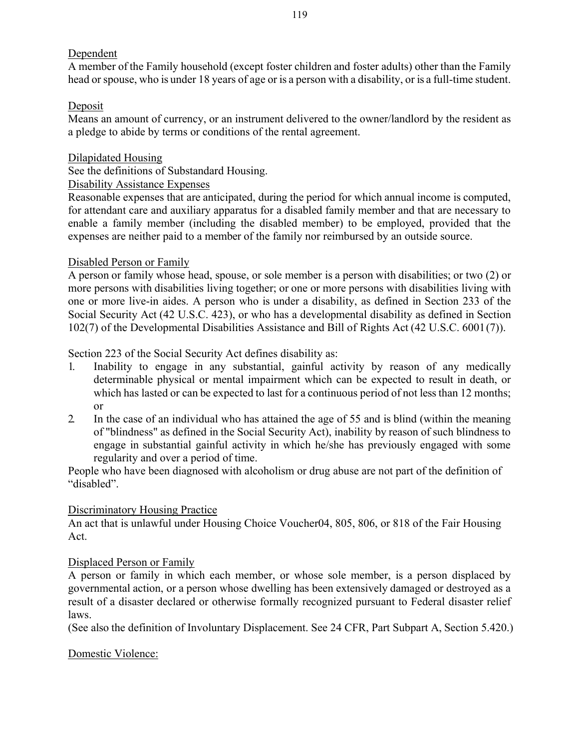Dependent
A member of the Family household (except foster children and foster adults) other than the Family head or spouse, who is under 18 years of age or is a person with a disability, or is a full-time student.

Deposit
Means an amount of currency, or an instrument delivered to the owner/landlord by the resident as a pledge to abide by terms or conditions of the rental agreement.

Dilapidated Housing
See the definitions of Substandard Housing.

Disability Assistance Expenses
Reasonable expenses that are anticipated, during the period for which annual income is computed, for attendant care and auxiliary apparatus for a disabled family member and that are necessary to enable a family member (including the disabled member) to be employed, provided that the expenses are neither paid to a member of the family nor reimbursed by an outside source.

Disabled Person or Family
A person or family whose head, spouse, or sole member is a person with disabilities; or two (2) or more persons with disabilities living together; or one or more persons with disabilities living with one or more live-in aides. A person who is under a disability, as defined in Section 233 of the Social Security Act (42 U.S.C. 423), or who has a developmental disability as defined in Section 102(7) of the Developmental Disabilities Assistance and Bill of Rights Act (42 U.S.C. 6001(7)).

Section 223 of the Social Security Act defines disability as:

1. Inability to engage in any substantial, gainful activity by reason of any medically determinable physical or mental impairment which can be expected to result in death, or which has lasted or can be expected to last for a continuous period of not less than 12 months; or
2. In the case of an individual who has attained the age of 55 and is blind (within the meaning of "blindness" as defined in the Social Security Act), inability by reason of such blindness to engage in substantial gainful activity in which he/she has previously engaged with some regularity and over a period of time.

People who have been diagnosed with alcoholism or drug abuse are not part of the definition of "disabled".

Discriminatory Housing Practice
An act that is unlawful under Housing Choice Voucher04, 805, 806, or 818 of the Fair Housing Act.

Displaced Person or Family
A person or family in which each member, or whose sole member, is a person displaced by governmental action, or a person whose dwelling has been extensively damaged or destroyed as a result of a disaster declared or otherwise formally recognized pursuant to Federal disaster relief laws.
(See also the definition of Involuntary Displacement. See 24 CFR, Part Subpart A, Section 5.420.)

Domestic Violence: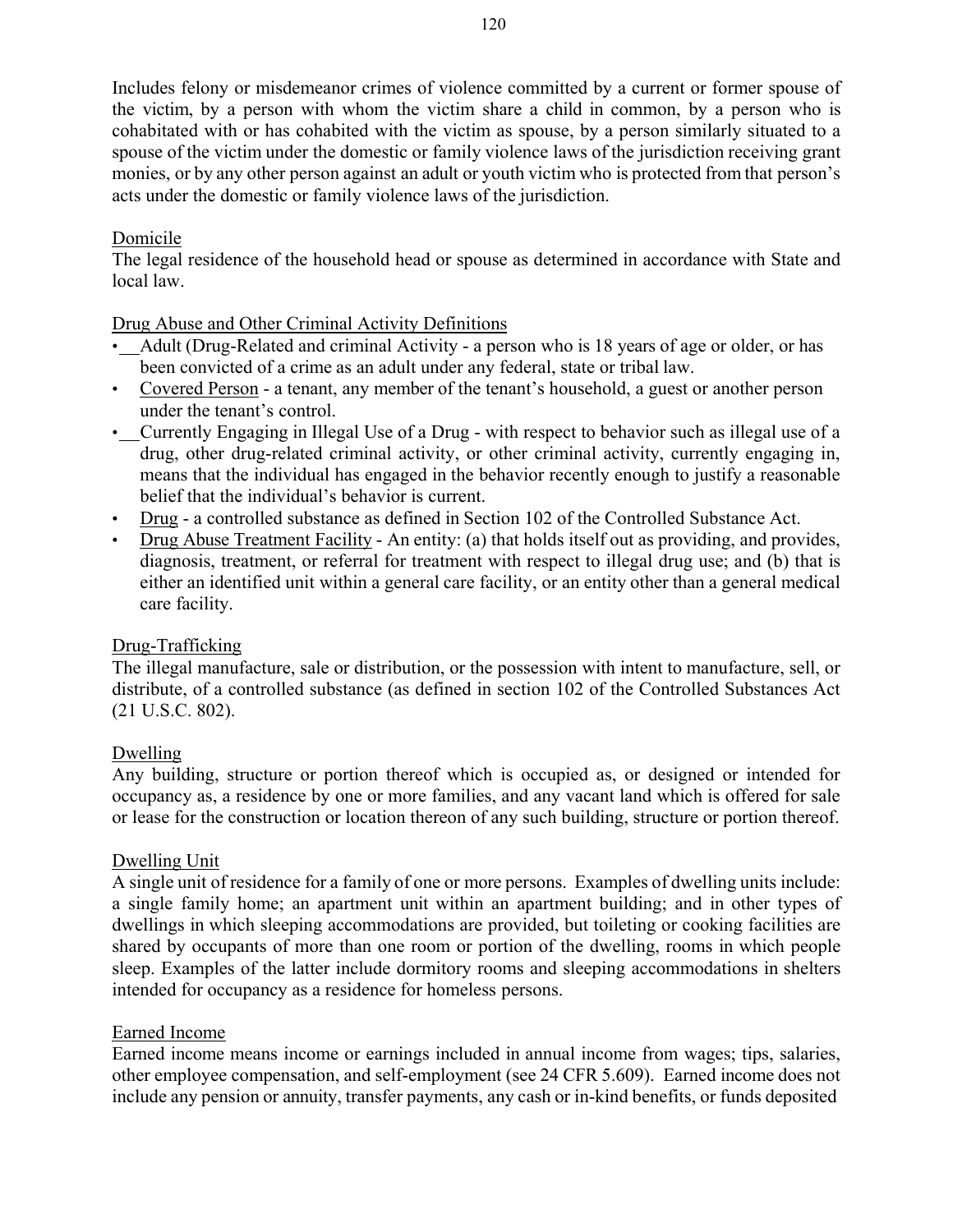Includes felony or misdemeanor crimes of violence committed by a current or former spouse of the victim, by a person with whom the victim share a child in common, by a person who is cohabitated with or has cohabited with the victim as spouse, by a person similarly situated to a spouse of the victim under the domestic or family violence laws of the jurisdiction receiving grant monies, or by any other person against an adult or youth victim who is protected from that person's acts under the domestic or family violence laws of the jurisdiction.

Domicile
The legal residence of the household head or spouse as determined in accordance with State and local law.

Drug Abuse and Other Criminal Activity Definitions

- Adult (Drug-Related and criminal Activity - a person who is 18 years of age or older, or has been convicted of a crime as an adult under any federal, state or tribal law.
- Covered Person - a tenant, any member of the tenant's household, a guest or another person under the tenant's control.
- Currently Engaging in Illegal Use of a Drug - with respect to behavior such as illegal use of a drug, other drug-related criminal activity, or other criminal activity, currently engaging in, means that the individual has engaged in the behavior recently enough to justify a reasonable belief that the individual's behavior is current.
- Drug - a controlled substance as defined in Section 102 of the Controlled Substance Act.
- Drug Abuse Treatment Facility - An entity: (a) that holds itself out as providing, and provides, diagnosis, treatment, or referral for treatment with respect to illegal drug use; and (b) that is either an identified unit within a general care facility, or an entity other than a general medical care facility.

Drug-Trafficking
The illegal manufacture, sale or distribution, or the possession with intent to manufacture, sell, or distribute, of a controlled substance (as defined in section 102 of the Controlled Substances Act (21 U.S.C. 802).

Dwelling
Any building, structure or portion thereof which is occupied as, or designed or intended for occupancy as, a residence by one or more families, and any vacant land which is offered for sale or lease for the construction or location thereon of any such building, structure or portion thereof.

Dwelling Unit
A single unit of residence for a family of one or more persons. Examples of dwelling units include: a single family home; an apartment unit within an apartment building; and in other types of dwellings in which sleeping accommodations are provided, but toileting or cooking facilities are shared by occupants of more than one room or portion of the dwelling, rooms in which people sleep. Examples of the latter include dormitory rooms and sleeping accommodations in shelters intended for occupancy as a residence for homeless persons.

Earned Income
Earned income means income or earnings included in annual income from wages; tips, salaries, other employee compensation, and self-employment (see 24 CFR 5.609). Earned income does not include any pension or annuity, transfer payments, any cash or in-kind benefits, or funds deposited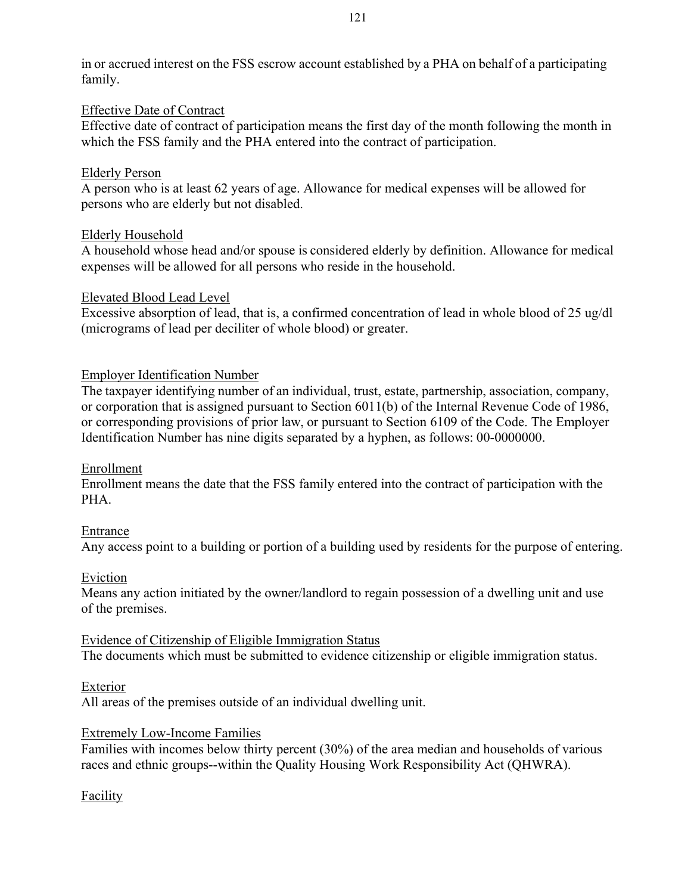in or accrued interest on the FSS escrow account established by a PHA on behalf of a participating family.

<u>Effective Date of Contract</u>
Effective date of contract of participation means the first day of the month following the month in which the FSS family and the PHA entered into the contract of participation.

<u>Elderly Person</u>
A person who is at least 62 years of age. Allowance for medical expenses will be allowed for persons who are elderly but not disabled.

<u>Elderly Household</u>
A household whose head and/or spouse is considered elderly by definition. Allowance for medical expenses will be allowed for all persons who reside in the household.

<u>Elevated Blood Lead Level</u>
Excessive absorption of lead, that is, a confirmed concentration of lead in whole blood of 25 ug/dl (micrograms of lead per deciliter of whole blood) or greater.

<u>Employer Identification Number</u>
The taxpayer identifying number of an individual, trust, estate, partnership, association, company, or corporation that is assigned pursuant to Section 6011(b) of the Internal Revenue Code of 1986, or corresponding provisions of prior law, or pursuant to Section 6109 of the Code. The Employer Identification Number has nine digits separated by a hyphen, as follows: 00-0000000.

<u>Enrollment</u>
Enrollment means the date that the FSS family entered into the contract of participation with the PHA.

<u>Entrance</u>
Any access point to a building or portion of a building used by residents for the purpose of entering.

<u>Eviction</u>
Means any action initiated by the owner/landlord to regain possession of a dwelling unit and use of the premises.

<u>Evidence of Citizenship of Eligible Immigration Status</u>
The documents which must be submitted to evidence citizenship or eligible immigration status.

<u>Exterior</u>
All areas of the premises outside of an individual dwelling unit.

<u>Extremely Low-Income Families</u>
Families with incomes below thirty percent (30%) of the area median and households of various races and ethnic groups--within the Quality Housing Work Responsibility Act (QHWRA).

<u>Facility</u>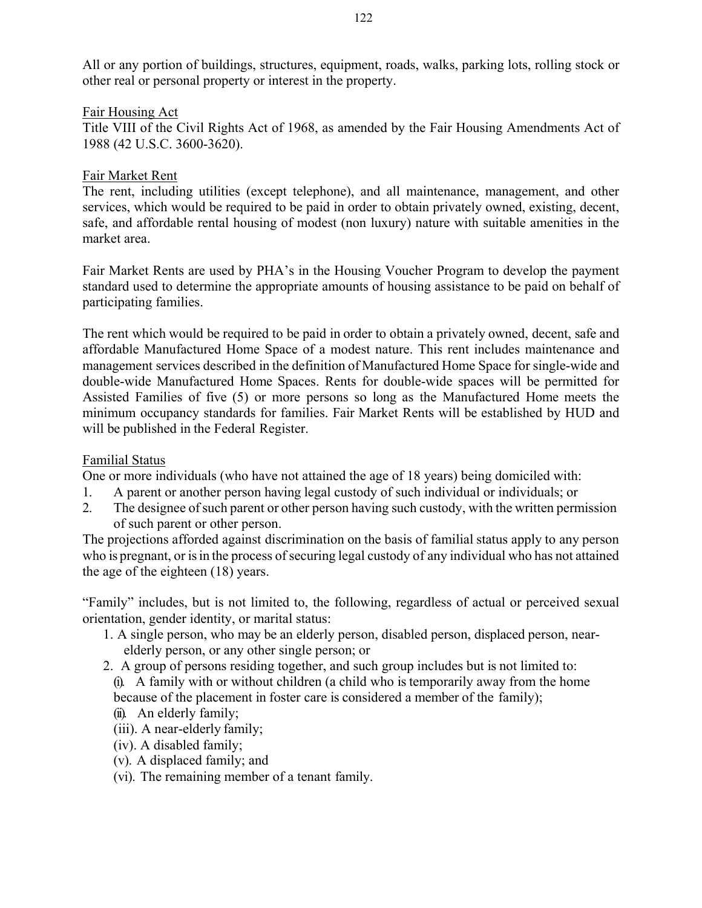All or any portion of buildings, structures, equipment, roads, walks, parking lots, rolling stock or other real or personal property or interest in the property.

Fair Housing Act

Title VIII of the Civil Rights Act of 1968, as amended by the Fair Housing Amendments Act of 1988 (42 U.S.C. 3600-3620).

Fair Market Rent

The rent, including utilities (except telephone), and all maintenance, management, and other services, which would be required to be paid in order to obtain privately owned, existing, decent, safe, and affordable rental housing of modest (non luxury) nature with suitable amenities in the market area.

Fair Market Rents are used by PHA's in the Housing Voucher Program to develop the payment standard used to determine the appropriate amounts of housing assistance to be paid on behalf of participating families.

The rent which would be required to be paid in order to obtain a privately owned, decent, safe and affordable Manufactured Home Space of a modest nature. This rent includes maintenance and management services described in the definition of Manufactured Home Space for single-wide and double-wide Manufactured Home Spaces. Rents for double-wide spaces will be permitted for Assisted Families of five (5) or more persons so long as the Manufactured Home meets the minimum occupancy standards for families. Fair Market Rents will be established by HUD and will be published in the Federal Register.

Familial Status

One or more individuals (who have not attained the age of 18 years) being domiciled with:

1. A parent or another person having legal custody of such individual or individuals; or
2. The designee of such parent or other person having such custody, with the written permission of such parent or other person.

The projections afforded against discrimination on the basis of familial status apply to any person who is pregnant, or is in the process of securing legal custody of any individual who has not attained the age of the eighteen (18) years.

"Family" includes, but is not limited to, the following, regardless of actual or perceived sexual orientation, gender identity, or marital status:

1. A single person, who may be an elderly person, disabled person, displaced person, near-elderly person, or any other single person; or
2. A group of persons residing together, and such group includes but is not limited to:
   (i). A family with or without children (a child who is temporarily away from the home because of the placement in foster care is considered a member of the family);
   (ii). An elderly family;
   (iii). A near-elderly family;
   (iv). A disabled family;
   (v). A displaced family; and
   (vi). The remaining member of a tenant family.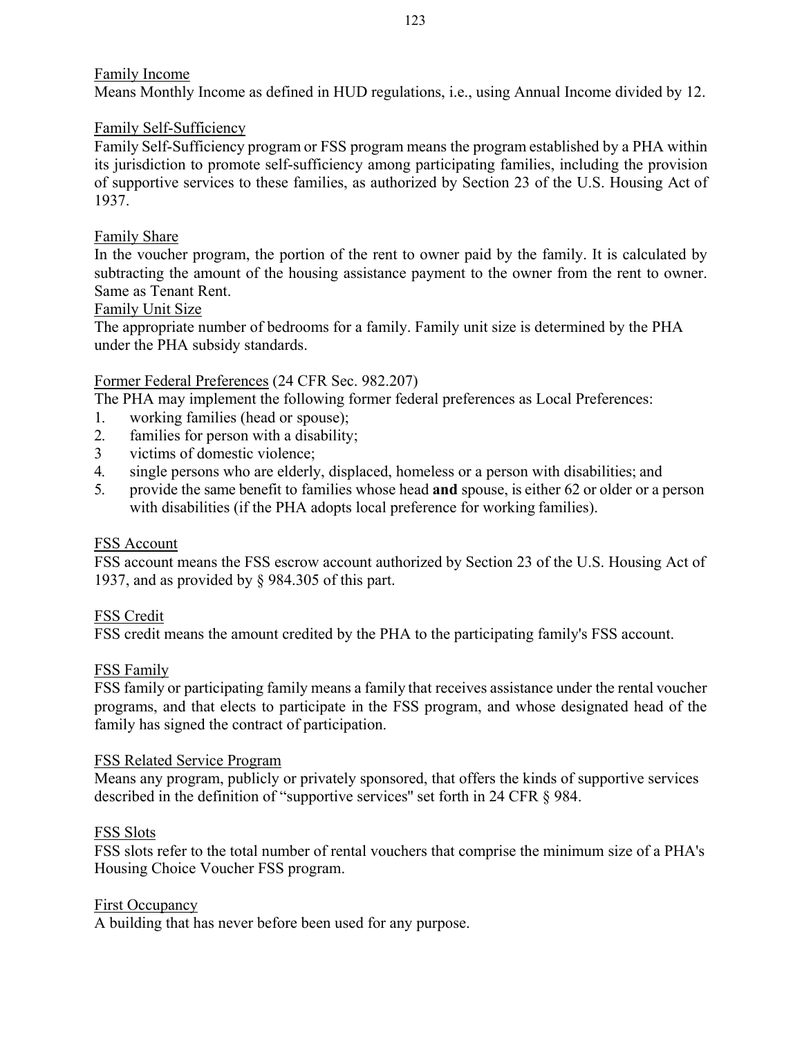Family Income

Means Monthly Income as defined in HUD regulations, i.e., using Annual Income divided by 12.

Family Self-Sufficiency

Family Self-Sufficiency program or FSS program means the program established by a PHA within its jurisdiction to promote self-sufficiency among participating families, including the provision of supportive services to these families, as authorized by Section 23 of the U.S. Housing Act of 1937.

Family Share

In the voucher program, the portion of the rent to owner paid by the family. It is calculated by subtracting the amount of the housing assistance payment to the owner from the rent to owner. Same as Tenant Rent.

Family Unit Size

The appropriate number of bedrooms for a family. Family unit size is determined by the PHA under the PHA subsidy standards.

Former Federal Preferences (24 CFR Sec. 982.207)

The PHA may implement the following former federal preferences as Local Preferences:

1. working families (head or spouse);
2. families for person with a disability;
3 victims of domestic violence;
4. single persons who are elderly, displaced, homeless or a person with disabilities; and
5. provide the same benefit to families whose head **and** spouse, is either 62 or older or a person with disabilities (if the PHA adopts local preference for working families).

FSS Account

FSS account means the FSS escrow account authorized by Section 23 of the U.S. Housing Act of 1937, and as provided by § 984.305 of this part.

FSS Credit

FSS credit means the amount credited by the PHA to the participating family's FSS account.

FSS Family

FSS family or participating family means a family that receives assistance under the rental voucher programs, and that elects to participate in the FSS program, and whose designated head of the family has signed the contract of participation.

FSS Related Service Program

Means any program, publicly or privately sponsored, that offers the kinds of supportive services described in the definition of “supportive services" set forth in 24 CFR § 984.

FSS Slots

FSS slots refer to the total number of rental vouchers that comprise the minimum size of a PHA's Housing Choice Voucher FSS program.

First Occupancy

A building that has never before been used for any purpose.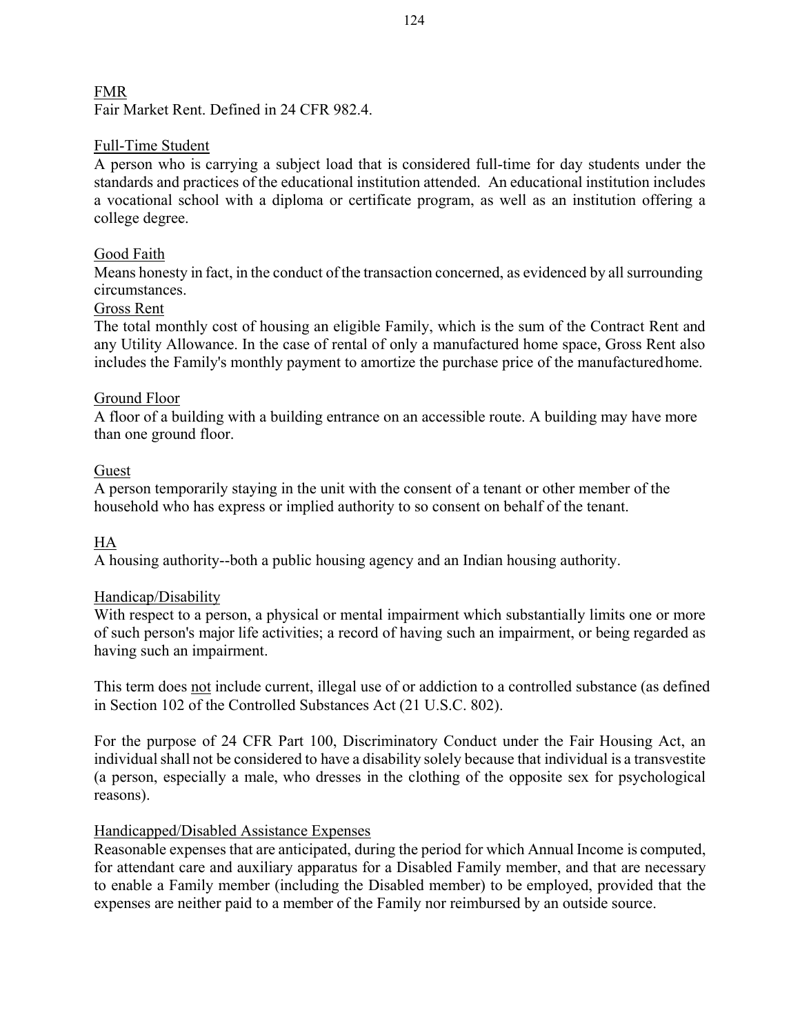<u>FMR</u>

Fair Market Rent. Defined in 24 CFR 982.4.

<u>Full-Time Student</u>

A person who is carrying a subject load that is considered full-time for day students under the standards and practices of the educational institution attended. An educational institution includes a vocational school with a diploma or certificate program, as well as an institution offering a college degree.

<u>Good Faith</u>

Means honesty in fact, in the conduct of the transaction concerned, as evidenced by all surrounding circumstances.

<u>Gross Rent</u>

The total monthly cost of housing an eligible Family, which is the sum of the Contract Rent and any Utility Allowance. In the case of rental of only a manufactured home space, Gross Rent also includes the Family's monthly payment to amortize the purchase price of the manufactured home.

<u>Ground Floor</u>

A floor of a building with a building entrance on an accessible route. A building may have more than one ground floor.

<u>Guest</u>

A person temporarily staying in the unit with the consent of a tenant or other member of the household who has express or implied authority to so consent on behalf of the tenant.

<u>HA</u>

A housing authority--both a public housing agency and an Indian housing authority.

<u>Handicap/Disability</u>

With respect to a person, a physical or mental impairment which substantially limits one or more of such person's major life activities; a record of having such an impairment, or being regarded as having such an impairment.

This term does <u>not</u> include current, illegal use of or addiction to a controlled substance (as defined in Section 102 of the Controlled Substances Act (21 U.S.C. 802).

For the purpose of 24 CFR Part 100, Discriminatory Conduct under the Fair Housing Act, an individual shall not be considered to have a disability solely because that individual is a transvestite (a person, especially a male, who dresses in the clothing of the opposite sex for psychological reasons).

<u>Handicapped/Disabled Assistance Expenses</u>

Reasonable expenses that are anticipated, during the period for which Annual Income is computed, for attendant care and auxiliary apparatus for a Disabled Family member, and that are necessary to enable a Family member (including the Disabled member) to be employed, provided that the expenses are neither paid to a member of the Family nor reimbursed by an outside source.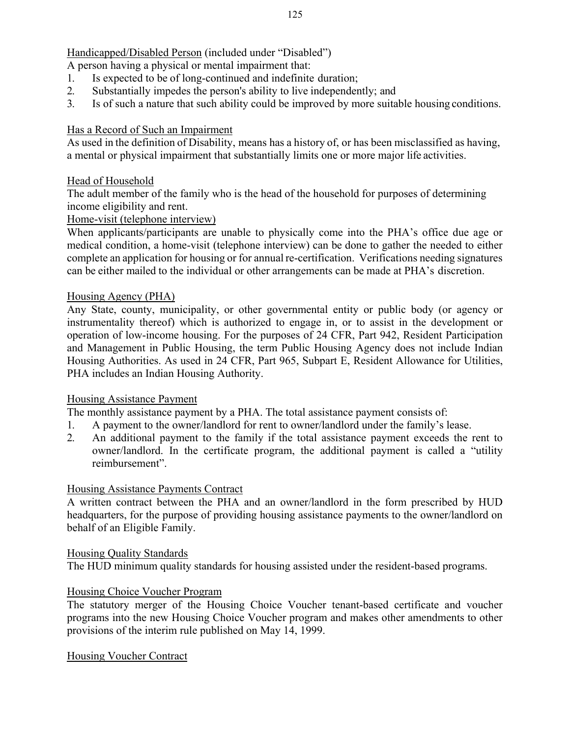Handicapped/Disabled Person (included under "Disabled")

A person having a physical or mental impairment that:

1. Is expected to be of long-continued and indefinite duration;
2. Substantially impedes the person's ability to live independently; and
3. Is of such a nature that such ability could be improved by more suitable housing conditions.

Has a Record of Such an Impairment

As used in the definition of Disability, means has a history of, or has been misclassified as having, a mental or physical impairment that substantially limits one or more major life activities.

Head of Household

The adult member of the family who is the head of the household for purposes of determining income eligibility and rent.

Home-visit (telephone interview)

When applicants/participants are unable to physically come into the PHA's office due age or medical condition, a home-visit (telephone interview) can be done to gather the needed to either complete an application for housing or for annual re-certification. Verifications needing signatures can be either mailed to the individual or other arrangements can be made at PHA's discretion.

Housing Agency (PHA)

Any State, county, municipality, or other governmental entity or public body (or agency or instrumentality thereof) which is authorized to engage in, or to assist in the development or operation of low-income housing. For the purposes of 24 CFR, Part 942, Resident Participation and Management in Public Housing, the term Public Housing Agency does not include Indian Housing Authorities. As used in 24 CFR, Part 965, Subpart E, Resident Allowance for Utilities, PHA includes an Indian Housing Authority.

Housing Assistance Payment

The monthly assistance payment by a PHA. The total assistance payment consists of:

1. A payment to the owner/landlord for rent to owner/landlord under the family's lease.
2. An additional payment to the family if the total assistance payment exceeds the rent to owner/landlord. In the certificate program, the additional payment is called a "utility reimbursement".

Housing Assistance Payments Contract

A written contract between the PHA and an owner/landlord in the form prescribed by HUD headquarters, for the purpose of providing housing assistance payments to the owner/landlord on behalf of an Eligible Family.

Housing Quality Standards

The HUD minimum quality standards for housing assisted under the resident-based programs.

Housing Choice Voucher Program

The statutory merger of the Housing Choice Voucher tenant-based certificate and voucher programs into the new Housing Choice Voucher program and makes other amendments to other provisions of the interim rule published on May 14, 1999.

Housing Voucher Contract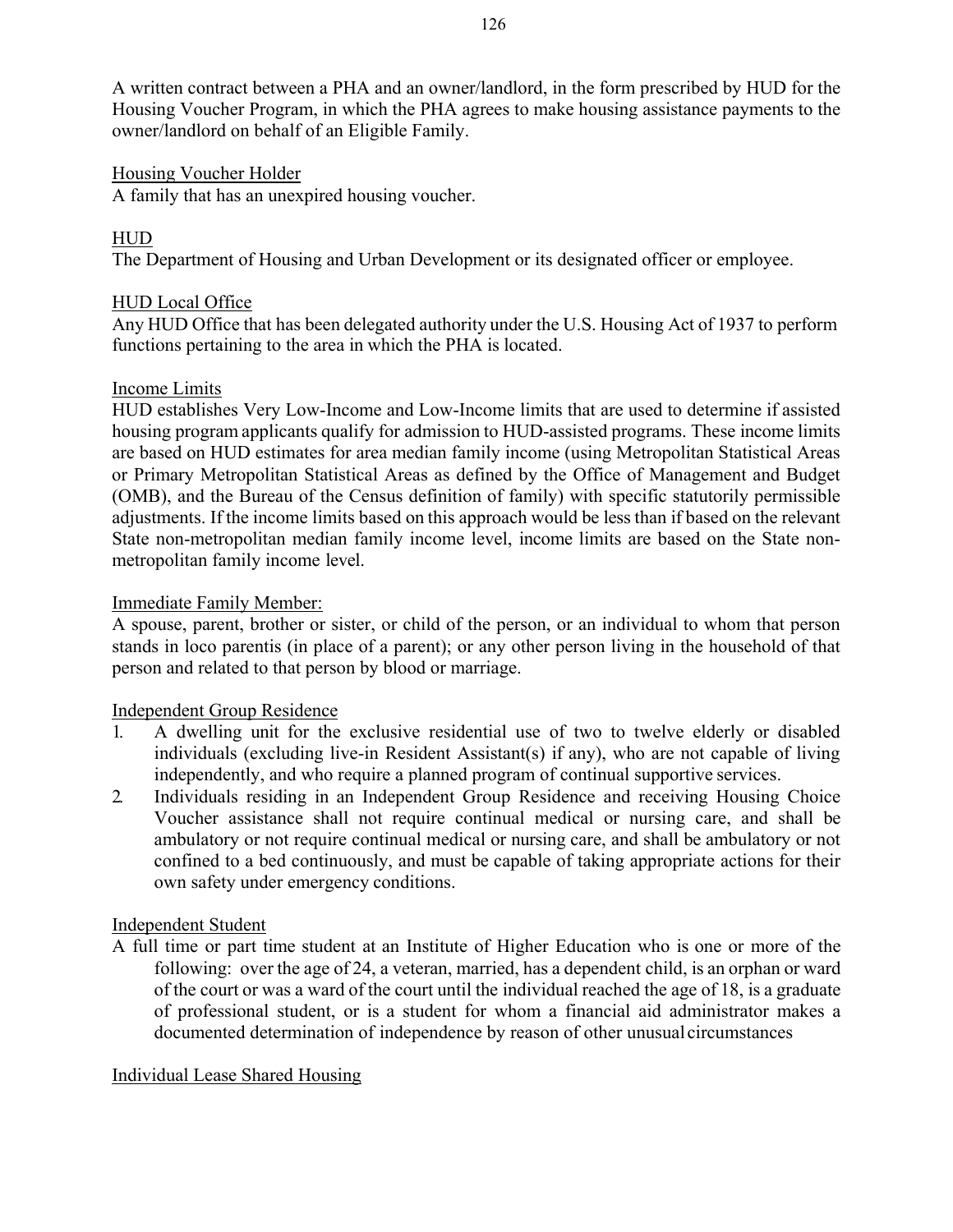A written contract between a PHA and an owner/landlord, in the form prescribed by HUD for the Housing Voucher Program, in which the PHA agrees to make housing assistance payments to the owner/landlord on behalf of an Eligible Family.

Housing Voucher Holder

A family that has an unexpired housing voucher.

HUD

The Department of Housing and Urban Development or its designated officer or employee.

HUD Local Office

Any HUD Office that has been delegated authority under the U.S. Housing Act of 1937 to perform functions pertaining to the area in which the PHA is located.

Income Limits

HUD establishes Very Low-Income and Low-Income limits that are used to determine if assisted housing program applicants qualify for admission to HUD-assisted programs. These income limits are based on HUD estimates for area median family income (using Metropolitan Statistical Areas or Primary Metropolitan Statistical Areas as defined by the Office of Management and Budget (OMB), and the Bureau of the Census definition of family) with specific statutorily permissible adjustments. If the income limits based on this approach would be less than if based on the relevant State non-metropolitan median family income level, income limits are based on the State non-metropolitan family income level.

Immediate Family Member:

A spouse, parent, brother or sister, or child of the person, or an individual to whom that person stands in loco parentis (in place of a parent); or any other person living in the household of that person and related to that person by blood or marriage.

Independent Group Residence

1. A dwelling unit for the exclusive residential use of two to twelve elderly or disabled individuals (excluding live-in Resident Assistant(s) if any), who are not capable of living independently, and who require a planned program of continual supportive services.
2. Individuals residing in an Independent Group Residence and receiving Housing Choice Voucher assistance shall not require continual medical or nursing care, and shall be ambulatory or not require continual medical or nursing care, and shall be ambulatory or not confined to a bed continuously, and must be capable of taking appropriate actions for their own safety under emergency conditions.

Independent Student

A full time or part time student at an Institute of Higher Education who is one or more of the following: over the age of 24, a veteran, married, has a dependent child, is an orphan or ward of the court or was a ward of the court until the individual reached the age of 18, is a graduate of professional student, or is a student for whom a financial aid administrator makes a documented determination of independence by reason of other unusual circumstances

Individual Lease Shared Housing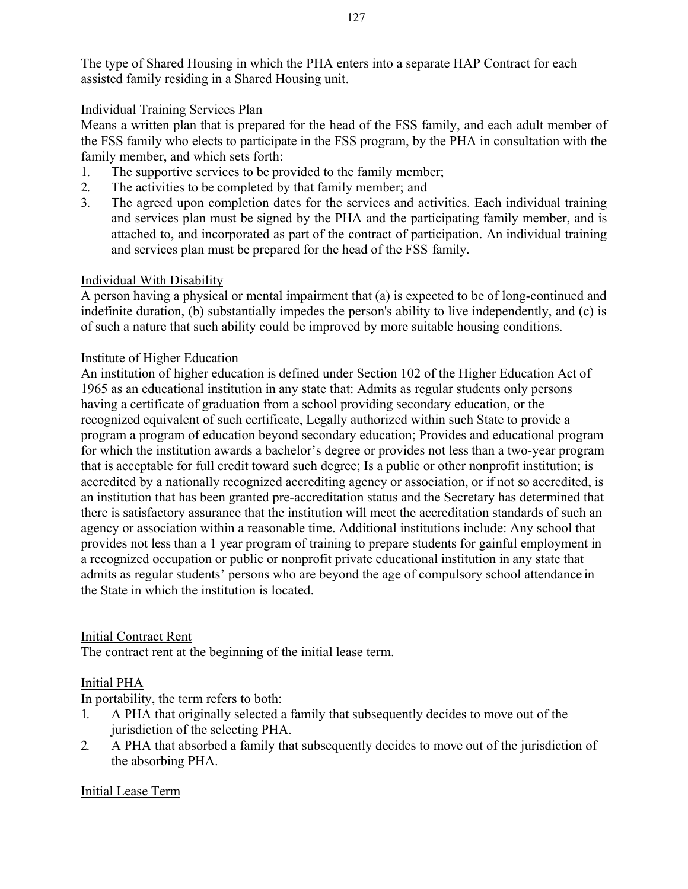The type of Shared Housing in which the PHA enters into a separate HAP Contract for each assisted family residing in a Shared Housing unit.

Individual Training Services Plan

Means a written plan that is prepared for the head of the FSS family, and each adult member of the FSS family who elects to participate in the FSS program, by the PHA in consultation with the family member, and which sets forth:

1. The supportive services to be provided to the family member;
2. The activities to be completed by that family member; and
3. The agreed upon completion dates for the services and activities. Each individual training and services plan must be signed by the PHA and the participating family member, and is attached to, and incorporated as part of the contract of participation. An individual training and services plan must be prepared for the head of the FSS family.

Individual With Disability

A person having a physical or mental impairment that (a) is expected to be of long-continued and indefinite duration, (b) substantially impedes the person's ability to live independently, and (c) is of such a nature that such ability could be improved by more suitable housing conditions.

Institute of Higher Education

An institution of higher education is defined under Section 102 of the Higher Education Act of 1965 as an educational institution in any state that: Admits as regular students only persons having a certificate of graduation from a school providing secondary education, or the recognized equivalent of such certificate, Legally authorized within such State to provide a program a program of education beyond secondary education; Provides and educational program for which the institution awards a bachelor's degree or provides not less than a two-year program that is acceptable for full credit toward such degree; Is a public or other nonprofit institution; is accredited by a nationally recognized accrediting agency or association, or if not so accredited, is an institution that has been granted pre-accreditation status and the Secretary has determined that there is satisfactory assurance that the institution will meet the accreditation standards of such an agency or association within a reasonable time. Additional institutions include: Any school that provides not less than a 1 year program of training to prepare students for gainful employment in a recognized occupation or public or nonprofit private educational institution in any state that admits as regular students' persons who are beyond the age of compulsory school attendance in the State in which the institution is located.

Initial Contract Rent

The contract rent at the beginning of the initial lease term.

Initial PHA

In portability, the term refers to both:

1. A PHA that originally selected a family that subsequently decides to move out of the jurisdiction of the selecting PHA.
2. A PHA that absorbed a family that subsequently decides to move out of the jurisdiction of the absorbing PHA.

Initial Lease Term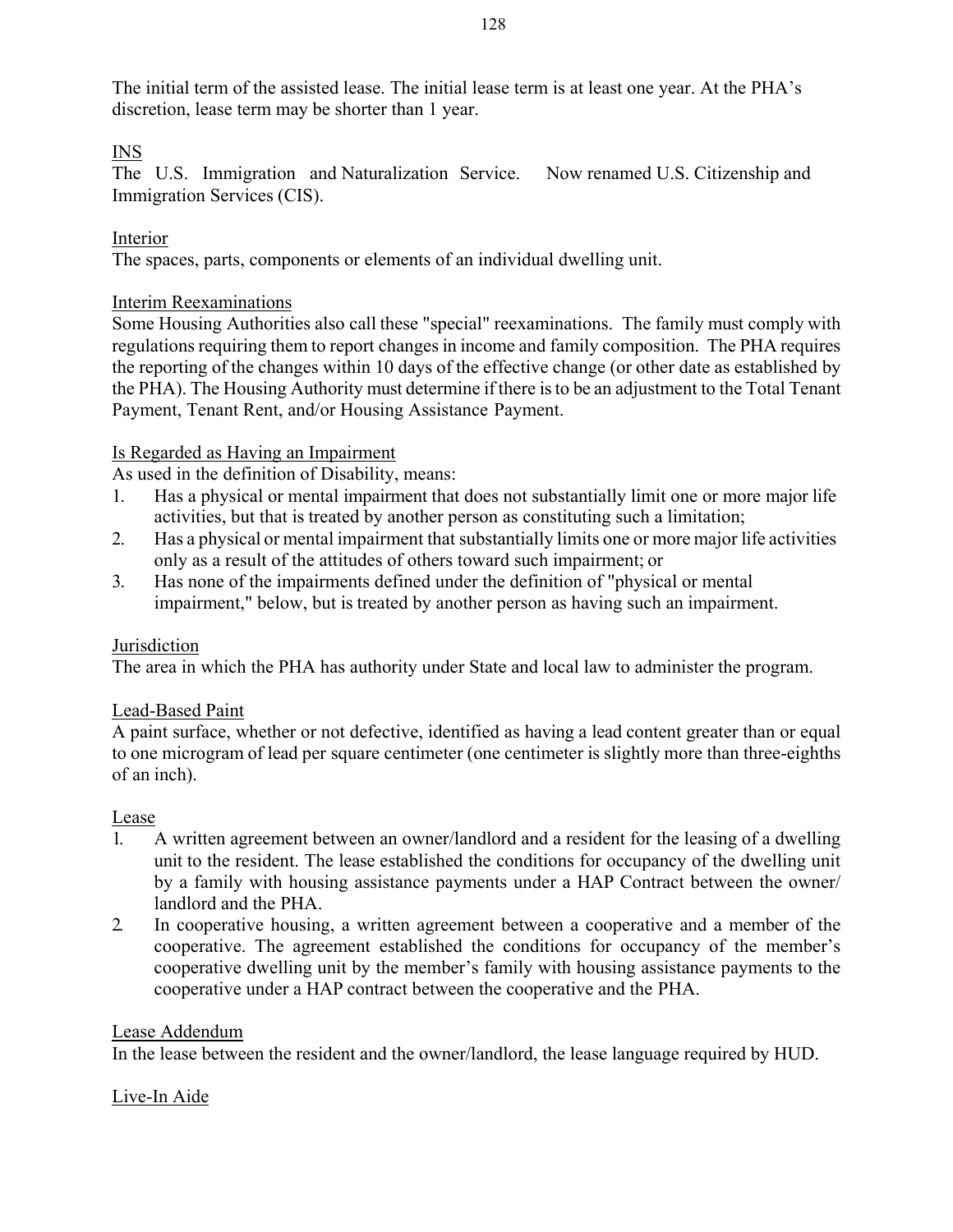The initial term of the assisted lease. The initial lease term is at least one year. At the PHA's discretion, lease term may be shorter than 1 year.

INS

The U.S. Immigration and Naturalization Service. Now renamed U.S. Citizenship and Immigration Services (CIS).

Interior

The spaces, parts, components or elements of an individual dwelling unit.

Interim Reexaminations

Some Housing Authorities also call these "special" reexaminations. The family must comply with regulations requiring them to report changes in income and family composition. The PHA requires the reporting of the changes within 10 days of the effective change (or other date as established by the PHA). The Housing Authority must determine if there is to be an adjustment to the Total Tenant Payment, Tenant Rent, and/or Housing Assistance Payment.

Is Regarded as Having an Impairment

As used in the definition of Disability, means:

1. Has a physical or mental impairment that does not substantially limit one or more major life activities, but that is treated by another person as constituting such a limitation;
2. Has a physical or mental impairment that substantially limits one or more major life activities only as a result of the attitudes of others toward such impairment; or
3. Has none of the impairments defined under the definition of "physical or mental impairment," below, but is treated by another person as having such an impairment.

Jurisdiction

The area in which the PHA has authority under State and local law to administer the program.

Lead-Based Paint

A paint surface, whether or not defective, identified as having a lead content greater than or equal to one microgram of lead per square centimeter (one centimeter is slightly more than three-eighths of an inch).

Lease

1. A written agreement between an owner/landlord and a resident for the leasing of a dwelling unit to the resident. The lease established the conditions for occupancy of the dwelling unit by a family with housing assistance payments under a HAP Contract between the owner/ landlord and the PHA.
2. In cooperative housing, a written agreement between a cooperative and a member of the cooperative. The agreement established the conditions for occupancy of the member's cooperative dwelling unit by the member's family with housing assistance payments to the cooperative under a HAP contract between the cooperative and the PHA.

Lease Addendum

In the lease between the resident and the owner/landlord, the lease language required by HUD.

Live-In Aide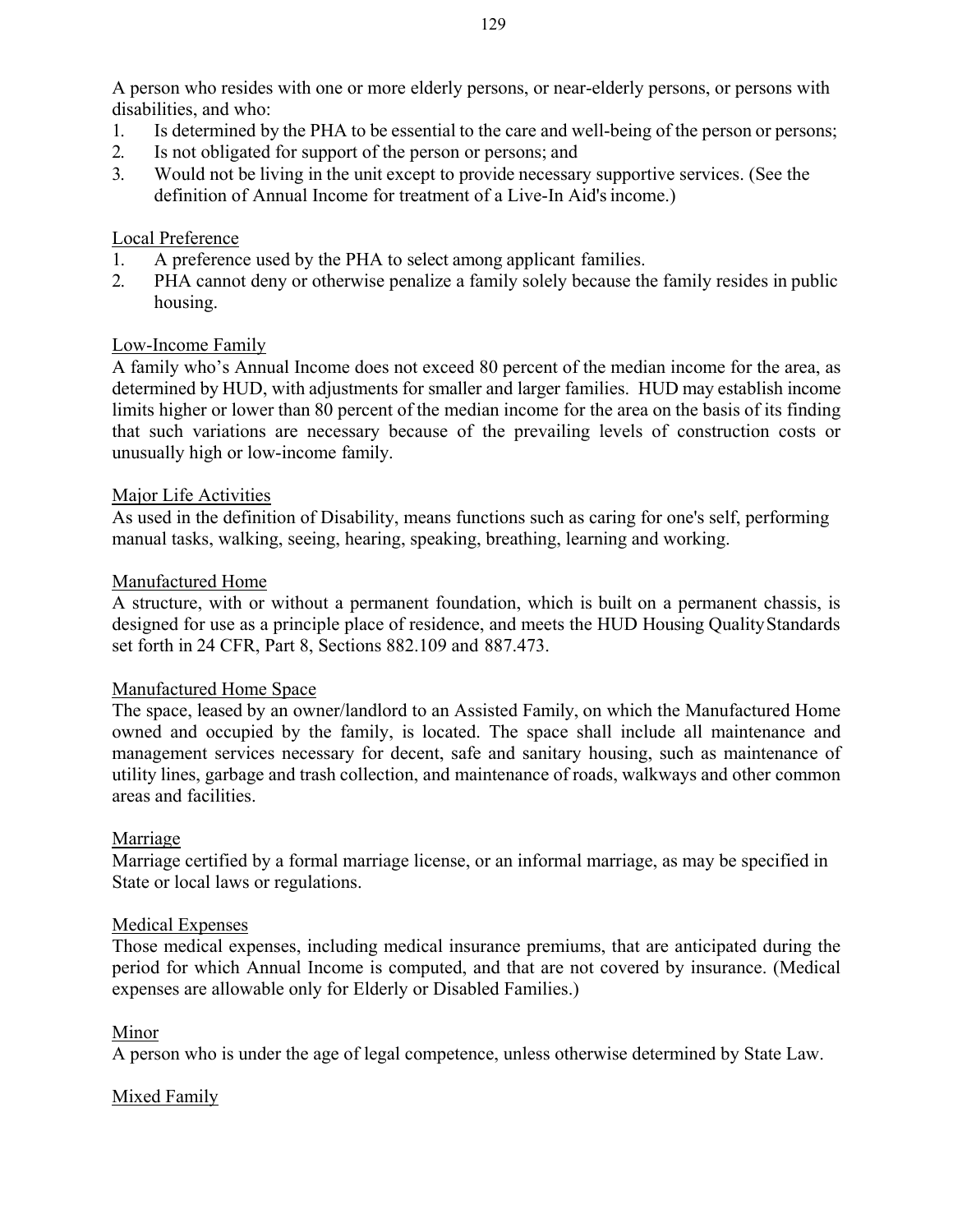A person who resides with one or more elderly persons, or near-elderly persons, or persons with disabilities, and who:

1. Is determined by the PHA to be essential to the care and well-being of the person or persons;
2. Is not obligated for support of the person or persons; and
3. Would not be living in the unit except to provide necessary supportive services. (See the definition of Annual Income for treatment of a Live-In Aid's income.)

Local Preference

1. A preference used by the PHA to select among applicant families.
2. PHA cannot deny or otherwise penalize a family solely because the family resides in public housing.

Low-Income Family

A family who's Annual Income does not exceed 80 percent of the median income for the area, as determined by HUD, with adjustments for smaller and larger families. HUD may establish income limits higher or lower than 80 percent of the median income for the area on the basis of its finding that such variations are necessary because of the prevailing levels of construction costs or unusually high or low-income family.

Major Life Activities

As used in the definition of Disability, means functions such as caring for one's self, performing manual tasks, walking, seeing, hearing, speaking, breathing, learning and working.

Manufactured Home

A structure, with or without a permanent foundation, which is built on a permanent chassis, is designed for use as a principle place of residence, and meets the HUD Housing Quality Standards set forth in 24 CFR, Part 8, Sections 882.109 and 887.473.

Manufactured Home Space

The space, leased by an owner/landlord to an Assisted Family, on which the Manufactured Home owned and occupied by the family, is located. The space shall include all maintenance and management services necessary for decent, safe and sanitary housing, such as maintenance of utility lines, garbage and trash collection, and maintenance of roads, walkways and other common areas and facilities.

Marriage

Marriage certified by a formal marriage license, or an informal marriage, as may be specified in State or local laws or regulations.

Medical Expenses

Those medical expenses, including medical insurance premiums, that are anticipated during the period for which Annual Income is computed, and that are not covered by insurance. (Medical expenses are allowable only for Elderly or Disabled Families.)

Minor

A person who is under the age of legal competence, unless otherwise determined by State Law.

Mixed Family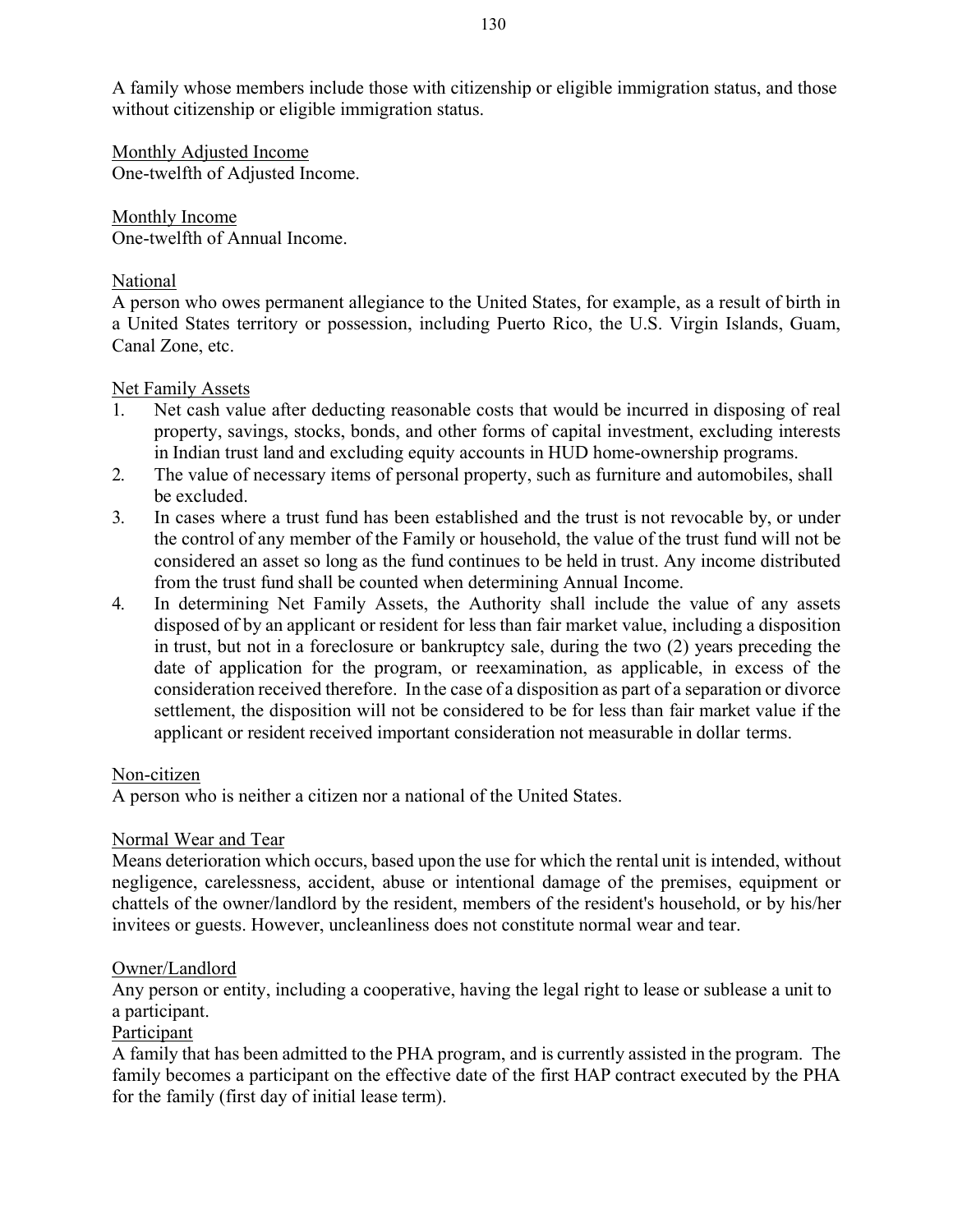A family whose members include those with citizenship or eligible immigration status, and those without citizenship or eligible immigration status.

<u>Monthly Adjusted Income</u>
One-twelfth of Adjusted Income.

<u>Monthly Income</u>
One-twelfth of Annual Income.

<u>National</u>
A person who owes permanent allegiance to the United States, for example, as a result of birth in a United States territory or possession, including Puerto Rico, the U.S. Virgin Islands, Guam, Canal Zone, etc.

<u>Net Family Assets</u>

1. Net cash value after deducting reasonable costs that would be incurred in disposing of real property, savings, stocks, bonds, and other forms of capital investment, excluding interests in Indian trust land and excluding equity accounts in HUD home-ownership programs.
2. The value of necessary items of personal property, such as furniture and automobiles, shall be excluded.
3. In cases where a trust fund has been established and the trust is not revocable by, or under the control of any member of the Family or household, the value of the trust fund will not be considered an asset so long as the fund continues to be held in trust. Any income distributed from the trust fund shall be counted when determining Annual Income.
4. In determining Net Family Assets, the Authority shall include the value of any assets disposed of by an applicant or resident for less than fair market value, including a disposition in trust, but not in a foreclosure or bankruptcy sale, during the two (2) years preceding the date of application for the program, or reexamination, as applicable, in excess of the consideration received therefore. In the case of a disposition as part of a separation or divorce settlement, the disposition will not be considered to be for less than fair market value if the applicant or resident received important consideration not measurable in dollar terms.

<u>Non-citizen</u>
A person who is neither a citizen nor a national of the United States.

<u>Normal Wear and Tear</u>
Means deterioration which occurs, based upon the use for which the rental unit is intended, without negligence, carelessness, accident, abuse or intentional damage of the premises, equipment or chattels of the owner/landlord by the resident, members of the resident's household, or by his/her invitees or guests. However, uncleanliness does not constitute normal wear and tear.

<u>Owner/Landlord</u>
Any person or entity, including a cooperative, having the legal right to lease or sublease a unit to a participant.

<u>Participant</u>
A family that has been admitted to the PHA program, and is currently assisted in the program. The family becomes a participant on the effective date of the first HAP contract executed by the PHA for the family (first day of initial lease term).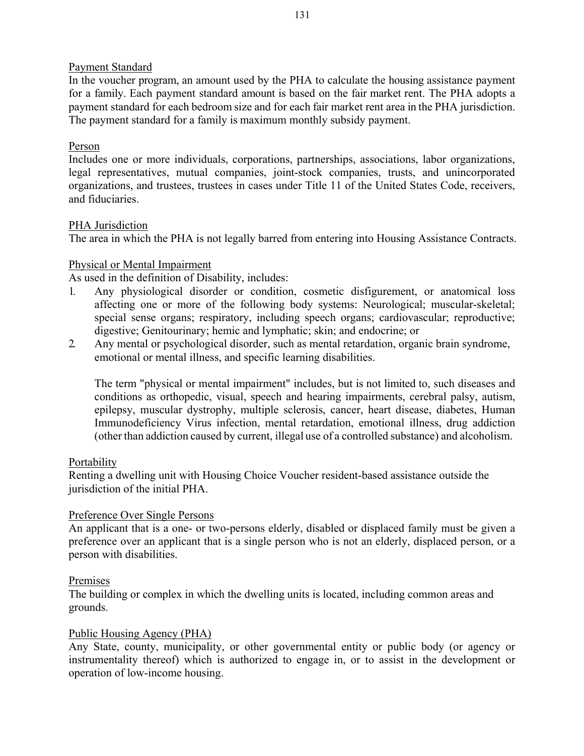Payment Standard

In the voucher program, an amount used by the PHA to calculate the housing assistance payment for a family. Each payment standard amount is based on the fair market rent. The PHA adopts a payment standard for each bedroom size and for each fair market rent area in the PHA jurisdiction. The payment standard for a family is maximum monthly subsidy payment.

Person

Includes one or more individuals, corporations, partnerships, associations, labor organizations, legal representatives, mutual companies, joint-stock companies, trusts, and unincorporated organizations, and trustees, trustees in cases under Title 11 of the United States Code, receivers, and fiduciaries.

PHA Jurisdiction

The area in which the PHA is not legally barred from entering into Housing Assistance Contracts.

Physical or Mental Impairment

As used in the definition of Disability, includes:

1. Any physiological disorder or condition, cosmetic disfigurement, or anatomical loss affecting one or more of the following body systems: Neurological; muscular-skeletal; special sense organs; respiratory, including speech organs; cardiovascular; reproductive; digestive; Genitourinary; hemic and lymphatic; skin; and endocrine; or
2. Any mental or psychological disorder, such as mental retardation, organic brain syndrome, emotional or mental illness, and specific learning disabilities.

   The term "physical or mental impairment" includes, but is not limited to, such diseases and conditions as orthopedic, visual, speech and hearing impairments, cerebral palsy, autism, epilepsy, muscular dystrophy, multiple sclerosis, cancer, heart disease, diabetes, Human Immunodeficiency Virus infection, mental retardation, emotional illness, drug addiction (other than addiction caused by current, illegal use of a controlled substance) and alcoholism.

Portability

Renting a dwelling unit with Housing Choice Voucher resident-based assistance outside the jurisdiction of the initial PHA.

Preference Over Single Persons

An applicant that is a one- or two-persons elderly, disabled or displaced family must be given a preference over an applicant that is a single person who is not an elderly, displaced person, or a person with disabilities.

Premises

The building or complex in which the dwelling units is located, including common areas and grounds.

Public Housing Agency (PHA)

Any State, county, municipality, or other governmental entity or public body (or agency or instrumentality thereof) which is authorized to engage in, or to assist in the development or operation of low-income housing.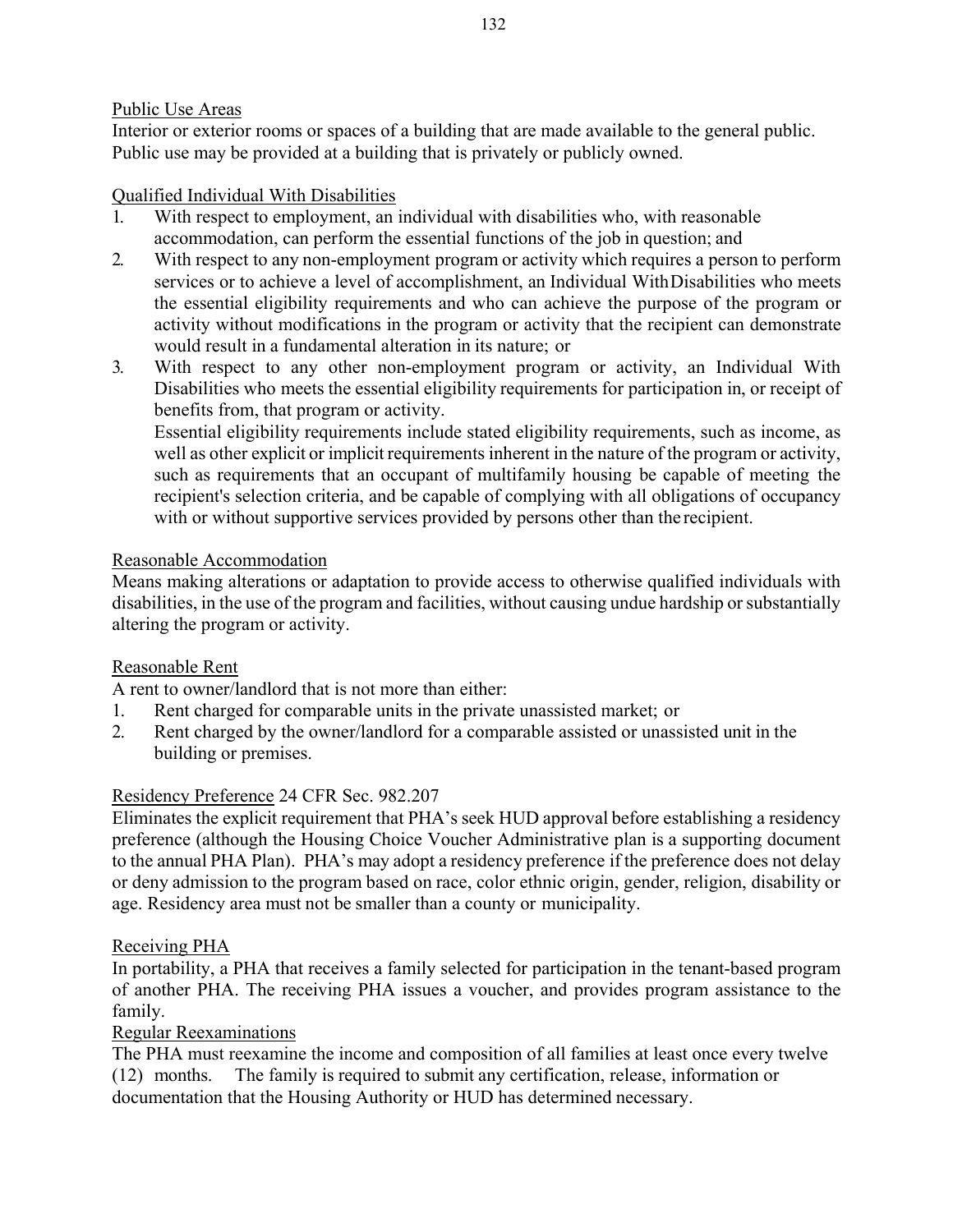Public Use Areas

Interior or exterior rooms or spaces of a building that are made available to the general public. Public use may be provided at a building that is privately or publicly owned.

Qualified Individual With Disabilities

1. With respect to employment, an individual with disabilities who, with reasonable accommodation, can perform the essential functions of the job in question; and
2. With respect to any non-employment program or activity which requires a person to perform services or to achieve a level of accomplishment, an Individual With Disabilities who meets the essential eligibility requirements and who can achieve the purpose of the program or activity without modifications in the program or activity that the recipient can demonstrate would result in a fundamental alteration in its nature; or
3. With respect to any other non-employment program or activity, an Individual With Disabilities who meets the essential eligibility requirements for participation in, or receipt of benefits from, that program or activity.

   Essential eligibility requirements include stated eligibility requirements, such as income, as well as other explicit or implicit requirements inherent in the nature of the program or activity, such as requirements that an occupant of multifamily housing be capable of meeting the recipient's selection criteria, and be capable of complying with all obligations of occupancy with or without supportive services provided by persons other than the recipient.

Reasonable Accommodation

Means making alterations or adaptation to provide access to otherwise qualified individuals with disabilities, in the use of the program and facilities, without causing undue hardship or substantially altering the program or activity.

Reasonable Rent

A rent to owner/landlord that is not more than either:

1. Rent charged for comparable units in the private unassisted market; or
2. Rent charged by the owner/landlord for a comparable assisted or unassisted unit in the building or premises.

Residency Preference 24 CFR Sec. 982.207

Eliminates the explicit requirement that PHA's seek HUD approval before establishing a residency preference (although the Housing Choice Voucher Administrative plan is a supporting document to the annual PHA Plan). PHA's may adopt a residency preference if the preference does not delay or deny admission to the program based on race, color ethnic origin, gender, religion, disability or age. Residency area must not be smaller than a county or municipality.

Receiving PHA

In portability, a PHA that receives a family selected for participation in the tenant-based program of another PHA. The receiving PHA issues a voucher, and provides program assistance to the family.

Regular Reexaminations

The PHA must reexamine the income and composition of all families at least once every twelve (12) months. The family is required to submit any certification, release, information or documentation that the Housing Authority or HUD has determined necessary.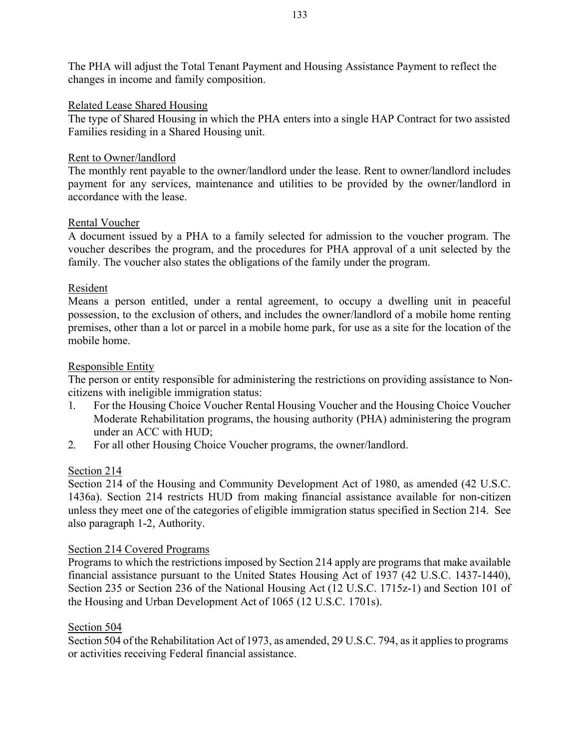The PHA will adjust the Total Tenant Payment and Housing Assistance Payment to reflect the changes in income and family composition.

Related Lease Shared Housing
The type of Shared Housing in which the PHA enters into a single HAP Contract for two assisted Families residing in a Shared Housing unit.

Rent to Owner/landlord
The monthly rent payable to the owner/landlord under the lease. Rent to owner/landlord includes payment for any services, maintenance and utilities to be provided by the owner/landlord in accordance with the lease.

Rental Voucher
A document issued by a PHA to a family selected for admission to the voucher program. The voucher describes the program, and the procedures for PHA approval of a unit selected by the family. The voucher also states the obligations of the family under the program.

Resident
Means a person entitled, under a rental agreement, to occupy a dwelling unit in peaceful possession, to the exclusion of others, and includes the owner/landlord of a mobile home renting premises, other than a lot or parcel in a mobile home park, for use as a site for the location of the mobile home.

Responsible Entity
The person or entity responsible for administering the restrictions on providing assistance to Non-citizens with ineligible immigration status:

1. For the Housing Choice Voucher Rental Housing Voucher and the Housing Choice Voucher Moderate Rehabilitation programs, the housing authority (PHA) administering the program under an ACC with HUD;
2. For all other Housing Choice Voucher programs, the owner/landlord.

Section 214
Section 214 of the Housing and Community Development Act of 1980, as amended (42 U.S.C. 1436a). Section 214 restricts HUD from making financial assistance available for non-citizen unless they meet one of the categories of eligible immigration status specified in Section 214. See also paragraph 1-2, Authority.

Section 214 Covered Programs
Programs to which the restrictions imposed by Section 214 apply are programs that make available financial assistance pursuant to the United States Housing Act of 1937 (42 U.S.C. 1437-1440), Section 235 or Section 236 of the National Housing Act (12 U.S.C. 1715z-1) and Section 101 of the Housing and Urban Development Act of 1065 (12 U.S.C. 1701s).

Section 504
Section 504 of the Rehabilitation Act of 1973, as amended, 29 U.S.C. 794, as it applies to programs or activities receiving Federal financial assistance.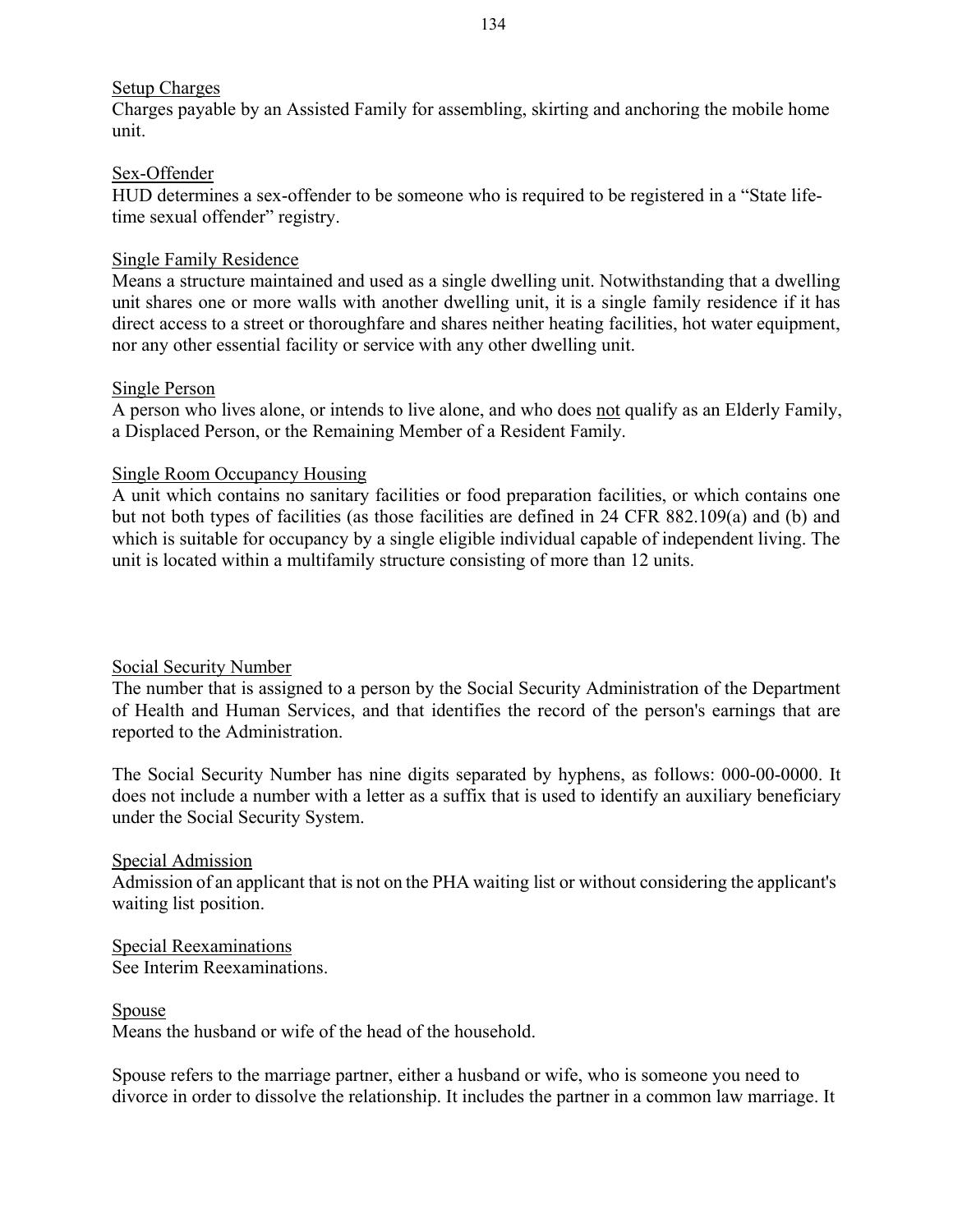Setup Charges
Charges payable by an Assisted Family for assembling, skirting and anchoring the mobile home unit.

Sex-Offender
HUD determines a sex-offender to be someone who is required to be registered in a "State life-time sexual offender" registry.

Single Family Residence
Means a structure maintained and used as a single dwelling unit. Notwithstanding that a dwelling unit shares one or more walls with another dwelling unit, it is a single family residence if it has direct access to a street or thoroughfare and shares neither heating facilities, hot water equipment, nor any other essential facility or service with any other dwelling unit.

Single Person
A person who lives alone, or intends to live alone, and who does not qualify as an Elderly Family, a Displaced Person, or the Remaining Member of a Resident Family.

Single Room Occupancy Housing
A unit which contains no sanitary facilities or food preparation facilities, or which contains one but not both types of facilities (as those facilities are defined in 24 CFR 882.109(a) and (b) and which is suitable for occupancy by a single eligible individual capable of independent living. The unit is located within a multifamily structure consisting of more than 12 units.

Social Security Number
The number that is assigned to a person by the Social Security Administration of the Department of Health and Human Services, and that identifies the record of the person's earnings that are reported to the Administration.

The Social Security Number has nine digits separated by hyphens, as follows: 000-00-0000. It does not include a number with a letter as a suffix that is used to identify an auxiliary beneficiary under the Social Security System.

Special Admission
Admission of an applicant that is not on the PHA waiting list or without considering the applicant's waiting list position.

Special Reexaminations
See Interim Reexaminations.

Spouse
Means the husband or wife of the head of the household.

Spouse refers to the marriage partner, either a husband or wife, who is someone you need to divorce in order to dissolve the relationship. It includes the partner in a common law marriage. It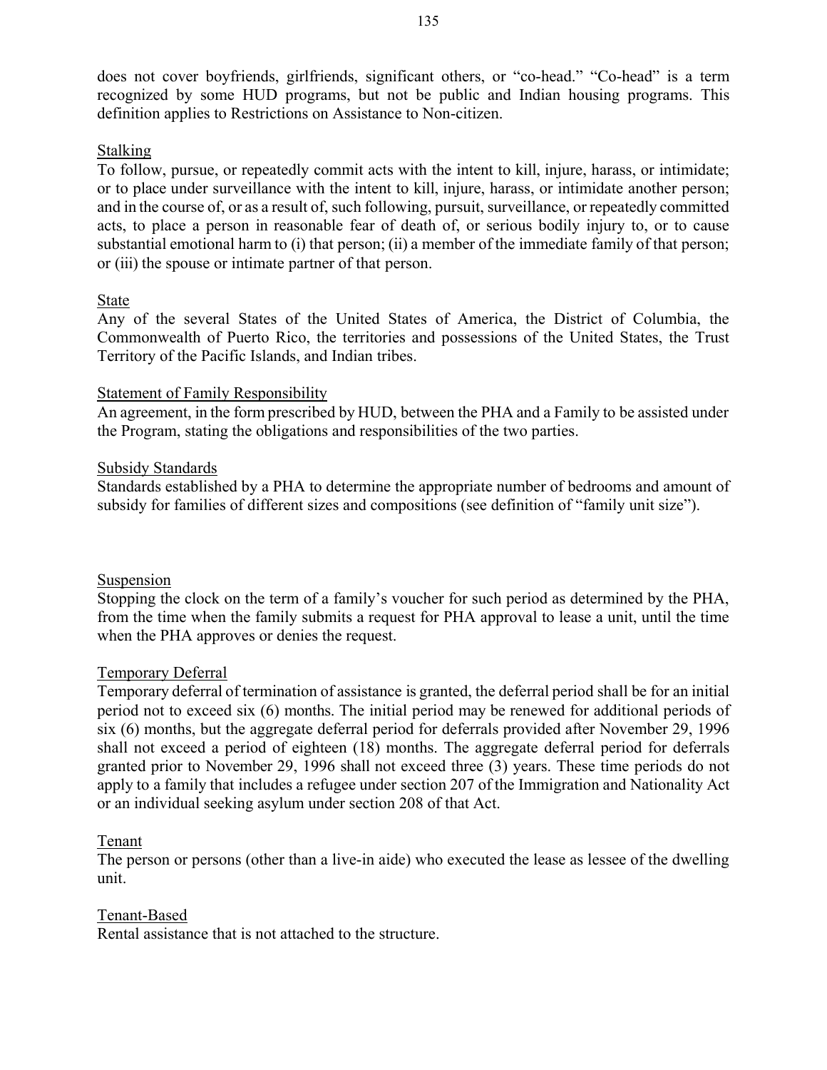does not cover boyfriends, girlfriends, significant others, or "co-head." "Co-head" is a term recognized by some HUD programs, but not be public and Indian housing programs. This definition applies to Restrictions on Assistance to Non-citizen.

<u>Stalking</u>
To follow, pursue, or repeatedly commit acts with the intent to kill, injure, harass, or intimidate; or to place under surveillance with the intent to kill, injure, harass, or intimidate another person; and in the course of, or as a result of, such following, pursuit, surveillance, or repeatedly committed acts, to place a person in reasonable fear of death of, or serious bodily injury to, or to cause substantial emotional harm to (i) that person; (ii) a member of the immediate family of that person; or (iii) the spouse or intimate partner of that person.

<u>State</u>
Any of the several States of the United States of America, the District of Columbia, the Commonwealth of Puerto Rico, the territories and possessions of the United States, the Trust Territory of the Pacific Islands, and Indian tribes.

<u>Statement of Family Responsibility</u>
An agreement, in the form prescribed by HUD, between the PHA and a Family to be assisted under the Program, stating the obligations and responsibilities of the two parties.

<u>Subsidy Standards</u>
Standards established by a PHA to determine the appropriate number of bedrooms and amount of subsidy for families of different sizes and compositions (see definition of "family unit size").

<u>Suspension</u>
Stopping the clock on the term of a family's voucher for such period as determined by the PHA, from the time when the family submits a request for PHA approval to lease a unit, until the time when the PHA approves or denies the request.

<u>Temporary Deferral</u>
Temporary deferral of termination of assistance is granted, the deferral period shall be for an initial period not to exceed six (6) months. The initial period may be renewed for additional periods of six (6) months, but the aggregate deferral period for deferrals provided after November 29, 1996 shall not exceed a period of eighteen (18) months. The aggregate deferral period for deferrals granted prior to November 29, 1996 shall not exceed three (3) years. These time periods do not apply to a family that includes a refugee under section 207 of the Immigration and Nationality Act or an individual seeking asylum under section 208 of that Act.

<u>Tenant</u>
The person or persons (other than a live-in aide) who executed the lease as lessee of the dwelling unit.

<u>Tenant-Based</u>
Rental assistance that is not attached to the structure.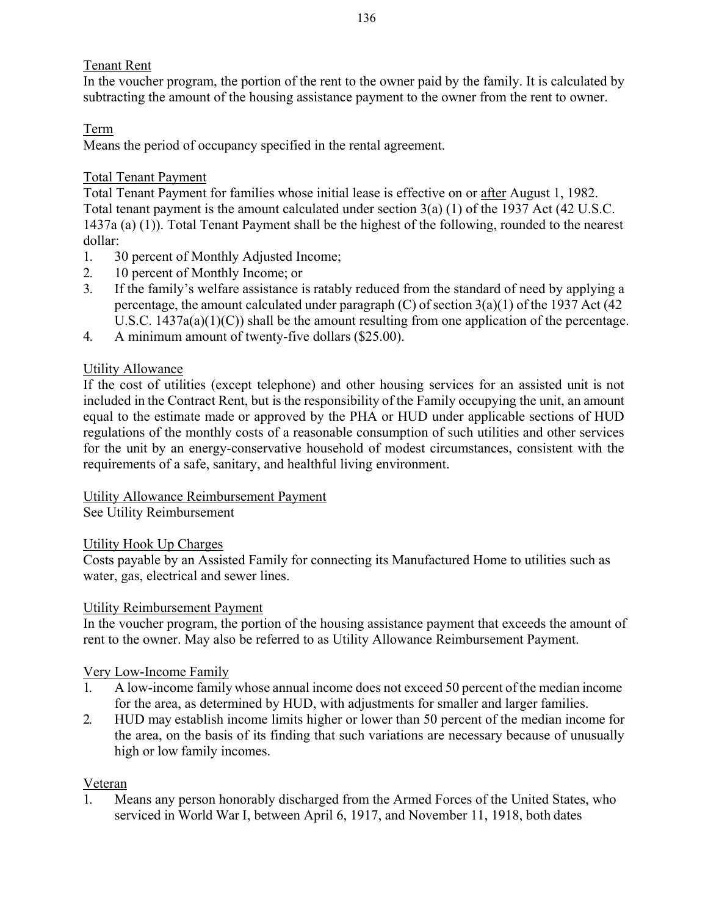Tenant Rent

In the voucher program, the portion of the rent to the owner paid by the family. It is calculated by subtracting the amount of the housing assistance payment to the owner from the rent to owner.

Term

Means the period of occupancy specified in the rental agreement.

Total Tenant Payment

Total Tenant Payment for families whose initial lease is effective on or after August 1, 1982. Total tenant payment is the amount calculated under section 3(a) (1) of the 1937 Act (42 U.S.C. 1437a (a) (1)). Total Tenant Payment shall be the highest of the following, rounded to the nearest dollar:

1. 30 percent of Monthly Adjusted Income;
2. 10 percent of Monthly Income; or
3. If the family's welfare assistance is ratably reduced from the standard of need by applying a percentage, the amount calculated under paragraph (C) of section 3(a)(1) of the 1937 Act (42 U.S.C. 1437a(a)(1)(C)) shall be the amount resulting from one application of the percentage.
4. A minimum amount of twenty-five dollars ($25.00).

Utility Allowance

If the cost of utilities (except telephone) and other housing services for an assisted unit is not included in the Contract Rent, but is the responsibility of the Family occupying the unit, an amount equal to the estimate made or approved by the PHA or HUD under applicable sections of HUD regulations of the monthly costs of a reasonable consumption of such utilities and other services for the unit by an energy-conservative household of modest circumstances, consistent with the requirements of a safe, sanitary, and healthful living environment.

Utility Allowance Reimbursement Payment

See Utility Reimbursement

Utility Hook Up Charges

Costs payable by an Assisted Family for connecting its Manufactured Home to utilities such as water, gas, electrical and sewer lines.

Utility Reimbursement Payment

In the voucher program, the portion of the housing assistance payment that exceeds the amount of rent to the owner. May also be referred to as Utility Allowance Reimbursement Payment.

Very Low-Income Family

1. A low-income family whose annual income does not exceed 50 percent of the median income for the area, as determined by HUD, with adjustments for smaller and larger families.
2. HUD may establish income limits higher or lower than 50 percent of the median income for the area, on the basis of its finding that such variations are necessary because of unusually high or low family incomes.

Veteran

1. Means any person honorably discharged from the Armed Forces of the United States, who serviced in World War I, between April 6, 1917, and November 11, 1918, both dates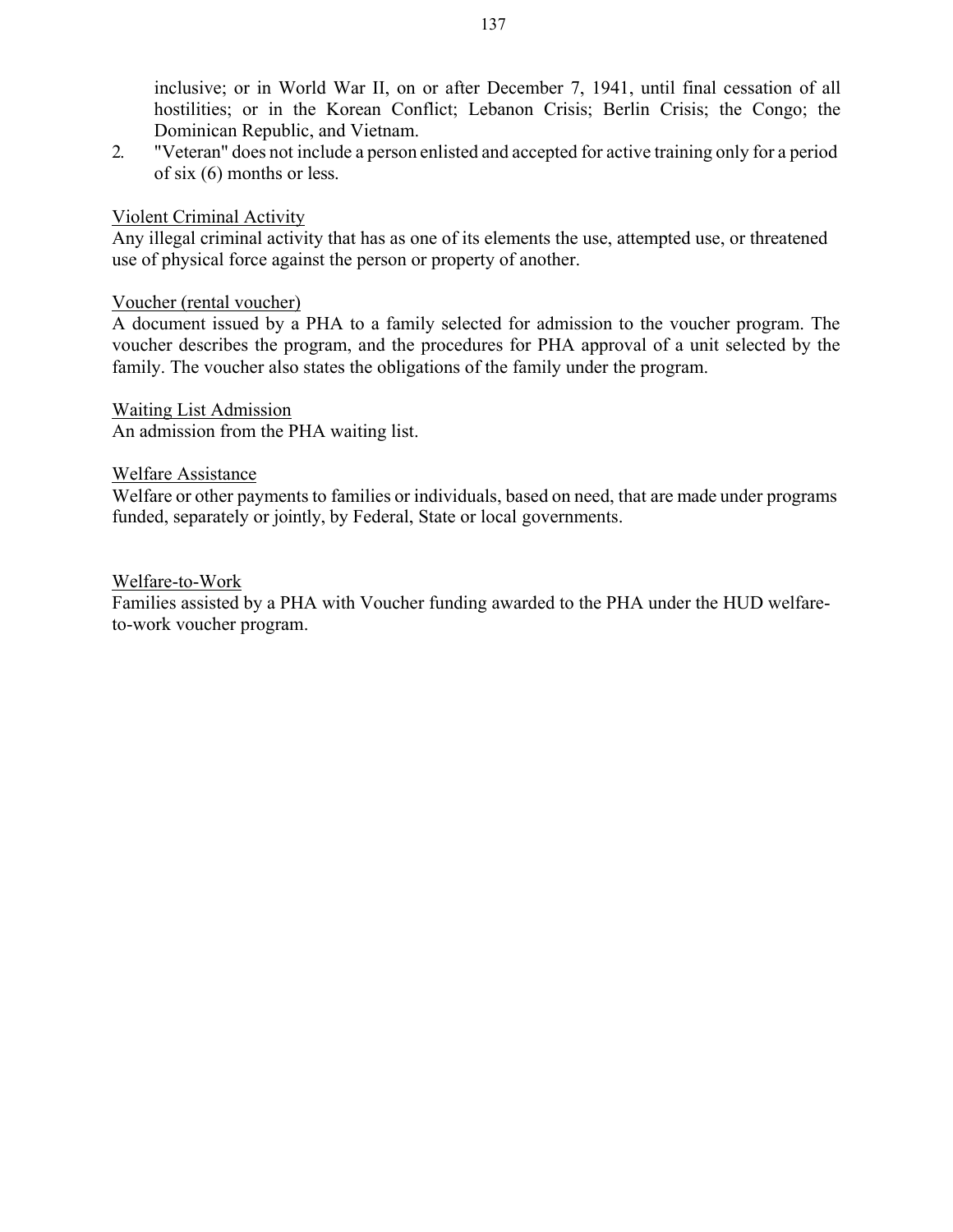inclusive; or in World War II, on or after December 7, 1941, until final cessation of all hostilities; or in the Korean Conflict; Lebanon Crisis; Berlin Crisis; the Congo; the Dominican Republic, and Vietnam.

2. "Veteran" does not include a person enlisted and accepted for active training only for a period of six (6) months or less.

Violent Criminal Activity

Any illegal criminal activity that has as one of its elements the use, attempted use, or threatened use of physical force against the person or property of another.

Voucher (rental voucher)

A document issued by a PHA to a family selected for admission to the voucher program. The voucher describes the program, and the procedures for PHA approval of a unit selected by the family. The voucher also states the obligations of the family under the program.

Waiting List Admission

An admission from the PHA waiting list.

Welfare Assistance

Welfare or other payments to families or individuals, based on need, that are made under programs funded, separately or jointly, by Federal, State or local governments.

Welfare-to-Work

Families assisted by a PHA with Voucher funding awarded to the PHA under the HUD welfare-to-work voucher program.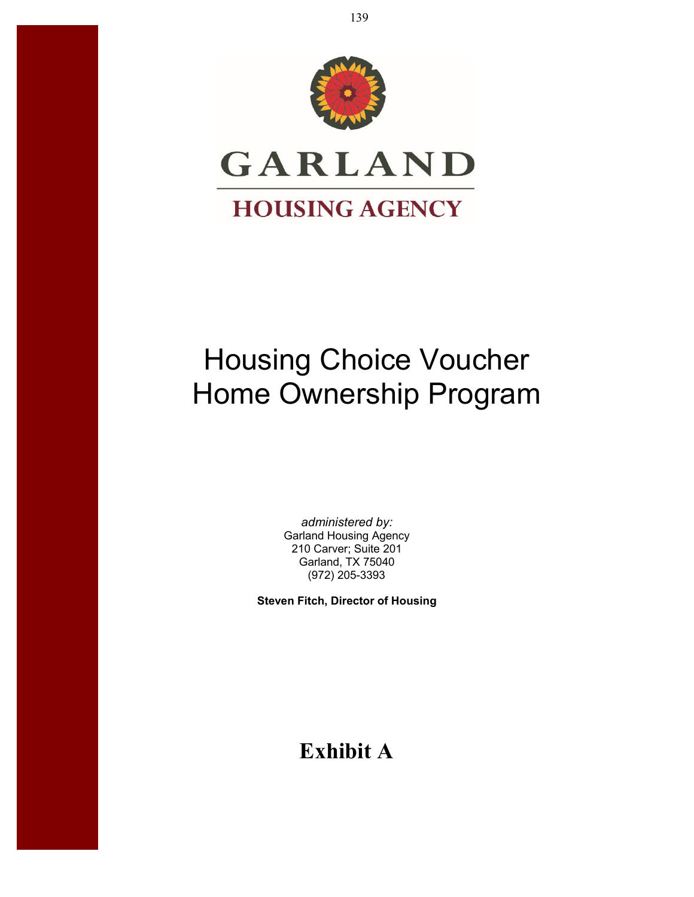# GARLAND

## HOUSING AGENCY

# Housing Choice Voucher Home Ownership Program

*administered by:*
Garland Housing Agency
210 Carver; Suite 201
Garland, TX 75040
(972) 205-3393

**Steven Fitch, Director of Housing**

## Exhibit A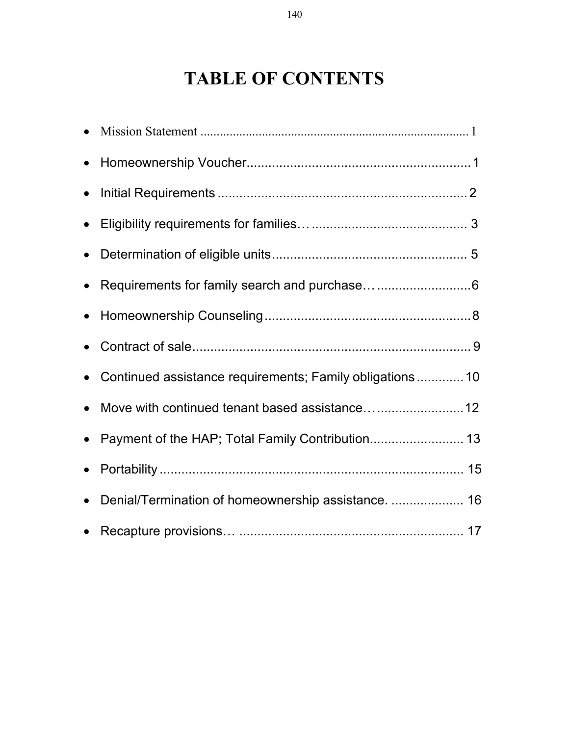# TABLE OF CONTENTS

- Mission Statement ................................................................................. 1
- Homeownership Voucher............................................................. 1
- Initial Requirements .................................................................... 2
- Eligibility requirements for families… .......................................... 3
- Determination of eligible units...................................................... 5
- Requirements for family search and purchase… ..........................6
- Homeownership Counseling .........................................................8
- Contract of sale............................................................................. 9
- Continued assistance requirements; Family obligations ............. 10
- Move with continued tenant based assistance… ........................12
- Payment of the HAP; Total Family Contribution.......................... 13
- Portability ..................................................................................... 15
- Denial/Termination of homeownership assistance. .................... 16
- Recapture provisions… ............................................................... 17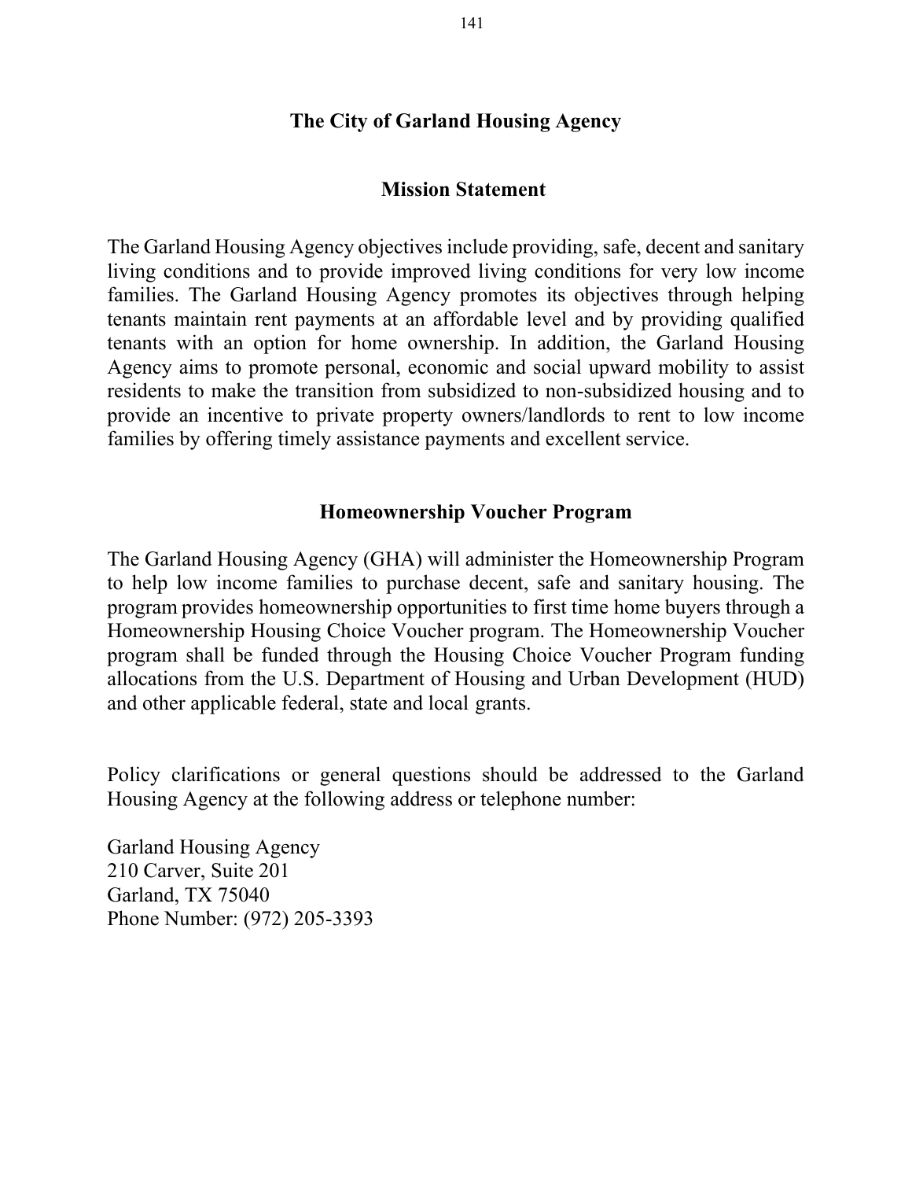## The City of Garland Housing Agency

### Mission Statement

The Garland Housing Agency objectives include providing, safe, decent and sanitary living conditions and to provide improved living conditions for very low income families. The Garland Housing Agency promotes its objectives through helping tenants maintain rent payments at an affordable level and by providing qualified tenants with an option for home ownership. In addition, the Garland Housing Agency aims to promote personal, economic and social upward mobility to assist residents to make the transition from subsidized to non-subsidized housing and to provide an incentive to private property owners/landlords to rent to low income families by offering timely assistance payments and excellent service.

### Homeownership Voucher Program

The Garland Housing Agency (GHA) will administer the Homeownership Program to help low income families to purchase decent, safe and sanitary housing. The program provides homeownership opportunities to first time home buyers through a Homeownership Housing Choice Voucher program. The Homeownership Voucher program shall be funded through the Housing Choice Voucher Program funding allocations from the U.S. Department of Housing and Urban Development (HUD) and other applicable federal, state and local grants.

Policy clarifications or general questions should be addressed to the Garland Housing Agency at the following address or telephone number:

Garland Housing Agency
210 Carver, Suite 201
Garland, TX 75040
Phone Number: (972) 205-3393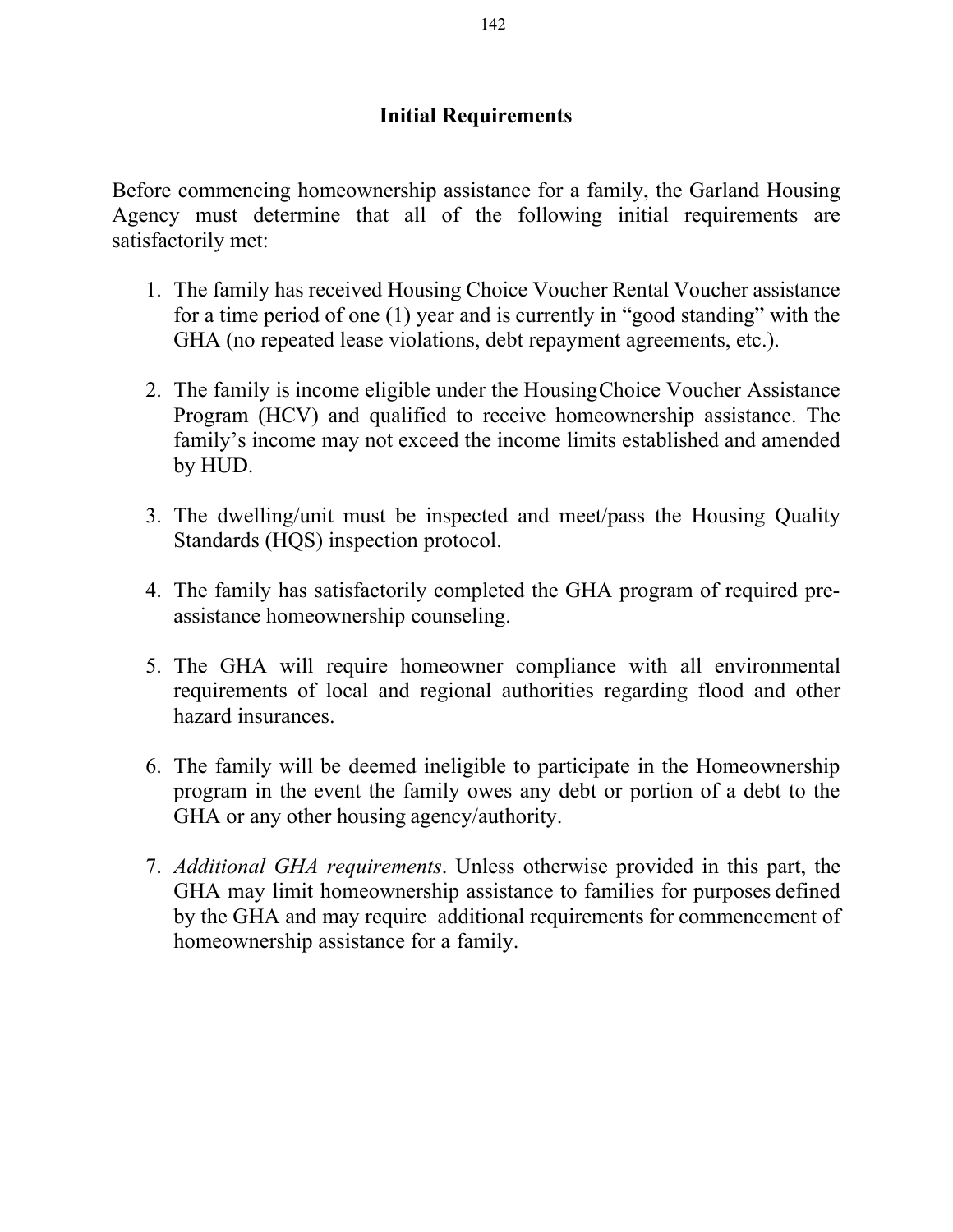## Initial Requirements

Before commencing homeownership assistance for a family, the Garland Housing Agency must determine that all of the following initial requirements are satisfactorily met:

1. The family has received Housing Choice Voucher Rental Voucher assistance for a time period of one (1) year and is currently in "good standing" with the GHA (no repeated lease violations, debt repayment agreements, etc.).

2. The family is income eligible under the HousingChoice Voucher Assistance Program (HCV) and qualified to receive homeownership assistance. The family's income may not exceed the income limits established and amended by HUD.

3. The dwelling/unit must be inspected and meet/pass the Housing Quality Standards (HQS) inspection protocol.

4. The family has satisfactorily completed the GHA program of required pre-assistance homeownership counseling.

5. The GHA will require homeowner compliance with all environmental requirements of local and regional authorities regarding flood and other hazard insurances.

6. The family will be deemed ineligible to participate in the Homeownership program in the event the family owes any debt or portion of a debt to the GHA or any other housing agency/authority.

7. *Additional GHA requirements*. Unless otherwise provided in this part, the GHA may limit homeownership assistance to families for purposes defined by the GHA and may require additional requirements for commencement of homeownership assistance for a family.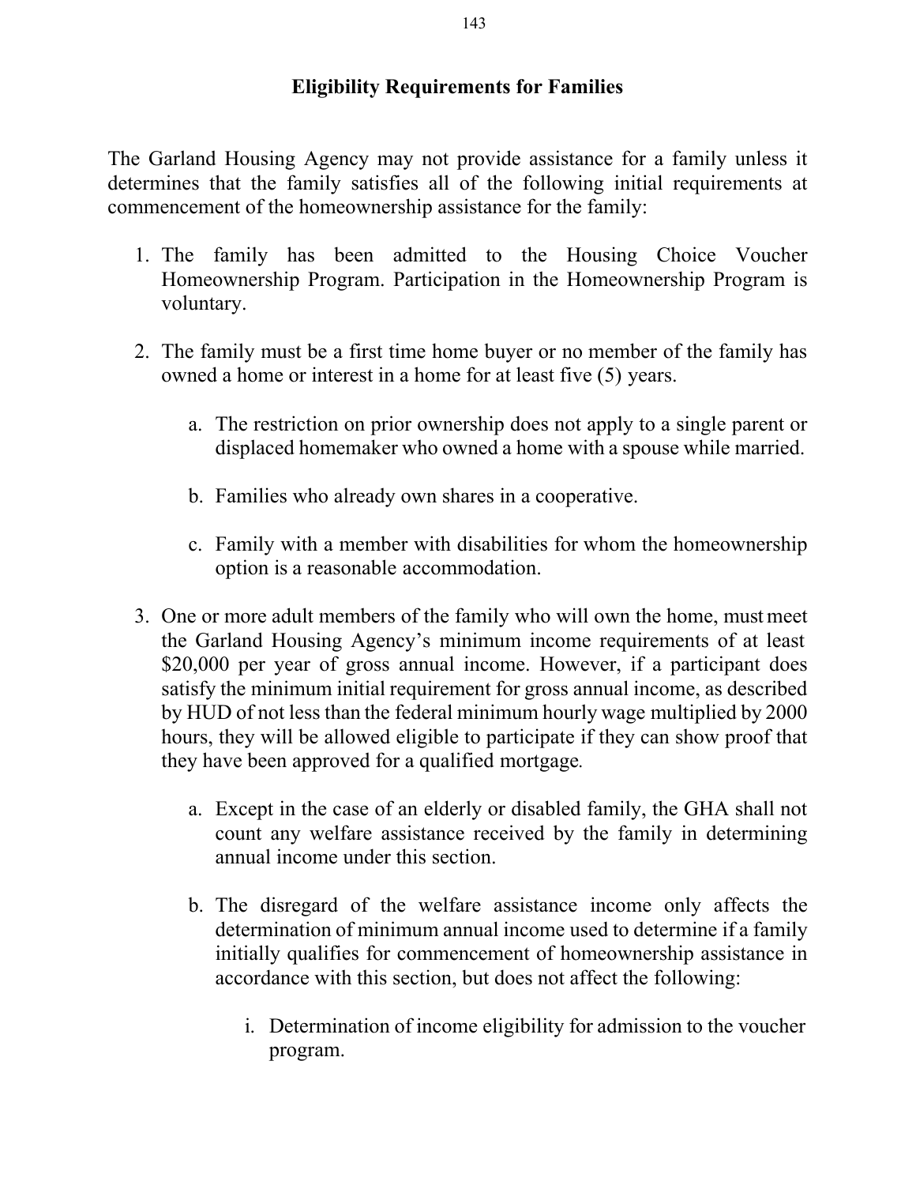## Eligibility Requirements for Families

The Garland Housing Agency may not provide assistance for a family unless it determines that the family satisfies all of the following initial requirements at commencement of the homeownership assistance for the family:

1. The family has been admitted to the Housing Choice Voucher Homeownership Program. Participation in the Homeownership Program is voluntary.

2. The family must be a first time home buyer or no member of the family has owned a home or interest in a home for at least five (5) years.

   a. The restriction on prior ownership does not apply to a single parent or displaced homemaker who owned a home with a spouse while married.

   b. Families who already own shares in a cooperative.

   c. Family with a member with disabilities for whom the homeownership option is a reasonable accommodation.

3. One or more adult members of the family who will own the home, must meet the Garland Housing Agency's minimum income requirements of at least $20,000 per year of gross annual income. However, if a participant does satisfy the minimum initial requirement for gross annual income, as described by HUD of not less than the federal minimum hourly wage multiplied by 2000 hours, they will be allowed eligible to participate if they can show proof that they have been approved for a qualified mortgage.

   a. Except in the case of an elderly or disabled family, the GHA shall not count any welfare assistance received by the family in determining annual income under this section.

   b. The disregard of the welfare assistance income only affects the determination of minimum annual income used to determine if a family initially qualifies for commencement of homeownership assistance in accordance with this section, but does not affect the following:

      i. Determination of income eligibility for admission to the voucher program.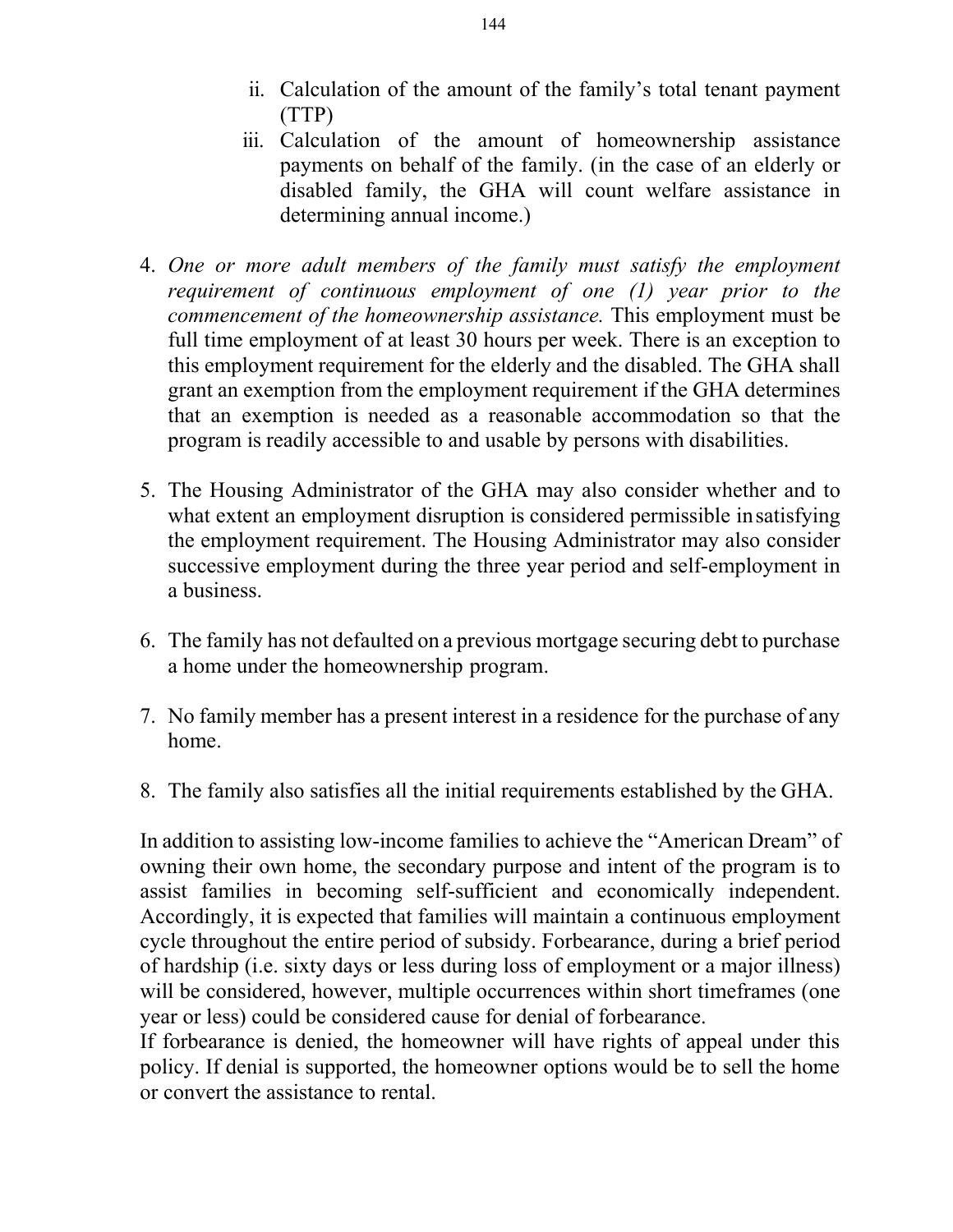ii. Calculation of the amount of the family's total tenant payment (TTP)
   iii. Calculation of the amount of homeownership assistance payments on behalf of the family. (in the case of an elderly or disabled family, the GHA will count welfare assistance in determining annual income.)

4. *One or more adult members of the family must satisfy the employment requirement of continuous employment of one (1) year prior to the commencement of the homeownership assistance.* This employment must be full time employment of at least 30 hours per week. There is an exception to this employment requirement for the elderly and the disabled. The GHA shall grant an exemption from the employment requirement if the GHA determines that an exemption is needed as a reasonable accommodation so that the program is readily accessible to and usable by persons with disabilities.

5. The Housing Administrator of the GHA may also consider whether and to what extent an employment disruption is considered permissible in satisfying the employment requirement. The Housing Administrator may also consider successive employment during the three year period and self-employment in a business.

6. The family has not defaulted on a previous mortgage securing debt to purchase a home under the homeownership program.

7. No family member has a present interest in a residence for the purchase of any home.

8. The family also satisfies all the initial requirements established by the GHA.

In addition to assisting low-income families to achieve the "American Dream" of owning their own home, the secondary purpose and intent of the program is to assist families in becoming self-sufficient and economically independent. Accordingly, it is expected that families will maintain a continuous employment cycle throughout the entire period of subsidy. Forbearance, during a brief period of hardship (i.e. sixty days or less during loss of employment or a major illness) will be considered, however, multiple occurrences within short timeframes (one year or less) could be considered cause for denial of forbearance.

If forbearance is denied, the homeowner will have rights of appeal under this policy. If denial is supported, the homeowner options would be to sell the home or convert the assistance to rental.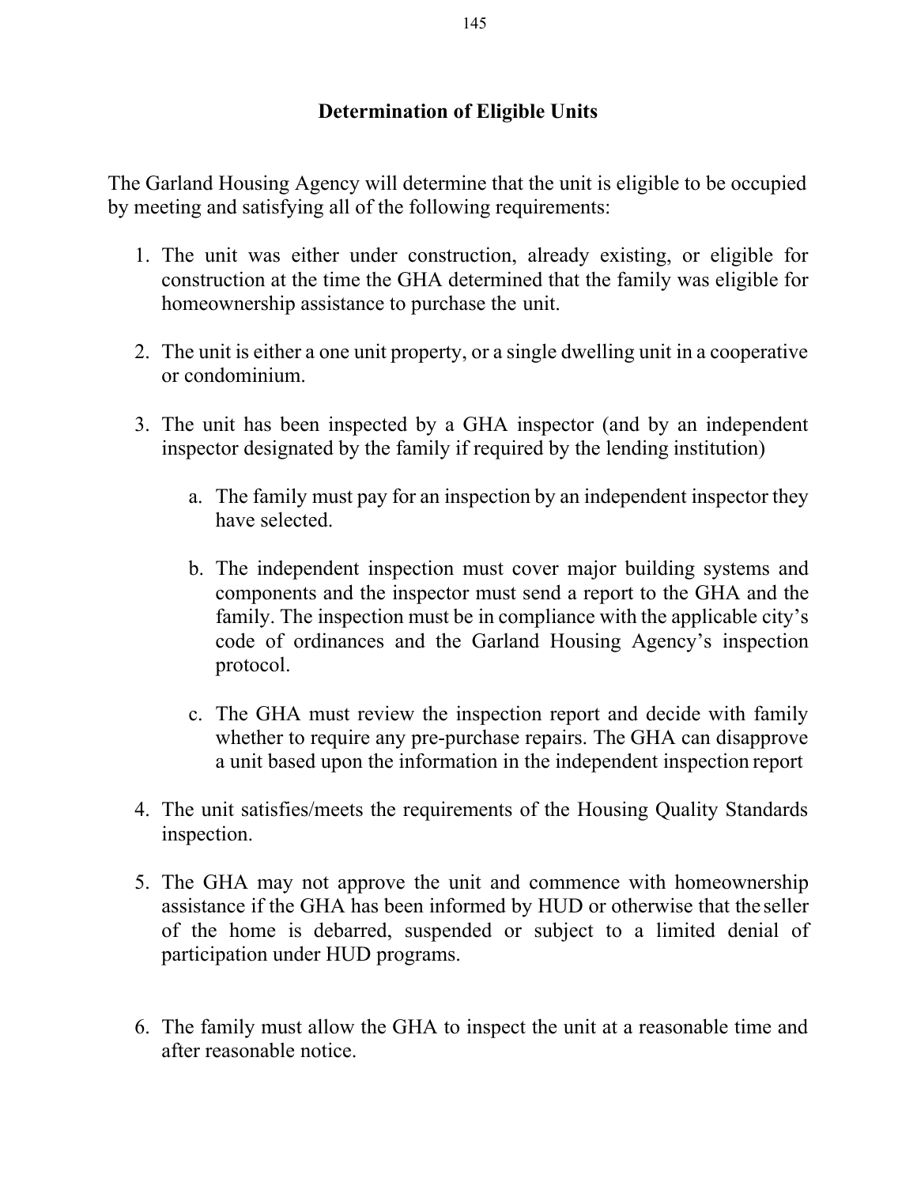## Determination of Eligible Units

The Garland Housing Agency will determine that the unit is eligible to be occupied by meeting and satisfying all of the following requirements:

1. The unit was either under construction, already existing, or eligible for construction at the time the GHA determined that the family was eligible for homeownership assistance to purchase the unit.

2. The unit is either a one unit property, or a single dwelling unit in a cooperative or condominium.

3. The unit has been inspected by a GHA inspector (and by an independent inspector designated by the family if required by the lending institution)

    a. The family must pay for an inspection by an independent inspector they have selected.

    b. The independent inspection must cover major building systems and components and the inspector must send a report to the GHA and the family. The inspection must be in compliance with the applicable city's code of ordinances and the Garland Housing Agency's inspection protocol.

    c. The GHA must review the inspection report and decide with family whether to require any pre-purchase repairs. The GHA can disapprove a unit based upon the information in the independent inspection report

4. The unit satisfies/meets the requirements of the Housing Quality Standards inspection.

5. The GHA may not approve the unit and commence with homeownership assistance if the GHA has been informed by HUD or otherwise that the seller of the home is debarred, suspended or subject to a limited denial of participation under HUD programs.

6. The family must allow the GHA to inspect the unit at a reasonable time and after reasonable notice.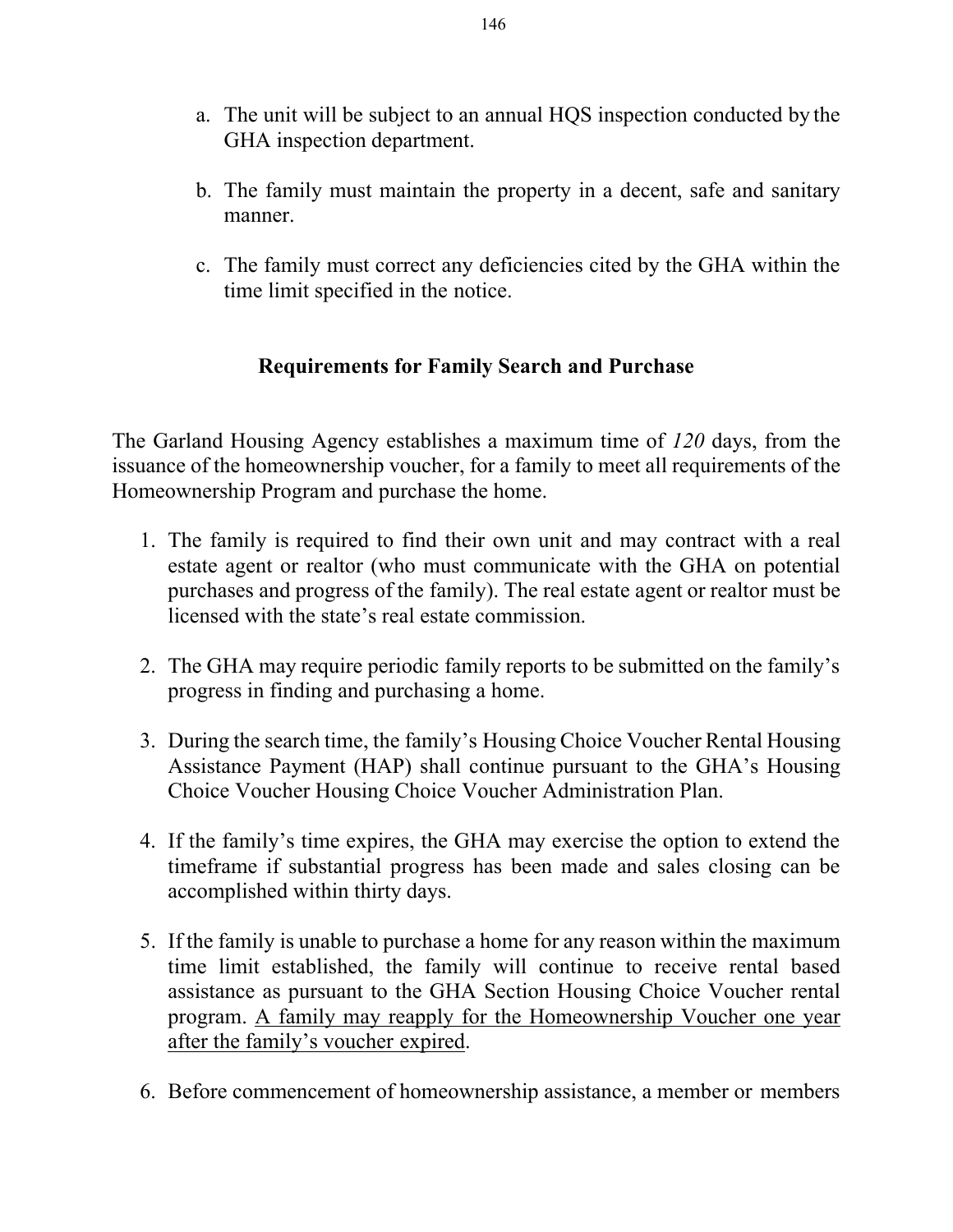a. The unit will be subject to an annual HQS inspection conducted by the GHA inspection department.

b. The family must maintain the property in a decent, safe and sanitary manner.

c. The family must correct any deficiencies cited by the GHA within the time limit specified in the notice.

## Requirements for Family Search and Purchase

The Garland Housing Agency establishes a maximum time of *120* days, from the issuance of the homeownership voucher, for a family to meet all requirements of the Homeownership Program and purchase the home.

1. The family is required to find their own unit and may contract with a real estate agent or realtor (who must communicate with the GHA on potential purchases and progress of the family). The real estate agent or realtor must be licensed with the state's real estate commission.

2. The GHA may require periodic family reports to be submitted on the family's progress in finding and purchasing a home.

3. During the search time, the family's Housing Choice Voucher Rental Housing Assistance Payment (HAP) shall continue pursuant to the GHA's Housing Choice Voucher Housing Choice Voucher Administration Plan.

4. If the family's time expires, the GHA may exercise the option to extend the timeframe if substantial progress has been made and sales closing can be accomplished within thirty days.

5. If the family is unable to purchase a home for any reason within the maximum time limit established, the family will continue to receive rental based assistance as pursuant to the GHA Section Housing Choice Voucher rental program. <u>A family may reapply for the Homeownership Voucher one year after the family's voucher expired</u>.

6. Before commencement of homeownership assistance, a member or members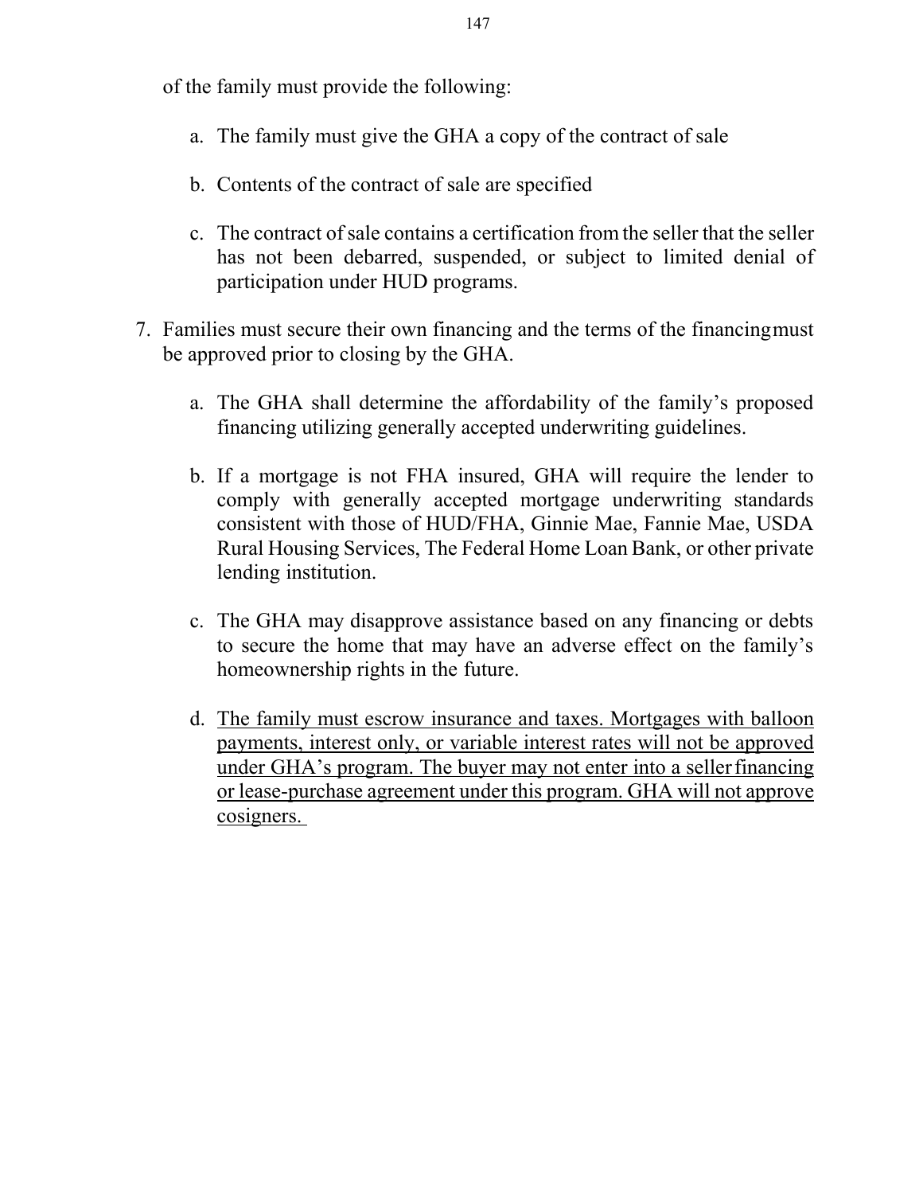of the family must provide the following:

a. The family must give the GHA a copy of the contract of sale

b. Contents of the contract of sale are specified

c. The contract of sale contains a certification from the seller that the seller has not been debarred, suspended, or subject to limited denial of participation under HUD programs.

7. Families must secure their own financing and the terms of the financing must be approved prior to closing by the GHA.

   a. The GHA shall determine the affordability of the family's proposed financing utilizing generally accepted underwriting guidelines.

   b. If a mortgage is not FHA insured, GHA will require the lender to comply with generally accepted mortgage underwriting standards consistent with those of HUD/FHA, Ginnie Mae, Fannie Mae, USDA Rural Housing Services, The Federal Home Loan Bank, or other private lending institution.

   c. The GHA may disapprove assistance based on any financing or debts to secure the home that may have an adverse effect on the family's homeownership rights in the future.

   d. <u>The family must escrow insurance and taxes. Mortgages with balloon payments, interest only, or variable interest rates will not be approved under GHA's program. The buyer may not enter into a seller financing or lease-purchase agreement under this program. GHA will not approve cosigners.</u>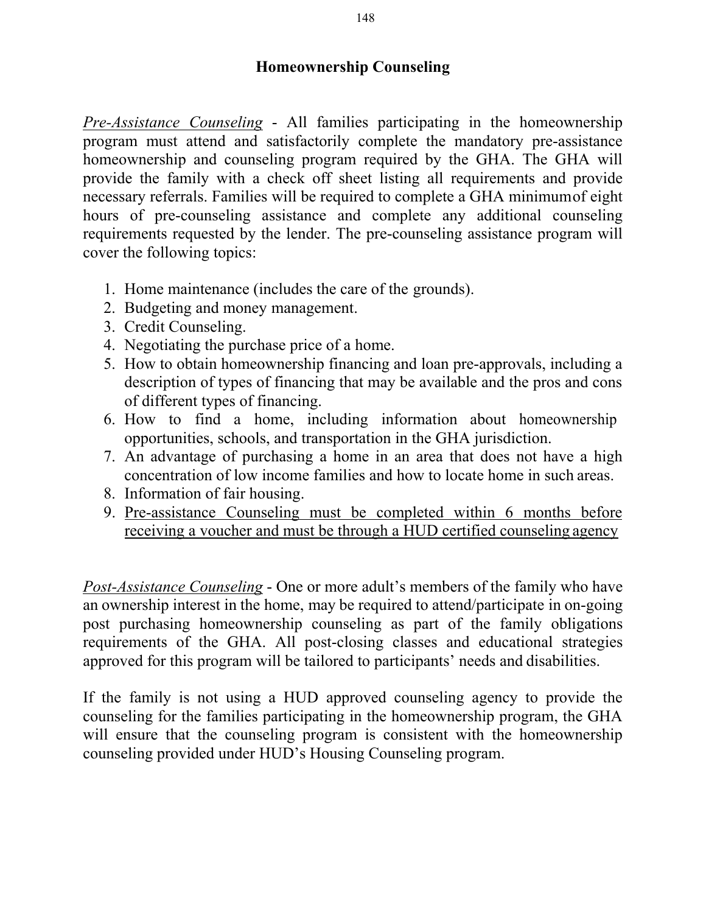## Homeownership Counseling

*Pre-Assistance Counseling* - All families participating in the homeownership program must attend and satisfactorily complete the mandatory pre-assistance homeownership and counseling program required by the GHA. The GHA will provide the family with a check off sheet listing all requirements and provide necessary referrals. Families will be required to complete a GHA minimum of eight hours of pre-counseling assistance and complete any additional counseling requirements requested by the lender. The pre-counseling assistance program will cover the following topics:

1. Home maintenance (includes the care of the grounds).
2. Budgeting and money management.
3. Credit Counseling.
4. Negotiating the purchase price of a home.
5. How to obtain homeownership financing and loan pre-approvals, including a description of types of financing that may be available and the pros and cons of different types of financing.
6. How to find a home, including information about homeownership opportunities, schools, and transportation in the GHA jurisdiction.
7. An advantage of purchasing a home in an area that does not have a high concentration of low income families and how to locate home in such areas.
8. Information of fair housing.
9. <u>Pre-assistance Counseling must be completed within 6 months before receiving a voucher and must be through a HUD certified counseling agency</u>

*Post-Assistance Counseling* - One or more adult's members of the family who have an ownership interest in the home, may be required to attend/participate in on-going post purchasing homeownership counseling as part of the family obligations requirements of the GHA. All post-closing classes and educational strategies approved for this program will be tailored to participants' needs and disabilities.

If the family is not using a HUD approved counseling agency to provide the counseling for the families participating in the homeownership program, the GHA will ensure that the counseling program is consistent with the homeownership counseling provided under HUD's Housing Counseling program.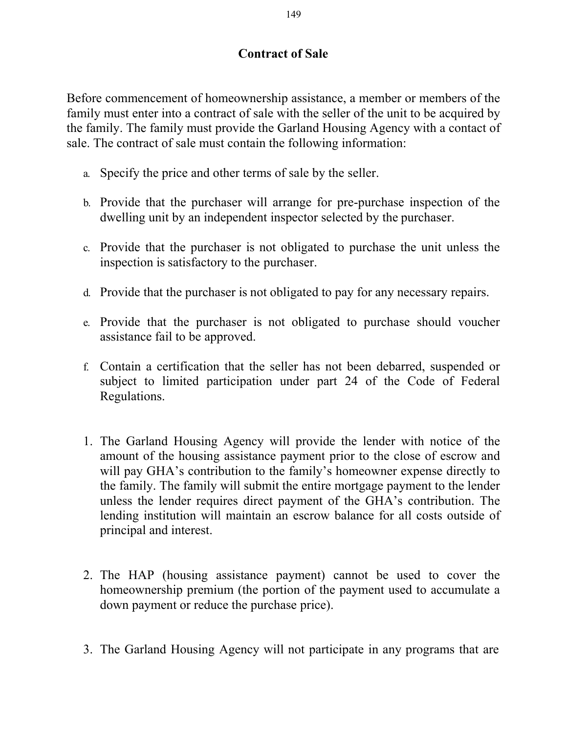## Contract of Sale

Before commencement of homeownership assistance, a member or members of the family must enter into a contract of sale with the seller of the unit to be acquired by the family. The family must provide the Garland Housing Agency with a contact of sale. The contract of sale must contain the following information:

a. Specify the price and other terms of sale by the seller.

b. Provide that the purchaser will arrange for pre-purchase inspection of the dwelling unit by an independent inspector selected by the purchaser.

c. Provide that the purchaser is not obligated to purchase the unit unless the inspection is satisfactory to the purchaser.

d. Provide that the purchaser is not obligated to pay for any necessary repairs.

e. Provide that the purchaser is not obligated to purchase should voucher assistance fail to be approved.

f. Contain a certification that the seller has not been debarred, suspended or subject to limited participation under part 24 of the Code of Federal Regulations.

1. The Garland Housing Agency will provide the lender with notice of the amount of the housing assistance payment prior to the close of escrow and will pay GHA's contribution to the family's homeowner expense directly to the family. The family will submit the entire mortgage payment to the lender unless the lender requires direct payment of the GHA's contribution. The lending institution will maintain an escrow balance for all costs outside of principal and interest.

2. The HAP (housing assistance payment) cannot be used to cover the homeownership premium (the portion of the payment used to accumulate a down payment or reduce the purchase price).

3. The Garland Housing Agency will not participate in any programs that are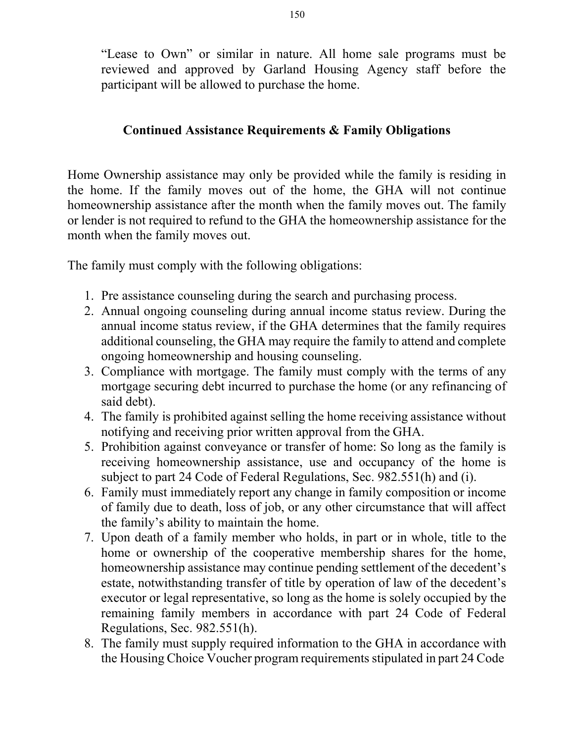"Lease to Own" or similar in nature. All home sale programs must be reviewed and approved by Garland Housing Agency staff before the participant will be allowed to purchase the home.

## Continued Assistance Requirements & Family Obligations

Home Ownership assistance may only be provided while the family is residing in the home. If the family moves out of the home, the GHA will not continue homeownership assistance after the month when the family moves out. The family or lender is not required to refund to the GHA the homeownership assistance for the month when the family moves out.

The family must comply with the following obligations:

1. Pre assistance counseling during the search and purchasing process.
2. Annual ongoing counseling during annual income status review. During the annual income status review, if the GHA determines that the family requires additional counseling, the GHA may require the family to attend and complete ongoing homeownership and housing counseling.
3. Compliance with mortgage. The family must comply with the terms of any mortgage securing debt incurred to purchase the home (or any refinancing of said debt).
4. The family is prohibited against selling the home receiving assistance without notifying and receiving prior written approval from the GHA.
5. Prohibition against conveyance or transfer of home: So long as the family is receiving homeownership assistance, use and occupancy of the home is subject to part 24 Code of Federal Regulations, Sec. 982.551(h) and (i).
6. Family must immediately report any change in family composition or income of family due to death, loss of job, or any other circumstance that will affect the family's ability to maintain the home.
7. Upon death of a family member who holds, in part or in whole, title to the home or ownership of the cooperative membership shares for the home, homeownership assistance may continue pending settlement of the decedent's estate, notwithstanding transfer of title by operation of law of the decedent's executor or legal representative, so long as the home is solely occupied by the remaining family members in accordance with part 24 Code of Federal Regulations, Sec. 982.551(h).
8. The family must supply required information to the GHA in accordance with the Housing Choice Voucher program requirements stipulated in part 24 Code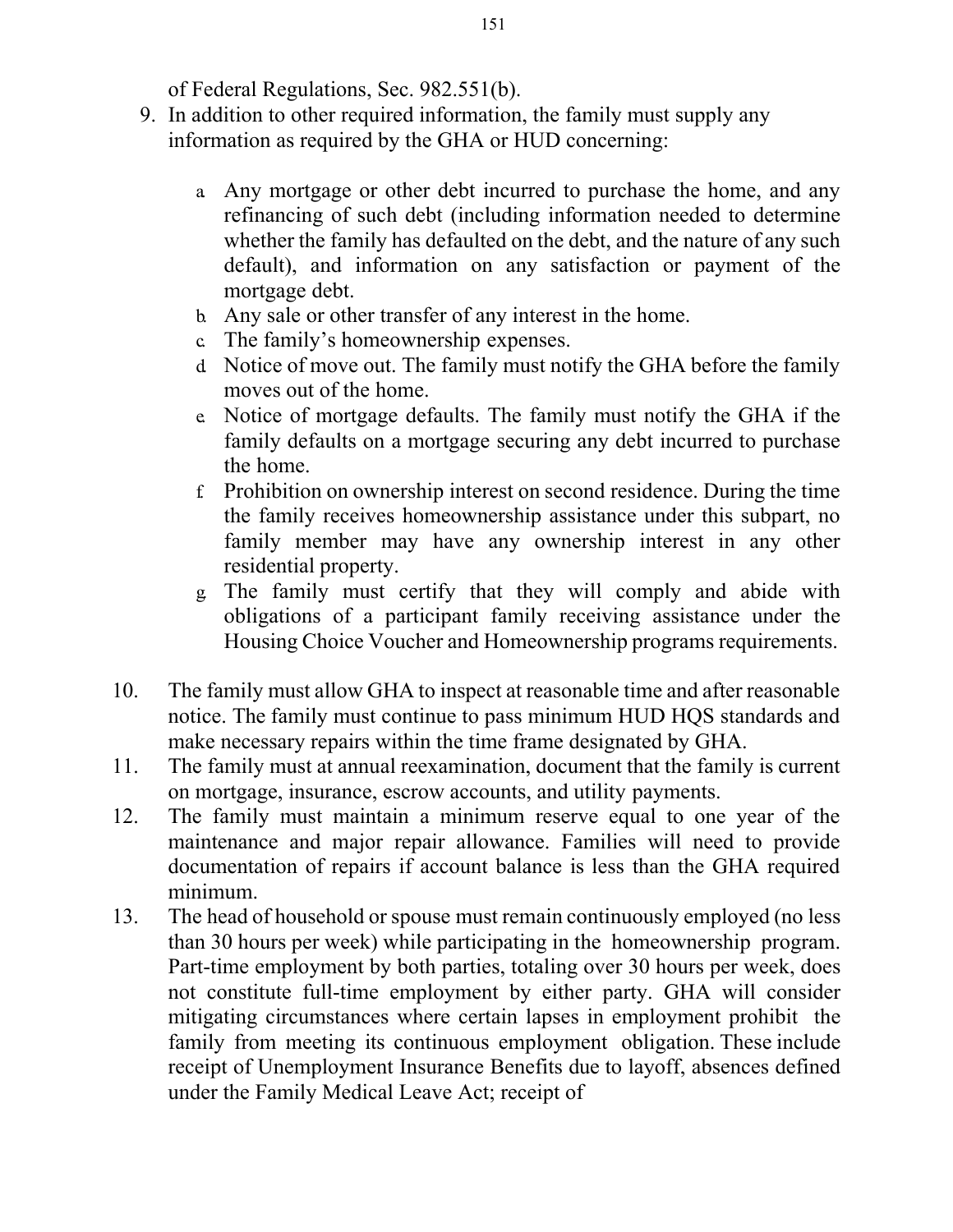of Federal Regulations, Sec. 982.551(b).

9. In addition to other required information, the family must supply any information as required by the GHA or HUD concerning:

   a. Any mortgage or other debt incurred to purchase the home, and any refinancing of such debt (including information needed to determine whether the family has defaulted on the debt, and the nature of any such default), and information on any satisfaction or payment of the mortgage debt.
   b. Any sale or other transfer of any interest in the home.
   c. The family's homeownership expenses.
   d. Notice of move out. The family must notify the GHA before the family moves out of the home.
   e. Notice of mortgage defaults. The family must notify the GHA if the family defaults on a mortgage securing any debt incurred to purchase the home.
   f. Prohibition on ownership interest on second residence. During the time the family receives homeownership assistance under this subpart, no family member may have any ownership interest in any other residential property.
   g. The family must certify that they will comply and abide with obligations of a participant family receiving assistance under the Housing Choice Voucher and Homeownership programs requirements.

10. The family must allow GHA to inspect at reasonable time and after reasonable notice. The family must continue to pass minimum HUD HQS standards and make necessary repairs within the time frame designated by GHA.
11. The family must at annual reexamination, document that the family is current on mortgage, insurance, escrow accounts, and utility payments.
12. The family must maintain a minimum reserve equal to one year of the maintenance and major repair allowance. Families will need to provide documentation of repairs if account balance is less than the GHA required minimum.
13. The head of household or spouse must remain continuously employed (no less than 30 hours per week) while participating in the homeownership program. Part-time employment by both parties, totaling over 30 hours per week, does not constitute full-time employment by either party. GHA will consider mitigating circumstances where certain lapses in employment prohibit the family from meeting its continuous employment obligation. These include receipt of Unemployment Insurance Benefits due to layoff, absences defined under the Family Medical Leave Act; receipt of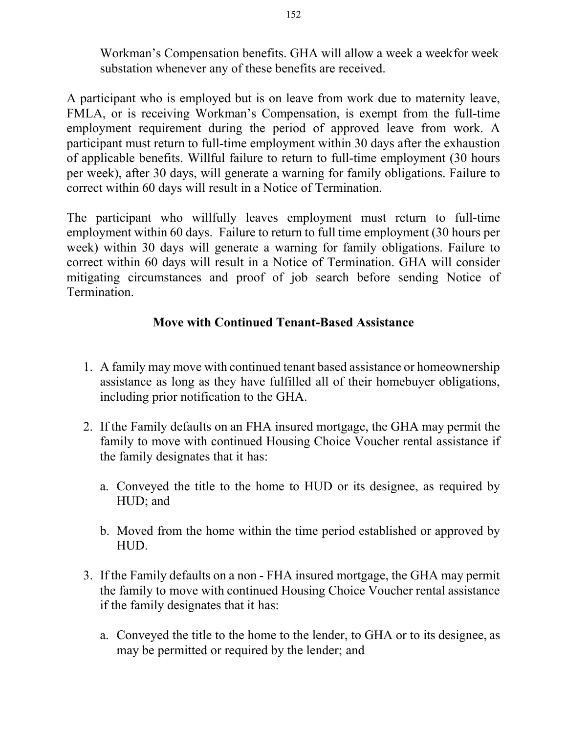Workman's Compensation benefits. GHA will allow a week a week for week substation whenever any of these benefits are received.

A participant who is employed but is on leave from work due to maternity leave, FMLA, or is receiving Workman's Compensation, is exempt from the full-time employment requirement during the period of approved leave from work. A participant must return to full-time employment within 30 days after the exhaustion of applicable benefits. Willful failure to return to full-time employment (30 hours per week), after 30 days, will generate a warning for family obligations. Failure to correct within 60 days will result in a Notice of Termination.

The participant who willfully leaves employment must return to full-time employment within 60 days. Failure to return to full time employment (30 hours per week) within 30 days will generate a warning for family obligations. Failure to correct within 60 days will result in a Notice of Termination. GHA will consider mitigating circumstances and proof of job search before sending Notice of Termination.

### Move with Continued Tenant-Based Assistance

1. A family may move with continued tenant based assistance or homeownership assistance as long as they have fulfilled all of their homebuyer obligations, including prior notification to the GHA.

2. If the Family defaults on an FHA insured mortgage, the GHA may permit the family to move with continued Housing Choice Voucher rental assistance if the family designates that it has:

   a. Conveyed the title to the home to HUD or its designee, as required by HUD; and

   b. Moved from the home within the time period established or approved by HUD.

3. If the Family defaults on a non - FHA insured mortgage, the GHA may permit the family to move with continued Housing Choice Voucher rental assistance if the family designates that it has:

   a. Conveyed the title to the home to the lender, to GHA or to its designee, as may be permitted or required by the lender; and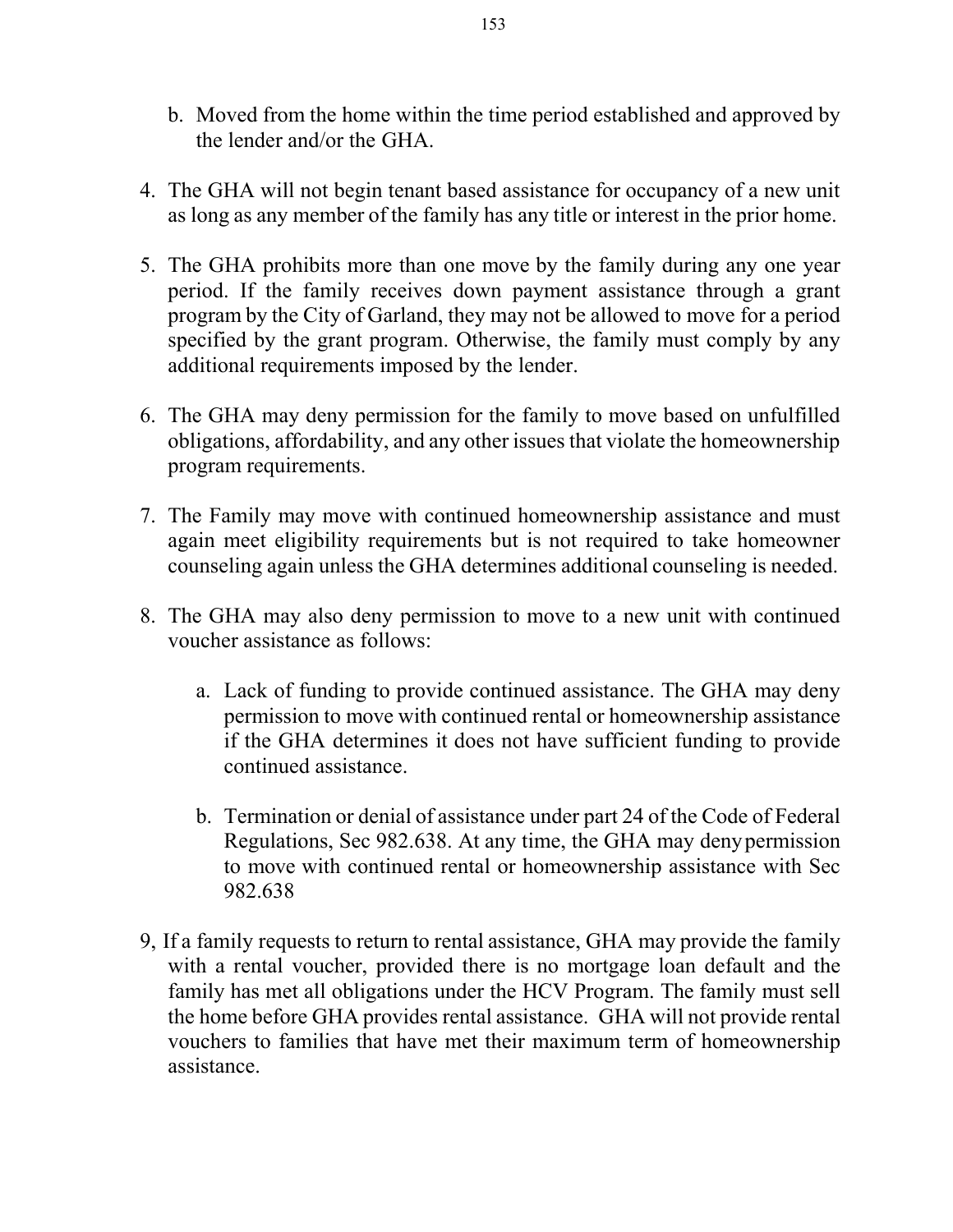b. Moved from the home within the time period established and approved by the lender and/or the GHA.

4. The GHA will not begin tenant based assistance for occupancy of a new unit as long as any member of the family has any title or interest in the prior home.

5. The GHA prohibits more than one move by the family during any one year period. If the family receives down payment assistance through a grant program by the City of Garland, they may not be allowed to move for a period specified by the grant program. Otherwise, the family must comply by any additional requirements imposed by the lender.

6. The GHA may deny permission for the family to move based on unfulfilled obligations, affordability, and any other issues that violate the homeownership program requirements.

7. The Family may move with continued homeownership assistance and must again meet eligibility requirements but is not required to take homeowner counseling again unless the GHA determines additional counseling is needed.

8. The GHA may also deny permission to move to a new unit with continued voucher assistance as follows:

    a. Lack of funding to provide continued assistance. The GHA may deny permission to move with continued rental or homeownership assistance if the GHA determines it does not have sufficient funding to provide continued assistance.

    b. Termination or denial of assistance under part 24 of the Code of Federal Regulations, Sec 982.638. At any time, the GHA may deny permission to move with continued rental or homeownership assistance with Sec 982.638

9, If a family requests to return to rental assistance, GHA may provide the family with a rental voucher, provided there is no mortgage loan default and the family has met all obligations under the HCV Program. The family must sell the home before GHA provides rental assistance. GHA will not provide rental vouchers to families that have met their maximum term of homeownership assistance.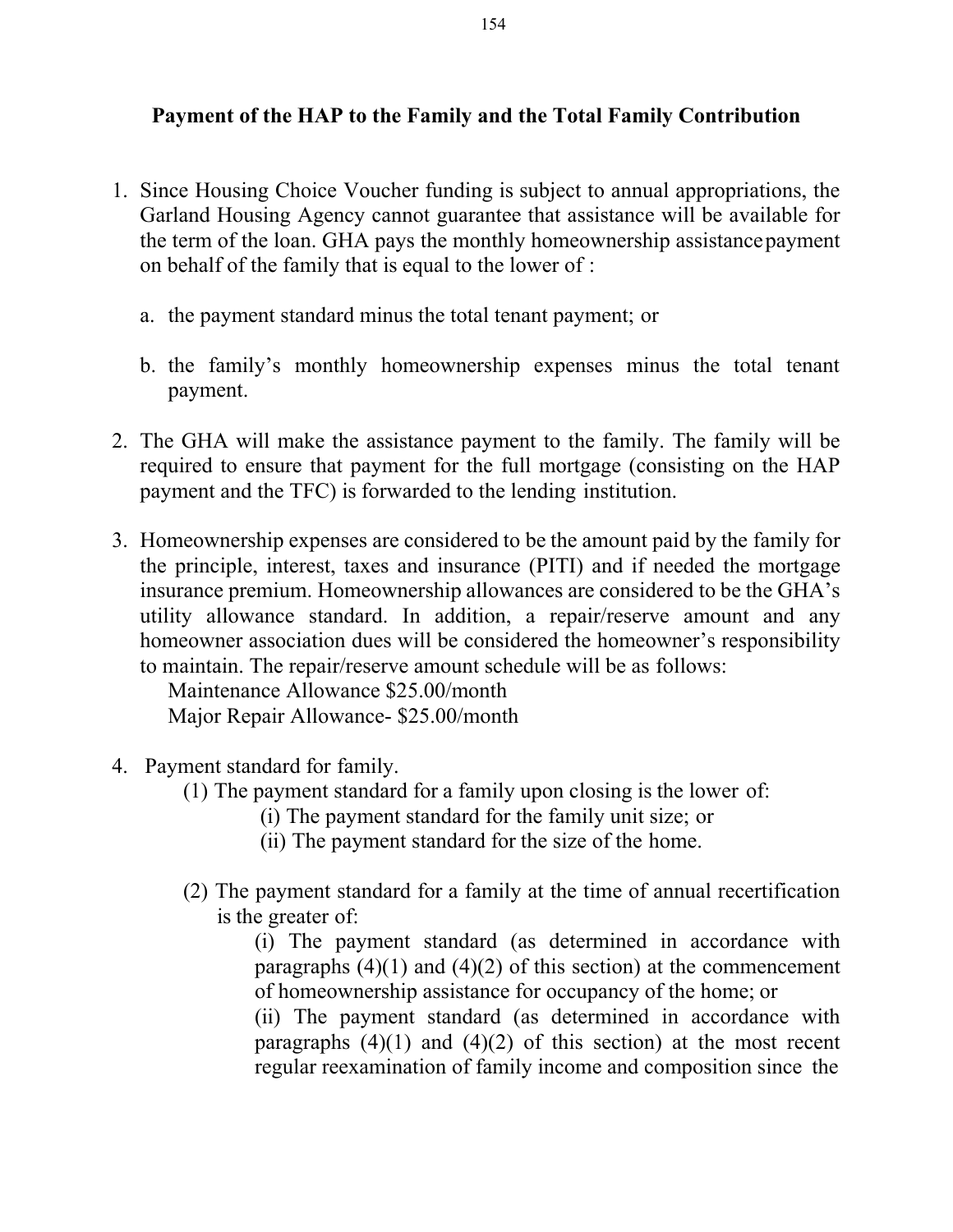## Payment of the HAP to the Family and the Total Family Contribution

1. Since Housing Choice Voucher funding is subject to annual appropriations, the Garland Housing Agency cannot guarantee that assistance will be available for the term of the loan. GHA pays the monthly homeownership assistance payment on behalf of the family that is equal to the lower of :

   a. the payment standard minus the total tenant payment; or

   b. the family's monthly homeownership expenses minus the total tenant payment.

2. The GHA will make the assistance payment to the family. The family will be required to ensure that payment for the full mortgage (consisting on the HAP payment and the TFC) is forwarded to the lending institution.

3. Homeownership expenses are considered to be the amount paid by the family for the principle, interest, taxes and insurance (PITI) and if needed the mortgage insurance premium. Homeownership allowances are considered to be the GHA's utility allowance standard. In addition, a repair/reserve amount and any homeowner association dues will be considered the homeowner's responsibility to maintain. The repair/reserve amount schedule will be as follows:
   Maintenance Allowance $25.00/month
   Major Repair Allowance- $25.00/month

4. Payment standard for family.
   (1) The payment standard for a family upon closing is the lower of:
      (i) The payment standard for the family unit size; or
      (ii) The payment standard for the size of the home.

   (2) The payment standard for a family at the time of annual recertification is the greater of:
      (i) The payment standard (as determined in accordance with paragraphs (4)(1) and (4)(2) of this section) at the commencement of homeownership assistance for occupancy of the home; or
      (ii) The payment standard (as determined in accordance with paragraphs (4)(1) and (4)(2) of this section) at the most recent regular reexamination of family income and composition since the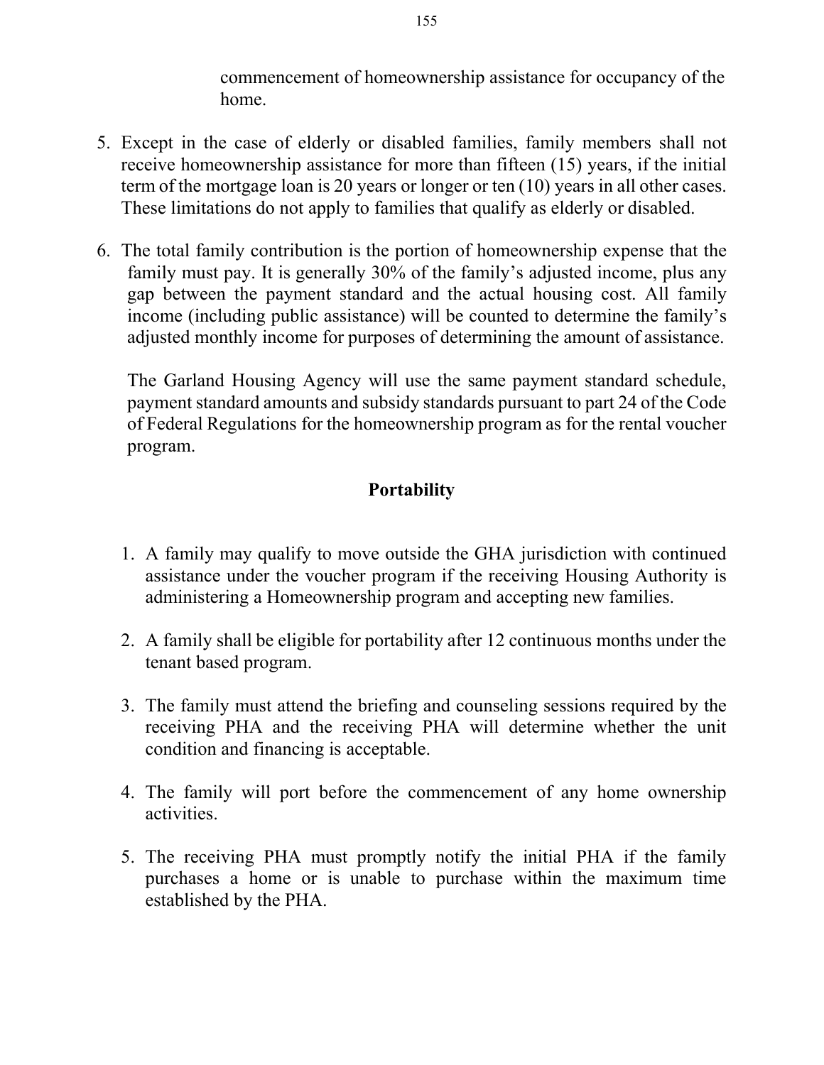commencement of homeownership assistance for occupancy of the home.

5. Except in the case of elderly or disabled families, family members shall not receive homeownership assistance for more than fifteen (15) years, if the initial term of the mortgage loan is 20 years or longer or ten (10) years in all other cases. These limitations do not apply to families that qualify as elderly or disabled.

6. The total family contribution is the portion of homeownership expense that the family must pay. It is generally 30% of the family's adjusted income, plus any gap between the payment standard and the actual housing cost. All family income (including public assistance) will be counted to determine the family's adjusted monthly income for purposes of determining the amount of assistance.

   The Garland Housing Agency will use the same payment standard schedule, payment standard amounts and subsidy standards pursuant to part 24 of the Code of Federal Regulations for the homeownership program as for the rental voucher program.

## Portability

1. A family may qualify to move outside the GHA jurisdiction with continued assistance under the voucher program if the receiving Housing Authority is administering a Homeownership program and accepting new families.

2. A family shall be eligible for portability after 12 continuous months under the tenant based program.

3. The family must attend the briefing and counseling sessions required by the receiving PHA and the receiving PHA will determine whether the unit condition and financing is acceptable.

4. The family will port before the commencement of any home ownership activities.

5. The receiving PHA must promptly notify the initial PHA if the family purchases a home or is unable to purchase within the maximum time established by the PHA.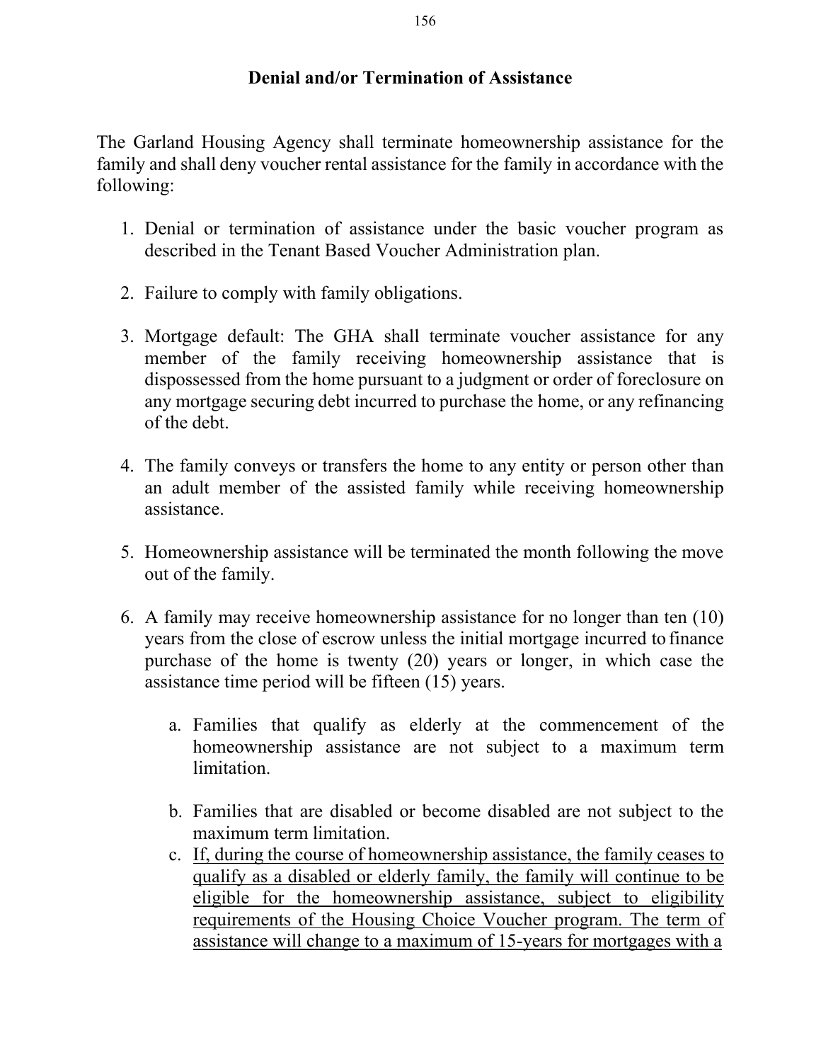## Denial and/or Termination of Assistance

The Garland Housing Agency shall terminate homeownership assistance for the family and shall deny voucher rental assistance for the family in accordance with the following:

1. Denial or termination of assistance under the basic voucher program as described in the Tenant Based Voucher Administration plan.

2. Failure to comply with family obligations.

3. Mortgage default: The GHA shall terminate voucher assistance for any member of the family receiving homeownership assistance that is dispossessed from the home pursuant to a judgment or order of foreclosure on any mortgage securing debt incurred to purchase the home, or any refinancing of the debt.

4. The family conveys or transfers the home to any entity or person other than an adult member of the assisted family while receiving homeownership assistance.

5. Homeownership assistance will be terminated the month following the move out of the family.

6. A family may receive homeownership assistance for no longer than ten (10) years from the close of escrow unless the initial mortgage incurred to finance purchase of the home is twenty (20) years or longer, in which case the assistance time period will be fifteen (15) years.

   a. Families that qualify as elderly at the commencement of the homeownership assistance are not subject to a maximum term limitation.

   b. Families that are disabled or become disabled are not subject to the maximum term limitation.

   c. <u>If, during the course of homeownership assistance, the family ceases to qualify as a disabled or elderly family, the family will continue to be eligible for the homeownership assistance, subject to eligibility requirements of the Housing Choice Voucher program. The term of assistance will change to a maximum of 15-years for mortgages with a</u>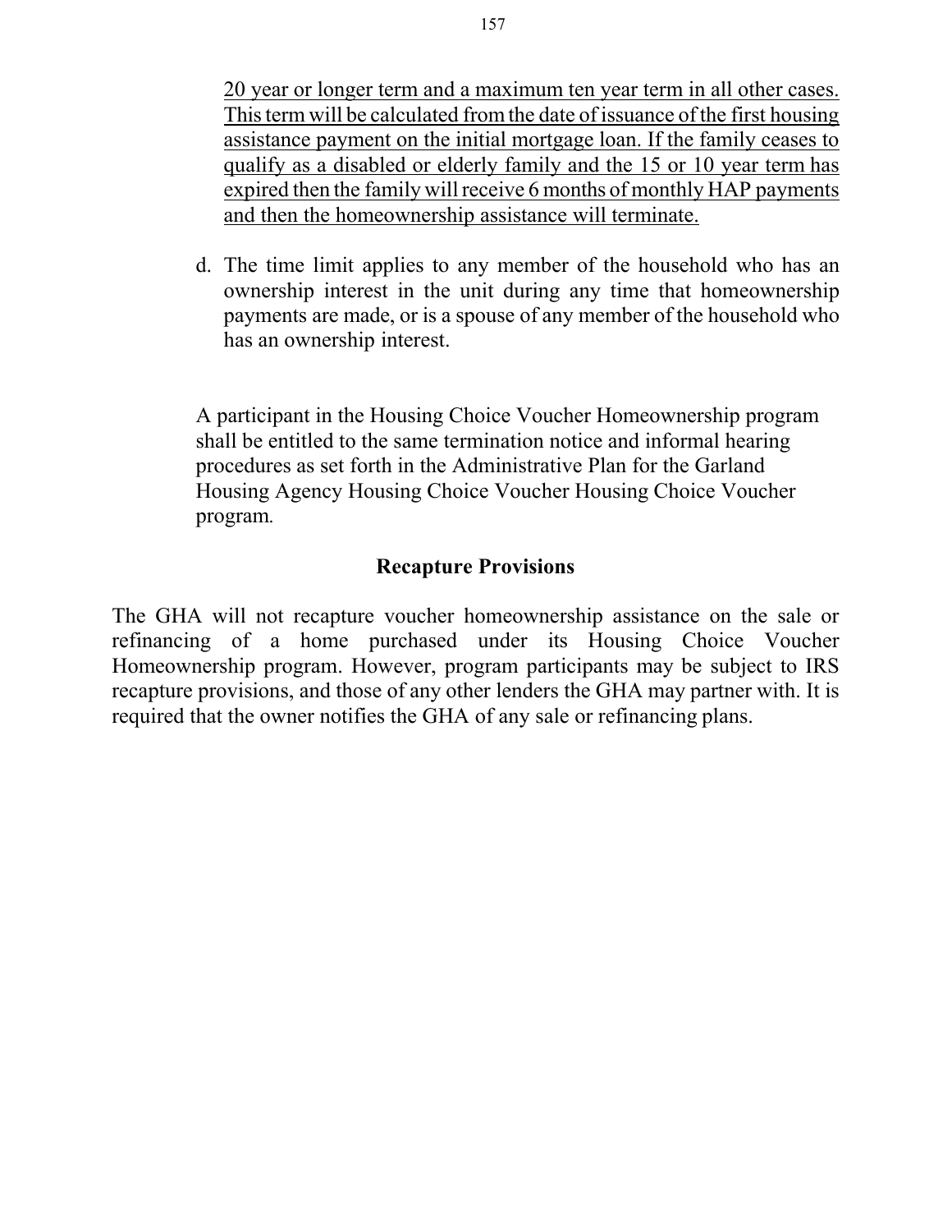<u>20 year or longer term and a maximum ten year term in all other cases. This term will be calculated from the date of issuance of the first housing assistance payment on the initial mortgage loan. If the family ceases to qualify as a disabled or elderly family and the 15 or 10 year term has expired then the family will receive 6 months of monthly HAP payments and then the homeownership assistance will terminate.</u>

d. The time limit applies to any member of the household who has an ownership interest in the unit during any time that homeownership payments are made, or is a spouse of any member of the household who has an ownership interest.

A participant in the Housing Choice Voucher Homeownership program shall be entitled to the same termination notice and informal hearing procedures as set forth in the Administrative Plan for the Garland Housing Agency Housing Choice Voucher Housing Choice Voucher program.

## Recapture Provisions

The GHA will not recapture voucher homeownership assistance on the sale or refinancing of a home purchased under its Housing Choice Voucher Homeownership program. However, program participants may be subject to IRS recapture provisions, and those of any other lenders the GHA may partner with. It is required that the owner notifies the GHA of any sale or refinancing plans.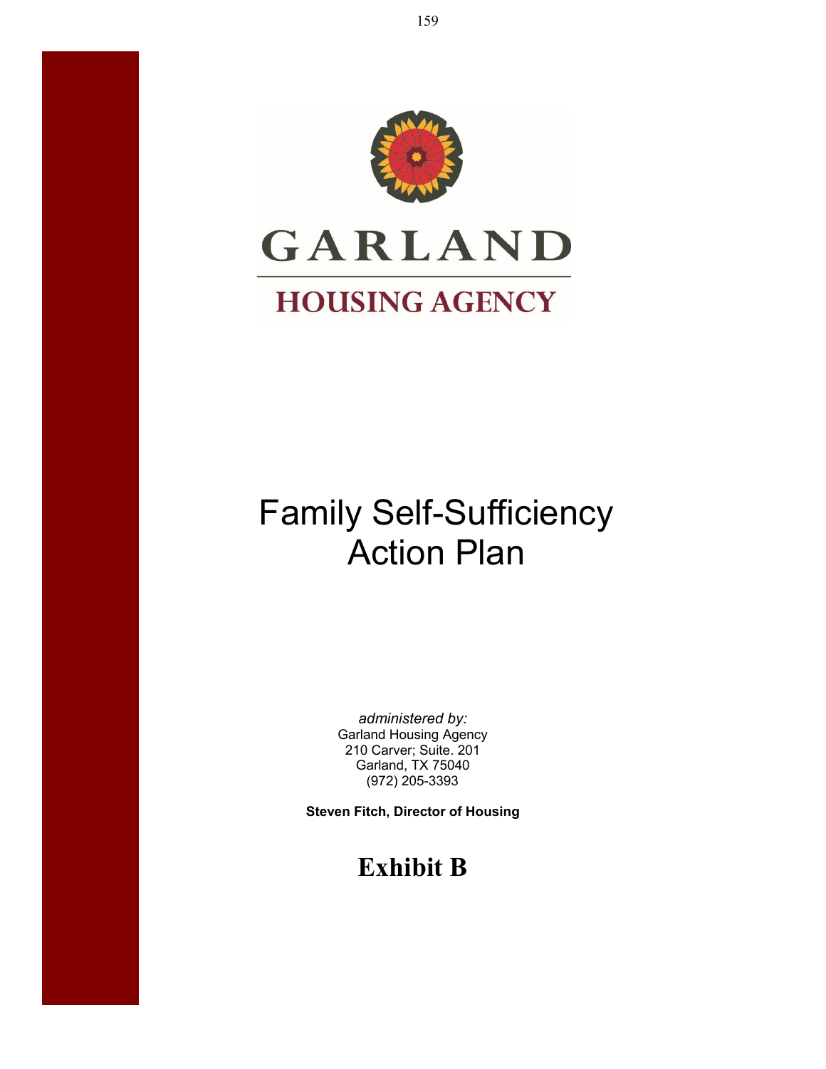# GARLAND

## HOUSING AGENCY

# Family Self-Sufficiency Action Plan

*administered by:*
Garland Housing Agency
210 Carver; Suite. 201
Garland, TX 75040
(972) 205-3393

**Steven Fitch, Director of Housing**

## Exhibit B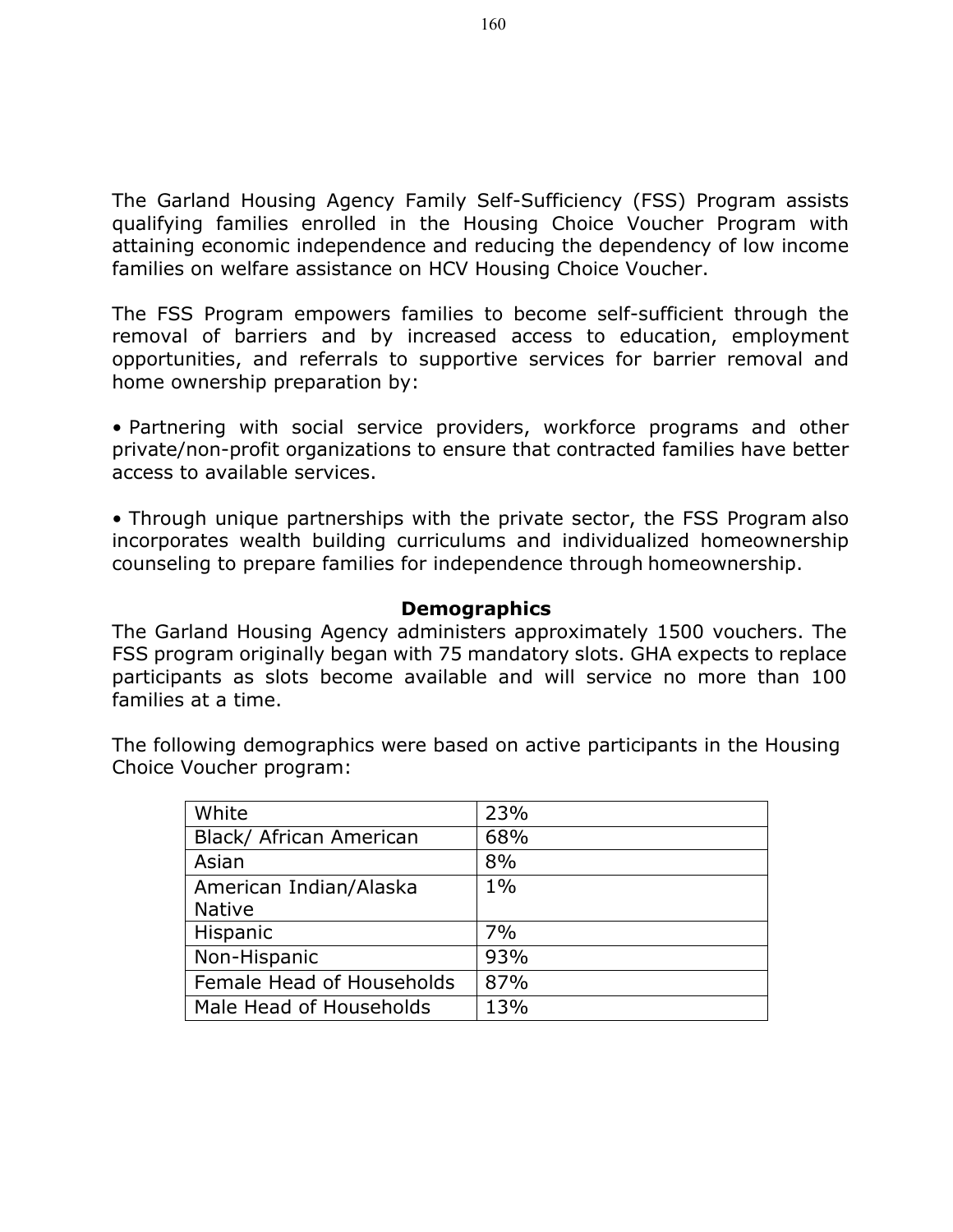The Garland Housing Agency Family Self-Sufficiency (FSS) Program assists qualifying families enrolled in the Housing Choice Voucher Program with attaining economic independence and reducing the dependency of low income families on welfare assistance on HCV Housing Choice Voucher.

The FSS Program empowers families to become self-sufficient through the removal of barriers and by increased access to education, employment opportunities, and referrals to supportive services for barrier removal and home ownership preparation by:

• Partnering with social service providers, workforce programs and other private/non-profit organizations to ensure that contracted families have better access to available services.

• Through unique partnerships with the private sector, the FSS Program also incorporates wealth building curriculums and individualized homeownership counseling to prepare families for independence through homeownership.

## Demographics

The Garland Housing Agency administers approximately 1500 vouchers. The FSS program originally began with 75 mandatory slots. GHA expects to replace participants as slots become available and will service no more than 100 families at a time.

The following demographics were based on active participants in the Housing Choice Voucher program:

| White | 23% |
|---|---|
| Black/ African American | 68% |
| Asian | 8% |
| American Indian/Alaska Native | 1% |
| Hispanic | 7% |
| Non-Hispanic | 93% |
| Female Head of Households | 87% |
| Male Head of Households | 13% |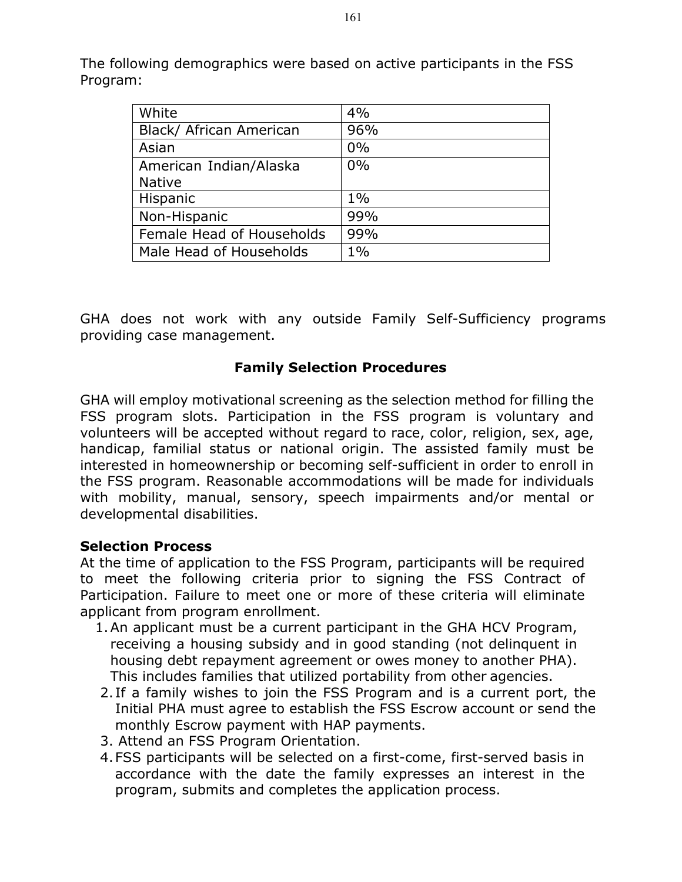The following demographics were based on active participants in the FSS Program:

| White | 4% |
|---|---|
| Black/ African American | 96% |
| Asian | 0% |
| American Indian/Alaska Native | 0% |
| Hispanic | 1% |
| Non-Hispanic | 99% |
| Female Head of Households | 99% |
| Male Head of Households | 1% |

GHA does not work with any outside Family Self-Sufficiency programs providing case management.

## Family Selection Procedures

GHA will employ motivational screening as the selection method for filling the FSS program slots. Participation in the FSS program is voluntary and volunteers will be accepted without regard to race, color, religion, sex, age, handicap, familial status or national origin. The assisted family must be interested in homeownership or becoming self-sufficient in order to enroll in the FSS program. Reasonable accommodations will be made for individuals with mobility, manual, sensory, speech impairments and/or mental or developmental disabilities.

### Selection Process

At the time of application to the FSS Program, participants will be required to meet the following criteria prior to signing the FSS Contract of Participation. Failure to meet one or more of these criteria will eliminate applicant from program enrollment.

1. An applicant must be a current participant in the GHA HCV Program, receiving a housing subsidy and in good standing (not delinquent in housing debt repayment agreement or owes money to another PHA). This includes families that utilized portability from other agencies.
2. If a family wishes to join the FSS Program and is a current port, the Initial PHA must agree to establish the FSS Escrow account or send the monthly Escrow payment with HAP payments.
3. Attend an FSS Program Orientation.
4. FSS participants will be selected on a first-come, first-served basis in accordance with the date the family expresses an interest in the program, submits and completes the application process.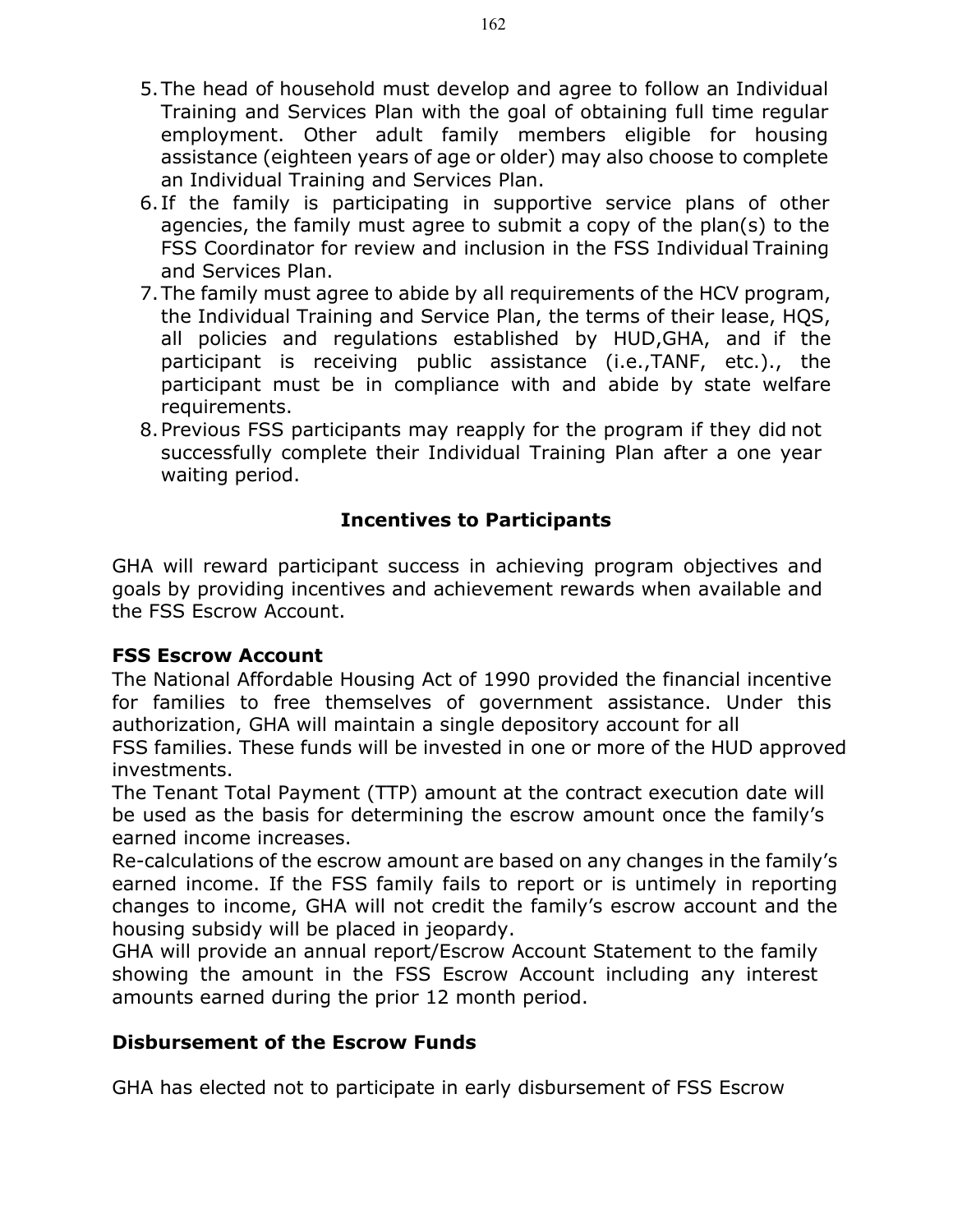5. The head of household must develop and agree to follow an Individual Training and Services Plan with the goal of obtaining full time regular employment. Other adult family members eligible for housing assistance (eighteen years of age or older) may also choose to complete an Individual Training and Services Plan.
6. If the family is participating in supportive service plans of other agencies, the family must agree to submit a copy of the plan(s) to the FSS Coordinator for review and inclusion in the FSS Individual Training and Services Plan.
7. The family must agree to abide by all requirements of the HCV program, the Individual Training and Service Plan, the terms of their lease, HQS, all policies and regulations established by HUD,GHA, and if the participant is receiving public assistance (i.e.,TANF, etc.)., the participant must be in compliance with and abide by state welfare requirements.
8. Previous FSS participants may reapply for the program if they did not successfully complete their Individual Training Plan after a one year waiting period.

## Incentives to Participants

GHA will reward participant success in achieving program objectives and goals by providing incentives and achievement rewards when available and the FSS Escrow Account.

### FSS Escrow Account

The National Affordable Housing Act of 1990 provided the financial incentive for families to free themselves of government assistance. Under this authorization, GHA will maintain a single depository account for all FSS families. These funds will be invested in one or more of the HUD approved investments.

The Tenant Total Payment (TTP) amount at the contract execution date will be used as the basis for determining the escrow amount once the family's earned income increases.

Re-calculations of the escrow amount are based on any changes in the family's earned income. If the FSS family fails to report or is untimely in reporting changes to income, GHA will not credit the family's escrow account and the housing subsidy will be placed in jeopardy.

GHA will provide an annual report/Escrow Account Statement to the family showing the amount in the FSS Escrow Account including any interest amounts earned during the prior 12 month period.

### Disbursement of the Escrow Funds

GHA has elected not to participate in early disbursement of FSS Escrow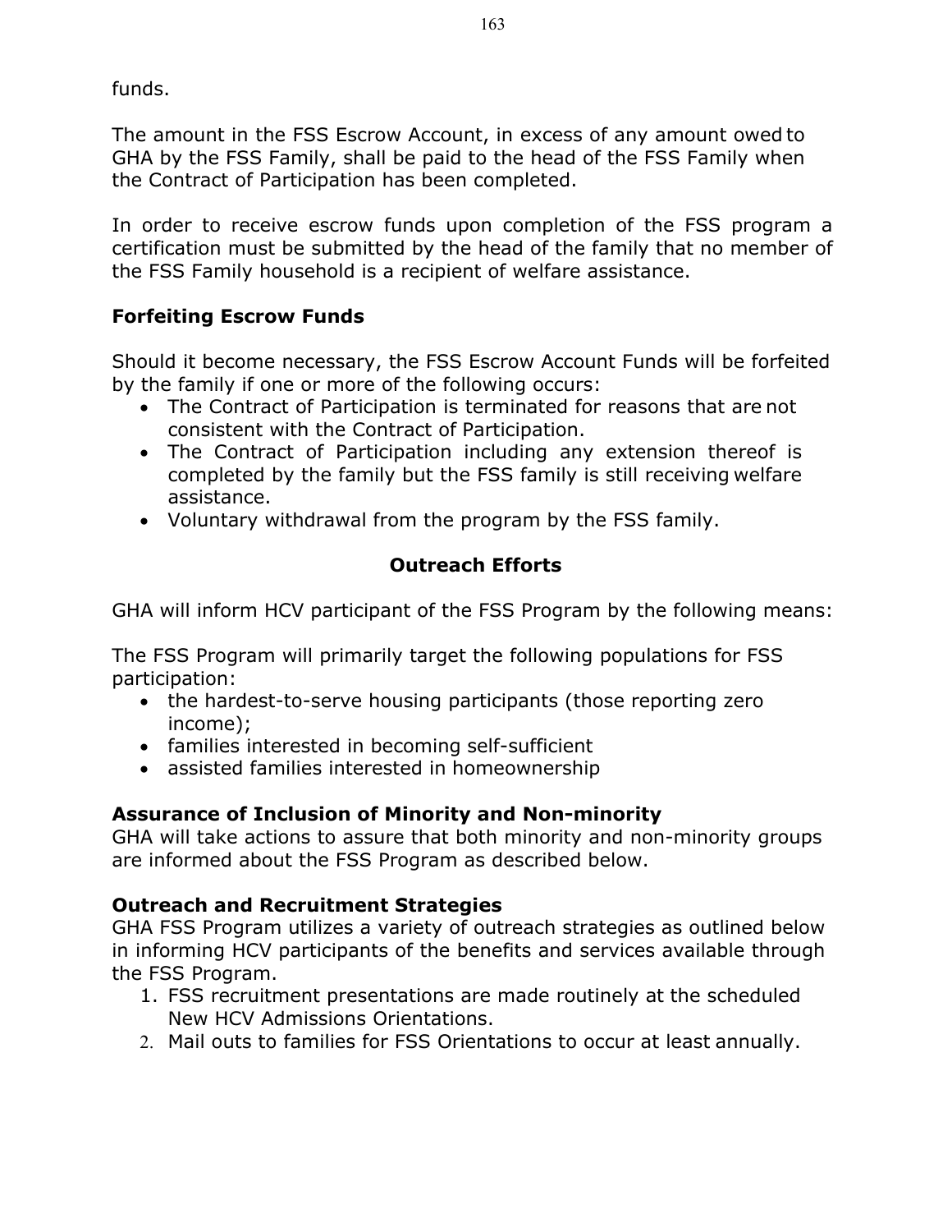funds.

The amount in the FSS Escrow Account, in excess of any amount owed to GHA by the FSS Family, shall be paid to the head of the FSS Family when the Contract of Participation has been completed.

In order to receive escrow funds upon completion of the FSS program a certification must be submitted by the head of the family that no member of the FSS Family household is a recipient of welfare assistance.

### Forfeiting Escrow Funds

Should it become necessary, the FSS Escrow Account Funds will be forfeited by the family if one or more of the following occurs:

- The Contract of Participation is terminated for reasons that are not consistent with the Contract of Participation.
- The Contract of Participation including any extension thereof is completed by the family but the FSS family is still receiving welfare assistance.
- Voluntary withdrawal from the program by the FSS family.

## Outreach Efforts

GHA will inform HCV participant of the FSS Program by the following means:

The FSS Program will primarily target the following populations for FSS participation:

- the hardest-to-serve housing participants (those reporting zero income);
- families interested in becoming self-sufficient
- assisted families interested in homeownership

### Assurance of Inclusion of Minority and Non-minority

GHA will take actions to assure that both minority and non-minority groups are informed about the FSS Program as described below.

### Outreach and Recruitment Strategies

GHA FSS Program utilizes a variety of outreach strategies as outlined below in informing HCV participants of the benefits and services available through the FSS Program.

1. FSS recruitment presentations are made routinely at the scheduled New HCV Admissions Orientations.
2. Mail outs to families for FSS Orientations to occur at least annually.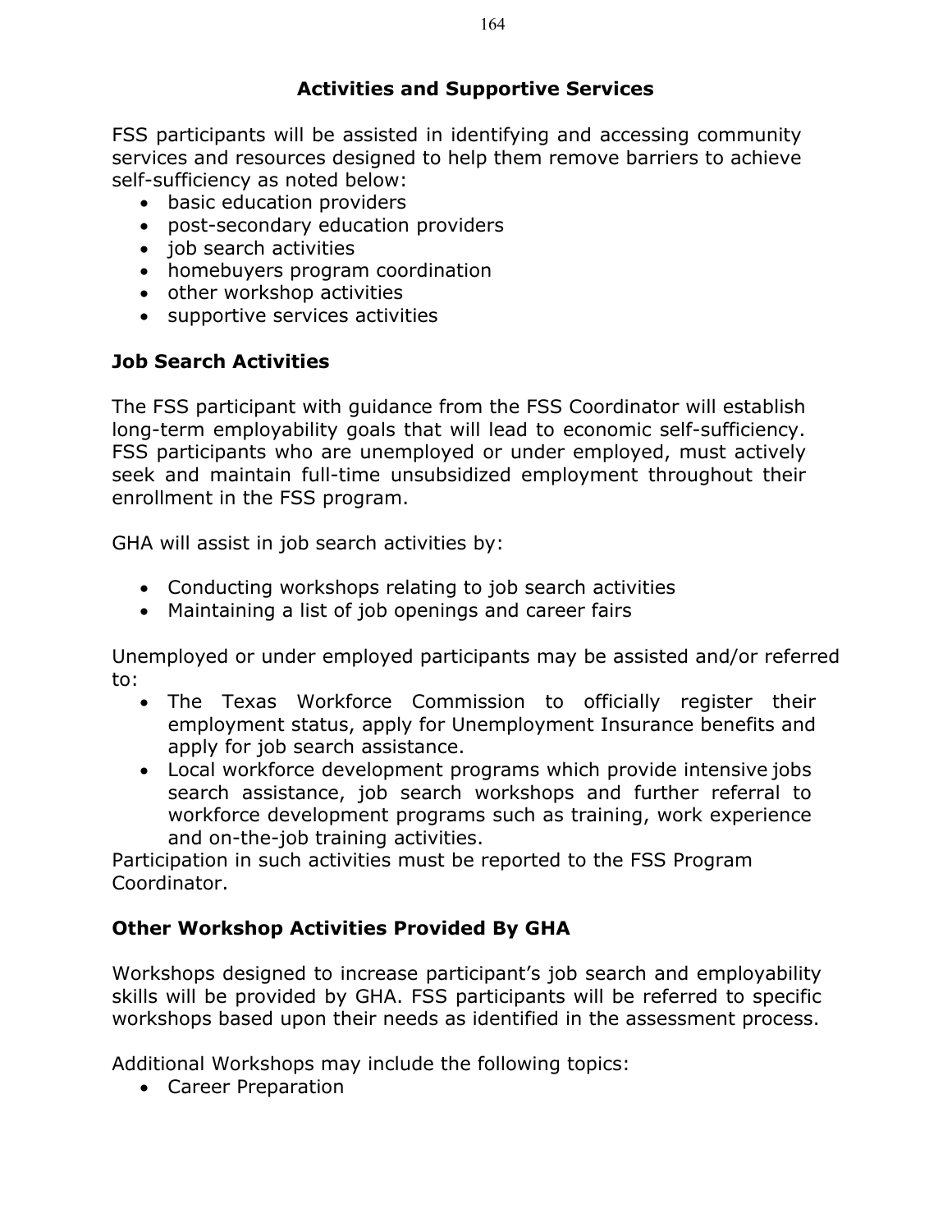## Activities and Supportive Services

FSS participants will be assisted in identifying and accessing community services and resources designed to help them remove barriers to achieve self-sufficiency as noted below:

- basic education providers
- post-secondary education providers
- job search activities
- homebuyers program coordination
- other workshop activities
- supportive services activities

### Job Search Activities

The FSS participant with guidance from the FSS Coordinator will establish long-term employability goals that will lead to economic self-sufficiency. FSS participants who are unemployed or under employed, must actively seek and maintain full-time unsubsidized employment throughout their enrollment in the FSS program.

GHA will assist in job search activities by:

- Conducting workshops relating to job search activities
- Maintaining a list of job openings and career fairs

Unemployed or under employed participants may be assisted and/or referred to:

- The Texas Workforce Commission to officially register their employment status, apply for Unemployment Insurance benefits and apply for job search assistance.
- Local workforce development programs which provide intensive jobs search assistance, job search workshops and further referral to workforce development programs such as training, work experience and on-the-job training activities.

Participation in such activities must be reported to the FSS Program Coordinator.

### Other Workshop Activities Provided By GHA

Workshops designed to increase participant's job search and employability skills will be provided by GHA. FSS participants will be referred to specific workshops based upon their needs as identified in the assessment process.

Additional Workshops may include the following topics:

- Career Preparation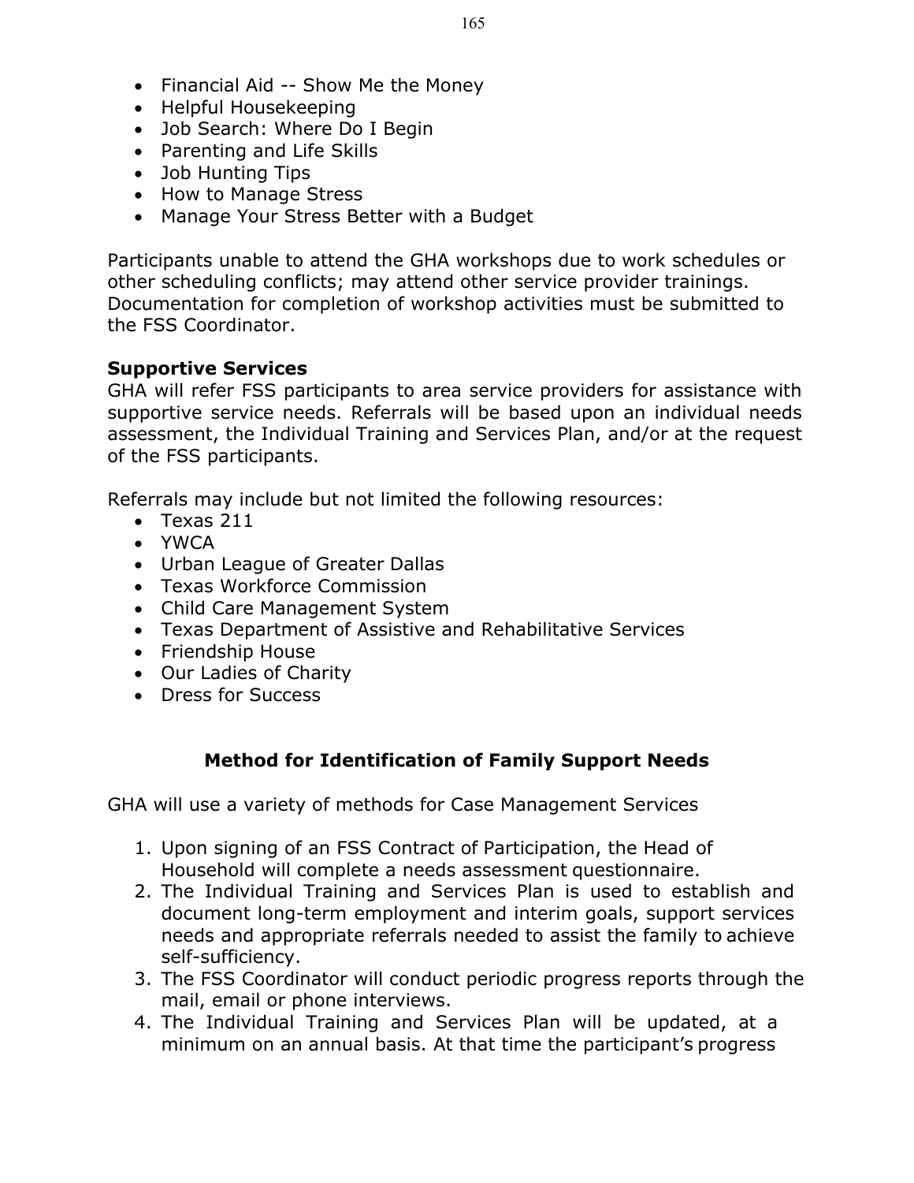- Financial Aid -- Show Me the Money
- Helpful Housekeeping
- Job Search: Where Do I Begin
- Parenting and Life Skills
- Job Hunting Tips
- How to Manage Stress
- Manage Your Stress Better with a Budget

Participants unable to attend the GHA workshops due to work schedules or other scheduling conflicts; may attend other service provider trainings. Documentation for completion of workshop activities must be submitted to the FSS Coordinator.

**Supportive Services**
GHA will refer FSS participants to area service providers for assistance with supportive service needs. Referrals will be based upon an individual needs assessment, the Individual Training and Services Plan, and/or at the request of the FSS participants.

Referrals may include but not limited the following resources:

- Texas 211
- YWCA
- Urban League of Greater Dallas
- Texas Workforce Commission
- Child Care Management System
- Texas Department of Assistive and Rehabilitative Services
- Friendship House
- Our Ladies of Charity
- Dress for Success

## Method for Identification of Family Support Needs

GHA will use a variety of methods for Case Management Services

1. Upon signing of an FSS Contract of Participation, the Head of Household will complete a needs assessment questionnaire.
2. The Individual Training and Services Plan is used to establish and document long-term employment and interim goals, support services needs and appropriate referrals needed to assist the family to achieve self-sufficiency.
3. The FSS Coordinator will conduct periodic progress reports through the mail, email or phone interviews.
4. The Individual Training and Services Plan will be updated, at a minimum on an annual basis. At that time the participant's progress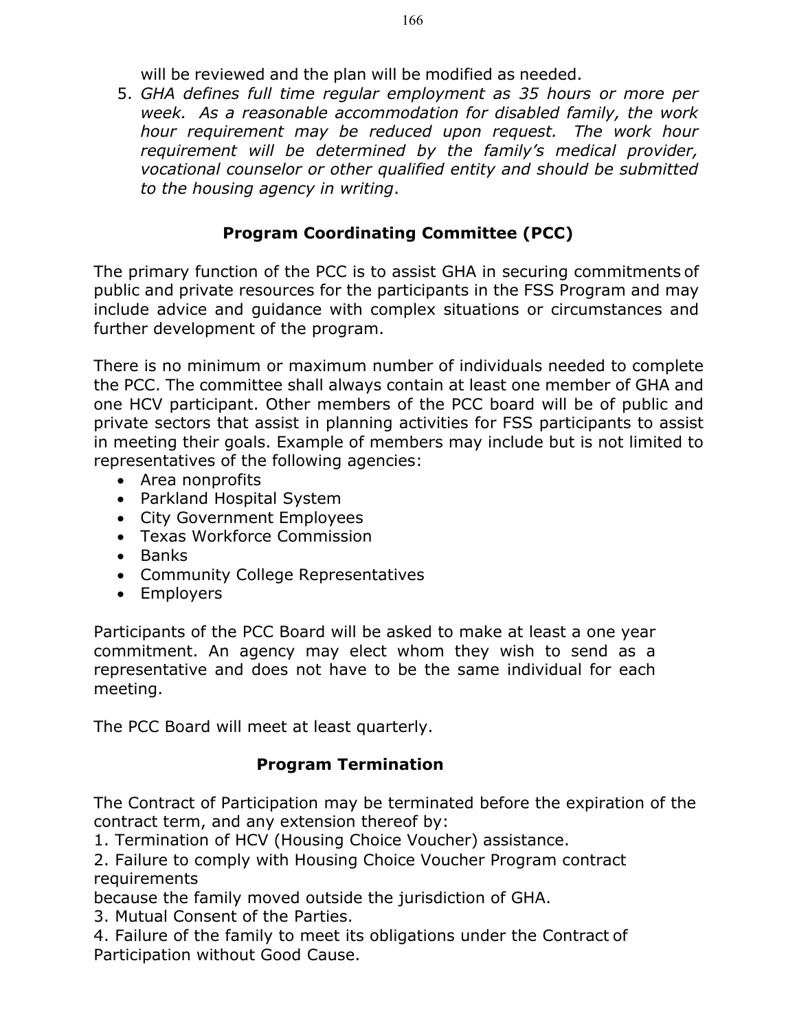will be reviewed and the plan will be modified as needed.

5. *GHA defines full time regular employment as 35 hours or more per week. As a reasonable accommodation for disabled family, the work hour requirement may be reduced upon request. The work hour requirement will be determined by the family's medical provider, vocational counselor or other qualified entity and should be submitted to the housing agency in writing*.

## Program Coordinating Committee (PCC)

The primary function of the PCC is to assist GHA in securing commitments of public and private resources for the participants in the FSS Program and may include advice and guidance with complex situations or circumstances and further development of the program.

There is no minimum or maximum number of individuals needed to complete the PCC. The committee shall always contain at least one member of GHA and one HCV participant. Other members of the PCC board will be of public and private sectors that assist in planning activities for FSS participants to assist in meeting their goals. Example of members may include but is not limited to representatives of the following agencies:

- Area nonprofits
- Parkland Hospital System
- City Government Employees
- Texas Workforce Commission
- Banks
- Community College Representatives
- Employers

Participants of the PCC Board will be asked to make at least a one year commitment. An agency may elect whom they wish to send as a representative and does not have to be the same individual for each meeting.

The PCC Board will meet at least quarterly.

## Program Termination

The Contract of Participation may be terminated before the expiration of the contract term, and any extension thereof by:

1. Termination of HCV (Housing Choice Voucher) assistance.
2. Failure to comply with Housing Choice Voucher Program contract requirements because the family moved outside the jurisdiction of GHA.
3. Mutual Consent of the Parties.
4. Failure of the family to meet its obligations under the Contract of Participation without Good Cause.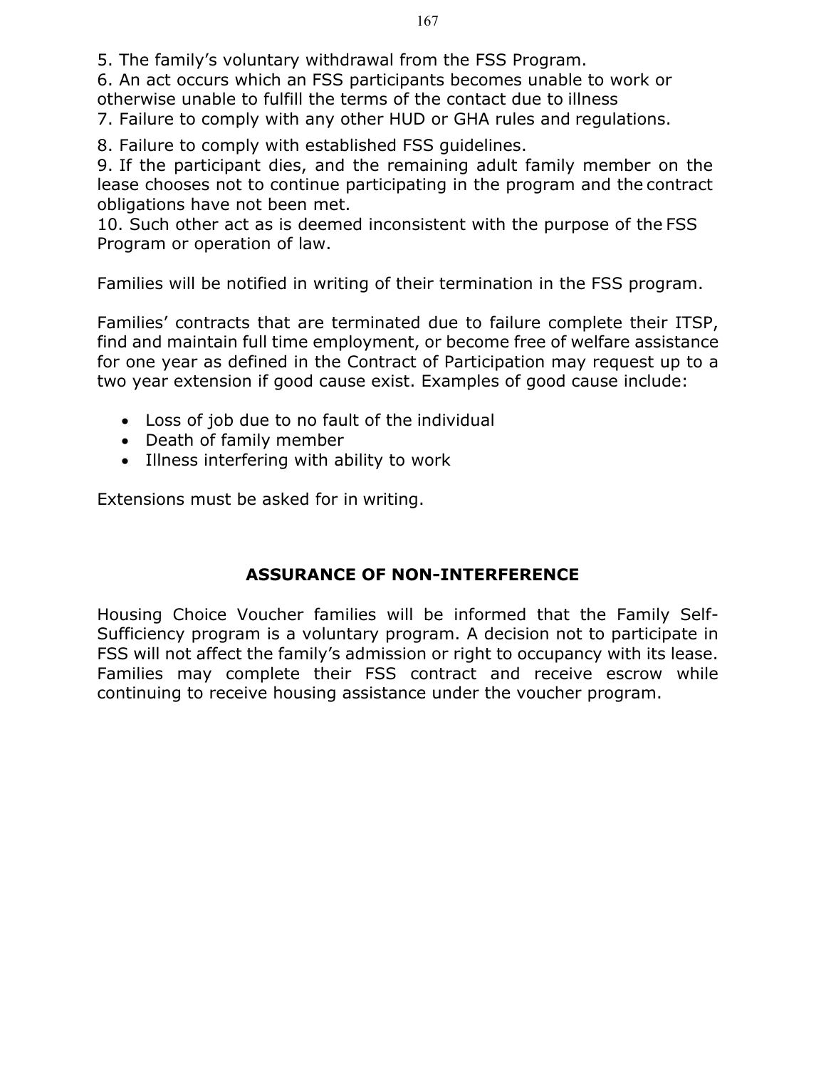5. The family’s voluntary withdrawal from the FSS Program.
6. An act occurs which an FSS participants becomes unable to work or otherwise unable to fulfill the terms of the contact due to illness
7. Failure to comply with any other HUD or GHA rules and regulations.
8. Failure to comply with established FSS guidelines.
9. If the participant dies, and the remaining adult family member on the lease chooses not to continue participating in the program and the contract obligations have not been met.
10. Such other act as is deemed inconsistent with the purpose of the FSS Program or operation of law.

Families will be notified in writing of their termination in the FSS program.

Families’ contracts that are terminated due to failure complete their ITSP, find and maintain full time employment, or become free of welfare assistance for one year as defined in the Contract of Participation may request up to a two year extension if good cause exist. Examples of good cause include:

- Loss of job due to no fault of the individual
- Death of family member
- Illness interfering with ability to work

Extensions must be asked for in writing.

## ASSURANCE OF NON-INTERFERENCE

Housing Choice Voucher families will be informed that the Family Self-Sufficiency program is a voluntary program. A decision not to participate in FSS will not affect the family’s admission or right to occupancy with its lease. Families may complete their FSS contract and receive escrow while continuing to receive housing assistance under the voucher program.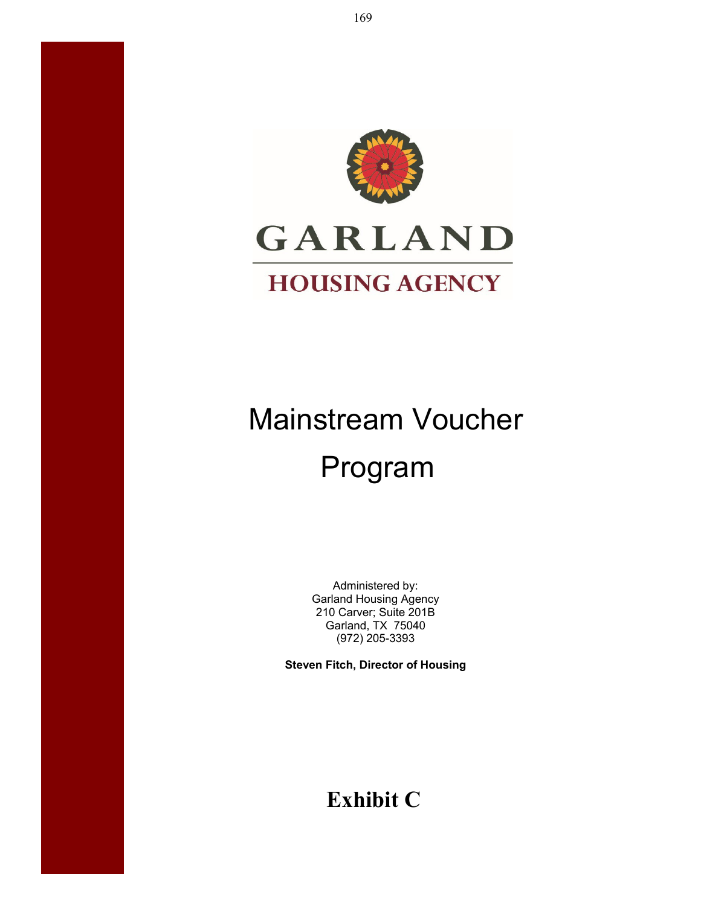GARLAND

HOUSING AGENCY

# Mainstream Voucher Program

Administered by:
Garland Housing Agency
210 Carver; Suite 201B
Garland, TX 75040
(972) 205-3393

**Steven Fitch, Director of Housing**

## Exhibit C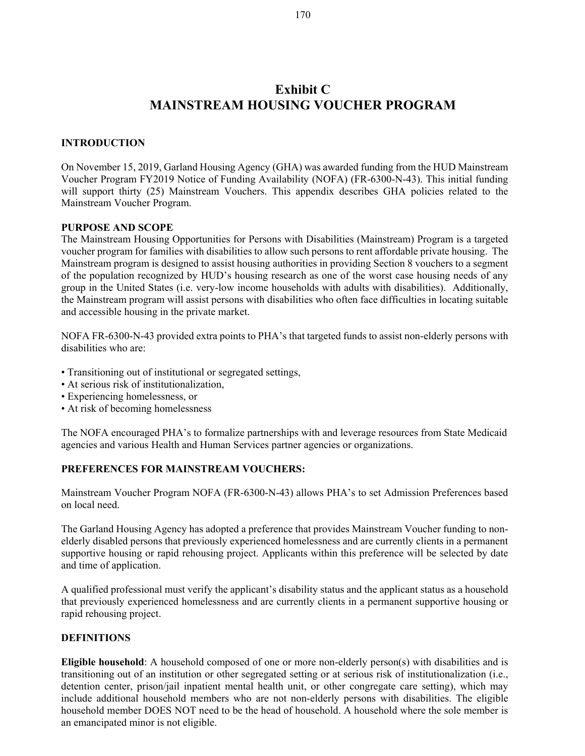# Exhibit C
# MAINSTREAM HOUSING VOUCHER PROGRAM

## INTRODUCTION

On November 15, 2019, Garland Housing Agency (GHA) was awarded funding from the HUD Mainstream Voucher Program FY2019 Notice of Funding Availability (NOFA) (FR-6300-N-43). This initial funding will support thirty (25) Mainstream Vouchers. This appendix describes GHA policies related to the Mainstream Voucher Program.

## PURPOSE AND SCOPE

The Mainstream Housing Opportunities for Persons with Disabilities (Mainstream) Program is a targeted voucher program for families with disabilities to allow such persons to rent affordable private housing. The Mainstream program is designed to assist housing authorities in providing Section 8 vouchers to a segment of the population recognized by HUD's housing research as one of the worst case housing needs of any group in the United States (i.e. very-low income households with adults with disabilities). Additionally, the Mainstream program will assist persons with disabilities who often face difficulties in locating suitable and accessible housing in the private market.

NOFA FR-6300-N-43 provided extra points to PHA's that targeted funds to assist non-elderly persons with disabilities who are:

- Transitioning out of institutional or segregated settings,
- At serious risk of institutionalization,
- Experiencing homelessness, or
- At risk of becoming homelessness

The NOFA encouraged PHA's to formalize partnerships with and leverage resources from State Medicaid agencies and various Health and Human Services partner agencies or organizations.

## PREFERENCES FOR MAINSTREAM VOUCHERS:

Mainstream Voucher Program NOFA (FR-6300-N-43) allows PHA's to set Admission Preferences based on local need.

The Garland Housing Agency has adopted a preference that provides Mainstream Voucher funding to non-elderly disabled persons that previously experienced homelessness and are currently clients in a permanent supportive housing or rapid rehousing project. Applicants within this preference will be selected by date and time of application.

A qualified professional must verify the applicant's disability status and the applicant status as a household that previously experienced homelessness and are currently clients in a permanent supportive housing or rapid rehousing project.

## DEFINITIONS

**Eligible household**: A household composed of one or more non-elderly person(s) with disabilities and is transitioning out of an institution or other segregated setting or at serious risk of institutionalization (i.e., detention center, prison/jail inpatient mental health unit, or other congregate care setting), which may include additional household members who are not non-elderly persons with disabilities. The eligible household member DOES NOT need to be the head of household. A household where the sole member is an emancipated minor is not eligible.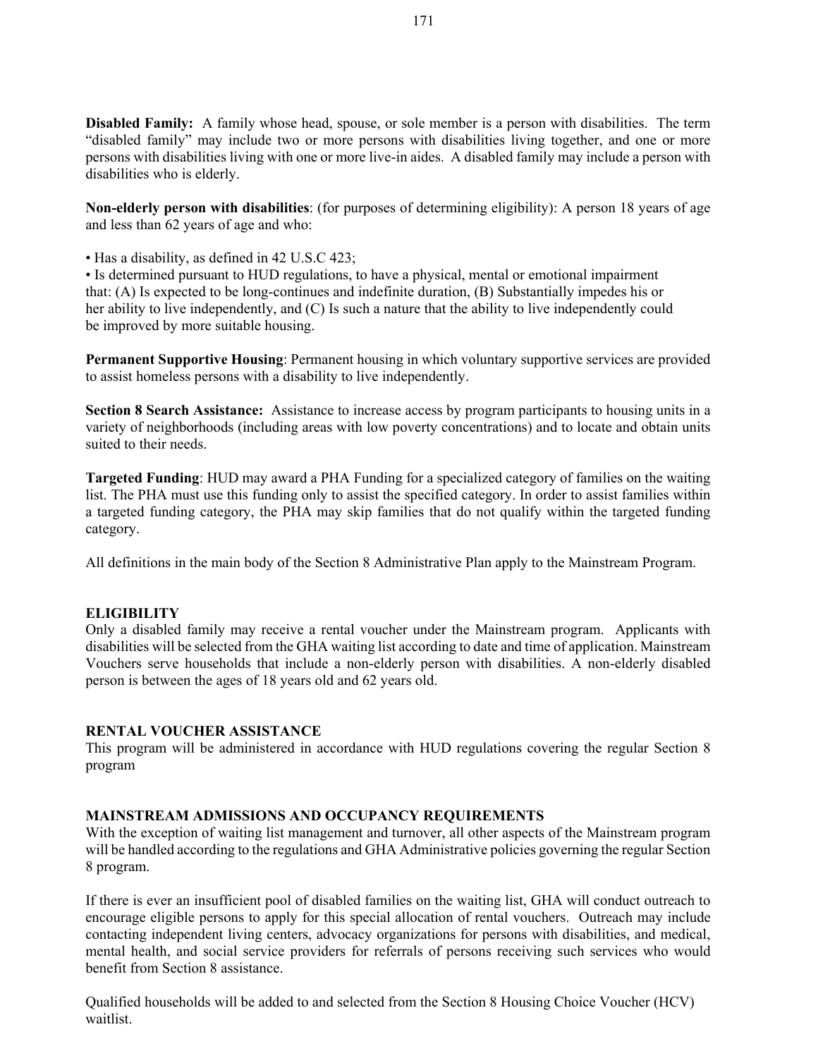**Disabled Family:** A family whose head, spouse, or sole member is a person with disabilities. The term "disabled family" may include two or more persons with disabilities living together, and one or more persons with disabilities living with one or more live-in aides. A disabled family may include a person with disabilities who is elderly.

**Non-elderly person with disabilities**: (for purposes of determining eligibility): A person 18 years of age and less than 62 years of age and who:

- Has a disability, as defined in 42 U.S.C 423;
- Is determined pursuant to HUD regulations, to have a physical, mental or emotional impairment that: (A) Is expected to be long-continues and indefinite duration, (B) Substantially impedes his or her ability to live independently, and (C) Is such a nature that the ability to live independently could be improved by more suitable housing.

**Permanent Supportive Housing**: Permanent housing in which voluntary supportive services are provided to assist homeless persons with a disability to live independently.

**Section 8 Search Assistance:** Assistance to increase access by program participants to housing units in a variety of neighborhoods (including areas with low poverty concentrations) and to locate and obtain units suited to their needs.

**Targeted Funding**: HUD may award a PHA Funding for a specialized category of families on the waiting list. The PHA must use this funding only to assist the specified category. In order to assist families within a targeted funding category, the PHA may skip families that do not qualify within the targeted funding category.

All definitions in the main body of the Section 8 Administrative Plan apply to the Mainstream Program.

## ELIGIBILITY

Only a disabled family may receive a rental voucher under the Mainstream program. Applicants with disabilities will be selected from the GHA waiting list according to date and time of application. Mainstream Vouchers serve households that include a non-elderly person with disabilities. A non-elderly disabled person is between the ages of 18 years old and 62 years old.

## RENTAL VOUCHER ASSISTANCE

This program will be administered in accordance with HUD regulations covering the regular Section 8 program

## MAINSTREAM ADMISSIONS AND OCCUPANCY REQUIREMENTS

With the exception of waiting list management and turnover, all other aspects of the Mainstream program will be handled according to the regulations and GHA Administrative policies governing the regular Section 8 program.

If there is ever an insufficient pool of disabled families on the waiting list, GHA will conduct outreach to encourage eligible persons to apply for this special allocation of rental vouchers. Outreach may include contacting independent living centers, advocacy organizations for persons with disabilities, and medical, mental health, and social service providers for referrals of persons receiving such services who would benefit from Section 8 assistance.

Qualified households will be added to and selected from the Section 8 Housing Choice Voucher (HCV) waitlist.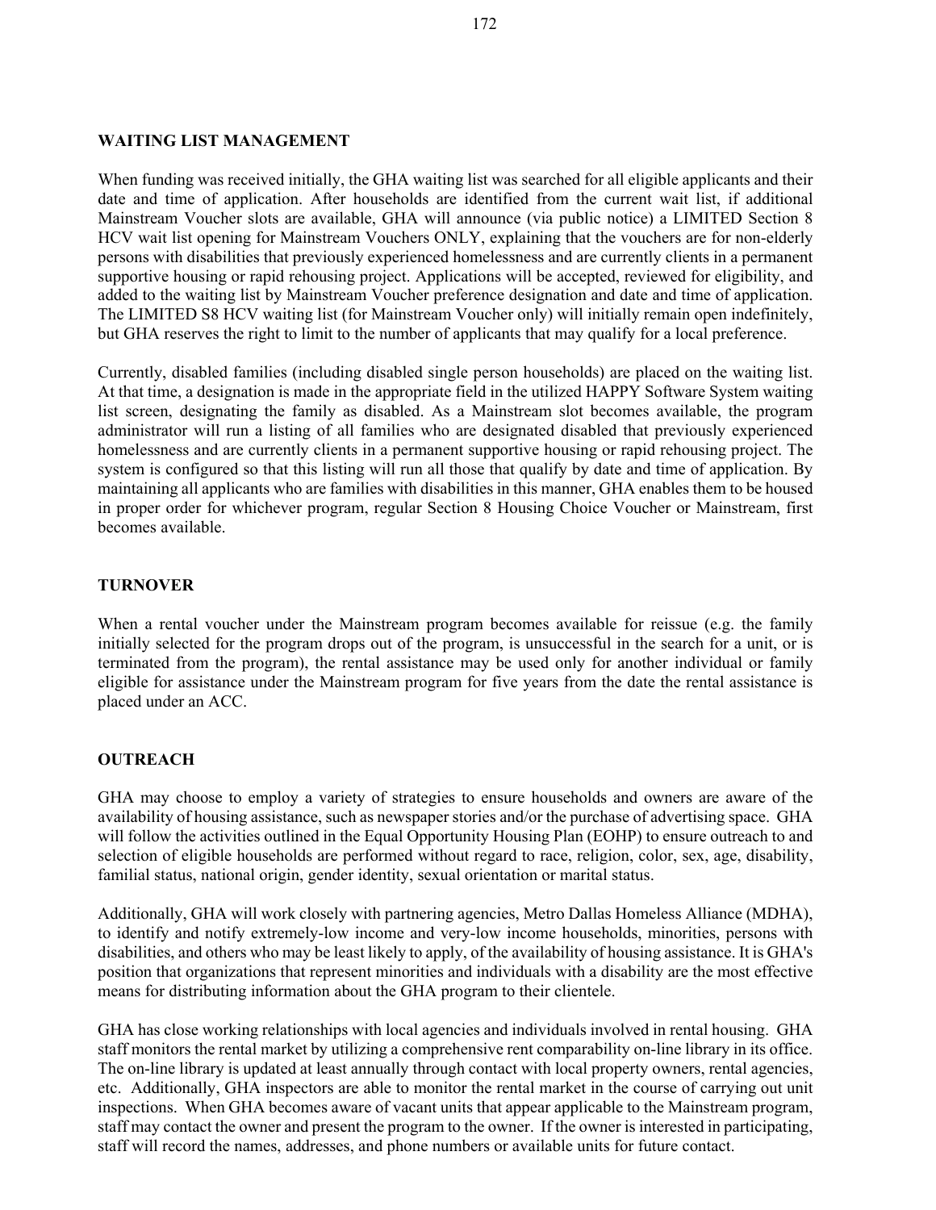## WAITING LIST MANAGEMENT

When funding was received initially, the GHA waiting list was searched for all eligible applicants and their date and time of application. After households are identified from the current wait list, if additional Mainstream Voucher slots are available, GHA will announce (via public notice) a LIMITED Section 8 HCV wait list opening for Mainstream Vouchers ONLY, explaining that the vouchers are for non-elderly persons with disabilities that previously experienced homelessness and are currently clients in a permanent supportive housing or rapid rehousing project. Applications will be accepted, reviewed for eligibility, and added to the waiting list by Mainstream Voucher preference designation and date and time of application. The LIMITED S8 HCV waiting list (for Mainstream Voucher only) will initially remain open indefinitely, but GHA reserves the right to limit to the number of applicants that may qualify for a local preference.

Currently, disabled families (including disabled single person households) are placed on the waiting list. At that time, a designation is made in the appropriate field in the utilized HAPPY Software System waiting list screen, designating the family as disabled. As a Mainstream slot becomes available, the program administrator will run a listing of all families who are designated disabled that previously experienced homelessness and are currently clients in a permanent supportive housing or rapid rehousing project. The system is configured so that this listing will run all those that qualify by date and time of application. By maintaining all applicants who are families with disabilities in this manner, GHA enables them to be housed in proper order for whichever program, regular Section 8 Housing Choice Voucher or Mainstream, first becomes available.

## TURNOVER

When a rental voucher under the Mainstream program becomes available for reissue (e.g. the family initially selected for the program drops out of the program, is unsuccessful in the search for a unit, or is terminated from the program), the rental assistance may be used only for another individual or family eligible for assistance under the Mainstream program for five years from the date the rental assistance is placed under an ACC.

## OUTREACH

GHA may choose to employ a variety of strategies to ensure households and owners are aware of the availability of housing assistance, such as newspaper stories and/or the purchase of advertising space. GHA will follow the activities outlined in the Equal Opportunity Housing Plan (EOHP) to ensure outreach to and selection of eligible households are performed without regard to race, religion, color, sex, age, disability, familial status, national origin, gender identity, sexual orientation or marital status.

Additionally, GHA will work closely with partnering agencies, Metro Dallas Homeless Alliance (MDHA), to identify and notify extremely-low income and very-low income households, minorities, persons with disabilities, and others who may be least likely to apply, of the availability of housing assistance. It is GHA's position that organizations that represent minorities and individuals with a disability are the most effective means for distributing information about the GHA program to their clientele.

GHA has close working relationships with local agencies and individuals involved in rental housing. GHA staff monitors the rental market by utilizing a comprehensive rent comparability on-line library in its office. The on-line library is updated at least annually through contact with local property owners, rental agencies, etc. Additionally, GHA inspectors are able to monitor the rental market in the course of carrying out unit inspections. When GHA becomes aware of vacant units that appear applicable to the Mainstream program, staff may contact the owner and present the program to the owner. If the owner is interested in participating, staff will record the names, addresses, and phone numbers or available units for future contact.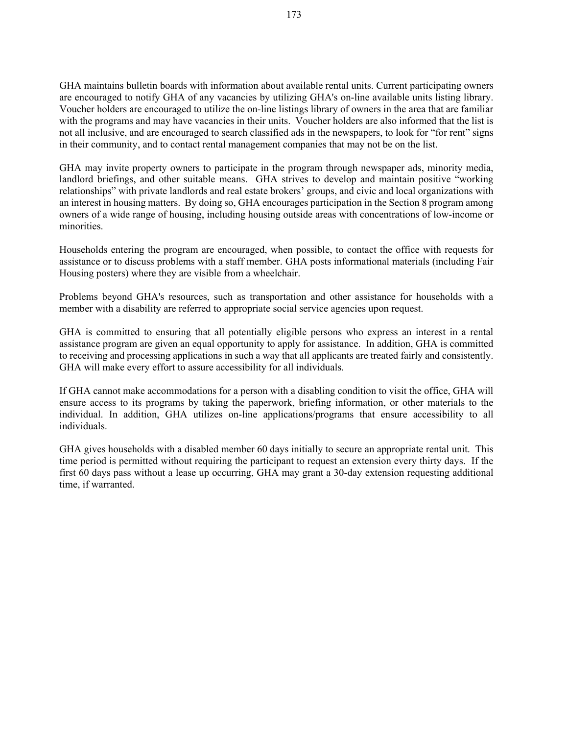GHA maintains bulletin boards with information about available rental units. Current participating owners are encouraged to notify GHA of any vacancies by utilizing GHA's on-line available units listing library. Voucher holders are encouraged to utilize the on-line listings library of owners in the area that are familiar with the programs and may have vacancies in their units. Voucher holders are also informed that the list is not all inclusive, and are encouraged to search classified ads in the newspapers, to look for "for rent" signs in their community, and to contact rental management companies that may not be on the list.

GHA may invite property owners to participate in the program through newspaper ads, minority media, landlord briefings, and other suitable means. GHA strives to develop and maintain positive "working relationships" with private landlords and real estate brokers' groups, and civic and local organizations with an interest in housing matters. By doing so, GHA encourages participation in the Section 8 program among owners of a wide range of housing, including housing outside areas with concentrations of low-income or minorities.

Households entering the program are encouraged, when possible, to contact the office with requests for assistance or to discuss problems with a staff member. GHA posts informational materials (including Fair Housing posters) where they are visible from a wheelchair.

Problems beyond GHA's resources, such as transportation and other assistance for households with a member with a disability are referred to appropriate social service agencies upon request.

GHA is committed to ensuring that all potentially eligible persons who express an interest in a rental assistance program are given an equal opportunity to apply for assistance. In addition, GHA is committed to receiving and processing applications in such a way that all applicants are treated fairly and consistently. GHA will make every effort to assure accessibility for all individuals.

If GHA cannot make accommodations for a person with a disabling condition to visit the office, GHA will ensure access to its programs by taking the paperwork, briefing information, or other materials to the individual. In addition, GHA utilizes on-line applications/programs that ensure accessibility to all individuals.

GHA gives households with a disabled member 60 days initially to secure an appropriate rental unit. This time period is permitted without requiring the participant to request an extension every thirty days. If the first 60 days pass without a lease up occurring, GHA may grant a 30-day extension requesting additional time, if warranted.